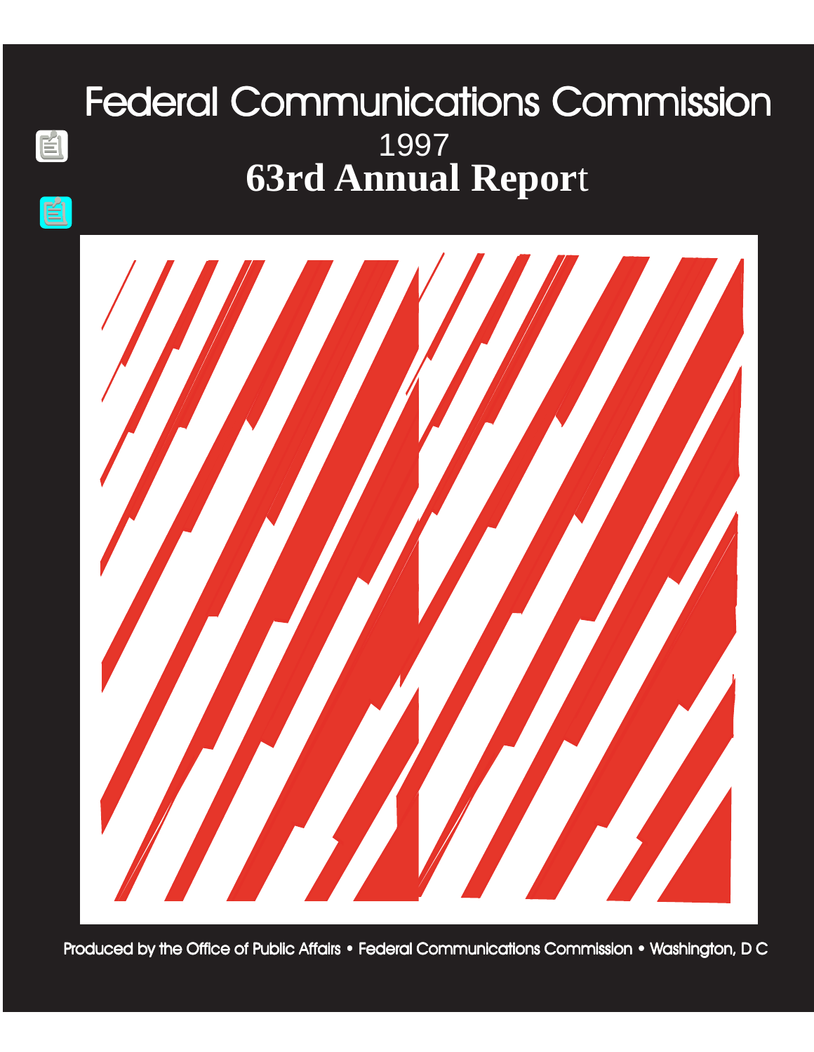# Federal Communications Commission

1997

## 63rd Annual Report

Produced by the Office of Public Affairs • Federal Communications Commission • Washington, D C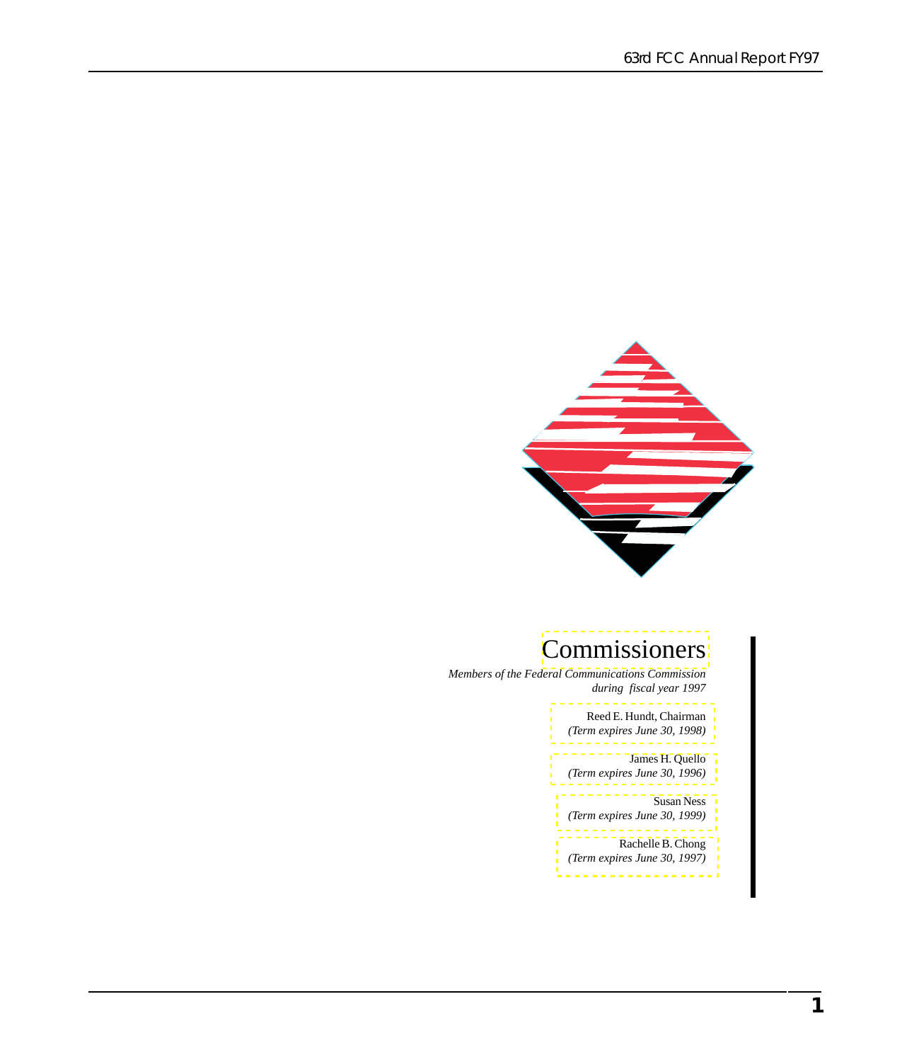# Commissioners

*Members of the Federal Communications Commission during fiscal year 1997*

Reed E. Hundt, Chairman
*(Term expires June 30, 1998)*

James H. Quello
*(Term expires June 30, 1996)*

Susan Ness
*(Term expires June 30, 1999)*

Rachelle B. Chong
*(Term expires June 30, 1997)*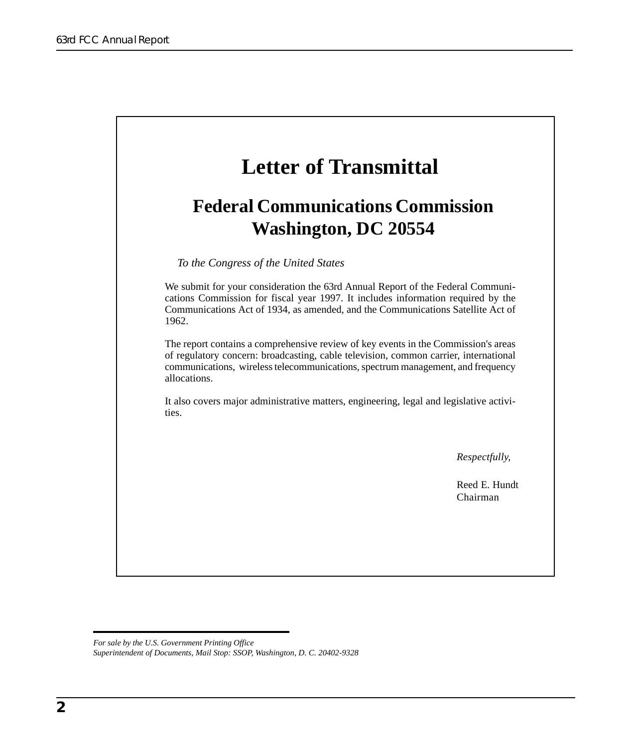# Letter of Transmittal

## Federal Communications Commission
## Washington, DC 20554

*To the Congress of the United States*

We submit for your consideration the 63rd Annual Report of the Federal Communications Commission for fiscal year 1997. It includes information required by the Communications Act of 1934, as amended, and the Communications Satellite Act of 1962.

The report contains a comprehensive review of key events in the Commission's areas of regulatory concern: broadcasting, cable television, common carrier, international communications, wireless telecommunications, spectrum management, and frequency allocations.

It also covers major administrative matters, engineering, legal and legislative activities.

*Respectfully,*

Reed E. Hundt
Chairman

---

*For sale by the U.S. Government Printing Office*
*Superintendent of Documents, Mail Stop: SSOP, Washington, D. C. 20402-9328*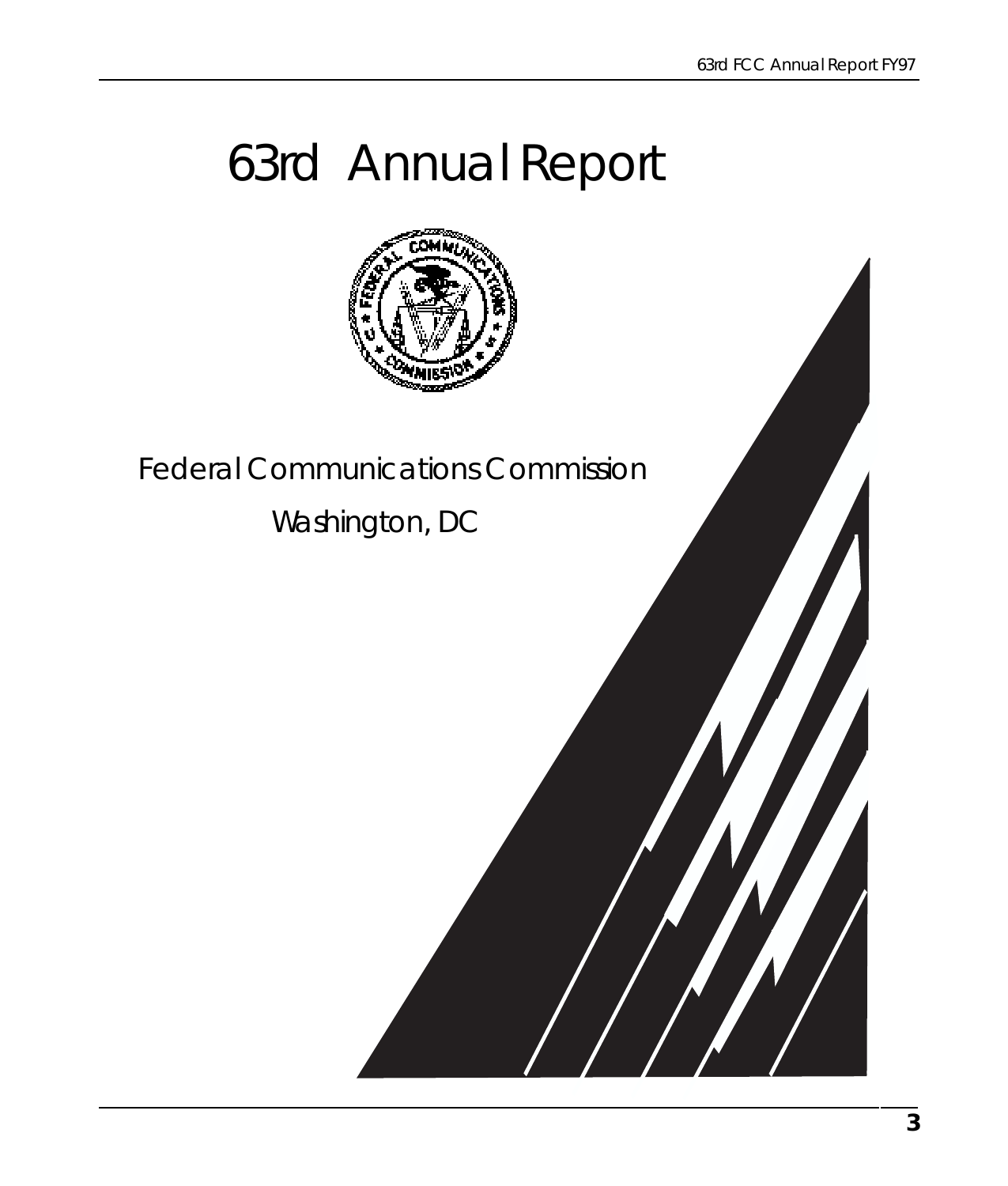# 63rd Annual Report

Federal Communications Commission

Washington, DC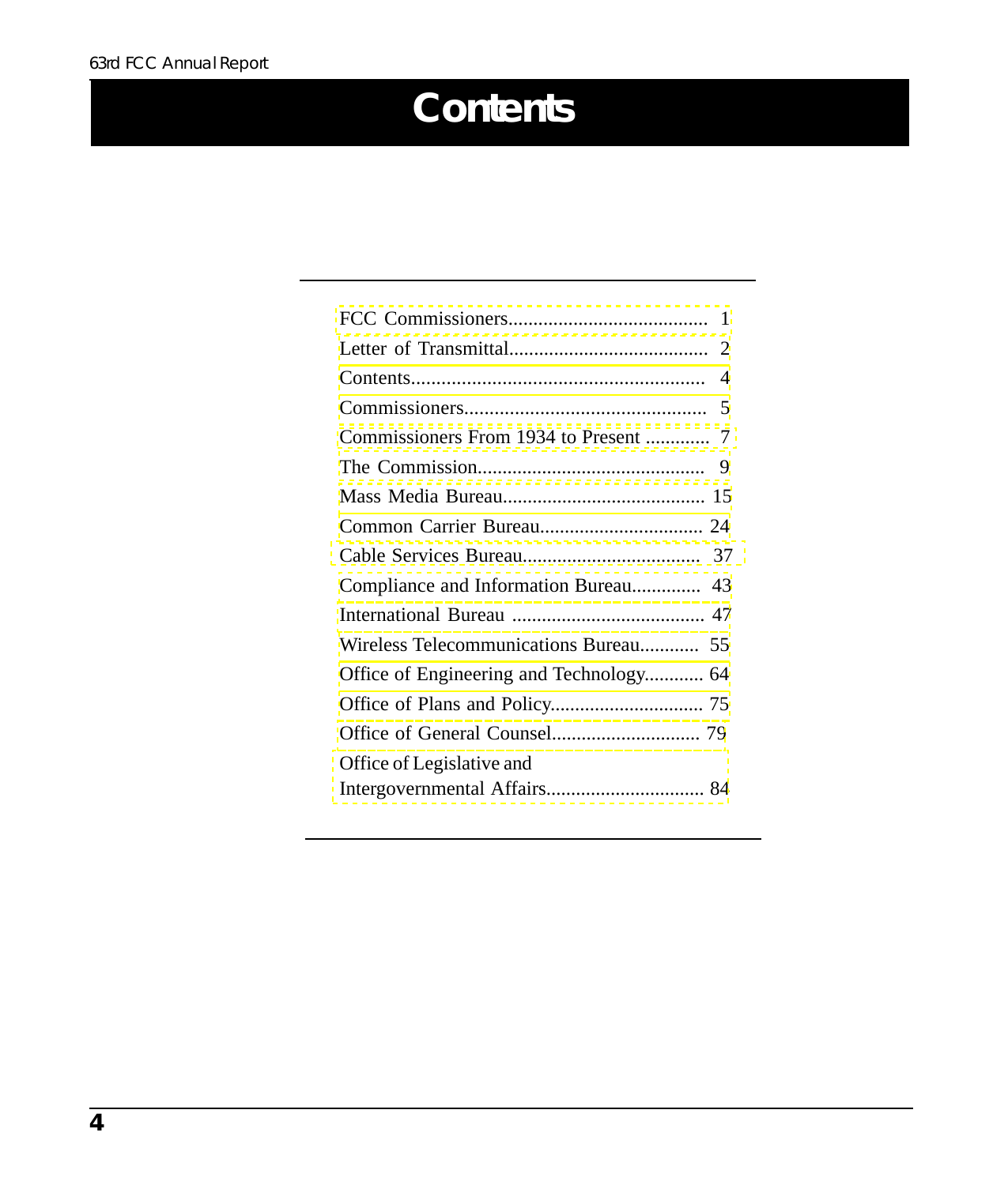# Contents

| | |
|---|---|
| FCC Commissioners | 1 |
| Letter of Transmittal | 2 |
| Contents | 4 |
| Commissioners | 5 |
| Commissioners From 1934 to Present | 7 |
| The Commission | 9 |
| Mass Media Bureau | 15 |
| Common Carrier Bureau | 24 |
| Cable Services Bureau | 37 |
| Compliance and Information Bureau | 43 |
| International Bureau | 47 |
| Wireless Telecommunications Bureau | 55 |
| Office of Engineering and Technology | 64 |
| Office of Plans and Policy | 75 |
| Office of General Counsel | 79 |
| Office of Legislative and Intergovernmental Affairs | 84 |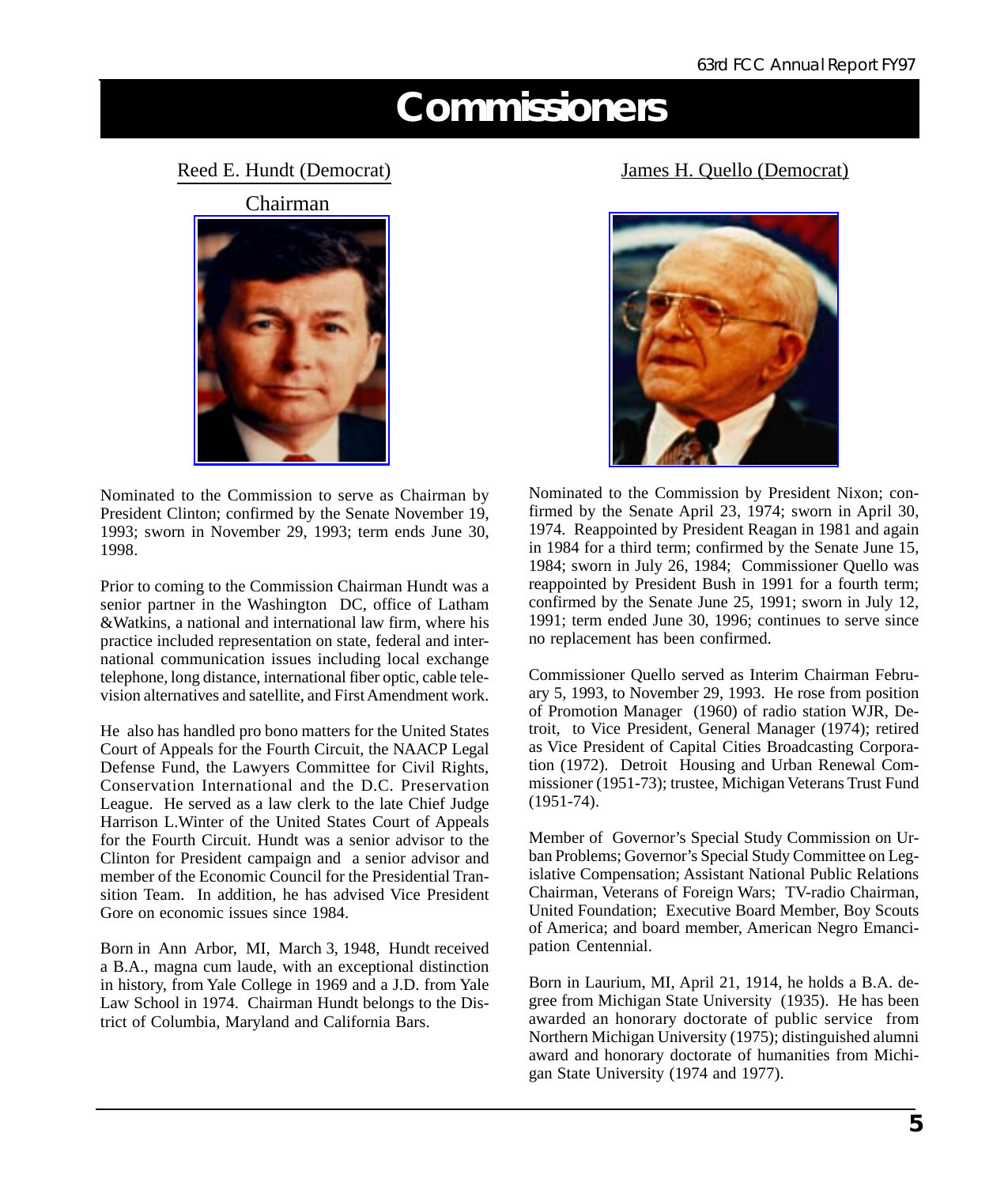# Commissioners

## Reed E. Hundt (Democrat)

Chairman

Nominated to the Commission to serve as Chairman by President Clinton; confirmed by the Senate November 19, 1993; sworn in November 29, 1993; term ends June 30, 1998.

Prior to coming to the Commission Chairman Hundt was a senior partner in the Washington DC, office of Latham &Watkins, a national and international law firm, where his practice included representation on state, federal and international communication issues including local exchange telephone, long distance, international fiber optic, cable television alternatives and satellite, and First Amendment work.

He also has handled pro bono matters for the United States Court of Appeals for the Fourth Circuit, the NAACP Legal Defense Fund, the Lawyers Committee for Civil Rights, Conservation International and the D.C. Preservation League. He served as a law clerk to the late Chief Judge Harrison L.Winter of the United States Court of Appeals for the Fourth Circuit. Hundt was a senior advisor to the Clinton for President campaign and a senior advisor and member of the Economic Council for the Presidential Transition Team. In addition, he has advised Vice President Gore on economic issues since 1984.

Born in Ann Arbor, MI, March 3, 1948, Hundt received a B.A., magna cum laude, with an exceptional distinction in history, from Yale College in 1969 and a J.D. from Yale Law School in 1974. Chairman Hundt belongs to the District of Columbia, Maryland and California Bars.

## James H. Quello (Democrat)

Nominated to the Commission by President Nixon; confirmed by the Senate April 23, 1974; sworn in April 30, 1974. Reappointed by President Reagan in 1981 and again in 1984 for a third term; confirmed by the Senate June 15, 1984; sworn in July 26, 1984; Commissioner Quello was reappointed by President Bush in 1991 for a fourth term; confirmed by the Senate June 25, 1991; sworn in July 12, 1991; term ended June 30, 1996; continues to serve since no replacement has been confirmed.

Commissioner Quello served as Interim Chairman February 5, 1993, to November 29, 1993. He rose from position of Promotion Manager (1960) of radio station WJR, Detroit, to Vice President, General Manager (1974); retired as Vice President of Capital Cities Broadcasting Corporation (1972). Detroit Housing and Urban Renewal Commissioner (1951-73); trustee, Michigan Veterans Trust Fund (1951-74).

Member of Governor's Special Study Commission on Urban Problems; Governor's Special Study Committee on Legislative Compensation; Assistant National Public Relations Chairman, Veterans of Foreign Wars; TV-radio Chairman, United Foundation; Executive Board Member, Boy Scouts of America; and board member, American Negro Emancipation Centennial.

Born in Laurium, MI, April 21, 1914, he holds a B.A. degree from Michigan State University (1935). He has been awarded an honorary doctorate of public service from Northern Michigan University (1975); distinguished alumni award and honorary doctorate of humanities from Michigan State University (1974 and 1977).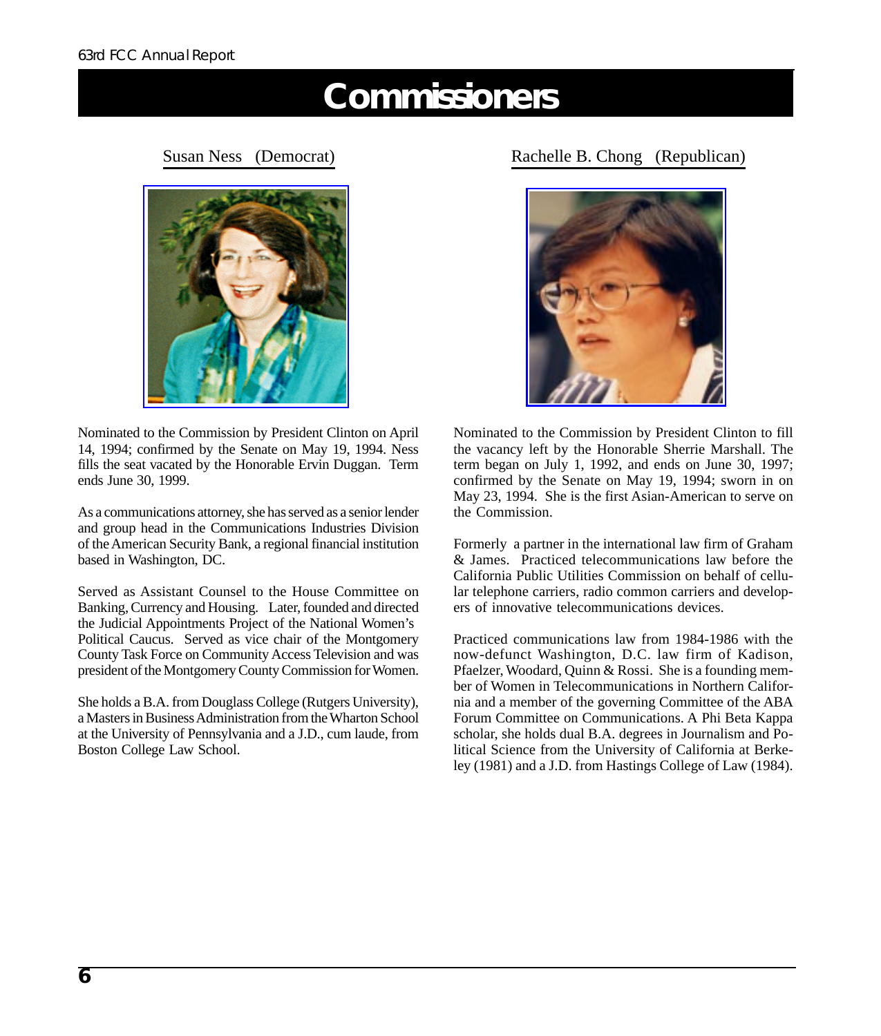# Commissioners

## Susan Ness (Democrat)

Nominated to the Commission by President Clinton on April 14, 1994; confirmed by the Senate on May 19, 1994. Ness fills the seat vacated by the Honorable Ervin Duggan. Term ends June 30, 1999.

As a communications attorney, she has served as a senior lender and group head in the Communications Industries Division of the American Security Bank, a regional financial institution based in Washington, DC.

Served as Assistant Counsel to the House Committee on Banking, Currency and Housing. Later, founded and directed the Judicial Appointments Project of the National Women's Political Caucus. Served as vice chair of the Montgomery County Task Force on Community Access Television and was president of the Montgomery County Commission for Women.

She holds a B.A. from Douglass College (Rutgers University), a Masters in Business Administration from the Wharton School at the University of Pennsylvania and a J.D., cum laude, from Boston College Law School.

## Rachelle B. Chong (Republican)

Nominated to the Commission by President Clinton to fill the vacancy left by the Honorable Sherrie Marshall. The term began on July 1, 1992, and ends on June 30, 1997; confirmed by the Senate on May 19, 1994; sworn in on May 23, 1994. She is the first Asian-American to serve on the Commission.

Formerly a partner in the international law firm of Graham & James. Practiced telecommunications law before the California Public Utilities Commission on behalf of cellular telephone carriers, radio common carriers and developers of innovative telecommunications devices.

Practiced communications law from 1984-1986 with the now-defunct Washington, D.C. law firm of Kadison, Pfaelzer, Woodard, Quinn & Rossi. She is a founding member of Women in Telecommunications in Northern California and a member of the governing Committee of the ABA Forum Committee on Communications. A Phi Beta Kappa scholar, she holds dual B.A. degrees in Journalism and Political Science from the University of California at Berkeley (1981) and a J.D. from Hastings College of Law (1984).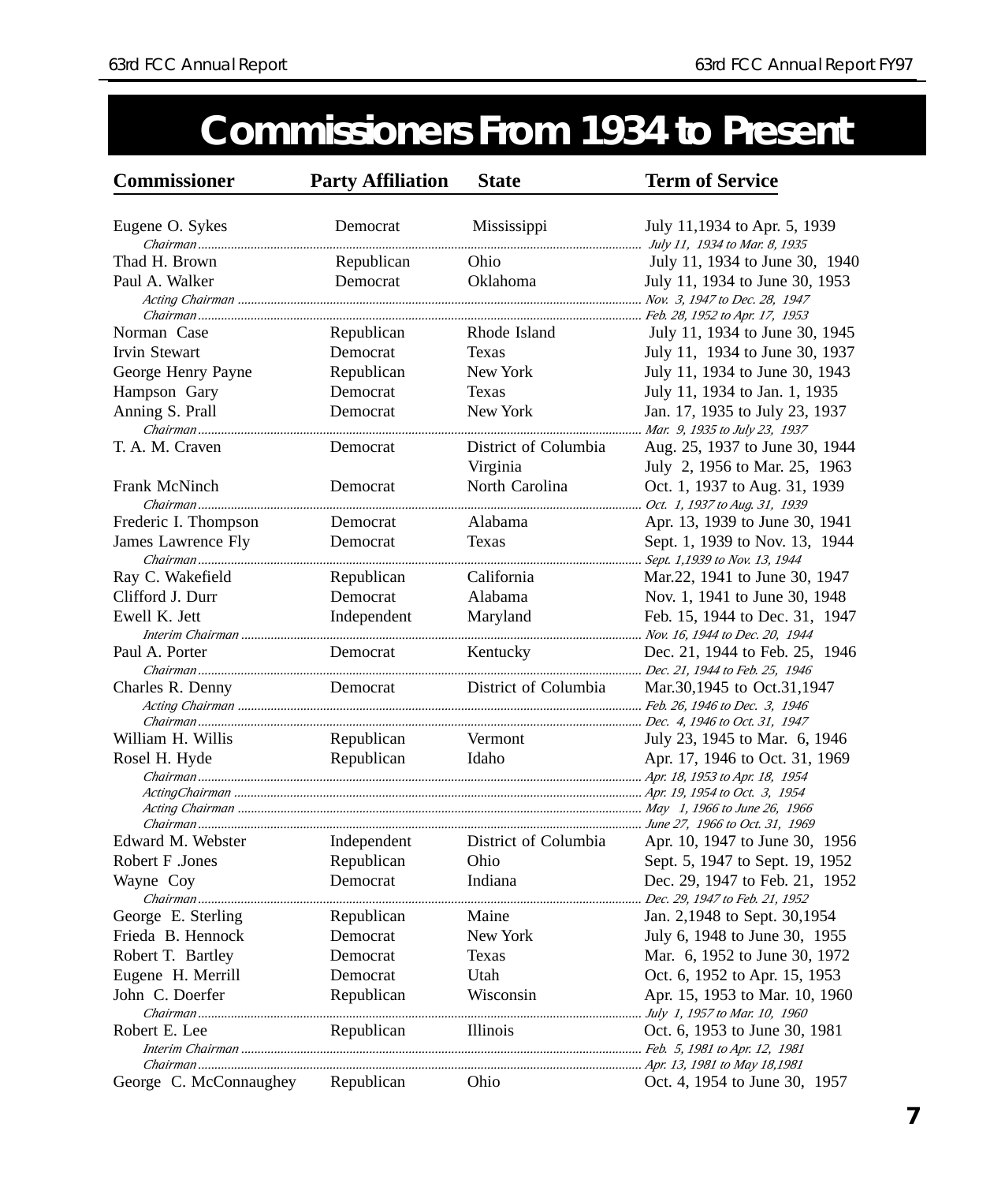# Commissioners From 1934 to Present

| Commissioner | Party Affiliation | State | Term of Service |
|---|---|---|---|
| Eugene O. Sykes | Democrat | Mississippi | July 11,1934 to Apr. 5, 1939 |
| *Chairman* | | | *July 11, 1934 to Mar. 8, 1935* |
| Thad H. Brown | Republican | Ohio | July 11, 1934 to June 30, 1940 |
| Paul A. Walker | Democrat | Oklahoma | July 11, 1934 to June 30, 1953 |
| *Acting Chairman* | | | *Nov. 3, 1947 to Dec. 28, 1947* |
| *Chairman* | | | *Feb. 28, 1952 to Apr. 17, 1953* |
| Norman Case | Republican | Rhode Island | July 11, 1934 to June 30, 1945 |
| Irvin Stewart | Democrat | Texas | July 11, 1934 to June 30, 1937 |
| George Henry Payne | Republican | New York | July 11, 1934 to June 30, 1943 |
| Hampson Gary | Democrat | Texas | July 11, 1934 to Jan. 1, 1935 |
| Anning S. Prall | Democrat | New York | Jan. 17, 1935 to July 23, 1937 |
| *Chairman* | | | *Mar. 9, 1935 to July 23, 1937* |
| T. A. M. Craven | Democrat | District of Columbia | Aug. 25, 1937 to June 30, 1944 |
| | | Virginia | July 2, 1956 to Mar. 25, 1963 |
| Frank McNinch | Democrat | North Carolina | Oct. 1, 1937 to Aug. 31, 1939 |
| *Chairman* | | | *Oct. 1, 1937 to Aug. 31, 1939* |
| Frederic I. Thompson | Democrat | Alabama | Apr. 13, 1939 to June 30, 1941 |
| James Lawrence Fly | Democrat | Texas | Sept. 1, 1939 to Nov. 13, 1944 |
| *Chairman* | | | *Sept. 1,1939 to Nov. 13, 1944* |
| Ray C. Wakefield | Republican | California | Mar.22, 1941 to June 30, 1947 |
| Clifford J. Durr | Democrat | Alabama | Nov. 1, 1941 to June 30, 1948 |
| Ewell K. Jett | Independent | Maryland | Feb. 15, 1944 to Dec. 31, 1947 |
| *Interim Chairman* | | | *Nov. 16, 1944 to Dec. 20, 1944* |
| Paul A. Porter | Democrat | Kentucky | Dec. 21, 1944 to Feb. 25, 1946 |
| *Chairman* | | | *Dec. 21, 1944 to Feb. 25, 1946* |
| Charles R. Denny | Democrat | District of Columbia | Mar.30,1945 to Oct.31,1947 |
| *Acting Chairman* | | | *Feb. 26, 1946 to Dec. 3, 1946* |
| *Chairman* | | | *Dec. 4, 1946 to Oct. 31, 1947* |
| William H. Willis | Republican | Vermont | July 23, 1945 to Mar. 6, 1946 |
| Rosel H. Hyde | Republican | Idaho | Apr. 17, 1946 to Oct. 31, 1969 |
| *Chairman* | | | *Apr. 18, 1953 to Apr. 18, 1954* |
| *ActingChairman* | | | *Apr. 19, 1954 to Oct. 3, 1954* |
| *Acting Chairman* | | | *May 1, 1966 to June 26, 1966* |
| *Chairman* | | | *June 27, 1966 to Oct. 31, 1969* |
| Edward M. Webster | Independent | District of Columbia | Apr. 10, 1947 to June 30, 1956 |
| Robert F .Jones | Republican | Ohio | Sept. 5, 1947 to Sept. 19, 1952 |
| Wayne Coy | Democrat | Indiana | Dec. 29, 1947 to Feb. 21, 1952 |
| *Chairman* | | | *Dec. 29, 1947 to Feb. 21, 1952* |
| George E. Sterling | Republican | Maine | Jan. 2,1948 to Sept. 30,1954 |
| Frieda B. Hennock | Democrat | New York | July 6, 1948 to June 30, 1955 |
| Robert T. Bartley | Democrat | Texas | Mar. 6, 1952 to June 30, 1972 |
| Eugene H. Merrill | Democrat | Utah | Oct. 6, 1952 to Apr. 15, 1953 |
| John C. Doerfer | Republican | Wisconsin | Apr. 15, 1953 to Mar. 10, 1960 |
| *Chairman* | | | *July 1, 1957 to Mar. 10, 1960* |
| Robert E. Lee | Republican | Illinois | Oct. 6, 1953 to June 30, 1981 |
| *Interim Chairman* | | | *Feb. 5, 1981 to Apr. 12, 1981* |
| *Chairman* | | | *Apr. 13, 1981 to May 18,1981* |
| George C. McConnaughey | Republican | Ohio | Oct. 4, 1954 to June 30, 1957 |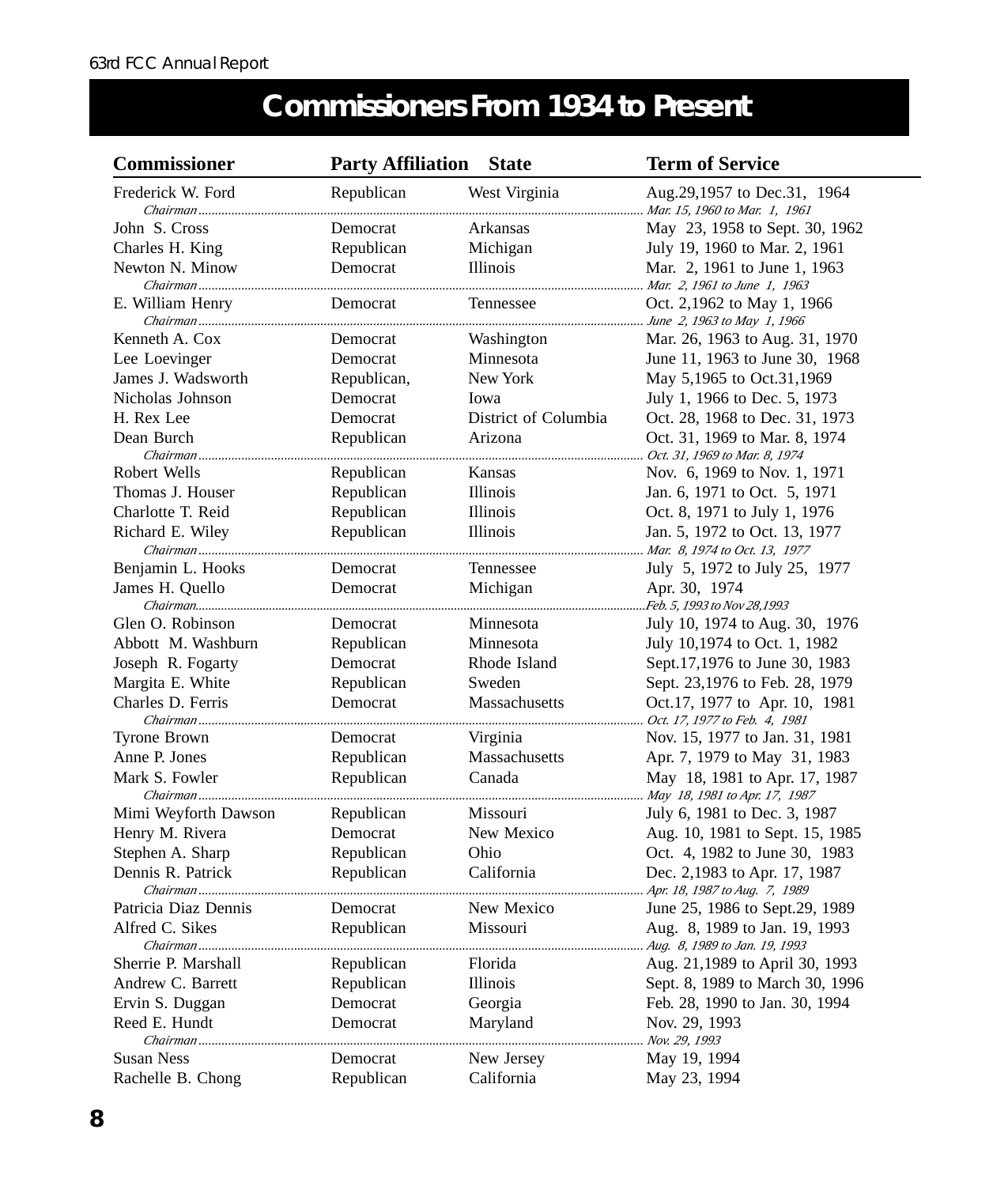# Commissioners From 1934 to Present

| Commissioner | Party Affiliation | State | Term of Service |
|---|---|---|---|
| Frederick W. Ford | Republican | West Virginia | Aug.29,1957 to Dec.31, 1964 |
| *Chairman* | | | *Mar. 15, 1960 to Mar. 1, 1961* |
| John S. Cross | Democrat | Arkansas | May 23, 1958 to Sept. 30, 1962 |
| Charles H. King | Republican | Michigan | July 19, 1960 to Mar. 2, 1961 |
| Newton N. Minow | Democrat | Illinois | Mar. 2, 1961 to June 1, 1963 |
| *Chairman* | | | *Mar. 2, 1961 to June 1, 1963* |
| E. William Henry | Democrat | Tennessee | Oct. 2,1962 to May 1, 1966 |
| *Chairman* | | | *June 2, 1963 to May 1, 1966* |
| Kenneth A. Cox | Democrat | Washington | Mar. 26, 1963 to Aug. 31, 1970 |
| Lee Loevinger | Democrat | Minnesota | June 11, 1963 to June 30, 1968 |
| James J. Wadsworth | Republican, | New York | May 5,1965 to Oct.31,1969 |
| Nicholas Johnson | Democrat | Iowa | July 1, 1966 to Dec. 5, 1973 |
| H. Rex Lee | Democrat | District of Columbia | Oct. 28, 1968 to Dec. 31, 1973 |
| Dean Burch | Republican | Arizona | Oct. 31, 1969 to Mar. 8, 1974 |
| *Chairman* | | | *Oct. 31, 1969 to Mar. 8, 1974* |
| Robert Wells | Republican | Kansas | Nov. 6, 1969 to Nov. 1, 1971 |
| Thomas J. Houser | Republican | Illinois | Jan. 6, 1971 to Oct. 5, 1971 |
| Charlotte T. Reid | Republican | Illinois | Oct. 8, 1971 to July 1, 1976 |
| Richard E. Wiley | Republican | Illinois | Jan. 5, 1972 to Oct. 13, 1977 |
| *Chairman* | | | *Mar. 8, 1974 to Oct. 13, 1977* |
| Benjamin L. Hooks | Democrat | Tennessee | July 5, 1972 to July 25, 1977 |
| James H. Quello | Democrat | Michigan | Apr. 30, 1974 |
| *Chairman* | | | *Feb. 5, 1993 to Nov 28,1993* |
| Glen O. Robinson | Democrat | Minnesota | July 10, 1974 to Aug. 30, 1976 |
| Abbott M. Washburn | Republican | Minnesota | July 10,1974 to Oct. 1, 1982 |
| Joseph R. Fogarty | Democrat | Rhode Island | Sept.17,1976 to June 30, 1983 |
| Margita E. White | Republican | Sweden | Sept. 23,1976 to Feb. 28, 1979 |
| Charles D. Ferris | Democrat | Massachusetts | Oct.17, 1977 to Apr. 10, 1981 |
| *Chairman* | | | *Oct. 17, 1977 to Feb. 4, 1981* |
| Tyrone Brown | Democrat | Virginia | Nov. 15, 1977 to Jan. 31, 1981 |
| Anne P. Jones | Republican | Massachusetts | Apr. 7, 1979 to May 31, 1983 |
| Mark S. Fowler | Republican | Canada | May 18, 1981 to Apr. 17, 1987 |
| *Chairman* | | | *May 18, 1981 to Apr. 17, 1987* |
| Mimi Weyforth Dawson | Republican | Missouri | July 6, 1981 to Dec. 3, 1987 |
| Henry M. Rivera | Democrat | New Mexico | Aug. 10, 1981 to Sept. 15, 1985 |
| Stephen A. Sharp | Republican | Ohio | Oct. 4, 1982 to June 30, 1983 |
| Dennis R. Patrick | Republican | California | Dec. 2,1983 to Apr. 17, 1987 |
| *Chairman* | | | *Apr. 18, 1987 to Aug. 7, 1989* |
| Patricia Diaz Dennis | Democrat | New Mexico | June 25, 1986 to Sept.29, 1989 |
| Alfred C. Sikes | Republican | Missouri | Aug. 8, 1989 to Jan. 19, 1993 |
| *Chairman* | | | *Aug. 8, 1989 to Jan. 19, 1993* |
| Sherrie P. Marshall | Republican | Florida | Aug. 21,1989 to April 30, 1993 |
| Andrew C. Barrett | Republican | Illinois | Sept. 8, 1989 to March 30, 1996 |
| Ervin S. Duggan | Democrat | Georgia | Feb. 28, 1990 to Jan. 30, 1994 |
| Reed E. Hundt | Democrat | Maryland | Nov. 29, 1993 |
| *Chairman* | | | *Nov. 29, 1993* |
| Susan Ness | Democrat | New Jersey | May 19, 1994 |
| Rachelle B. Chong | Republican | California | May 23, 1994 |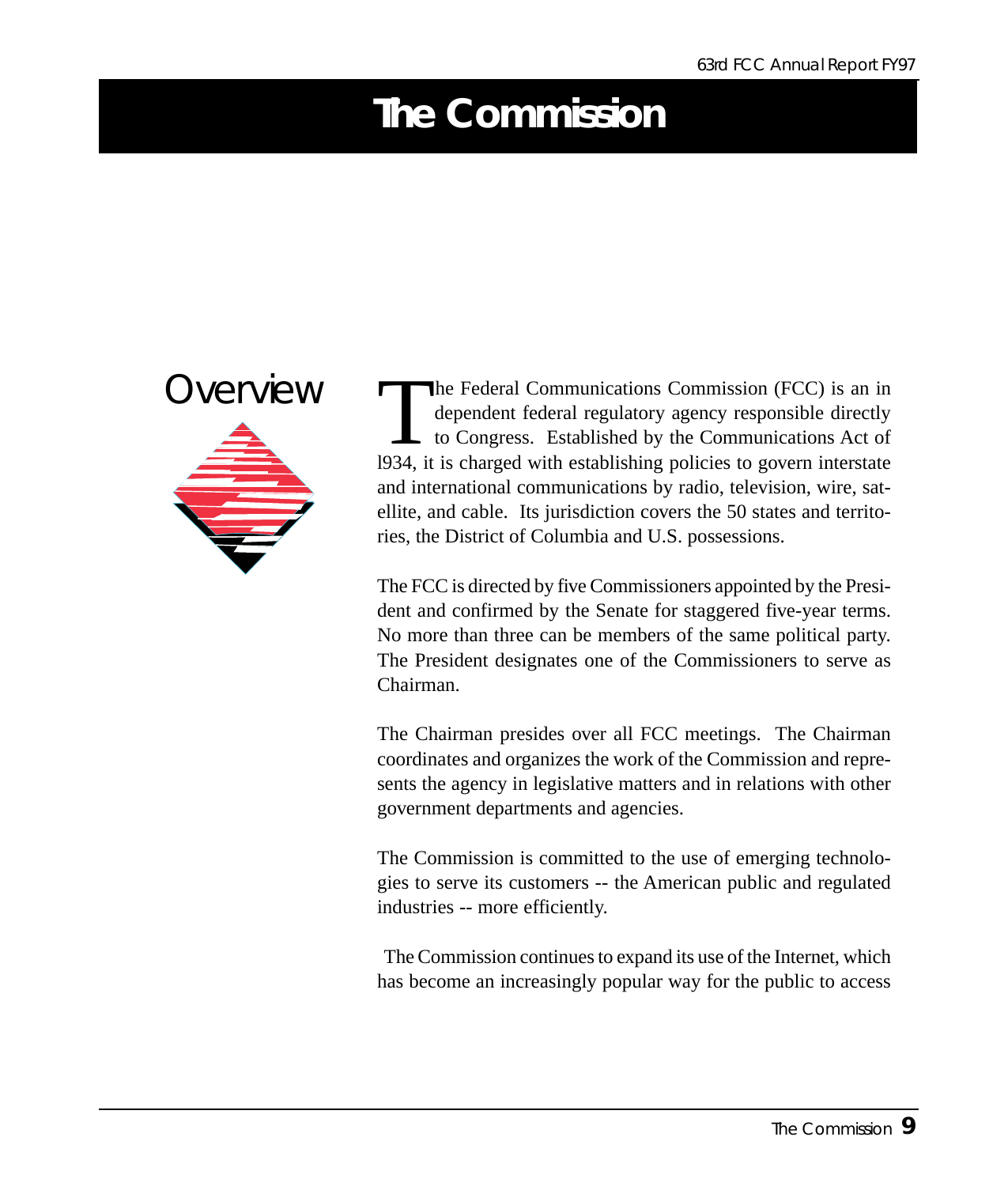# The Commission

## Overview

The Federal Communications Commission (FCC) is an independent federal regulatory agency responsible directly to Congress. Established by the Communications Act of l934, it is charged with establishing policies to govern interstate and international communications by radio, television, wire, satellite, and cable. Its jurisdiction covers the 50 states and territories, the District of Columbia and U.S. possessions.

The FCC is directed by five Commissioners appointed by the President and confirmed by the Senate for staggered five-year terms. No more than three can be members of the same political party. The President designates one of the Commissioners to serve as Chairman.

The Chairman presides over all FCC meetings. The Chairman coordinates and organizes the work of the Commission and represents the agency in legislative matters and in relations with other government departments and agencies.

The Commission is committed to the use of emerging technologies to serve its customers -- the American public and regulated industries -- more efficiently.

The Commission continues to expand its use of the Internet, which has become an increasingly popular way for the public to access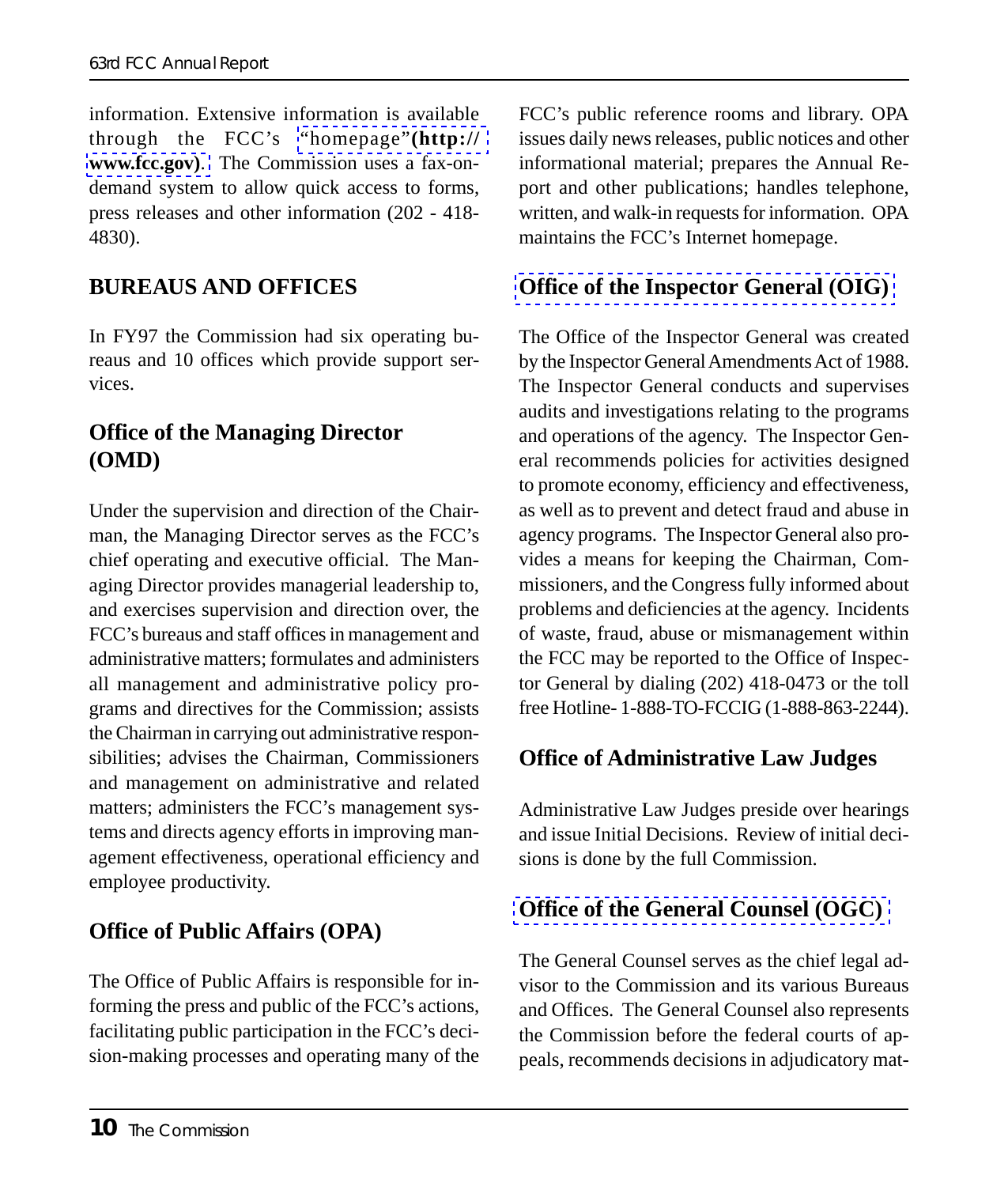information. Extensive information is available through the FCC's "homepage"**(http://www.fcc.gov)**. The Commission uses a fax-on-demand system to allow quick access to forms, press releases and other information (202 - 418-4830).

## BUREAUS AND OFFICES

In FY97 the Commission had six operating bureaus and 10 offices which provide support services.

### Office of the Managing Director (OMD)

Under the supervision and direction of the Chairman, the Managing Director serves as the FCC's chief operating and executive official. The Managing Director provides managerial leadership to, and exercises supervision and direction over, the FCC's bureaus and staff offices in management and administrative matters; formulates and administers all management and administrative policy programs and directives for the Commission; assists the Chairman in carrying out administrative responsibilities; advises the Chairman, Commissioners and management on administrative and related matters; administers the FCC's management systems and directs agency efforts in improving management effectiveness, operational efficiency and employee productivity.

### Office of Public Affairs (OPA)

The Office of Public Affairs is responsible for informing the press and public of the FCC's actions, facilitating public participation in the FCC's decision-making processes and operating many of the FCC's public reference rooms and library. OPA issues daily news releases, public notices and other informational material; prepares the Annual Report and other publications; handles telephone, written, and walk-in requests for information. OPA maintains the FCC's Internet homepage.

### Office of the Inspector General (OIG)

The Office of the Inspector General was created by the Inspector General Amendments Act of 1988. The Inspector General conducts and supervises audits and investigations relating to the programs and operations of the agency. The Inspector General recommends policies for activities designed to promote economy, efficiency and effectiveness, as well as to prevent and detect fraud and abuse in agency programs. The Inspector General also provides a means for keeping the Chairman, Commissioners, and the Congress fully informed about problems and deficiencies at the agency. Incidents of waste, fraud, abuse or mismanagement within the FCC may be reported to the Office of Inspector General by dialing (202) 418-0473 or the toll free Hotline- 1-888-TO-FCCIG (1-888-863-2244).

### Office of Administrative Law Judges

Administrative Law Judges preside over hearings and issue Initial Decisions. Review of initial decisions is done by the full Commission.

### Office of the General Counsel (OGC)

The General Counsel serves as the chief legal advisor to the Commission and its various Bureaus and Offices. The General Counsel also represents the Commission before the federal courts of appeals, recommends decisions in adjudicatory mat-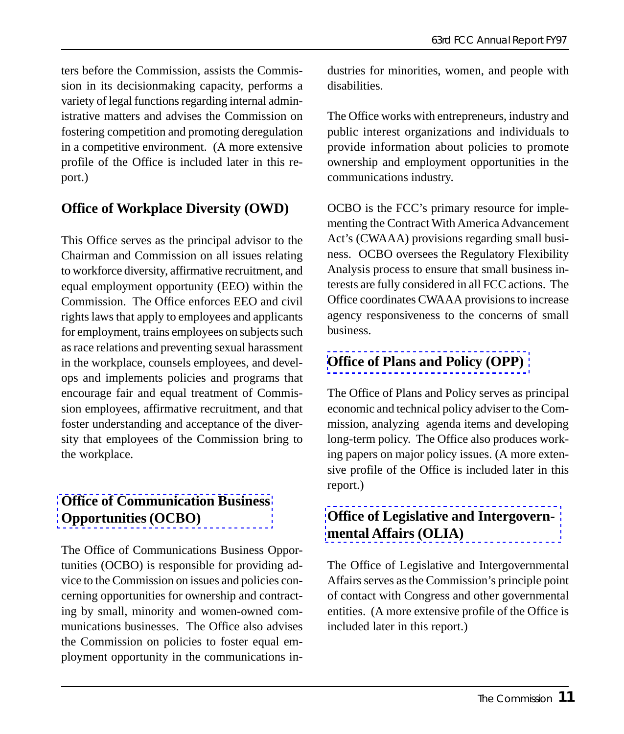ters before the Commission, assists the Commission in its decisionmaking capacity, performs a variety of legal functions regarding internal administrative matters and advises the Commission on fostering competition and promoting deregulation in a competitive environment. (A more extensive profile of the Office is included later in this report.)

## Office of Workplace Diversity (OWD)

This Office serves as the principal advisor to the Chairman and Commission on all issues relating to workforce diversity, affirmative recruitment, and equal employment opportunity (EEO) within the Commission. The Office enforces EEO and civil rights laws that apply to employees and applicants for employment, trains employees on subjects such as race relations and preventing sexual harassment in the workplace, counsels employees, and develops and implements policies and programs that encourage fair and equal treatment of Commission employees, affirmative recruitment, and that foster understanding and acceptance of the diversity that employees of the Commission bring to the workplace.

## Office of Communication Business Opportunities (OCBO)

The Office of Communications Business Opportunities (OCBO) is responsible for providing advice to the Commission on issues and policies concerning opportunities for ownership and contracting by small, minority and women-owned communications businesses. The Office also advises the Commission on policies to foster equal employment opportunity in the communications industries for minorities, women, and people with disabilities.

The Office works with entrepreneurs, industry and public interest organizations and individuals to provide information about policies to promote ownership and employment opportunities in the communications industry.

OCBO is the FCC's primary resource for implementing the Contract With America Advancement Act's (CWAAA) provisions regarding small business. OCBO oversees the Regulatory Flexibility Analysis process to ensure that small business interests are fully considered in all FCC actions. The Office coordinates CWAAA provisions to increase agency responsiveness to the concerns of small business.

## Office of Plans and Policy (OPP)

The Office of Plans and Policy serves as principal economic and technical policy adviser to the Commission, analyzing agenda items and developing long-term policy. The Office also produces working papers on major policy issues. (A more extensive profile of the Office is included later in this report.)

## Office of Legislative and Intergovernmental Affairs (OLIA)

The Office of Legislative and Intergovernmental Affairs serves as the Commission's principle point of contact with Congress and other governmental entities. (A more extensive profile of the Office is included later in this report.)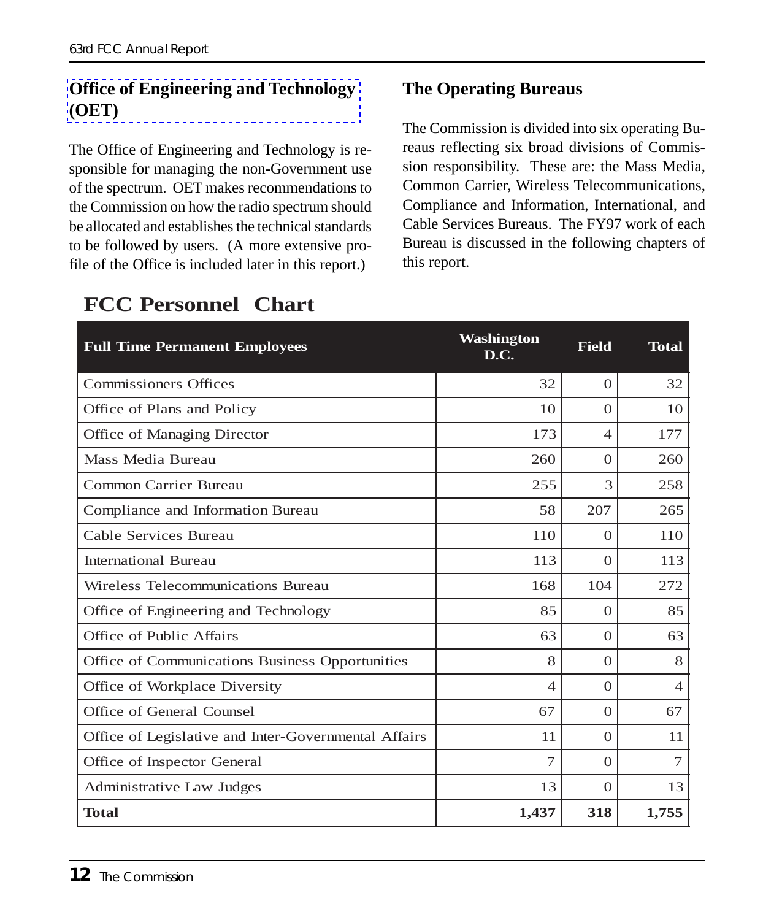## Office of Engineering and Technology (OET)

The Office of Engineering and Technology is responsible for managing the non-Government use of the spectrum. OET makes recommendations to the Commission on how the radio spectrum should be allocated and establishes the technical standards to be followed by users. (A more extensive profile of the Office is included later in this report.)

## The Operating Bureaus

The Commission is divided into six operating Bureaus reflecting six broad divisions of Commission responsibility. These are: the Mass Media, Common Carrier, Wireless Telecommunications, Compliance and Information, International, and Cable Services Bureaus. The FY97 work of each Bureau is discussed in the following chapters of this report.

## FCC Personnel Chart

| Full Time Permanent Employees | Washington D.C. | Field | Total |
|---|---|---|---|
| Commissioners Offices | 32 | 0 | 32 |
| Office of Plans and Policy | 10 | 0 | 10 |
| Office of Managing Director | 173 | 4 | 177 |
| Mass Media Bureau | 260 | 0 | 260 |
| Common Carrier Bureau | 255 | 3 | 258 |
| Compliance and Information Bureau | 58 | 207 | 265 |
| Cable Services Bureau | 110 | 0 | 110 |
| International Bureau | 113 | 0 | 113 |
| Wireless Telecommunications Bureau | 168 | 104 | 272 |
| Office of Engineering and Technology | 85 | 0 | 85 |
| Office of Public Affairs | 63 | 0 | 63 |
| Office of Communications Business Opportunities | 8 | 0 | 8 |
| Office of Workplace Diversity | 4 | 0 | 4 |
| Office of General Counsel | 67 | 0 | 67 |
| Office of Legislative and Inter-Governmental Affairs | 11 | 0 | 11 |
| Office of Inspector General | 7 | 0 | 7 |
| Administrative Law Judges | 13 | 0 | 13 |
| **Total** | **1,437** | **318** | **1,755** |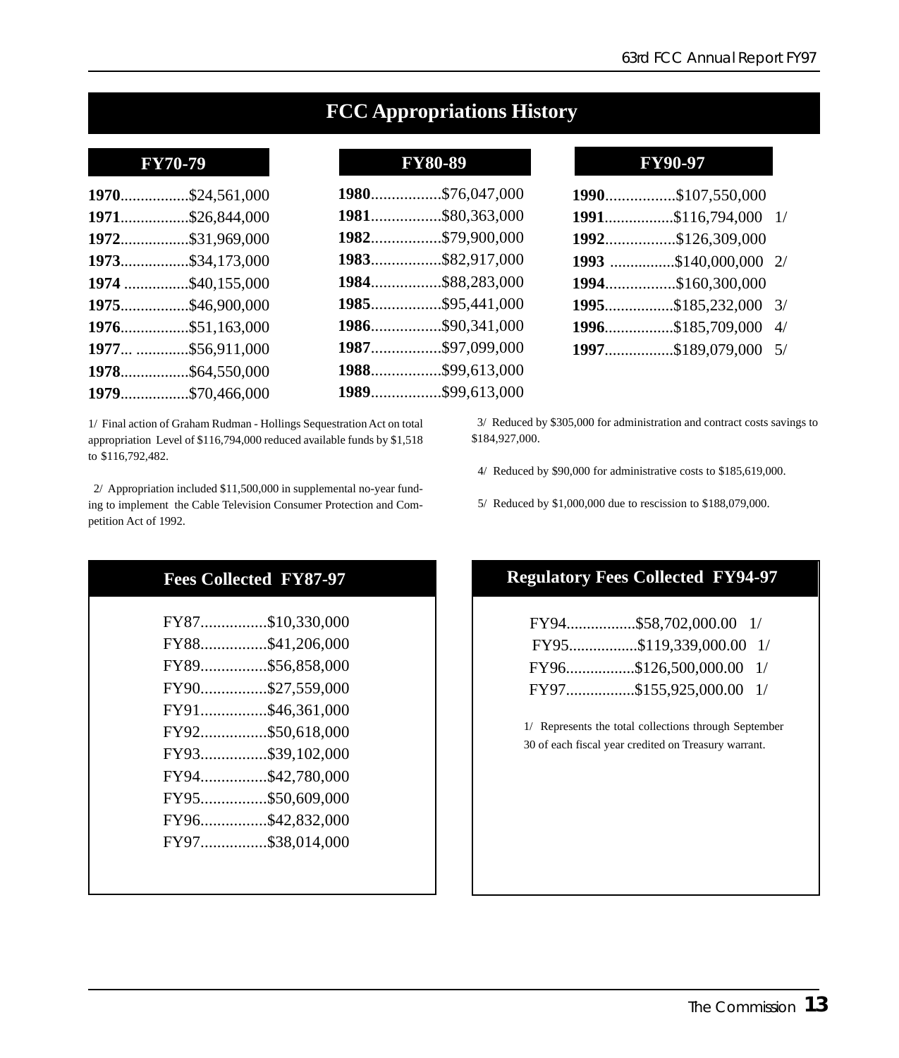# FCC Appropriations History

## FY70-79

| Year | Amount |
| --- | --- |
| **1970** | $24,561,000 |
| **1971** | $26,844,000 |
| **1972** | $31,969,000 |
| **1973** | $34,173,000 |
| **1974** | $40,155,000 |
| **1975** | $46,900,000 |
| **1976** | $51,163,000 |
| **1977** | $56,911,000 |
| **1978** | $64,550,000 |
| **1979** | $70,466,000 |

## FY80-89

| Year | Amount |
| --- | --- |
| **1980** | $76,047,000 |
| **1981** | $80,363,000 |
| **1982** | $79,900,000 |
| **1983** | $82,917,000 |
| **1984** | $88,283,000 |
| **1985** | $95,441,000 |
| **1986** | $90,341,000 |
| **1987** | $97,099,000 |
| **1988** | $99,613,000 |
| **1989** | $99,613,000 |

## FY90-97

| Year | Amount | Note |
| --- | --- | --- |
| **1990** | $107,550,000 | |
| **1991** | $116,794,000 | 1/ |
| **1992** | $126,309,000 | |
| **1993** | $140,000,000 | 2/ |
| **1994** | $160,300,000 | |
| **1995** | $185,232,000 | 3/ |
| **1996** | $185,709,000 | 4/ |
| **1997** | $189,079,000 | 5/ |

1/ Final action of Graham Rudman - Hollings Sequestration Act on total appropriation Level of $116,794,000 reduced available funds by $1,518 to $116,792,482.

2/ Appropriation included $11,500,000 in supplemental no-year funding to implement the Cable Television Consumer Protection and Competition Act of 1992.

3/ Reduced by $305,000 for administration and contract costs savings to $184,927,000.

4/ Reduced by $90,000 for administrative costs to $185,619,000.

5/ Reduced by $1,000,000 due to rescission to $188,079,000.

## Fees Collected FY87-97

| Fiscal Year | Amount |
| --- | --- |
| FY87 | $10,330,000 |
| FY88 | $41,206,000 |
| FY89 | $56,858,000 |
| FY90 | $27,559,000 |
| FY91 | $46,361,000 |
| FY92 | $50,618,000 |
| FY93 | $39,102,000 |
| FY94 | $42,780,000 |
| FY95 | $50,609,000 |
| FY96 | $42,832,000 |
| FY97 | $38,014,000 |

## Regulatory Fees Collected FY94-97

| Fiscal Year | Amount | Note |
| --- | --- | --- |
| FY94 | $58,702,000.00 | 1/ |
| FY95 | $119,339,000.00 | 1/ |
| FY96 | $126,500,000.00 | 1/ |
| FY97 | $155,925,000.00 | 1/ |

1/ Represents the total collections through September 30 of each fiscal year credited on Treasury warrant.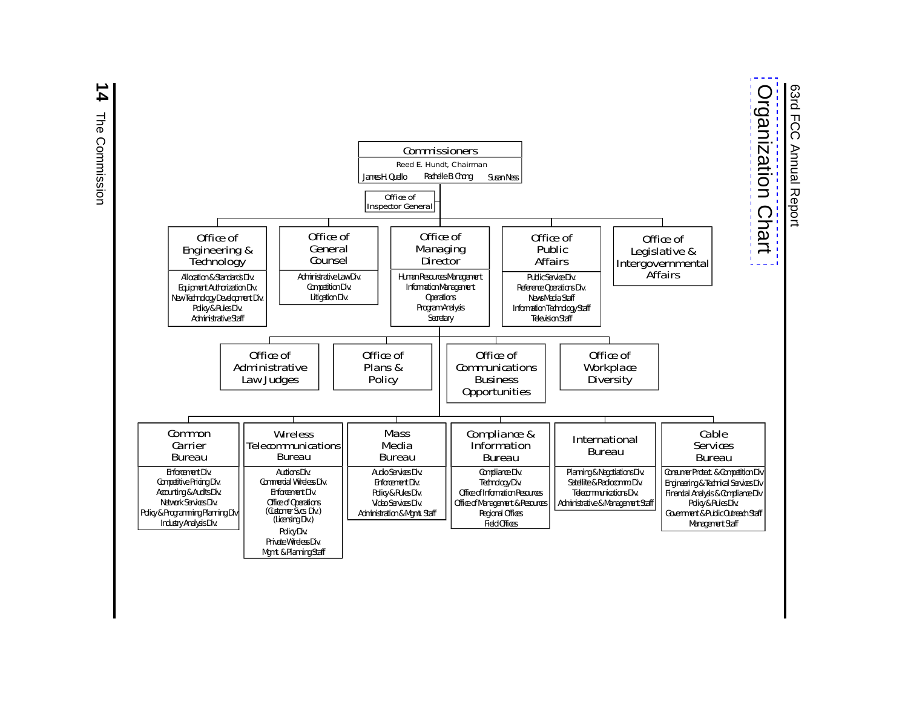# Organization Chart

## Commissioners

Reed E. Hundt, Chairman

James H. Quello — Rachelle B. Chong — Susan Ness

### Office of Inspector General

### Office of Engineering & Technology

- Allocation & Standards Div.
- Equipment Authorization Div.
- New Technology Development Div.
- Policy & Rules Div.
- Administrative Staff

### Office of General Counsel

- Administrative Law Div.
- Competition Div.
- Litigation Div.

### Office of Managing Director

- Human Resources Management
- Information Management
- Operations
- Program Analysis
- Secretary

### Office of Public Affairs

- Public Service Div.
- Reference Operations Div.
- News Media Staff
- Information Technology Staff
- Television Staff

### Office of Legislative & Intergovernmental Affairs

### Office of Administrative Law Judges

### Office of Plans & Policy

### Office of Communications Business Opportunities

### Office of Workplace Diversity

### Common Carrier Bureau

- Enforcement Div.
- Competitive Pricing Div.
- Accounting & Audits Div.
- Network Services Div.
- Policy & Programming Planning Div.
- Industry Analysis Div.

### Wireless Telecommunications Bureau

- Auctions Div.
- Commercial Wireless Div.
- Enforcement Div.
- Office of Operations (Customer Svcs. Div.) (Licensing Div.)
- Policy Div.
- Private Wireless Div.
- Mgmt. & Planning Staff

### Mass Media Bureau

- Audio Services Div.
- Enforcement Div.
- Policy & Rules Div.
- Video Services Div.
- Administration & Mgmt. Staff

### Compliance & Information Bureau

- Compliance Div.
- Technology Div.
- Office of Information Resources
- Office of Management & Resources
- Regional Offices
- Field Offices

### International Bureau

- Planning & Negotiations Div.
- Satellite & Radiocomm. Div.
- Telecommunications Div.
- Administrative & Management Staff

### Cable Services Bureau

- Consumer Protect. & Competition Div.
- Engineering & Technical Services Div.
- Financial Analysis & Compliance Div.
- Policy & Rules Div.
- Government & Public Outreach Staff
- Management Staff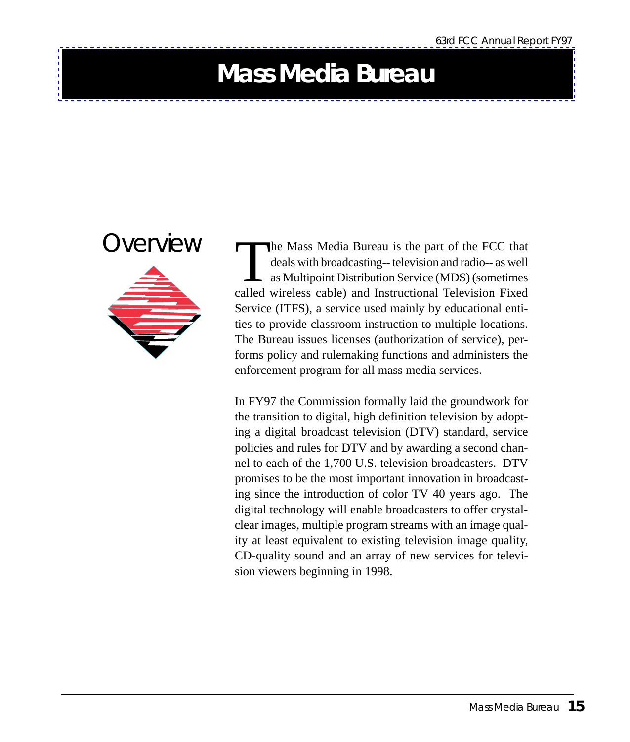# Mass Media Bureau

## Overview

The Mass Media Bureau is the part of the FCC that deals with broadcasting-- television and radio-- as well as Multipoint Distribution Service (MDS) (sometimes called wireless cable) and Instructional Television Fixed Service (ITFS), a service used mainly by educational entities to provide classroom instruction to multiple locations. The Bureau issues licenses (authorization of service), performs policy and rulemaking functions and administers the enforcement program for all mass media services.

In FY97 the Commission formally laid the groundwork for the transition to digital, high definition television by adopting a digital broadcast television (DTV) standard, service policies and rules for DTV and by awarding a second channel to each of the 1,700 U.S. television broadcasters. DTV promises to be the most important innovation in broadcasting since the introduction of color TV 40 years ago. The digital technology will enable broadcasters to offer crystal-clear images, multiple program streams with an image quality at least equivalent to existing television image quality, CD-quality sound and an array of new services for television viewers beginning in 1998.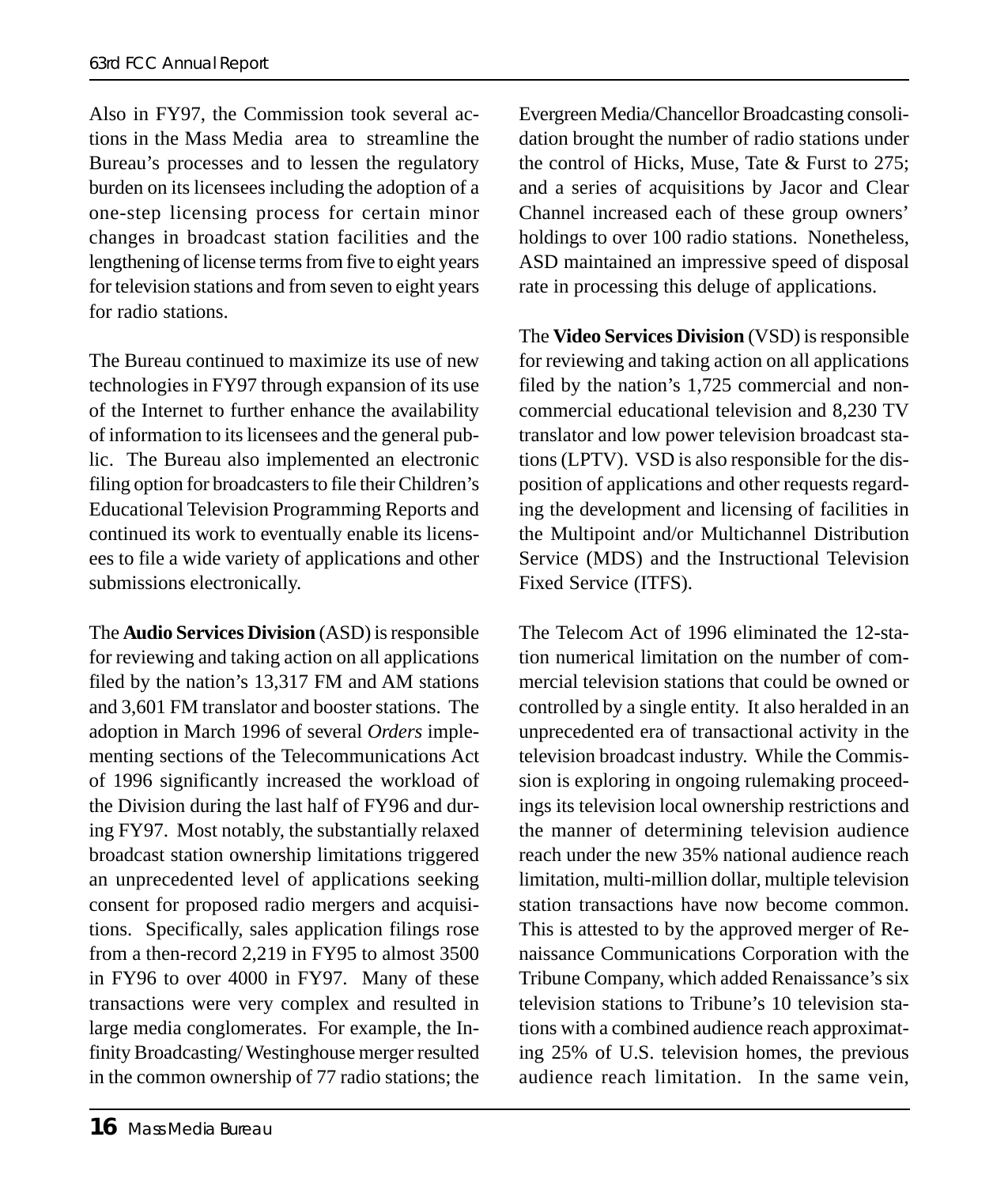Also in FY97, the Commission took several actions in the Mass Media area to streamline the Bureau's processes and to lessen the regulatory burden on its licensees including the adoption of a one-step licensing process for certain minor changes in broadcast station facilities and the lengthening of license terms from five to eight years for television stations and from seven to eight years for radio stations.

The Bureau continued to maximize its use of new technologies in FY97 through expansion of its use of the Internet to further enhance the availability of information to its licensees and the general public. The Bureau also implemented an electronic filing option for broadcasters to file their Children's Educational Television Programming Reports and continued its work to eventually enable its licensees to file a wide variety of applications and other submissions electronically.

The **Audio Services Division** (ASD) is responsible for reviewing and taking action on all applications filed by the nation's 13,317 FM and AM stations and 3,601 FM translator and booster stations. The adoption in March 1996 of several *Orders* implementing sections of the Telecommunications Act of 1996 significantly increased the workload of the Division during the last half of FY96 and during FY97. Most notably, the substantially relaxed broadcast station ownership limitations triggered an unprecedented level of applications seeking consent for proposed radio mergers and acquisitions. Specifically, sales application filings rose from a then-record 2,219 in FY95 to almost 3500 in FY96 to over 4000 in FY97. Many of these transactions were very complex and resulted in large media conglomerates. For example, the Infinity Broadcasting/Westinghouse merger resulted in the common ownership of 77 radio stations; the Evergreen Media/Chancellor Broadcasting consolidation brought the number of radio stations under the control of Hicks, Muse, Tate & Furst to 275; and a series of acquisitions by Jacor and Clear Channel increased each of these group owners' holdings to over 100 radio stations. Nonetheless, ASD maintained an impressive speed of disposal rate in processing this deluge of applications.

The **Video Services Division** (VSD) is responsible for reviewing and taking action on all applications filed by the nation's 1,725 commercial and noncommercial educational television and 8,230 TV translator and low power television broadcast stations (LPTV). VSD is also responsible for the disposition of applications and other requests regarding the development and licensing of facilities in the Multipoint and/or Multichannel Distribution Service (MDS) and the Instructional Television Fixed Service (ITFS).

The Telecom Act of 1996 eliminated the 12-station numerical limitation on the number of commercial television stations that could be owned or controlled by a single entity. It also heralded in an unprecedented era of transactional activity in the television broadcast industry. While the Commission is exploring in ongoing rulemaking proceedings its television local ownership restrictions and the manner of determining television audience reach under the new 35% national audience reach limitation, multi-million dollar, multiple television station transactions have now become common. This is attested to by the approved merger of Renaissance Communications Corporation with the Tribune Company, which added Renaissance's six television stations to Tribune's 10 television stations with a combined audience reach approximating 25% of U.S. television homes, the previous audience reach limitation. In the same vein,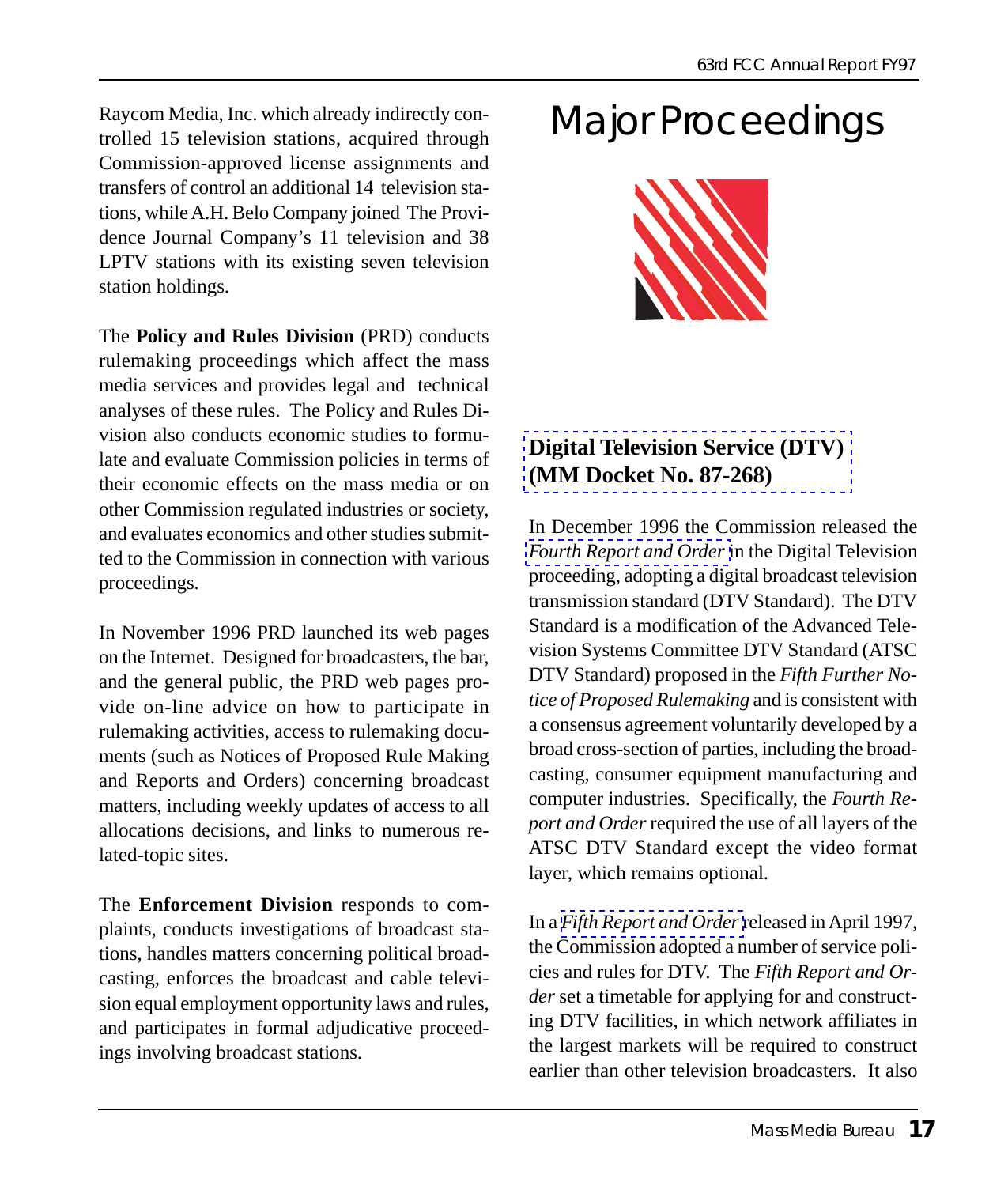Raycom Media, Inc. which already indirectly controlled 15 television stations, acquired through Commission-approved license assignments and transfers of control an additional 14 television stations, while A.H. Belo Company joined The Providence Journal Company's 11 television and 38 LPTV stations with its existing seven television station holdings.

The **Policy and Rules Division** (PRD) conducts rulemaking proceedings which affect the mass media services and provides legal and technical analyses of these rules. The Policy and Rules Division also conducts economic studies to formulate and evaluate Commission policies in terms of their economic effects on the mass media or on other Commission regulated industries or society, and evaluates economics and other studies submitted to the Commission in connection with various proceedings.

In November 1996 PRD launched its web pages on the Internet. Designed for broadcasters, the bar, and the general public, the PRD web pages provide on-line advice on how to participate in rulemaking activities, access to rulemaking documents (such as Notices of Proposed Rule Making and Reports and Orders) concerning broadcast matters, including weekly updates of access to all allocations decisions, and links to numerous related-topic sites.

The **Enforcement Division** responds to complaints, conducts investigations of broadcast stations, handles matters concerning political broadcasting, enforces the broadcast and cable television equal employment opportunity laws and rules, and participates in formal adjudicative proceedings involving broadcast stations.

# Major Proceedings

**Digital Television Service (DTV) (MM Docket No. 87-268)**

In December 1996 the Commission released the *Fourth Report and Order* in the Digital Television proceeding, adopting a digital broadcast television transmission standard (DTV Standard). The DTV Standard is a modification of the Advanced Television Systems Committee DTV Standard (ATSC DTV Standard) proposed in the *Fifth Further Notice of Proposed Rulemaking* and is consistent with a consensus agreement voluntarily developed by a broad cross-section of parties, including the broadcasting, consumer equipment manufacturing and computer industries. Specifically, the *Fourth Report and Order* required the use of all layers of the ATSC DTV Standard except the video format layer, which remains optional.

In a *Fifth Report and Order* released in April 1997, the Commission adopted a number of service policies and rules for DTV. The *Fifth Report and Order* set a timetable for applying for and constructing DTV facilities, in which network affiliates in the largest markets will be required to construct earlier than other television broadcasters. It also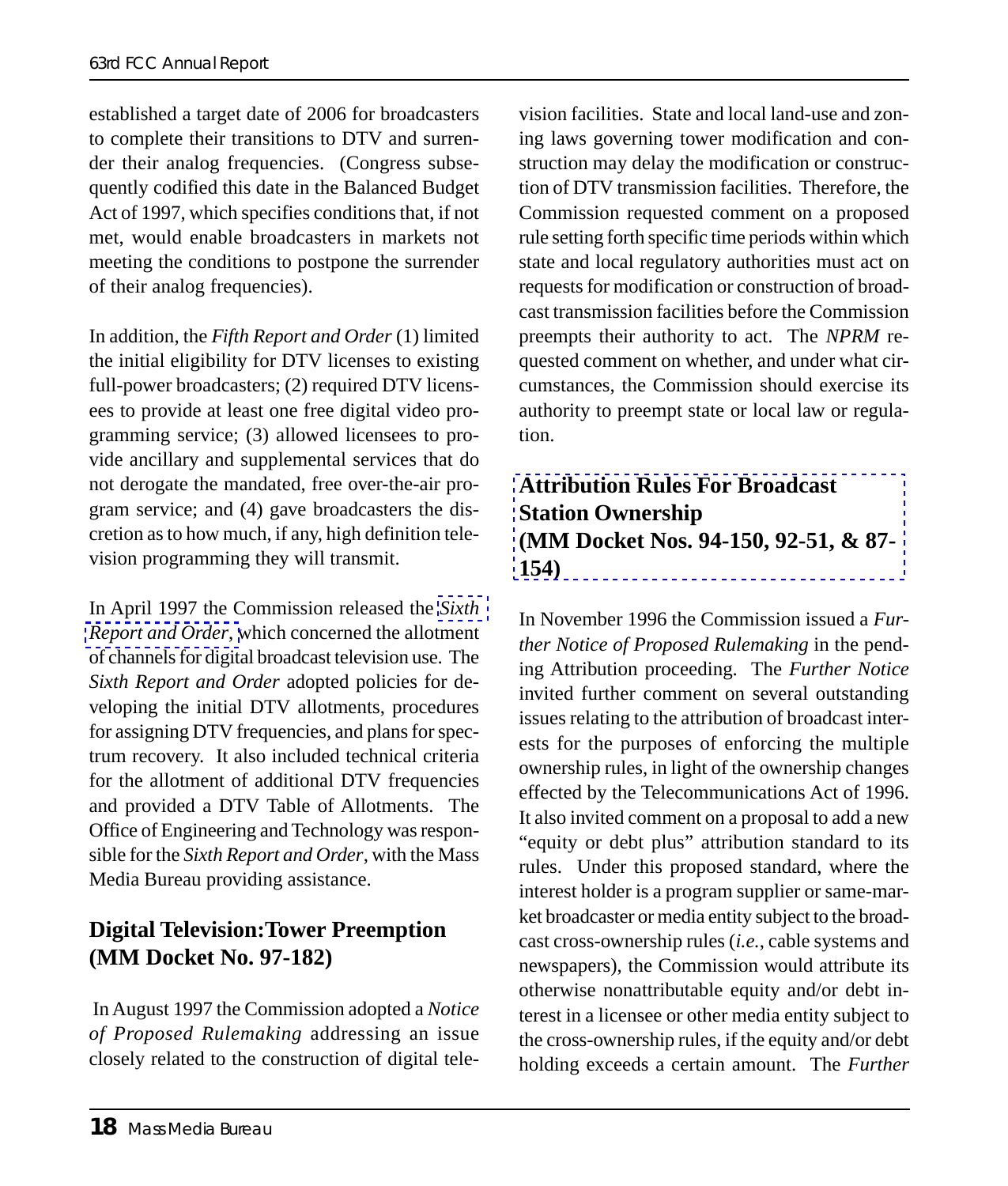established a target date of 2006 for broadcasters to complete their transitions to DTV and surrender their analog frequencies. (Congress subsequently codified this date in the Balanced Budget Act of 1997, which specifies conditions that, if not met, would enable broadcasters in markets not meeting the conditions to postpone the surrender of their analog frequencies).

In addition, the *Fifth Report and Order* (1) limited the initial eligibility for DTV licenses to existing full-power broadcasters; (2) required DTV licensees to provide at least one free digital video programming service; (3) allowed licensees to provide ancillary and supplemental services that do not derogate the mandated, free over-the-air program service; and (4) gave broadcasters the discretion as to how much, if any, high definition television programming they will transmit.

In April 1997 the Commission released the *Sixth Report and Order*, which concerned the allotment of channels for digital broadcast television use. The *Sixth Report and Order* adopted policies for developing the initial DTV allotments, procedures for assigning DTV frequencies, and plans for spectrum recovery. It also included technical criteria for the allotment of additional DTV frequencies and provided a DTV Table of Allotments. The Office of Engineering and Technology was responsible for the *Sixth Report and Order*, with the Mass Media Bureau providing assistance.

## Digital Television:Tower Preemption (MM Docket No. 97-182)

In August 1997 the Commission adopted a *Notice of Proposed Rulemaking* addressing an issue closely related to the construction of digital television facilities. State and local land-use and zoning laws governing tower modification and construction may delay the modification or construction of DTV transmission facilities. Therefore, the Commission requested comment on a proposed rule setting forth specific time periods within which state and local regulatory authorities must act on requests for modification or construction of broadcast transmission facilities before the Commission preempts their authority to act. The *NPRM* requested comment on whether, and under what circumstances, the Commission should exercise its authority to preempt state or local law or regulation.

## Attribution Rules For Broadcast Station Ownership (MM Docket Nos. 94-150, 92-51, & 87-154)

In November 1996 the Commission issued a *Further Notice of Proposed Rulemaking* in the pending Attribution proceeding. The *Further Notice* invited further comment on several outstanding issues relating to the attribution of broadcast interests for the purposes of enforcing the multiple ownership rules, in light of the ownership changes effected by the Telecommunications Act of 1996. It also invited comment on a proposal to add a new "equity or debt plus" attribution standard to its rules. Under this proposed standard, where the interest holder is a program supplier or same-market broadcaster or media entity subject to the broadcast cross-ownership rules (*i.e.*, cable systems and newspapers), the Commission would attribute its otherwise nonattributable equity and/or debt interest in a licensee or other media entity subject to the cross-ownership rules, if the equity and/or debt holding exceeds a certain amount. The *Further*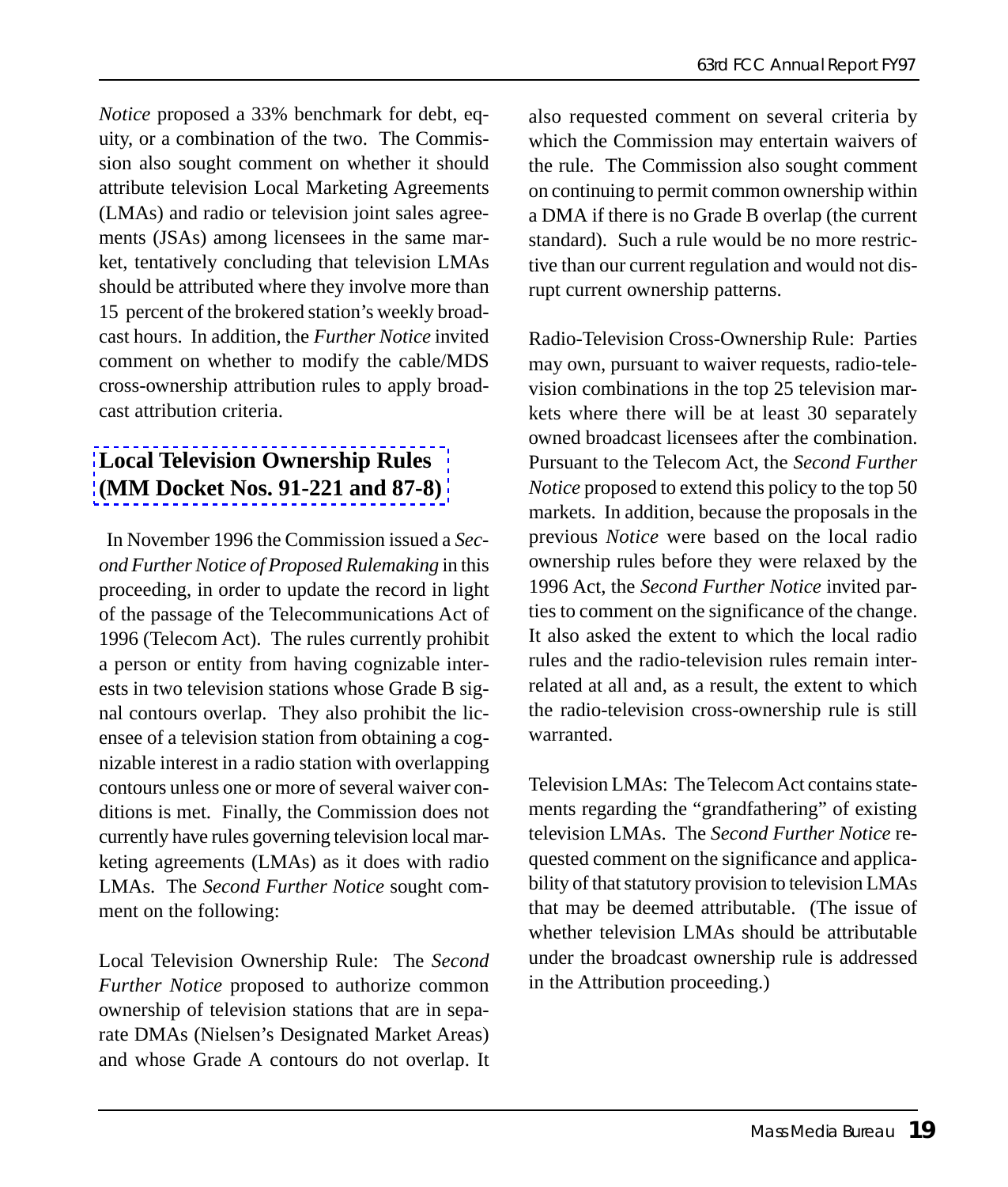*Notice* proposed a 33% benchmark for debt, equity, or a combination of the two. The Commission also sought comment on whether it should attribute television Local Marketing Agreements (LMAs) and radio or television joint sales agreements (JSAs) among licensees in the same market, tentatively concluding that television LMAs should be attributed where they involve more than 15 percent of the brokered station's weekly broadcast hours. In addition, the *Further Notice* invited comment on whether to modify the cable/MDS cross-ownership attribution rules to apply broadcast attribution criteria.

## Local Television Ownership Rules (MM Docket Nos. 91-221 and 87-8)

In November 1996 the Commission issued a *Second Further Notice of Proposed Rulemaking* in this proceeding, in order to update the record in light of the passage of the Telecommunications Act of 1996 (Telecom Act). The rules currently prohibit a person or entity from having cognizable interests in two television stations whose Grade B signal contours overlap. They also prohibit the licensee of a television station from obtaining a cognizable interest in a radio station with overlapping contours unless one or more of several waiver conditions is met. Finally, the Commission does not currently have rules governing television local marketing agreements (LMAs) as it does with radio LMAs. The *Second Further Notice* sought comment on the following:

Local Television Ownership Rule: The *Second Further Notice* proposed to authorize common ownership of television stations that are in separate DMAs (Nielsen's Designated Market Areas) and whose Grade A contours do not overlap. It also requested comment on several criteria by which the Commission may entertain waivers of the rule. The Commission also sought comment on continuing to permit common ownership within a DMA if there is no Grade B overlap (the current standard). Such a rule would be no more restrictive than our current regulation and would not disrupt current ownership patterns.

Radio-Television Cross-Ownership Rule: Parties may own, pursuant to waiver requests, radio-television combinations in the top 25 television markets where there will be at least 30 separately owned broadcast licensees after the combination. Pursuant to the Telecom Act, the *Second Further Notice* proposed to extend this policy to the top 50 markets. In addition, because the proposals in the previous *Notice* were based on the local radio ownership rules before they were relaxed by the 1996 Act, the *Second Further Notice* invited parties to comment on the significance of the change. It also asked the extent to which the local radio rules and the radio-television rules remain interrelated at all and, as a result, the extent to which the radio-television cross-ownership rule is still warranted.

Television LMAs: The Telecom Act contains statements regarding the "grandfathering" of existing television LMAs. The *Second Further Notice* requested comment on the significance and applicability of that statutory provision to television LMAs that may be deemed attributable. (The issue of whether television LMAs should be attributable under the broadcast ownership rule is addressed in the Attribution proceeding.)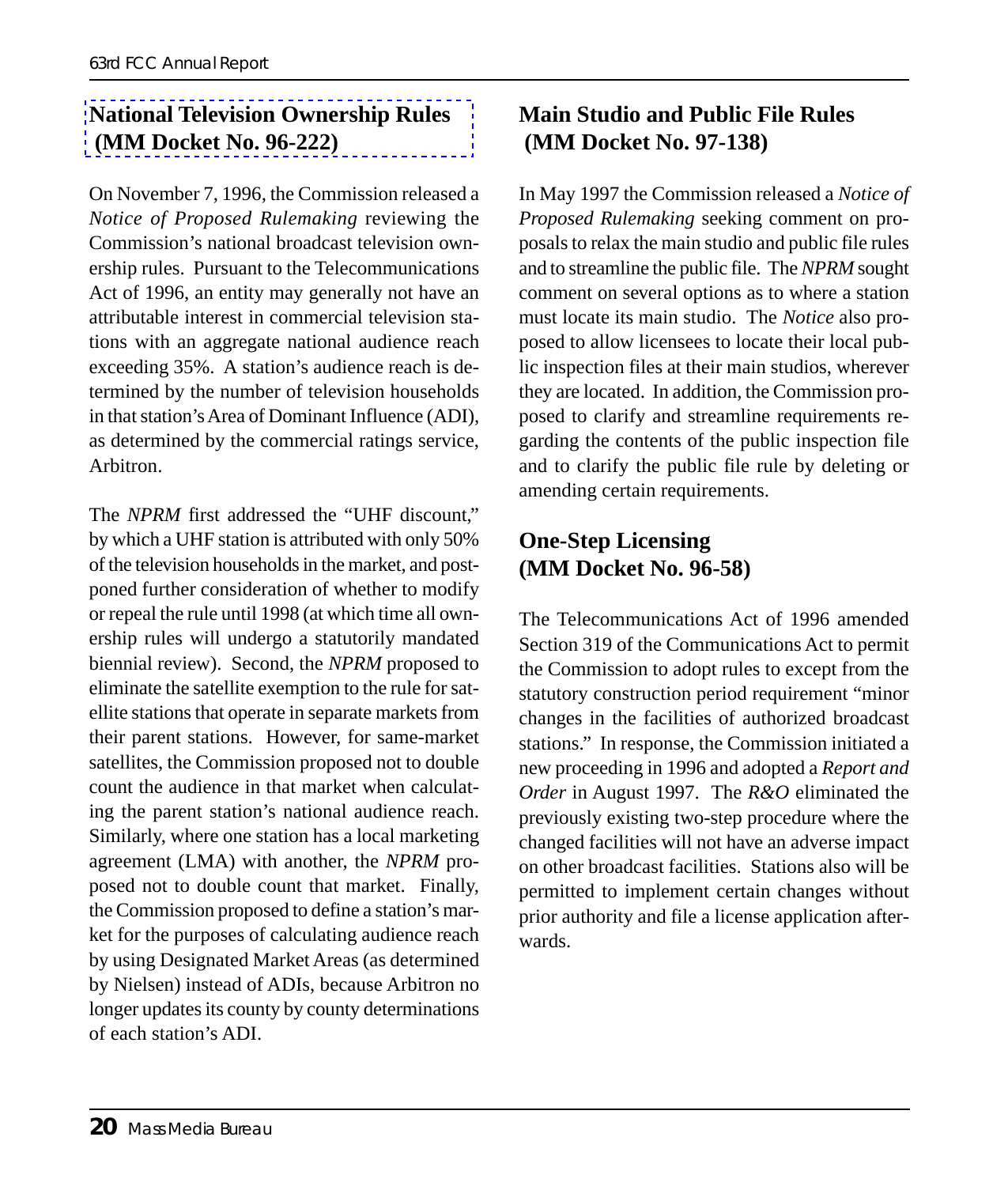## National Television Ownership Rules (MM Docket No. 96-222)

On November 7, 1996, the Commission released a *Notice of Proposed Rulemaking* reviewing the Commission's national broadcast television ownership rules. Pursuant to the Telecommunications Act of 1996, an entity may generally not have an attributable interest in commercial television stations with an aggregate national audience reach exceeding 35%. A station's audience reach is determined by the number of television households in that station's Area of Dominant Influence (ADI), as determined by the commercial ratings service, Arbitron.

The *NPRM* first addressed the "UHF discount," by which a UHF station is attributed with only 50% of the television households in the market, and postponed further consideration of whether to modify or repeal the rule until 1998 (at which time all ownership rules will undergo a statutorily mandated biennial review). Second, the *NPRM* proposed to eliminate the satellite exemption to the rule for satellite stations that operate in separate markets from their parent stations. However, for same-market satellites, the Commission proposed not to double count the audience in that market when calculating the parent station's national audience reach. Similarly, where one station has a local marketing agreement (LMA) with another, the *NPRM* proposed not to double count that market. Finally, the Commission proposed to define a station's market for the purposes of calculating audience reach by using Designated Market Areas (as determined by Nielsen) instead of ADIs, because Arbitron no longer updates its county by county determinations of each station's ADI.

## Main Studio and Public File Rules (MM Docket No. 97-138)

In May 1997 the Commission released a *Notice of Proposed Rulemaking* seeking comment on proposals to relax the main studio and public file rules and to streamline the public file. The *NPRM* sought comment on several options as to where a station must locate its main studio. The *Notice* also proposed to allow licensees to locate their local public inspection files at their main studios, wherever they are located. In addition, the Commission proposed to clarify and streamline requirements regarding the contents of the public inspection file and to clarify the public file rule by deleting or amending certain requirements.

## One-Step Licensing (MM Docket No. 96-58)

The Telecommunications Act of 1996 amended Section 319 of the Communications Act to permit the Commission to adopt rules to except from the statutory construction period requirement "minor changes in the facilities of authorized broadcast stations." In response, the Commission initiated a new proceeding in 1996 and adopted a *Report and Order* in August 1997. The *R&O* eliminated the previously existing two-step procedure where the changed facilities will not have an adverse impact on other broadcast facilities. Stations also will be permitted to implement certain changes without prior authority and file a license application afterwards.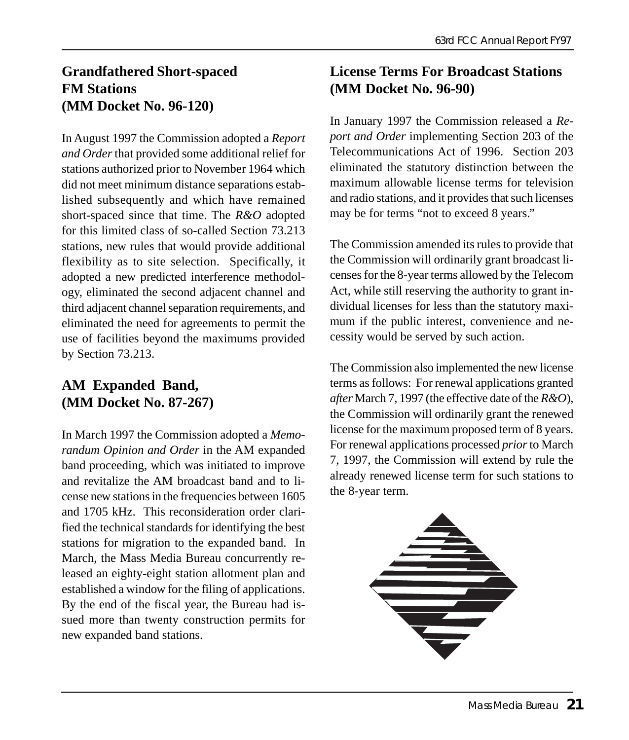## Grandfathered Short-spaced FM Stations (MM Docket No. 96-120)

In August 1997 the Commission adopted a *Report and Order* that provided some additional relief for stations authorized prior to November 1964 which did not meet minimum distance separations established subsequently and which have remained short-spaced since that time. The *R&O* adopted for this limited class of so-called Section 73.213 stations, new rules that would provide additional flexibility as to site selection. Specifically, it adopted a new predicted interference methodology, eliminated the second adjacent channel and third adjacent channel separation requirements, and eliminated the need for agreements to permit the use of facilities beyond the maximums provided by Section 73.213.

## AM Expanded Band, (MM Docket No. 87-267)

In March 1997 the Commission adopted a *Memorandum Opinion and Order* in the AM expanded band proceeding, which was initiated to improve and revitalize the AM broadcast band and to license new stations in the frequencies between 1605 and 1705 kHz. This reconsideration order clarified the technical standards for identifying the best stations for migration to the expanded band. In March, the Mass Media Bureau concurrently released an eighty-eight station allotment plan and established a window for the filing of applications. By the end of the fiscal year, the Bureau had issued more than twenty construction permits for new expanded band stations.

## License Terms For Broadcast Stations (MM Docket No. 96-90)

In January 1997 the Commission released a *Report and Order* implementing Section 203 of the Telecommunications Act of 1996. Section 203 eliminated the statutory distinction between the maximum allowable license terms for television and radio stations, and it provides that such licenses may be for terms "not to exceed 8 years."

The Commission amended its rules to provide that the Commission will ordinarily grant broadcast licenses for the 8-year terms allowed by the Telecom Act, while still reserving the authority to grant individual licenses for less than the statutory maximum if the public interest, convenience and necessity would be served by such action.

The Commission also implemented the new license terms as follows: For renewal applications granted *after* March 7, 1997 (the effective date of the *R&O*), the Commission will ordinarily grant the renewed license for the maximum proposed term of 8 years. For renewal applications processed *prior* to March 7, 1997, the Commission will extend by rule the already renewed license term for such stations to the 8-year term.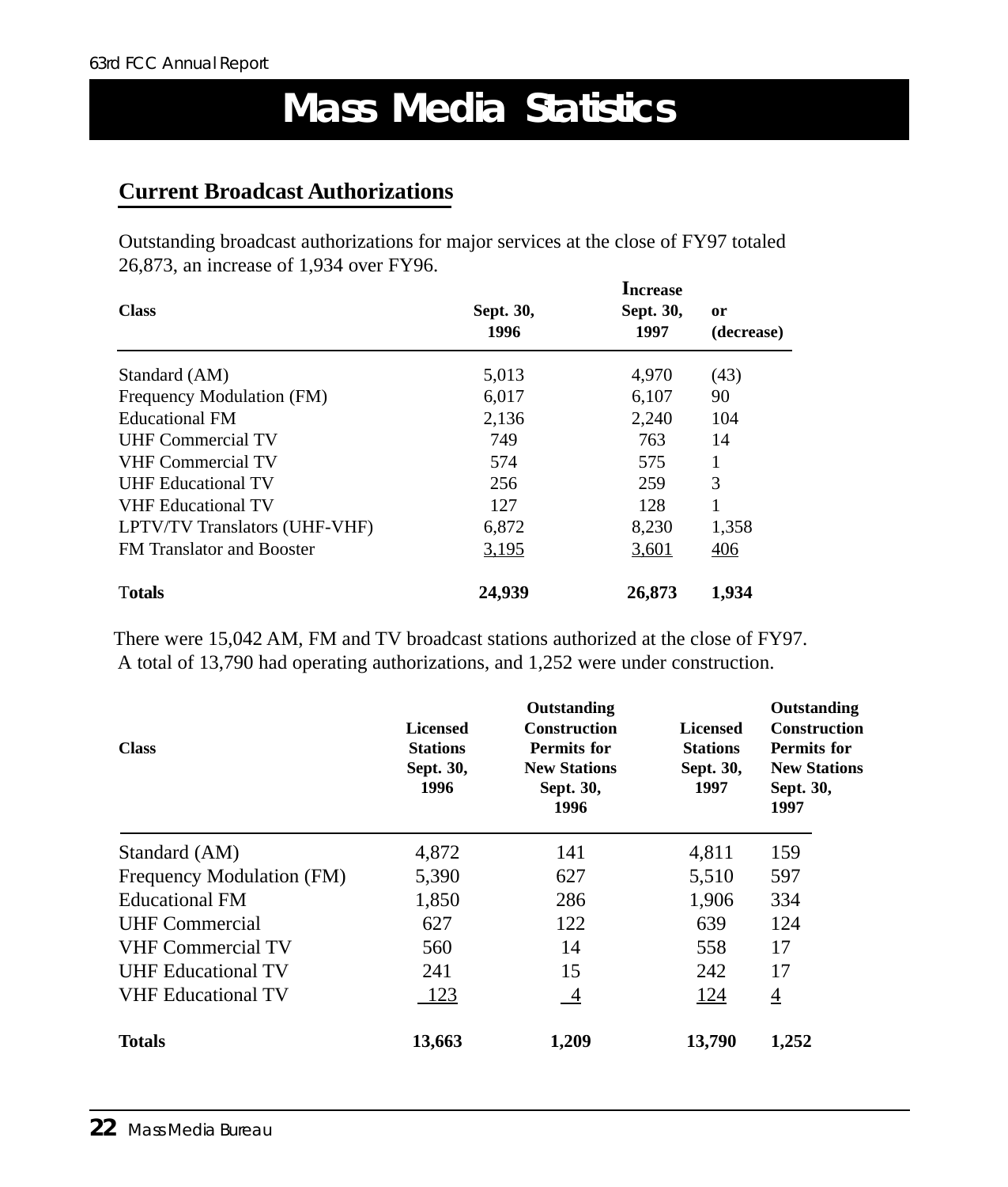# Mass Media Statistics

## Current Broadcast Authorizations

Outstanding broadcast authorizations for major services at the close of FY97 totaled 26,873, an increase of 1,934 over FY96.

| Class | Sept. 30, 1996 | Sept. 30, 1997 | Increase or (decrease) |
|---|---|---|---|
| Standard (AM) | 5,013 | 4,970 | (43) |
| Frequency Modulation (FM) | 6,017 | 6,107 | 90 |
| Educational FM | 2,136 | 2,240 | 104 |
| UHF Commercial TV | 749 | 763 | 14 |
| VHF Commercial TV | 574 | 575 | 1 |
| UHF Educational TV | 256 | 259 | 3 |
| VHF Educational TV | 127 | 128 | 1 |
| LPTV/TV Translators (UHF-VHF) | 6,872 | 8,230 | 1,358 |
| FM Translator and Booster | 3,195 | 3,601 | 406 |
| **Totals** | **24,939** | **26,873** | **1,934** |

There were 15,042 AM, FM and TV broadcast stations authorized at the close of FY97. A total of 13,790 had operating authorizations, and 1,252 were under construction.

| Class | Licensed Stations Sept. 30, 1996 | Outstanding Construction Permits for New Stations Sept. 30, 1996 | Licensed Stations Sept. 30, 1997 | Outstanding Construction Permits for New Stations Sept. 30, 1997 |
|---|---|---|---|---|
| Standard (AM) | 4,872 | 141 | 4,811 | 159 |
| Frequency Modulation (FM) | 5,390 | 627 | 5,510 | 597 |
| Educational FM | 1,850 | 286 | 1,906 | 334 |
| UHF Commercial | 627 | 122 | 639 | 124 |
| VHF Commercial TV | 560 | 14 | 558 | 17 |
| UHF Educational TV | 241 | 15 | 242 | 17 |
| VHF Educational TV | 123 | 4 | 124 | 4 |
| **Totals** | **13,663** | **1,209** | **13,790** | **1,252** |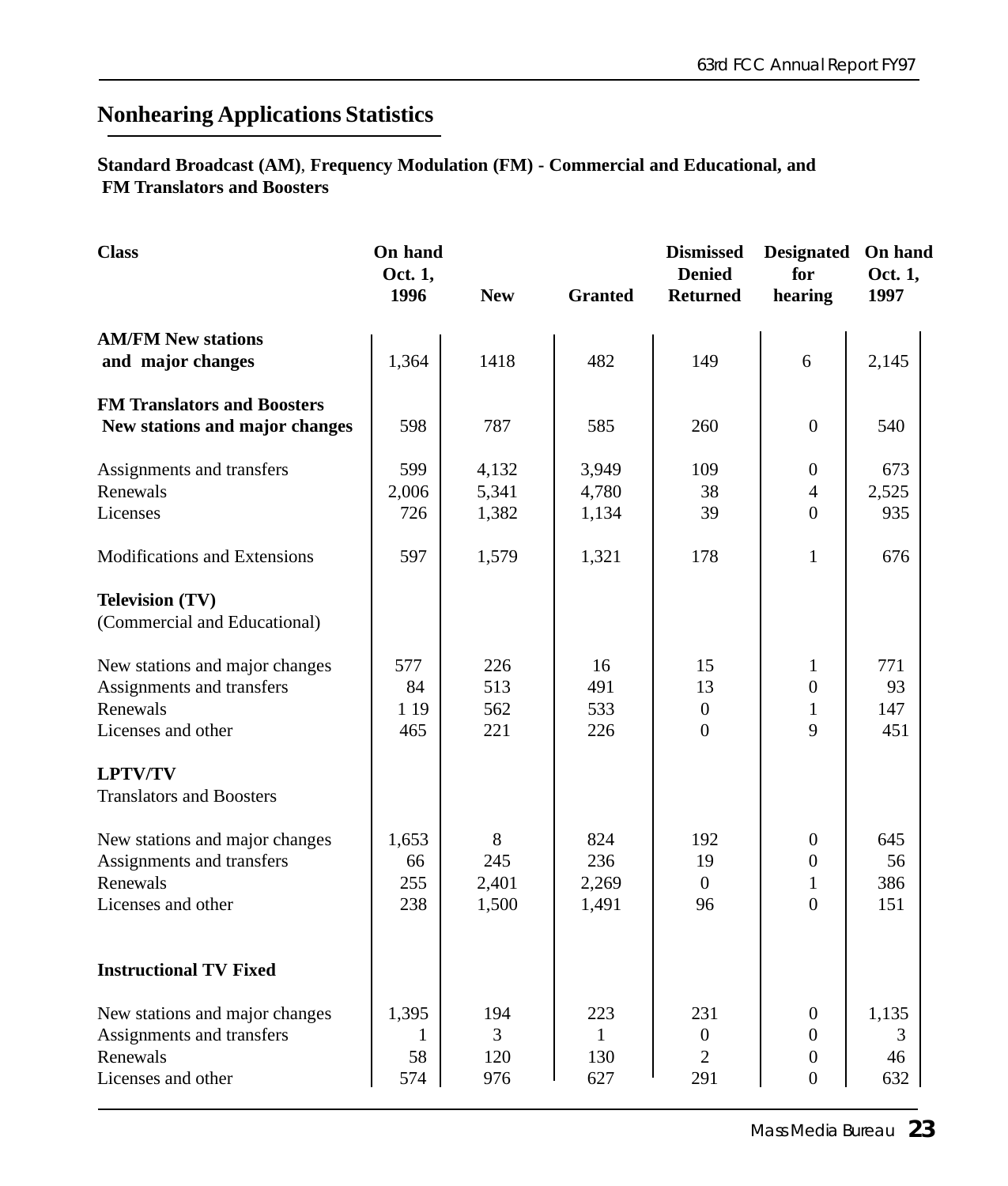## Nonhearing Applications Statistics

**Standard Broadcast (AM), Frequency Modulation (FM) - Commercial and Educational, and FM Translators and Boosters**

| Class | On hand Oct. 1, 1996 | New | Granted | Dismissed Denied Returned | Designated for hearing | On hand Oct. 1, 1997 |
|---|---|---|---|---|---|---|
| **AM/FM New stations and major changes** | 1,364 | 1418 | 482 | 149 | 6 | 2,145 |
| **FM Translators and Boosters New stations and major changes** | 598 | 787 | 585 | 260 | 0 | 540 |
| Assignments and transfers | 599 | 4,132 | 3,949 | 109 | 0 | 673 |
| Renewals | 2,006 | 5,341 | 4,780 | 38 | 4 | 2,525 |
| Licenses | 726 | 1,382 | 1,134 | 39 | 0 | 935 |
| Modifications and Extensions | 597 | 1,579 | 1,321 | 178 | 1 | 676 |
| **Television (TV)** (Commercial and Educational) | | | | | | |
| New stations and major changes | 577 | 226 | 16 | 15 | 1 | 771 |
| Assignments and transfers | 84 | 513 | 491 | 13 | 0 | 93 |
| Renewals | 1 19 | 562 | 533 | 0 | 1 | 147 |
| Licenses and other | 465 | 221 | 226 | 0 | 9 | 451 |
| **LPTV/TV** Translators and Boosters | | | | | | |
| New stations and major changes | 1,653 | 8 | 824 | 192 | 0 | 645 |
| Assignments and transfers | 66 | 245 | 236 | 19 | 0 | 56 |
| Renewals | 255 | 2,401 | 2,269 | 0 | 1 | 386 |
| Licenses and other | 238 | 1,500 | 1,491 | 96 | 0 | 151 |
| **Instructional TV Fixed** | | | | | | |
| New stations and major changes | 1,395 | 194 | 223 | 231 | 0 | 1,135 |
| Assignments and transfers | 1 | 3 | 1 | 0 | 0 | 3 |
| Renewals | 58 | 120 | 130 | 2 | 0 | 46 |
| Licenses and other | 574 | 976 | 627 | 291 | 0 | 632 |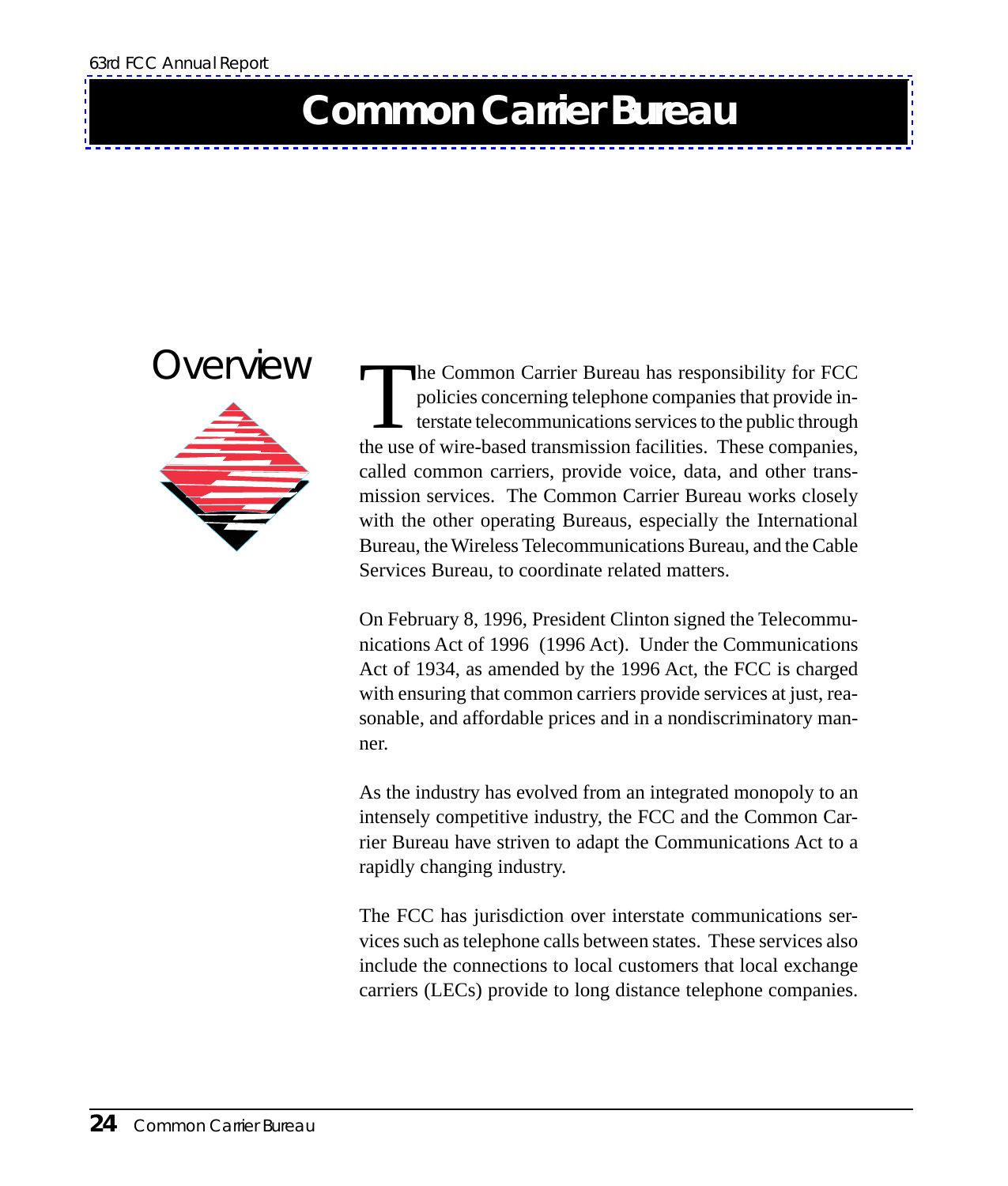# Common Carrier Bureau

## Overview

The Common Carrier Bureau has responsibility for FCC policies concerning telephone companies that provide interstate telecommunications services to the public through the use of wire-based transmission facilities. These companies, called common carriers, provide voice, data, and other transmission services. The Common Carrier Bureau works closely with the other operating Bureaus, especially the International Bureau, the Wireless Telecommunications Bureau, and the Cable Services Bureau, to coordinate related matters.

On February 8, 1996, President Clinton signed the Telecommunications Act of 1996 (1996 Act). Under the Communications Act of 1934, as amended by the 1996 Act, the FCC is charged with ensuring that common carriers provide services at just, reasonable, and affordable prices and in a nondiscriminatory manner.

As the industry has evolved from an integrated monopoly to an intensely competitive industry, the FCC and the Common Carrier Bureau have striven to adapt the Communications Act to a rapidly changing industry.

The FCC has jurisdiction over interstate communications services such as telephone calls between states. These services also include the connections to local customers that local exchange carriers (LECs) provide to long distance telephone companies.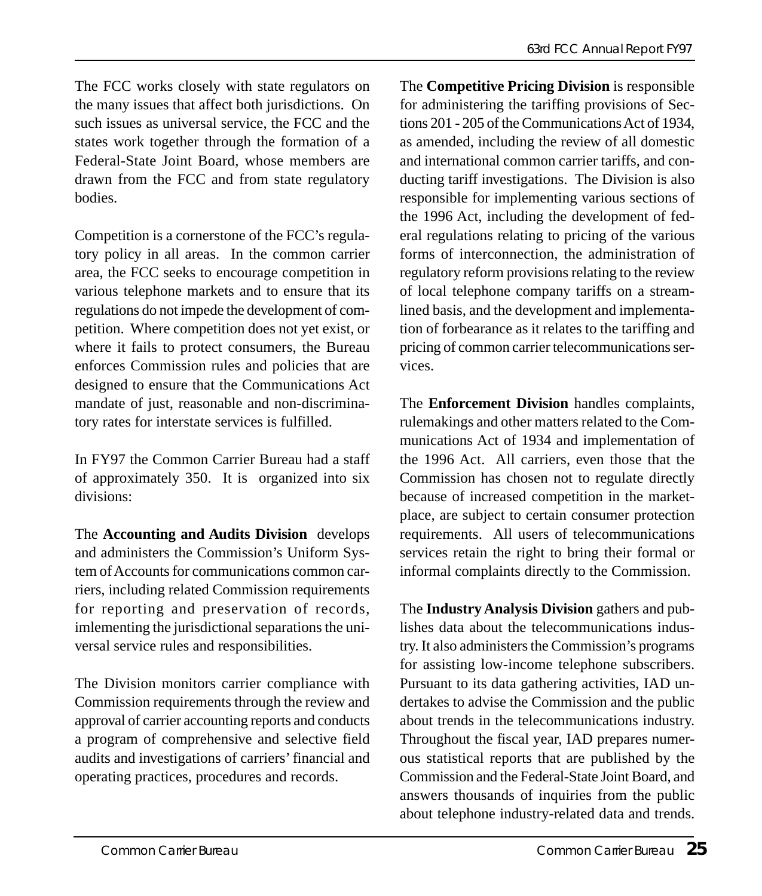The FCC works closely with state regulators on the many issues that affect both jurisdictions. On such issues as universal service, the FCC and the states work together through the formation of a Federal-State Joint Board, whose members are drawn from the FCC and from state regulatory bodies.

Competition is a cornerstone of the FCC's regulatory policy in all areas. In the common carrier area, the FCC seeks to encourage competition in various telephone markets and to ensure that its regulations do not impede the development of competition. Where competition does not yet exist, or where it fails to protect consumers, the Bureau enforces Commission rules and policies that are designed to ensure that the Communications Act mandate of just, reasonable and non-discriminatory rates for interstate services is fulfilled.

In FY97 the Common Carrier Bureau had a staff of approximately 350. It is organized into six divisions:

The **Accounting and Audits Division** develops and administers the Commission's Uniform System of Accounts for communications common carriers, including related Commission requirements for reporting and preservation of records, imlementing the jurisdictional separations the universal service rules and responsibilities.

The Division monitors carrier compliance with Commission requirements through the review and approval of carrier accounting reports and conducts a program of comprehensive and selective field audits and investigations of carriers' financial and operating practices, procedures and records.

The **Competitive Pricing Division** is responsible for administering the tariffing provisions of Sections 201 - 205 of the Communications Act of 1934, as amended, including the review of all domestic and international common carrier tariffs, and conducting tariff investigations. The Division is also responsible for implementing various sections of the 1996 Act, including the development of federal regulations relating to pricing of the various forms of interconnection, the administration of regulatory reform provisions relating to the review of local telephone company tariffs on a streamlined basis, and the development and implementation of forbearance as it relates to the tariffing and pricing of common carrier telecommunications services.

The **Enforcement Division** handles complaints, rulemakings and other matters related to the Communications Act of 1934 and implementation of the 1996 Act. All carriers, even those that the Commission has chosen not to regulate directly because of increased competition in the marketplace, are subject to certain consumer protection requirements. All users of telecommunications services retain the right to bring their formal or informal complaints directly to the Commission.

The **Industry Analysis Division** gathers and publishes data about the telecommunications industry. It also administers the Commission's programs for assisting low-income telephone subscribers. Pursuant to its data gathering activities, IAD undertakes to advise the Commission and the public about trends in the telecommunications industry. Throughout the fiscal year, IAD prepares numerous statistical reports that are published by the Commission and the Federal-State Joint Board, and answers thousands of inquiries from the public about telephone industry-related data and trends.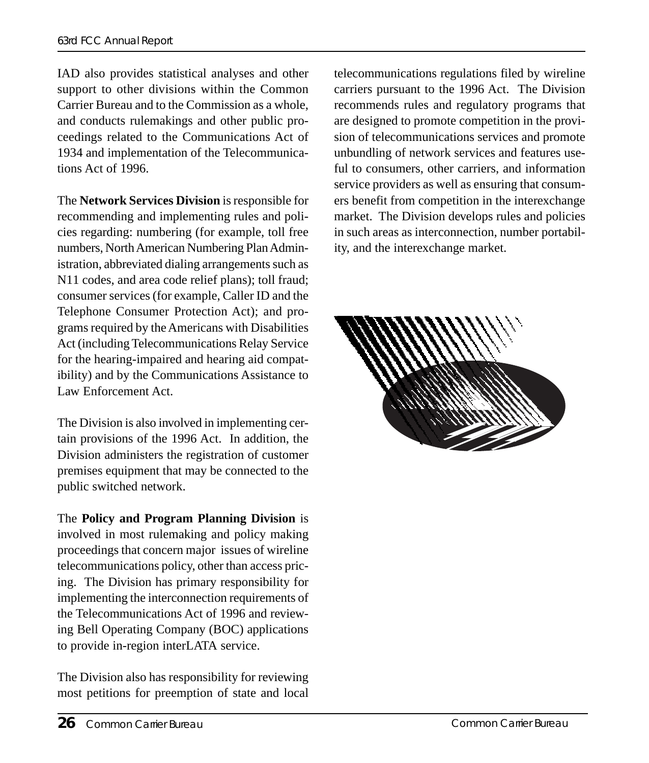IAD also provides statistical analyses and other support to other divisions within the Common Carrier Bureau and to the Commission as a whole, and conducts rulemakings and other public proceedings related to the Communications Act of 1934 and implementation of the Telecommunications Act of 1996.

The **Network Services Division** is responsible for recommending and implementing rules and policies regarding: numbering (for example, toll free numbers, North American Numbering Plan Administration, abbreviated dialing arrangements such as N11 codes, and area code relief plans); toll fraud; consumer services (for example, Caller ID and the Telephone Consumer Protection Act); and programs required by the Americans with Disabilities Act (including Telecommunications Relay Service for the hearing-impaired and hearing aid compatibility) and by the Communications Assistance to Law Enforcement Act.

The Division is also involved in implementing certain provisions of the 1996 Act. In addition, the Division administers the registration of customer premises equipment that may be connected to the public switched network.

The **Policy and Program Planning Division** is involved in most rulemaking and policy making proceedings that concern major issues of wireline telecommunications policy, other than access pricing. The Division has primary responsibility for implementing the interconnection requirements of the Telecommunications Act of 1996 and reviewing Bell Operating Company (BOC) applications to provide in-region interLATA service.

The Division also has responsibility for reviewing most petitions for preemption of state and local telecommunications regulations filed by wireline carriers pursuant to the 1996 Act. The Division recommends rules and regulatory programs that are designed to promote competition in the provision of telecommunications services and promote unbundling of network services and features useful to consumers, other carriers, and information service providers as well as ensuring that consumers benefit from competition in the interexchange market. The Division develops rules and policies in such areas as interconnection, number portability, and the interexchange market.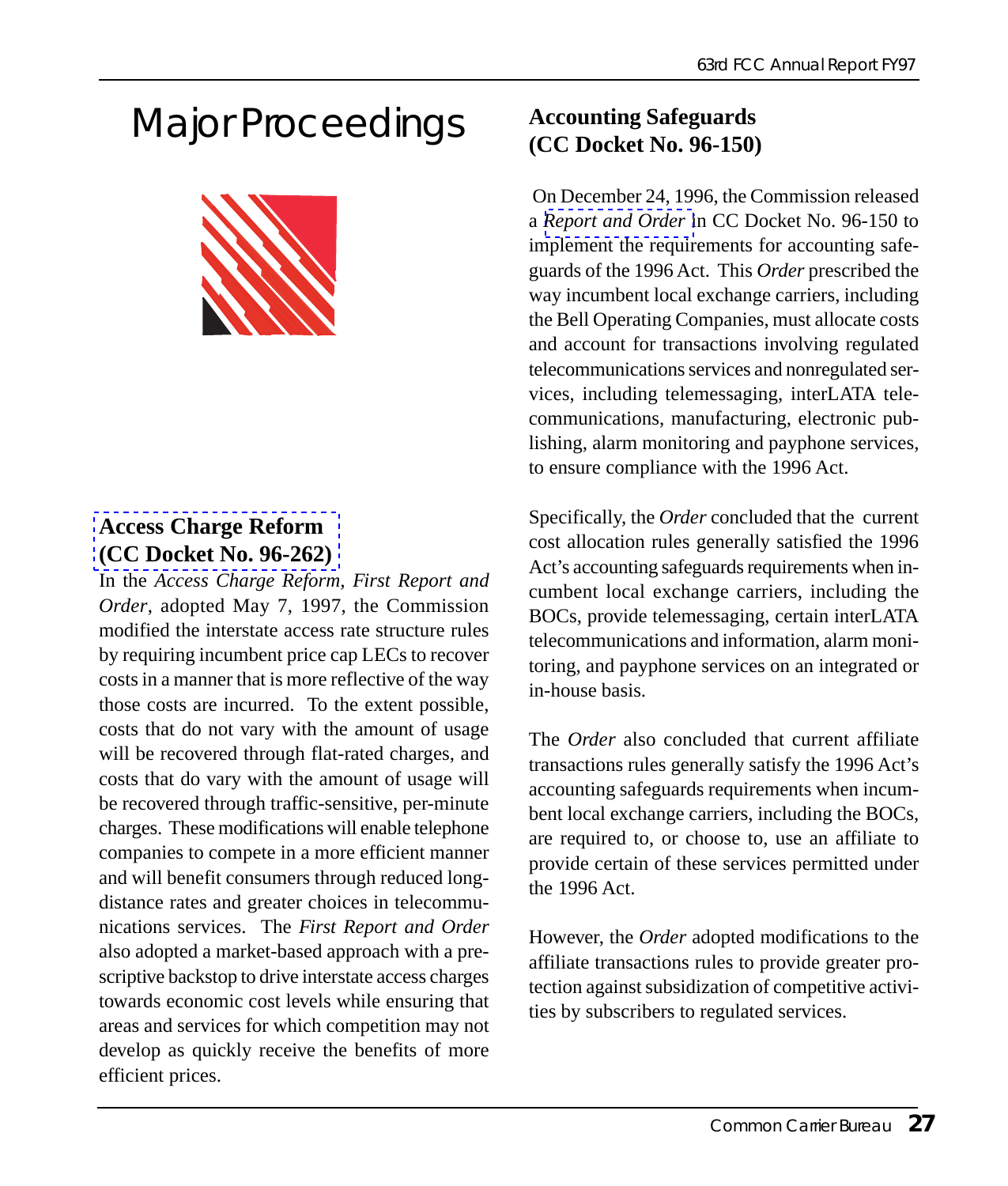# Major Proceedings

## Access Charge Reform (CC Docket No. 96-262)

In the *Access Charge Reform, First Report and Order*, adopted May 7, 1997, the Commission modified the interstate access rate structure rules by requiring incumbent price cap LECs to recover costs in a manner that is more reflective of the way those costs are incurred. To the extent possible, costs that do not vary with the amount of usage will be recovered through flat-rated charges, and costs that do vary with the amount of usage will be recovered through traffic-sensitive, per-minute charges. These modifications will enable telephone companies to compete in a more efficient manner and will benefit consumers through reduced long-distance rates and greater choices in telecommunications services. The *First Report and Order* also adopted a market-based approach with a prescriptive backstop to drive interstate access charges towards economic cost levels while ensuring that areas and services for which competition may not develop as quickly receive the benefits of more efficient prices.

## Accounting Safeguards (CC Docket No. 96-150)

On December 24, 1996, the Commission released a *Report and Order* in CC Docket No. 96-150 to implement the requirements for accounting safeguards of the 1996 Act. This *Order* prescribed the way incumbent local exchange carriers, including the Bell Operating Companies, must allocate costs and account for transactions involving regulated telecommunications services and nonregulated services, including telemessaging, interLATA telecommunications, manufacturing, electronic publishing, alarm monitoring and payphone services, to ensure compliance with the 1996 Act.

Specifically, the *Order* concluded that the current cost allocation rules generally satisfied the 1996 Act's accounting safeguards requirements when incumbent local exchange carriers, including the BOCs, provide telemessaging, certain interLATA telecommunications and information, alarm monitoring, and payphone services on an integrated or in-house basis.

The *Order* also concluded that current affiliate transactions rules generally satisfy the 1996 Act's accounting safeguards requirements when incumbent local exchange carriers, including the BOCs, are required to, or choose to, use an affiliate to provide certain of these services permitted under the 1996 Act.

However, the *Order* adopted modifications to the affiliate transactions rules to provide greater protection against subsidization of competitive activities by subscribers to regulated services.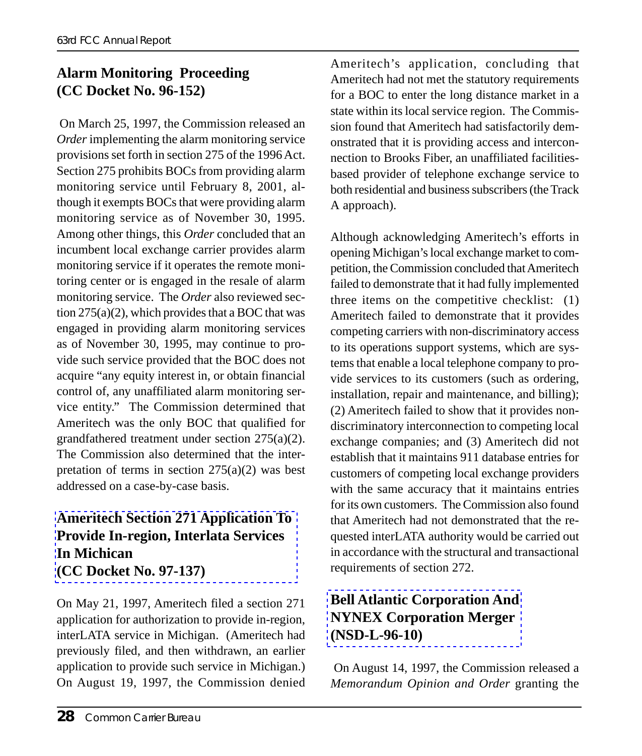## Alarm Monitoring Proceeding (CC Docket No. 96-152)

On March 25, 1997, the Commission released an *Order* implementing the alarm monitoring service provisions set forth in section 275 of the 1996 Act. Section 275 prohibits BOCs from providing alarm monitoring service until February 8, 2001, although it exempts BOCs that were providing alarm monitoring service as of November 30, 1995. Among other things, this *Order* concluded that an incumbent local exchange carrier provides alarm monitoring service if it operates the remote monitoring center or is engaged in the resale of alarm monitoring service. The *Order* also reviewed section 275(a)(2), which provides that a BOC that was engaged in providing alarm monitoring services as of November 30, 1995, may continue to provide such service provided that the BOC does not acquire "any equity interest in, or obtain financial control of, any unaffiliated alarm monitoring service entity." The Commission determined that Ameritech was the only BOC that qualified for grandfathered treatment under section 275(a)(2). The Commission also determined that the interpretation of terms in section 275(a)(2) was best addressed on a case-by-case basis.

## Ameritech Section 271 Application To Provide In-region, Interlata Services In Michican (CC Docket No. 97-137)

On May 21, 1997, Ameritech filed a section 271 application for authorization to provide in-region, interLATA service in Michigan. (Ameritech had previously filed, and then withdrawn, an earlier application to provide such service in Michigan.) On August 19, 1997, the Commission denied Ameritech's application, concluding that Ameritech had not met the statutory requirements for a BOC to enter the long distance market in a state within its local service region. The Commission found that Ameritech had satisfactorily demonstrated that it is providing access and interconnection to Brooks Fiber, an unaffiliated facilities-based provider of telephone exchange service to both residential and business subscribers (the Track A approach).

Although acknowledging Ameritech's efforts in opening Michigan's local exchange market to competition, the Commission concluded that Ameritech failed to demonstrate that it had fully implemented three items on the competitive checklist: (1) Ameritech failed to demonstrate that it provides competing carriers with non-discriminatory access to its operations support systems, which are systems that enable a local telephone company to provide services to its customers (such as ordering, installation, repair and maintenance, and billing); (2) Ameritech failed to show that it provides non-discriminatory interconnection to competing local exchange companies; and (3) Ameritech did not establish that it maintains 911 database entries for customers of competing local exchange providers with the same accuracy that it maintains entries for its own customers. The Commission also found that Ameritech had not demonstrated that the requested interLATA authority would be carried out in accordance with the structural and transactional requirements of section 272.

## Bell Atlantic Corporation And NYNEX Corporation Merger (NSD-L-96-10)

On August 14, 1997, the Commission released a *Memorandum Opinion and Order* granting the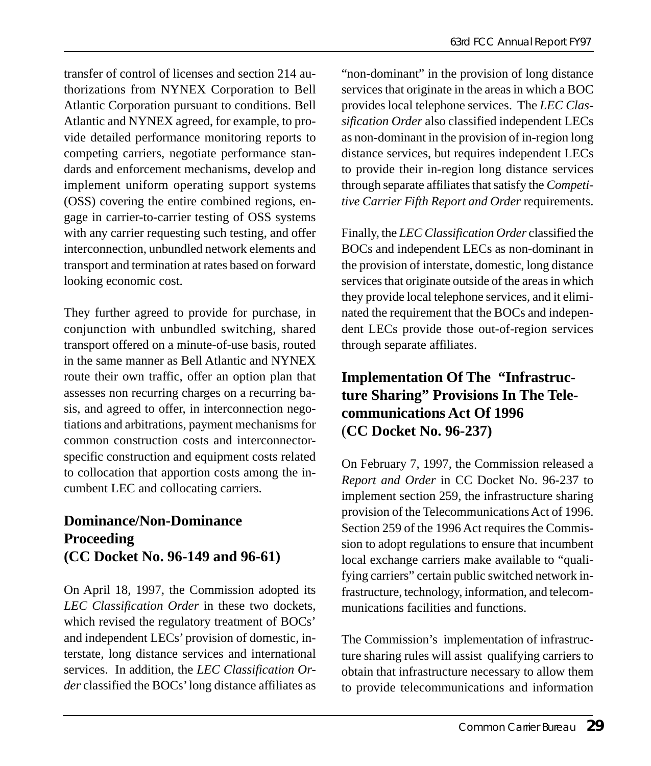transfer of control of licenses and section 214 authorizations from NYNEX Corporation to Bell Atlantic Corporation pursuant to conditions. Bell Atlantic and NYNEX agreed, for example, to provide detailed performance monitoring reports to competing carriers, negotiate performance standards and enforcement mechanisms, develop and implement uniform operating support systems (OSS) covering the entire combined regions, engage in carrier-to-carrier testing of OSS systems with any carrier requesting such testing, and offer interconnection, unbundled network elements and transport and termination at rates based on forward looking economic cost.

They further agreed to provide for purchase, in conjunction with unbundled switching, shared transport offered on a minute-of-use basis, routed in the same manner as Bell Atlantic and NYNEX route their own traffic, offer an option plan that assesses non recurring charges on a recurring basis, and agreed to offer, in interconnection negotiations and arbitrations, payment mechanisms for common construction costs and interconnector-specific construction and equipment costs related to collocation that apportion costs among the incumbent LEC and collocating carriers.

## Dominance/Non-Dominance Proceeding (CC Docket No. 96-149 and 96-61)

On April 18, 1997, the Commission adopted its *LEC Classification Order* in these two dockets, which revised the regulatory treatment of BOCs' and independent LECs' provision of domestic, interstate, long distance services and international services. In addition, the *LEC Classification Order* classified the BOCs' long distance affiliates as "non-dominant" in the provision of long distance services that originate in the areas in which a BOC provides local telephone services. The *LEC Classification Order* also classified independent LECs as non-dominant in the provision of in-region long distance services, but requires independent LECs to provide their in-region long distance services through separate affiliates that satisfy the *Competitive Carrier Fifth Report and Order* requirements.

Finally, the *LEC Classification Order* classified the BOCs and independent LECs as non-dominant in the provision of interstate, domestic, long distance services that originate outside of the areas in which they provide local telephone services, and it eliminated the requirement that the BOCs and independent LECs provide those out-of-region services through separate affiliates.

## Implementation Of The "Infrastructure Sharing" Provisions In The Telecommunications Act Of 1996 (CC Docket No. 96-237)

On February 7, 1997, the Commission released a *Report and Order* in CC Docket No. 96-237 to implement section 259, the infrastructure sharing provision of the Telecommunications Act of 1996. Section 259 of the 1996 Act requires the Commission to adopt regulations to ensure that incumbent local exchange carriers make available to "qualifying carriers" certain public switched network infrastructure, technology, information, and telecommunications facilities and functions.

The Commission's implementation of infrastructure sharing rules will assist qualifying carriers to obtain that infrastructure necessary to allow them to provide telecommunications and information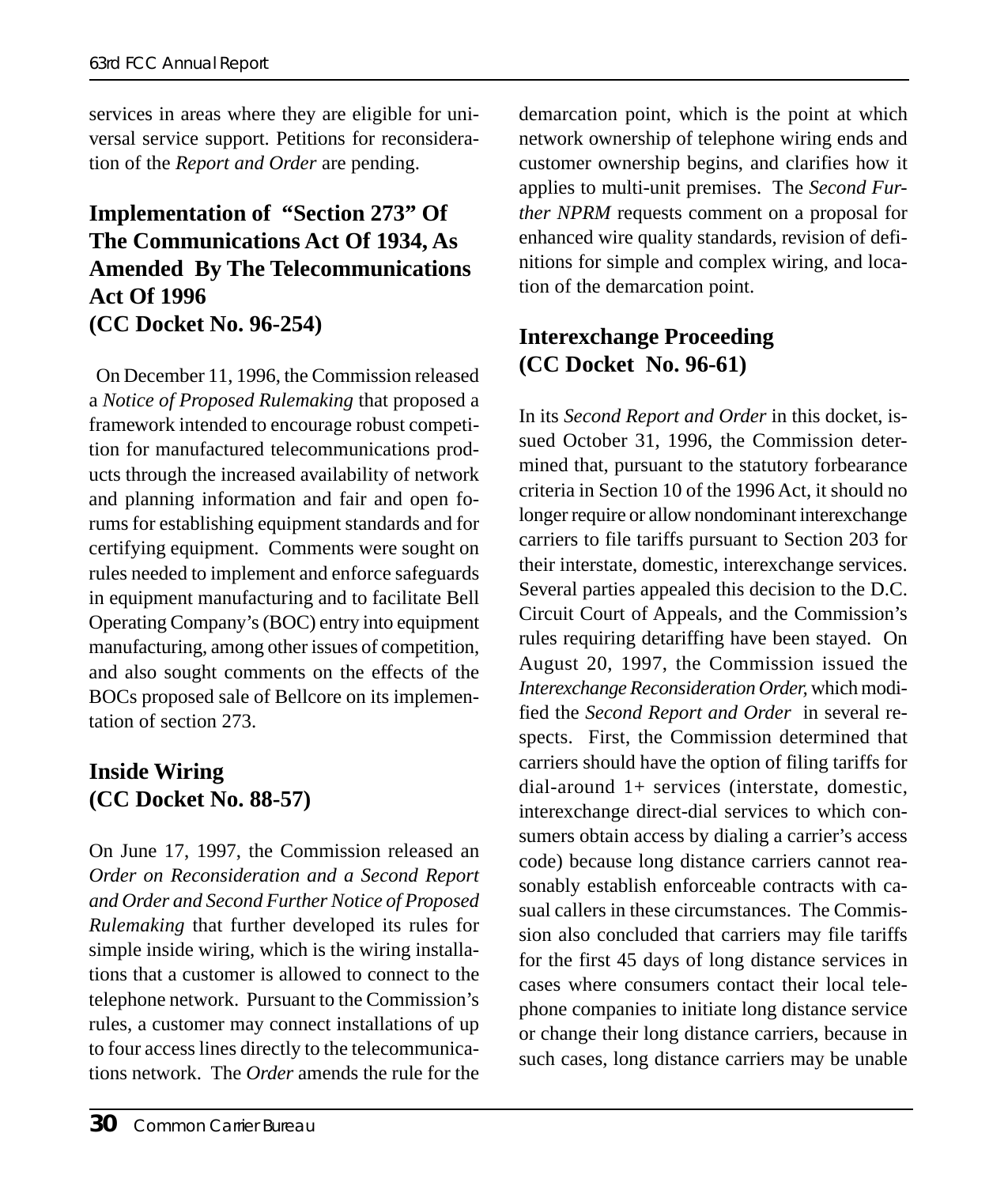services in areas where they are eligible for universal service support. Petitions for reconsideration of the *Report and Order* are pending.

## Implementation of "Section 273" Of The Communications Act Of 1934, As Amended By The Telecommunications Act Of 1996 (CC Docket No. 96-254)

On December 11, 1996, the Commission released a *Notice of Proposed Rulemaking* that proposed a framework intended to encourage robust competition for manufactured telecommunications products through the increased availability of network and planning information and fair and open forums for establishing equipment standards and for certifying equipment. Comments were sought on rules needed to implement and enforce safeguards in equipment manufacturing and to facilitate Bell Operating Company's (BOC) entry into equipment manufacturing, among other issues of competition, and also sought comments on the effects of the BOCs proposed sale of Bellcore on its implementation of section 273.

## Inside Wiring (CC Docket No. 88-57)

On June 17, 1997, the Commission released an *Order on Reconsideration and a Second Report and Order and Second Further Notice of Proposed Rulemaking* that further developed its rules for simple inside wiring, which is the wiring installations that a customer is allowed to connect to the telephone network. Pursuant to the Commission's rules, a customer may connect installations of up to four access lines directly to the telecommunications network. The *Order* amends the rule for the demarcation point, which is the point at which network ownership of telephone wiring ends and customer ownership begins, and clarifies how it applies to multi-unit premises. The *Second Further NPRM* requests comment on a proposal for enhanced wire quality standards, revision of definitions for simple and complex wiring, and location of the demarcation point.

## Interexchange Proceeding (CC Docket No. 96-61)

In its *Second Report and Order* in this docket, issued October 31, 1996, the Commission determined that, pursuant to the statutory forbearance criteria in Section 10 of the 1996 Act, it should no longer require or allow nondominant interexchange carriers to file tariffs pursuant to Section 203 for their interstate, domestic, interexchange services. Several parties appealed this decision to the D.C. Circuit Court of Appeals, and the Commission's rules requiring detariffing have been stayed. On August 20, 1997, the Commission issued the *Interexchange Reconsideration Order,* which modified the *Second Report and Order* in several respects. First, the Commission determined that carriers should have the option of filing tariffs for dial-around 1+ services (interstate, domestic, interexchange direct-dial services to which consumers obtain access by dialing a carrier's access code) because long distance carriers cannot reasonably establish enforceable contracts with casual callers in these circumstances. The Commission also concluded that carriers may file tariffs for the first 45 days of long distance services in cases where consumers contact their local telephone companies to initiate long distance service or change their long distance carriers, because in such cases, long distance carriers may be unable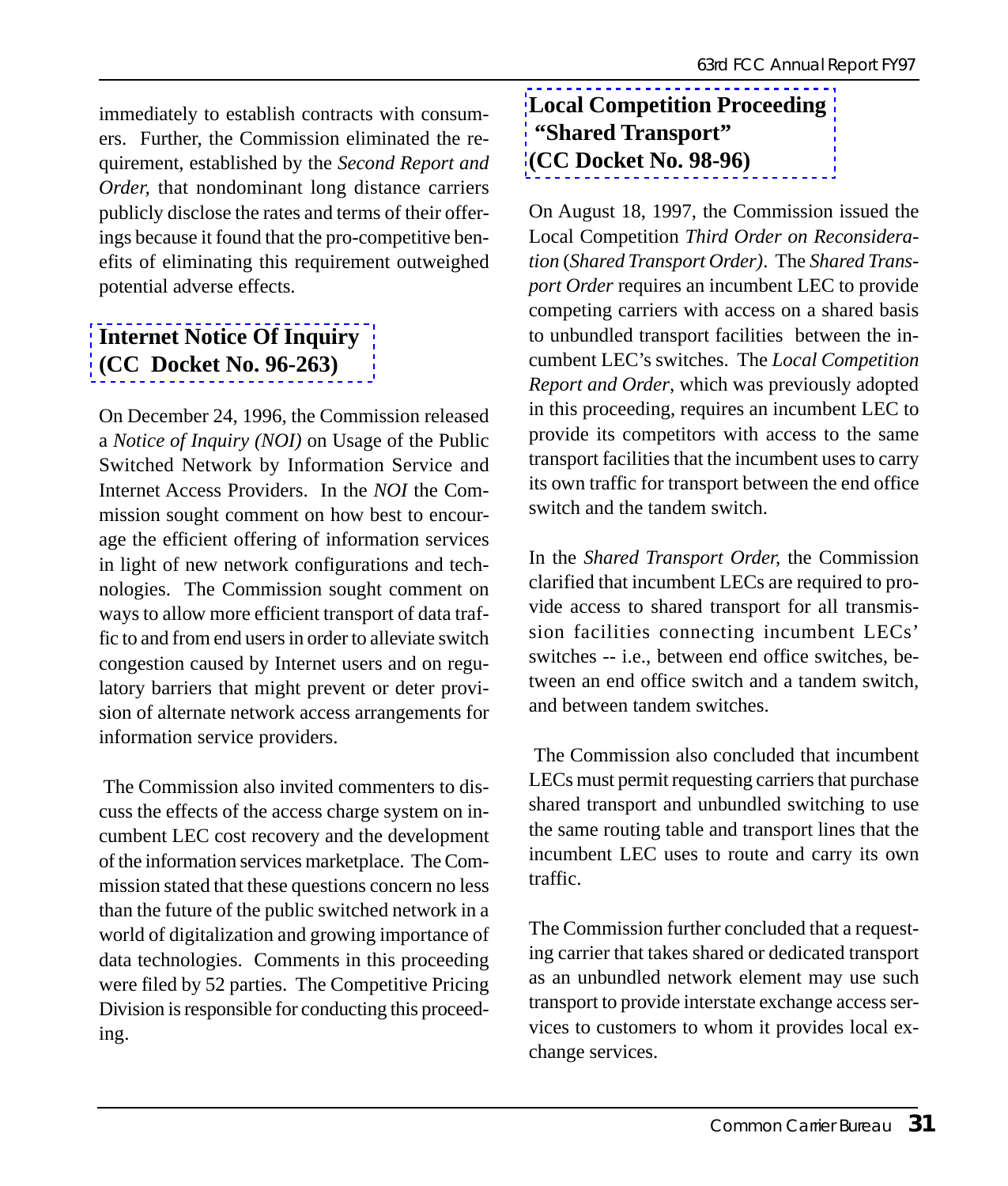immediately to establish contracts with consumers. Further, the Commission eliminated the requirement, established by the *Second Report and Order,* that nondominant long distance carriers publicly disclose the rates and terms of their offerings because it found that the pro-competitive benefits of eliminating this requirement outweighed potential adverse effects.

## Internet Notice Of Inquiry (CC Docket No. 96-263)

On December 24, 1996, the Commission released a *Notice of Inquiry (NOI)* on Usage of the Public Switched Network by Information Service and Internet Access Providers. In the *NOI* the Commission sought comment on how best to encourage the efficient offering of information services in light of new network configurations and technologies. The Commission sought comment on ways to allow more efficient transport of data traffic to and from end users in order to alleviate switch congestion caused by Internet users and on regulatory barriers that might prevent or deter provision of alternate network access arrangements for information service providers.

The Commission also invited commenters to discuss the effects of the access charge system on incumbent LEC cost recovery and the development of the information services marketplace. The Commission stated that these questions concern no less than the future of the public switched network in a world of digitalization and growing importance of data technologies. Comments in this proceeding were filed by 52 parties. The Competitive Pricing Division is responsible for conducting this proceeding.

## Local Competition Proceeding "Shared Transport" (CC Docket No. 98-96)

On August 18, 1997, the Commission issued the Local Competition *Third Order on Reconsideration* (*Shared Transport Order)*. The *Shared Transport Order* requires an incumbent LEC to provide competing carriers with access on a shared basis to unbundled transport facilities between the incumbent LEC's switches. The *Local Competition Report and Order*, which was previously adopted in this proceeding, requires an incumbent LEC to provide its competitors with access to the same transport facilities that the incumbent uses to carry its own traffic for transport between the end office switch and the tandem switch.

In the *Shared Transport Order,* the Commission clarified that incumbent LECs are required to provide access to shared transport for all transmission facilities connecting incumbent LECs' switches -- i.e., between end office switches, between an end office switch and a tandem switch, and between tandem switches.

The Commission also concluded that incumbent LECs must permit requesting carriers that purchase shared transport and unbundled switching to use the same routing table and transport lines that the incumbent LEC uses to route and carry its own traffic.

The Commission further concluded that a requesting carrier that takes shared or dedicated transport as an unbundled network element may use such transport to provide interstate exchange access services to customers to whom it provides local exchange services.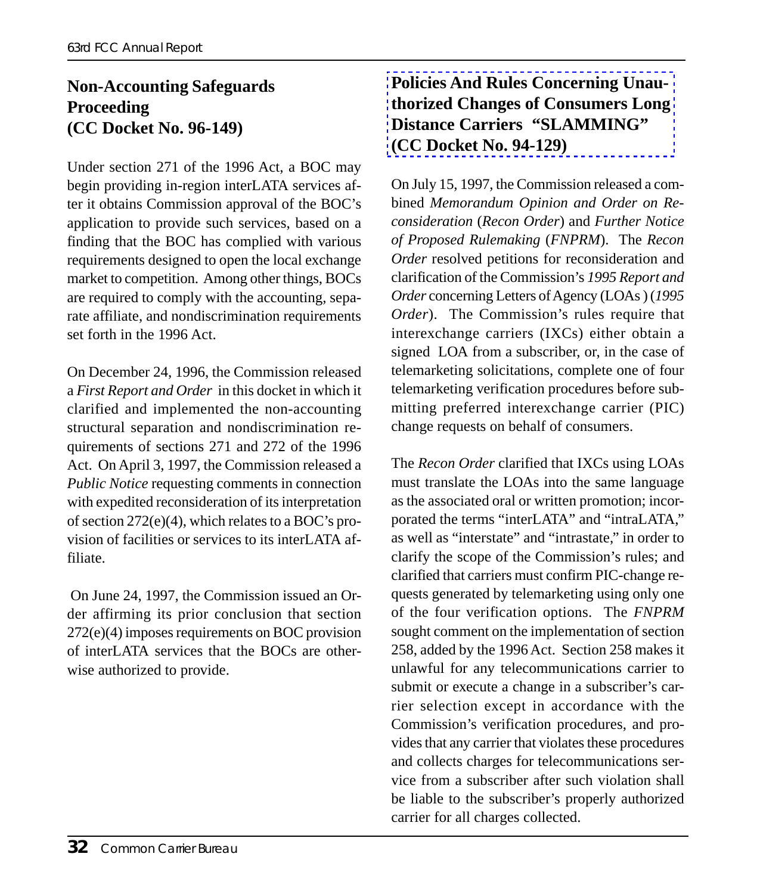## Non-Accounting Safeguards Proceeding (CC Docket No. 96-149)

Under section 271 of the 1996 Act, a BOC may begin providing in-region interLATA services after it obtains Commission approval of the BOC's application to provide such services, based on a finding that the BOC has complied with various requirements designed to open the local exchange market to competition. Among other things, BOCs are required to comply with the accounting, separate affiliate, and nondiscrimination requirements set forth in the 1996 Act.

On December 24, 1996, the Commission released a *First Report and Order* in this docket in which it clarified and implemented the non-accounting structural separation and nondiscrimination requirements of sections 271 and 272 of the 1996 Act. On April 3, 1997, the Commission released a *Public Notice* requesting comments in connection with expedited reconsideration of its interpretation of section 272(e)(4), which relates to a BOC's provision of facilities or services to its interLATA affiliate.

On June 24, 1997, the Commission issued an Order affirming its prior conclusion that section 272(e)(4) imposes requirements on BOC provision of interLATA services that the BOCs are otherwise authorized to provide.

## Policies And Rules Concerning Unauthorized Changes of Consumers Long Distance Carriers "SLAMMING" (CC Docket No. 94-129)

On July 15, 1997, the Commission released a combined *Memorandum Opinion and Order on Reconsideration* (*Recon Order*) and *Further Notice of Proposed Rulemaking* (*FNPRM*). The *Recon Order* resolved petitions for reconsideration and clarification of the Commission's *1995 Report and Order* concerning Letters of Agency (LOAs) (*1995 Order*). The Commission's rules require that interexchange carriers (IXCs) either obtain a signed LOA from a subscriber, or, in the case of telemarketing solicitations, complete one of four telemarketing verification procedures before submitting preferred interexchange carrier (PIC) change requests on behalf of consumers.

The *Recon Order* clarified that IXCs using LOAs must translate the LOAs into the same language as the associated oral or written promotion; incorporated the terms "interLATA" and "intraLATA," as well as "interstate" and "intrastate," in order to clarify the scope of the Commission's rules; and clarified that carriers must confirm PIC-change requests generated by telemarketing using only one of the four verification options. The *FNPRM* sought comment on the implementation of section 258, added by the 1996 Act. Section 258 makes it unlawful for any telecommunications carrier to submit or execute a change in a subscriber's carrier selection except in accordance with the Commission's verification procedures, and provides that any carrier that violates these procedures and collects charges for telecommunications service from a subscriber after such violation shall be liable to the subscriber's properly authorized carrier for all charges collected.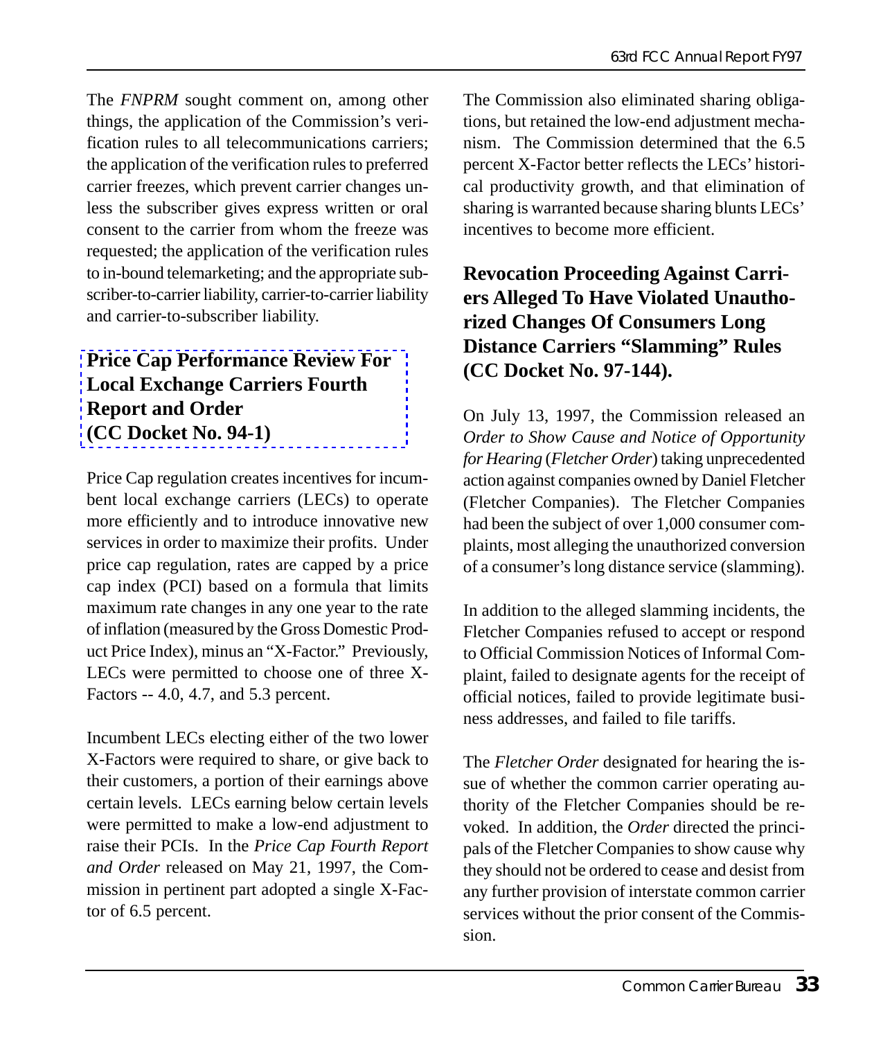The *FNPRM* sought comment on, among other things, the application of the Commission's verification rules to all telecommunications carriers; the application of the verification rules to preferred carrier freezes, which prevent carrier changes unless the subscriber gives express written or oral consent to the carrier from whom the freeze was requested; the application of the verification rules to in-bound telemarketing; and the appropriate subscriber-to-carrier liability, carrier-to-carrier liability and carrier-to-subscriber liability.

## Price Cap Performance Review For Local Exchange Carriers Fourth Report and Order (CC Docket No. 94-1)

Price Cap regulation creates incentives for incumbent local exchange carriers (LECs) to operate more efficiently and to introduce innovative new services in order to maximize their profits. Under price cap regulation, rates are capped by a price cap index (PCI) based on a formula that limits maximum rate changes in any one year to the rate of inflation (measured by the Gross Domestic Product Price Index), minus an "X-Factor." Previously, LECs were permitted to choose one of three X-Factors -- 4.0, 4.7, and 5.3 percent.

Incumbent LECs electing either of the two lower X-Factors were required to share, or give back to their customers, a portion of their earnings above certain levels. LECs earning below certain levels were permitted to make a low-end adjustment to raise their PCIs. In the *Price Cap Fourth Report and Order* released on May 21, 1997, the Commission in pertinent part adopted a single X-Factor of 6.5 percent.

The Commission also eliminated sharing obligations, but retained the low-end adjustment mechanism. The Commission determined that the 6.5 percent X-Factor better reflects the LECs' historical productivity growth, and that elimination of sharing is warranted because sharing blunts LECs' incentives to become more efficient.

## Revocation Proceeding Against Carriers Alleged To Have Violated Unauthorized Changes Of Consumers Long Distance Carriers "Slamming" Rules (CC Docket No. 97-144).

On July 13, 1997, the Commission released an *Order to Show Cause and Notice of Opportunity for Hearing* (*Fletcher Order*) taking unprecedented action against companies owned by Daniel Fletcher (Fletcher Companies). The Fletcher Companies had been the subject of over 1,000 consumer complaints, most alleging the unauthorized conversion of a consumer's long distance service (slamming).

In addition to the alleged slamming incidents, the Fletcher Companies refused to accept or respond to Official Commission Notices of Informal Complaint, failed to designate agents for the receipt of official notices, failed to provide legitimate business addresses, and failed to file tariffs.

The *Fletcher Order* designated for hearing the issue of whether the common carrier operating authority of the Fletcher Companies should be revoked. In addition, the *Order* directed the principals of the Fletcher Companies to show cause why they should not be ordered to cease and desist from any further provision of interstate common carrier services without the prior consent of the Commission.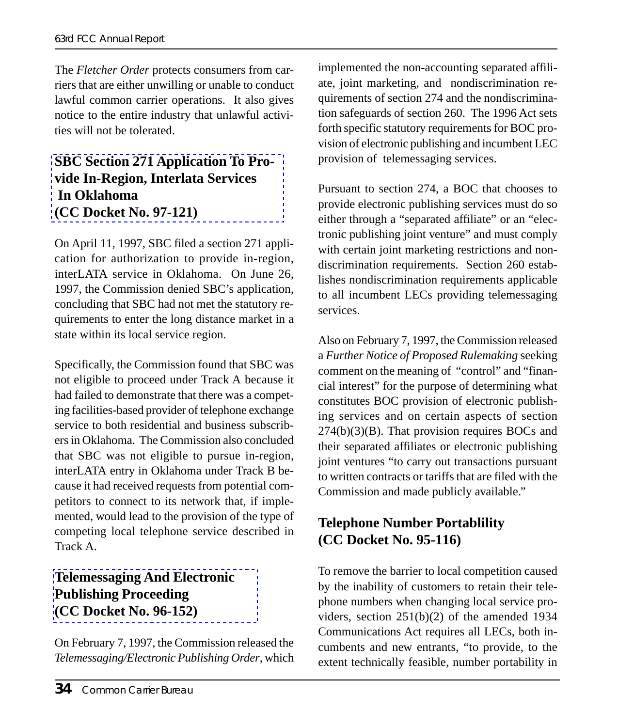The *Fletcher Order* protects consumers from carriers that are either unwilling or unable to conduct lawful common carrier operations. It also gives notice to the entire industry that unlawful activities will not be tolerated.

### SBC Section 271 Application To Provide In-Region, Interlata Services In Oklahoma (CC Docket No. 97-121)

On April 11, 1997, SBC filed a section 271 application for authorization to provide in-region, interLATA service in Oklahoma. On June 26, 1997, the Commission denied SBC's application, concluding that SBC had not met the statutory requirements to enter the long distance market in a state within its local service region.

Specifically, the Commission found that SBC was not eligible to proceed under Track A because it had failed to demonstrate that there was a competing facilities-based provider of telephone exchange service to both residential and business subscribers in Oklahoma. The Commission also concluded that SBC was not eligible to pursue in-region, interLATA entry in Oklahoma under Track B because it had received requests from potential competitors to connect to its network that, if implemented, would lead to the provision of the type of competing local telephone service described in Track A.

### Telemessaging And Electronic Publishing Proceeding (CC Docket No. 96-152)

On February 7, 1997, the Commission released the *Telemessaging/Electronic Publishing Order*, which implemented the non-accounting separated affiliate, joint marketing, and nondiscrimination requirements of section 274 and the nondiscrimination safeguards of section 260. The 1996 Act sets forth specific statutory requirements for BOC provision of electronic publishing and incumbent LEC provision of telemessaging services.

Pursuant to section 274, a BOC that chooses to provide electronic publishing services must do so either through a "separated affiliate" or an "electronic publishing joint venture" and must comply with certain joint marketing restrictions and nondiscrimination requirements. Section 260 establishes nondiscrimination requirements applicable to all incumbent LECs providing telemessaging services.

Also on February 7, 1997, the Commission released a *Further Notice of Proposed Rulemaking* seeking comment on the meaning of "control" and "financial interest" for the purpose of determining what constitutes BOC provision of electronic publishing services and on certain aspects of section 274(b)(3)(B). That provision requires BOCs and their separated affiliates or electronic publishing joint ventures "to carry out transactions pursuant to written contracts or tariffs that are filed with the Commission and made publicly available."

### Telephone Number Portablility (CC Docket No. 95-116)

To remove the barrier to local competition caused by the inability of customers to retain their telephone numbers when changing local service providers, section 251(b)(2) of the amended 1934 Communications Act requires all LECs, both incumbents and new entrants, "to provide, to the extent technically feasible, number portability in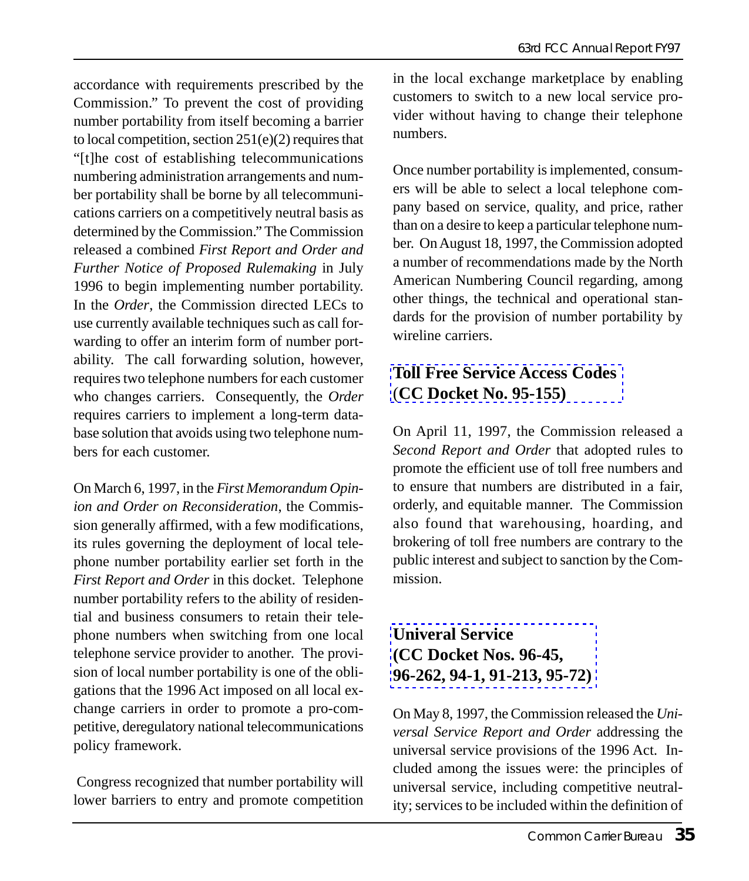accordance with requirements prescribed by the Commission." To prevent the cost of providing number portability from itself becoming a barrier to local competition, section 251(e)(2) requires that "[t]he cost of establishing telecommunications numbering administration arrangements and number portability shall be borne by all telecommunications carriers on a competitively neutral basis as determined by the Commission." The Commission released a combined *First Report and Order and Further Notice of Proposed Rulemaking* in July 1996 to begin implementing number portability. In the *Order*, the Commission directed LECs to use currently available techniques such as call forwarding to offer an interim form of number portability. The call forwarding solution, however, requires two telephone numbers for each customer who changes carriers. Consequently, the *Order* requires carriers to implement a long-term database solution that avoids using two telephone numbers for each customer.

On March 6, 1997, in the *First Memorandum Opinion and Order on Reconsideration*, the Commission generally affirmed, with a few modifications, its rules governing the deployment of local telephone number portability earlier set forth in the *First Report and Order* in this docket. Telephone number portability refers to the ability of residential and business consumers to retain their telephone numbers when switching from one local telephone service provider to another. The provision of local number portability is one of the obligations that the 1996 Act imposed on all local exchange carriers in order to promote a pro-competitive, deregulatory national telecommunications policy framework.

Congress recognized that number portability will lower barriers to entry and promote competition in the local exchange marketplace by enabling customers to switch to a new local service provider without having to change their telephone numbers.

Once number portability is implemented, consumers will be able to select a local telephone company based on service, quality, and price, rather than on a desire to keep a particular telephone number. On August 18, 1997, the Commission adopted a number of recommendations made by the North American Numbering Council regarding, among other things, the technical and operational standards for the provision of number portability by wireline carriers.

## Toll Free Service Access Codes (CC Docket No. 95-155)

On April 11, 1997, the Commission released a *Second Report and Order* that adopted rules to promote the efficient use of toll free numbers and to ensure that numbers are distributed in a fair, orderly, and equitable manner. The Commission also found that warehousing, hoarding, and brokering of toll free numbers are contrary to the public interest and subject to sanction by the Commission.

## Univeral Service (CC Docket Nos. 96-45, 96-262, 94-1, 91-213, 95-72)

On May 8, 1997, the Commission released the *Universal Service Report and Order* addressing the universal service provisions of the 1996 Act. Included among the issues were: the principles of universal service, including competitive neutrality; services to be included within the definition of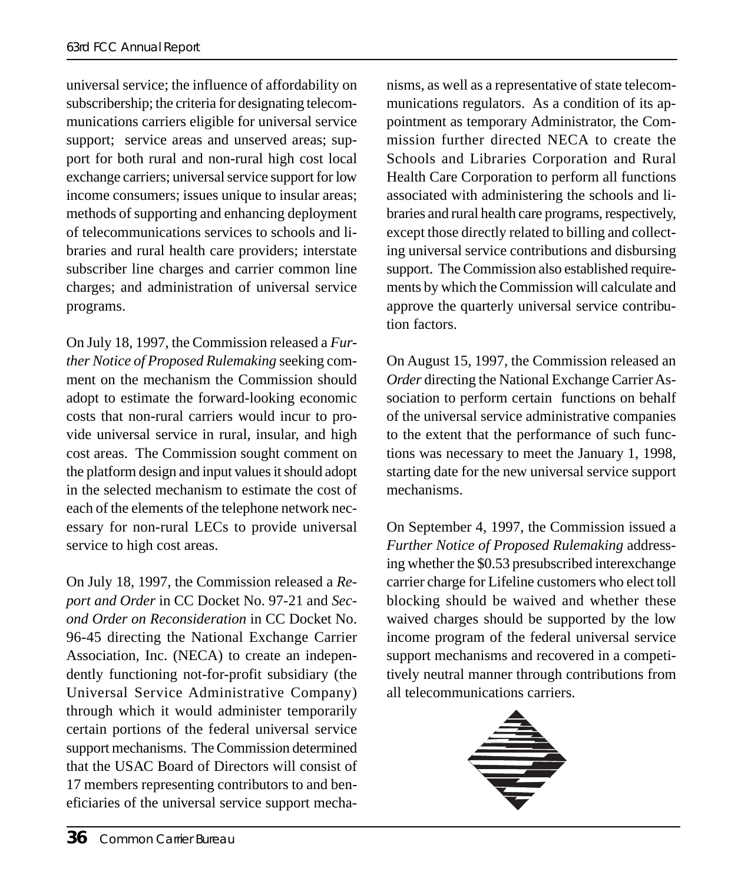universal service; the influence of affordability on subscribership; the criteria for designating telecommunications carriers eligible for universal service support; service areas and unserved areas; support for both rural and non-rural high cost local exchange carriers; universal service support for low income consumers; issues unique to insular areas; methods of supporting and enhancing deployment of telecommunications services to schools and libraries and rural health care providers; interstate subscriber line charges and carrier common line charges; and administration of universal service programs.

On July 18, 1997, the Commission released a *Further Notice of Proposed Rulemaking* seeking comment on the mechanism the Commission should adopt to estimate the forward-looking economic costs that non-rural carriers would incur to provide universal service in rural, insular, and high cost areas. The Commission sought comment on the platform design and input values it should adopt in the selected mechanism to estimate the cost of each of the elements of the telephone network necessary for non-rural LECs to provide universal service to high cost areas.

On July 18, 1997, the Commission released a *Report and Order* in CC Docket No. 97-21 and *Second Order on Reconsideration* in CC Docket No. 96-45 directing the National Exchange Carrier Association, Inc. (NECA) to create an independently functioning not-for-profit subsidiary (the Universal Service Administrative Company) through which it would administer temporarily certain portions of the federal universal service support mechanisms. The Commission determined that the USAC Board of Directors will consist of 17 members representing contributors to and beneficiaries of the universal service support mechanisms, as well as a representative of state telecommunications regulators. As a condition of its appointment as temporary Administrator, the Commission further directed NECA to create the Schools and Libraries Corporation and Rural Health Care Corporation to perform all functions associated with administering the schools and libraries and rural health care programs, respectively, except those directly related to billing and collecting universal service contributions and disbursing support. The Commission also established requirements by which the Commission will calculate and approve the quarterly universal service contribution factors.

On August 15, 1997, the Commission released an *Order* directing the National Exchange Carrier Association to perform certain functions on behalf of the universal service administrative companies to the extent that the performance of such functions was necessary to meet the January 1, 1998, starting date for the new universal service support mechanisms.

On September 4, 1997, the Commission issued a *Further Notice of Proposed Rulemaking* addressing whether the $0.53 presubscribed interexchange carrier charge for Lifeline customers who elect toll blocking should be waived and whether these waived charges should be supported by the low income program of the federal universal service support mechanisms and recovered in a competitively neutral manner through contributions from all telecommunications carriers.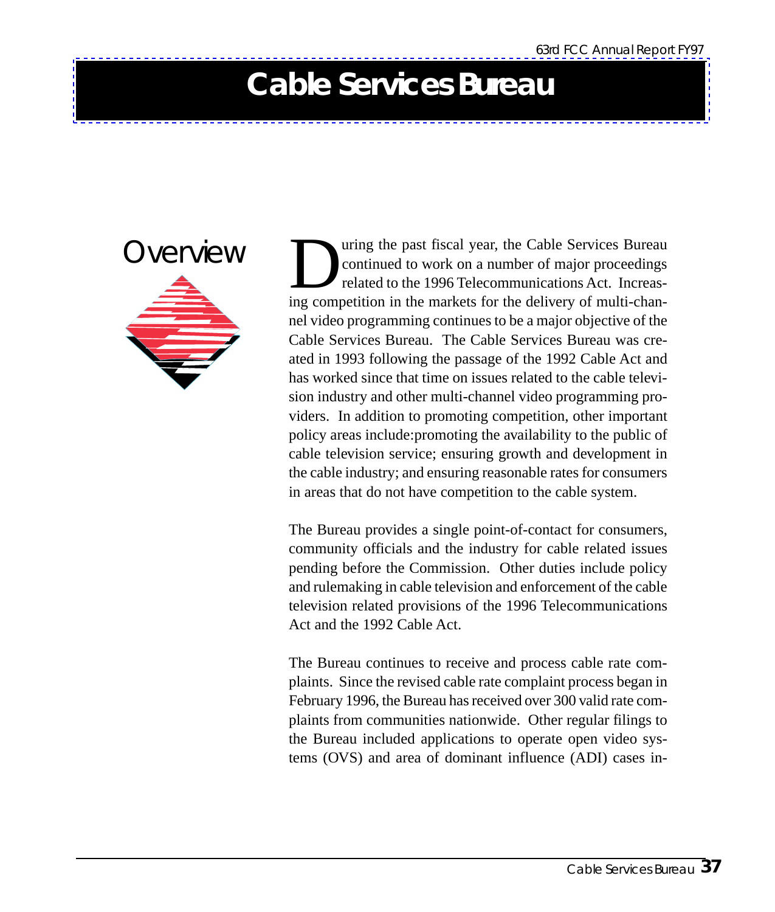# Cable Services Bureau

## Overview

During the past fiscal year, the Cable Services Bureau continued to work on a number of major proceedings related to the 1996 Telecommunications Act. Increasing competition in the markets for the delivery of multi-channel video programming continues to be a major objective of the Cable Services Bureau. The Cable Services Bureau was created in 1993 following the passage of the 1992 Cable Act and has worked since that time on issues related to the cable television industry and other multi-channel video programming providers. In addition to promoting competition, other important policy areas include:promoting the availability to the public of cable television service; ensuring growth and development in the cable industry; and ensuring reasonable rates for consumers in areas that do not have competition to the cable system.

The Bureau provides a single point-of-contact for consumers, community officials and the industry for cable related issues pending before the Commission. Other duties include policy and rulemaking in cable television and enforcement of the cable television related provisions of the 1996 Telecommunications Act and the 1992 Cable Act.

The Bureau continues to receive and process cable rate complaints. Since the revised cable rate complaint process began in February 1996, the Bureau has received over 300 valid rate complaints from communities nationwide. Other regular filings to the Bureau included applications to operate open video systems (OVS) and area of dominant influence (ADI) cases in-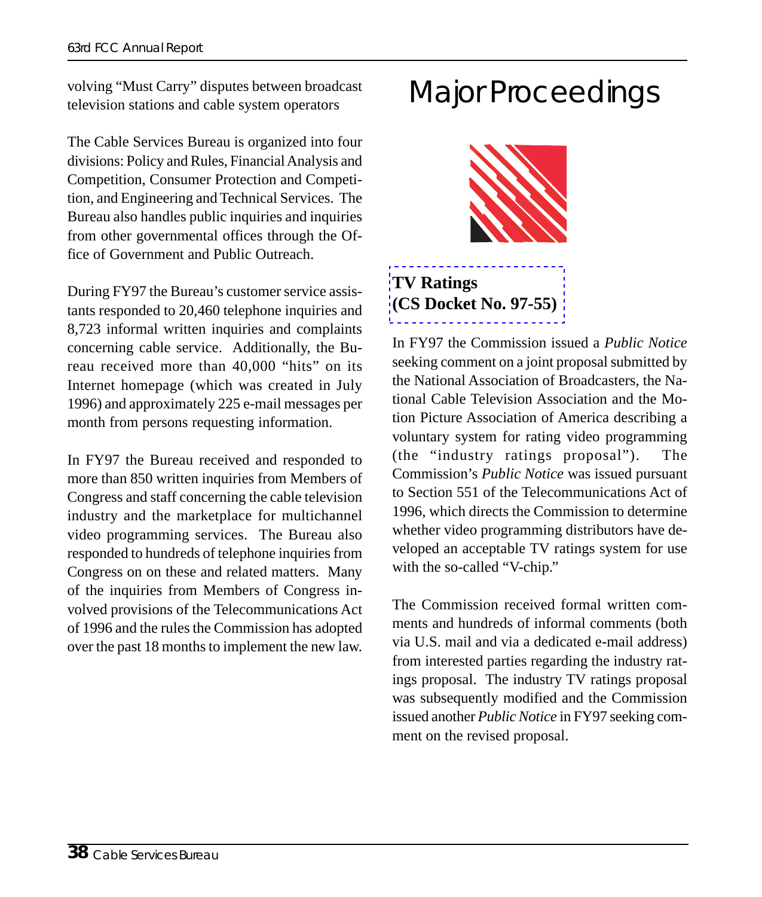volving "Must Carry" disputes between broadcast television stations and cable system operators

The Cable Services Bureau is organized into four divisions: Policy and Rules, Financial Analysis and Competition, Consumer Protection and Competition, and Engineering and Technical Services. The Bureau also handles public inquiries and inquiries from other governmental offices through the Office of Government and Public Outreach.

During FY97 the Bureau's customer service assistants responded to 20,460 telephone inquiries and 8,723 informal written inquiries and complaints concerning cable service. Additionally, the Bureau received more than 40,000 "hits" on its Internet homepage (which was created in July 1996) and approximately 225 e-mail messages per month from persons requesting information.

In FY97 the Bureau received and responded to more than 850 written inquiries from Members of Congress and staff concerning the cable television industry and the marketplace for multichannel video programming services. The Bureau also responded to hundreds of telephone inquiries from Congress on on these and related matters. Many of the inquiries from Members of Congress involved provisions of the Telecommunications Act of 1996 and the rules the Commission has adopted over the past 18 months to implement the new law.

# Major Proceedings

## TV Ratings (CS Docket No. 97-55)

In FY97 the Commission issued a *Public Notice* seeking comment on a joint proposal submitted by the National Association of Broadcasters, the National Cable Television Association and the Motion Picture Association of America describing a voluntary system for rating video programming (the "industry ratings proposal"). The Commission's *Public Notice* was issued pursuant to Section 551 of the Telecommunications Act of 1996, which directs the Commission to determine whether video programming distributors have developed an acceptable TV ratings system for use with the so-called "V-chip."

The Commission received formal written comments and hundreds of informal comments (both via U.S. mail and via a dedicated e-mail address) from interested parties regarding the industry ratings proposal. The industry TV ratings proposal was subsequently modified and the Commission issued another *Public Notice* in FY97 seeking comment on the revised proposal.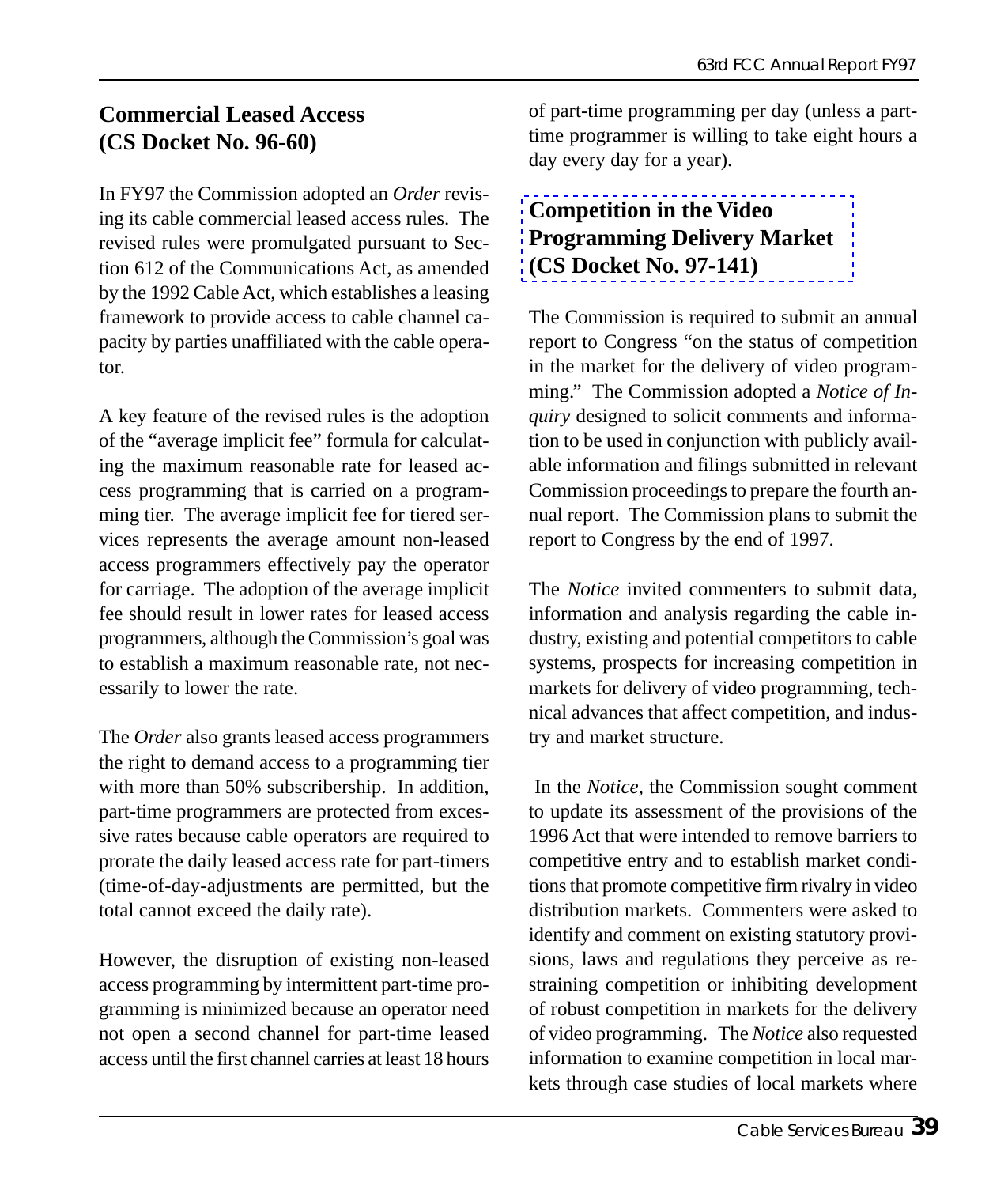## Commercial Leased Access (CS Docket No. 96-60)

In FY97 the Commission adopted an *Order* revising its cable commercial leased access rules. The revised rules were promulgated pursuant to Section 612 of the Communications Act, as amended by the 1992 Cable Act, which establishes a leasing framework to provide access to cable channel capacity by parties unaffiliated with the cable operator.

A key feature of the revised rules is the adoption of the "average implicit fee" formula for calculating the maximum reasonable rate for leased access programming that is carried on a programming tier. The average implicit fee for tiered services represents the average amount non-leased access programmers effectively pay the operator for carriage. The adoption of the average implicit fee should result in lower rates for leased access programmers, although the Commission's goal was to establish a maximum reasonable rate, not necessarily to lower the rate.

The *Order* also grants leased access programmers the right to demand access to a programming tier with more than 50% subscribership. In addition, part-time programmers are protected from excessive rates because cable operators are required to prorate the daily leased access rate for part-timers (time-of-day-adjustments are permitted, but the total cannot exceed the daily rate).

However, the disruption of existing non-leased access programming by intermittent part-time programming is minimized because an operator need not open a second channel for part-time leased access until the first channel carries at least 18 hours of part-time programming per day (unless a part-time programmer is willing to take eight hours a day every day for a year).

## Competition in the Video Programming Delivery Market (CS Docket No. 97-141)

The Commission is required to submit an annual report to Congress "on the status of competition in the market for the delivery of video programming." The Commission adopted a *Notice of Inquiry* designed to solicit comments and information to be used in conjunction with publicly available information and filings submitted in relevant Commission proceedings to prepare the fourth annual report. The Commission plans to submit the report to Congress by the end of 1997.

The *Notice* invited commenters to submit data, information and analysis regarding the cable industry, existing and potential competitors to cable systems, prospects for increasing competition in markets for delivery of video programming, technical advances that affect competition, and industry and market structure.

In the *Notice*, the Commission sought comment to update its assessment of the provisions of the 1996 Act that were intended to remove barriers to competitive entry and to establish market conditions that promote competitive firm rivalry in video distribution markets. Commenters were asked to identify and comment on existing statutory provisions, laws and regulations they perceive as restraining competition or inhibiting development of robust competition in markets for the delivery of video programming. The *Notice* also requested information to examine competition in local markets through case studies of local markets where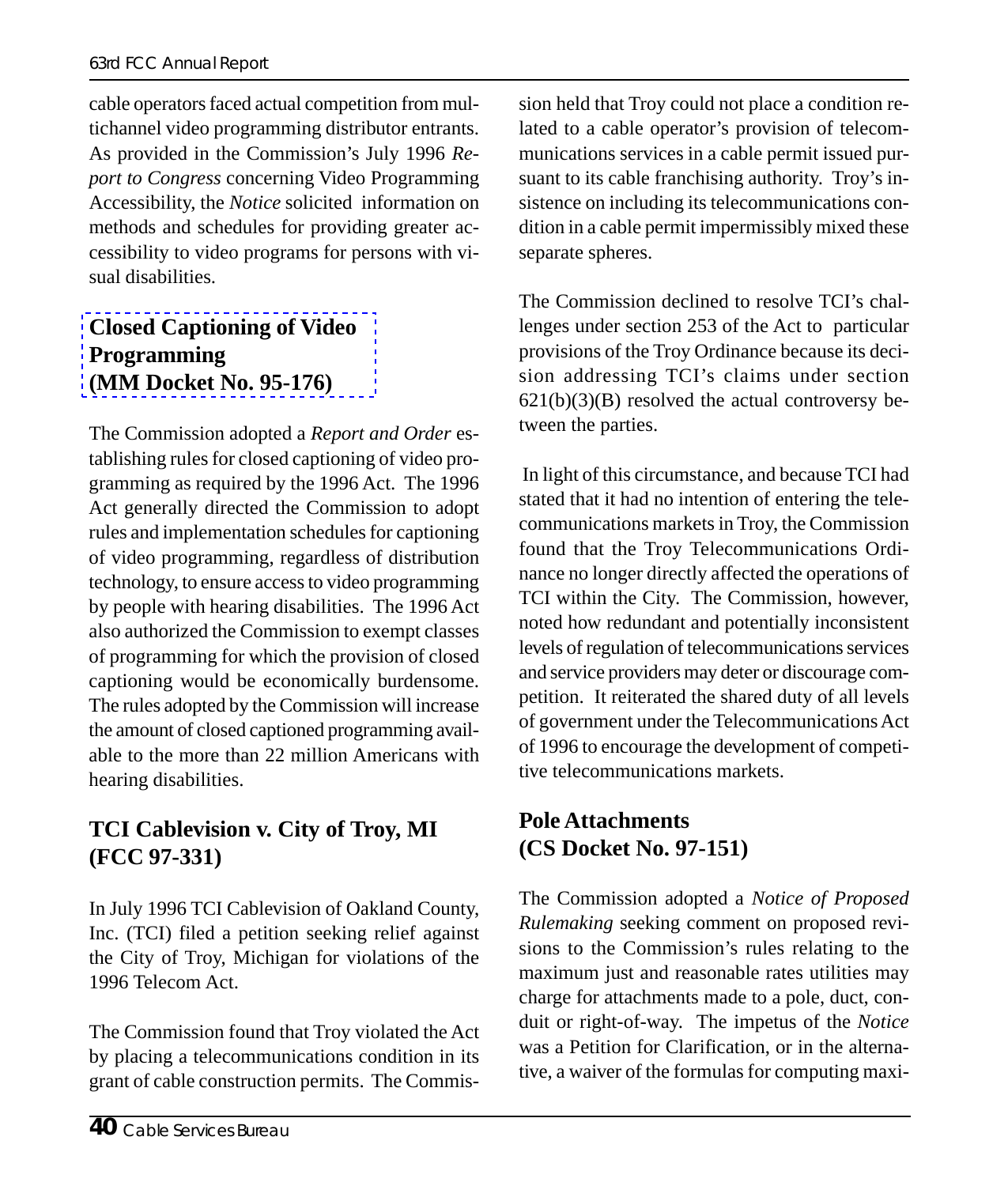cable operators faced actual competition from multichannel video programming distributor entrants. As provided in the Commission's July 1996 *Report to Congress* concerning Video Programming Accessibility, the *Notice* solicited information on methods and schedules for providing greater accessibility to video programs for persons with visual disabilities.

## Closed Captioning of Video Programming (MM Docket No. 95-176)

The Commission adopted a *Report and Order* establishing rules for closed captioning of video programming as required by the 1996 Act. The 1996 Act generally directed the Commission to adopt rules and implementation schedules for captioning of video programming, regardless of distribution technology, to ensure access to video programming by people with hearing disabilities. The 1996 Act also authorized the Commission to exempt classes of programming for which the provision of closed captioning would be economically burdensome. The rules adopted by the Commission will increase the amount of closed captioned programming available to the more than 22 million Americans with hearing disabilities.

## TCI Cablevision v. City of Troy, MI (FCC 97-331)

In July 1996 TCI Cablevision of Oakland County, Inc. (TCI) filed a petition seeking relief against the City of Troy, Michigan for violations of the 1996 Telecom Act.

The Commission found that Troy violated the Act by placing a telecommunications condition in its grant of cable construction permits. The Commission held that Troy could not place a condition related to a cable operator's provision of telecommunications services in a cable permit issued pursuant to its cable franchising authority. Troy's insistence on including its telecommunications condition in a cable permit impermissibly mixed these separate spheres.

The Commission declined to resolve TCI's challenges under section 253 of the Act to particular provisions of the Troy Ordinance because its decision addressing TCI's claims under section 621(b)(3)(B) resolved the actual controversy between the parties.

In light of this circumstance, and because TCI had stated that it had no intention of entering the telecommunications markets in Troy, the Commission found that the Troy Telecommunications Ordinance no longer directly affected the operations of TCI within the City. The Commission, however, noted how redundant and potentially inconsistent levels of regulation of telecommunications services and service providers may deter or discourage competition. It reiterated the shared duty of all levels of government under the Telecommunications Act of 1996 to encourage the development of competitive telecommunications markets.

## Pole Attachments (CS Docket No. 97-151)

The Commission adopted a *Notice of Proposed Rulemaking* seeking comment on proposed revisions to the Commission's rules relating to the maximum just and reasonable rates utilities may charge for attachments made to a pole, duct, conduit or right-of-way. The impetus of the *Notice* was a Petition for Clarification, or in the alternative, a waiver of the formulas for computing maxi-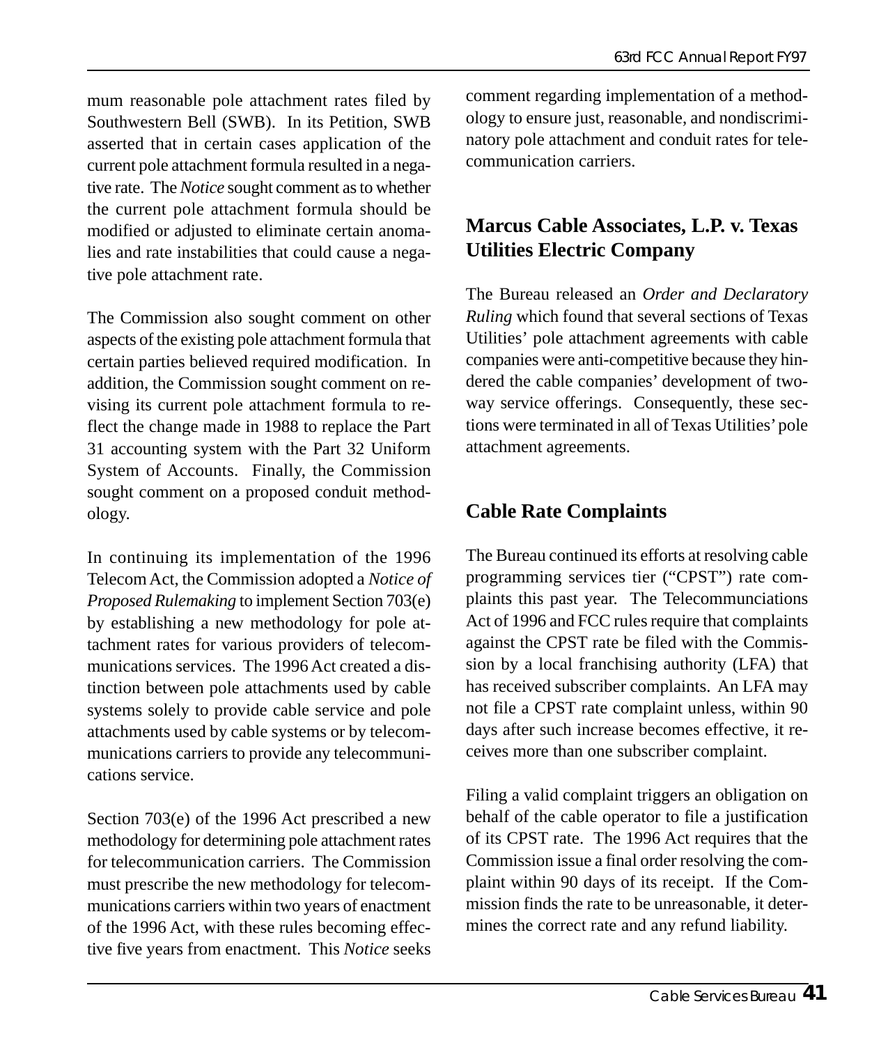mum reasonable pole attachment rates filed by Southwestern Bell (SWB). In its Petition, SWB asserted that in certain cases application of the current pole attachment formula resulted in a negative rate. The *Notice* sought comment as to whether the current pole attachment formula should be modified or adjusted to eliminate certain anomalies and rate instabilities that could cause a negative pole attachment rate.

The Commission also sought comment on other aspects of the existing pole attachment formula that certain parties believed required modification. In addition, the Commission sought comment on revising its current pole attachment formula to reflect the change made in 1988 to replace the Part 31 accounting system with the Part 32 Uniform System of Accounts. Finally, the Commission sought comment on a proposed conduit methodology.

In continuing its implementation of the 1996 Telecom Act, the Commission adopted a *Notice of Proposed Rulemaking* to implement Section 703(e) by establishing a new methodology for pole attachment rates for various providers of telecommunications services. The 1996 Act created a distinction between pole attachments used by cable systems solely to provide cable service and pole attachments used by cable systems or by telecommunications carriers to provide any telecommunications service.

Section 703(e) of the 1996 Act prescribed a new methodology for determining pole attachment rates for telecommunication carriers. The Commission must prescribe the new methodology for telecommunications carriers within two years of enactment of the 1996 Act, with these rules becoming effective five years from enactment. This *Notice* seeks comment regarding implementation of a methodology to ensure just, reasonable, and nondiscriminatory pole attachment and conduit rates for telecommunication carriers.

## Marcus Cable Associates, L.P. v. Texas Utilities Electric Company

The Bureau released an *Order and Declaratory Ruling* which found that several sections of Texas Utilities' pole attachment agreements with cable companies were anti-competitive because they hindered the cable companies' development of two-way service offerings. Consequently, these sections were terminated in all of Texas Utilities' pole attachment agreements.

## Cable Rate Complaints

The Bureau continued its efforts at resolving cable programming services tier ("CPST") rate complaints this past year. The Telecommunciations Act of 1996 and FCC rules require that complaints against the CPST rate be filed with the Commission by a local franchising authority (LFA) that has received subscriber complaints. An LFA may not file a CPST rate complaint unless, within 90 days after such increase becomes effective, it receives more than one subscriber complaint.

Filing a valid complaint triggers an obligation on behalf of the cable operator to file a justification of its CPST rate. The 1996 Act requires that the Commission issue a final order resolving the complaint within 90 days of its receipt. If the Commission finds the rate to be unreasonable, it determines the correct rate and any refund liability.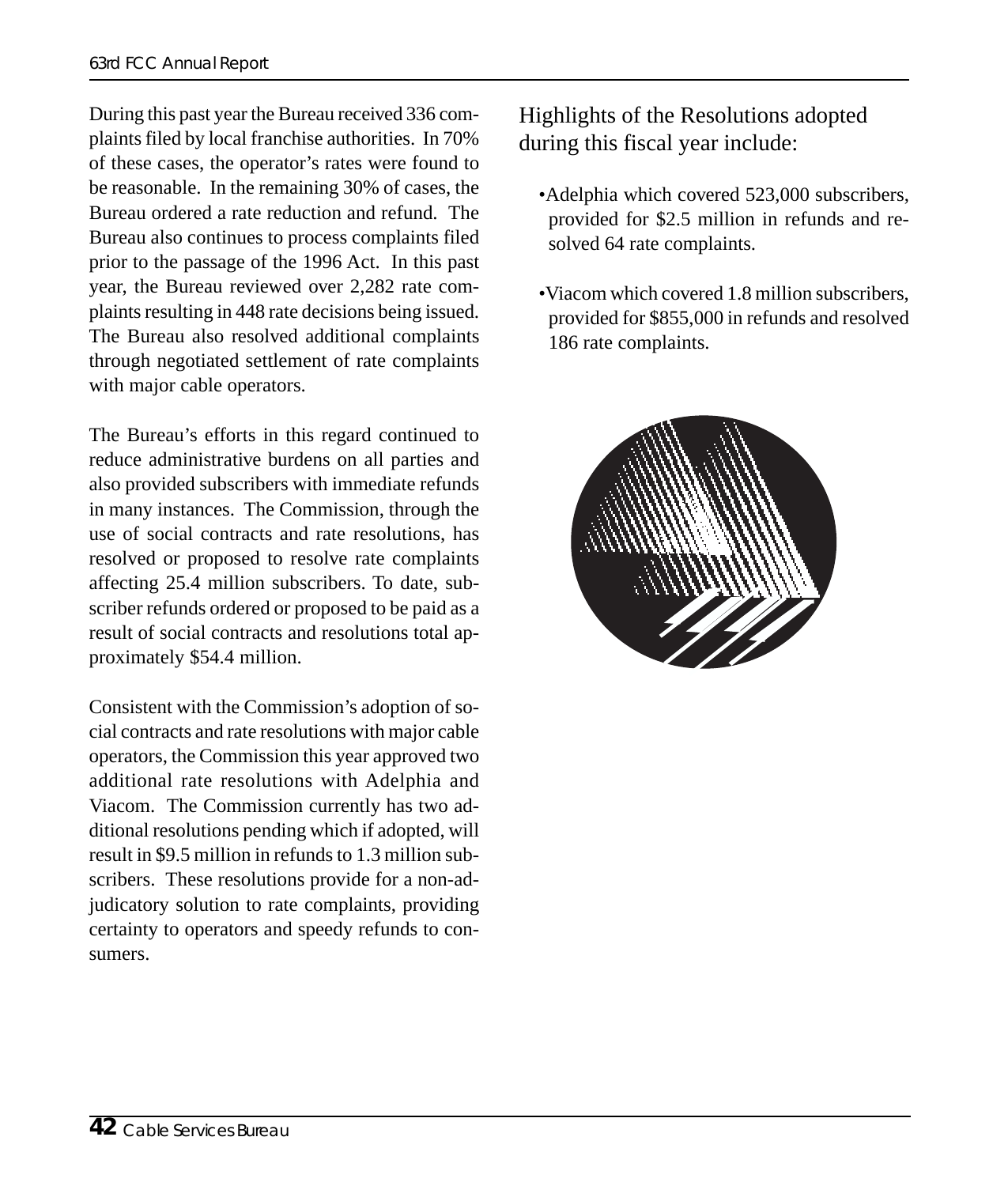During this past year the Bureau received 336 complaints filed by local franchise authorities. In 70% of these cases, the operator's rates were found to be reasonable. In the remaining 30% of cases, the Bureau ordered a rate reduction and refund. The Bureau also continues to process complaints filed prior to the passage of the 1996 Act. In this past year, the Bureau reviewed over 2,282 rate complaints resulting in 448 rate decisions being issued. The Bureau also resolved additional complaints through negotiated settlement of rate complaints with major cable operators.

The Bureau's efforts in this regard continued to reduce administrative burdens on all parties and also provided subscribers with immediate refunds in many instances. The Commission, through the use of social contracts and rate resolutions, has resolved or proposed to resolve rate complaints affecting 25.4 million subscribers. To date, subscriber refunds ordered or proposed to be paid as a result of social contracts and resolutions total approximately $54.4 million.

Consistent with the Commission's adoption of social contracts and rate resolutions with major cable operators, the Commission this year approved two additional rate resolutions with Adelphia and Viacom. The Commission currently has two additional resolutions pending which if adopted, will result in $9.5 million in refunds to 1.3 million subscribers. These resolutions provide for a non-adjudicatory solution to rate complaints, providing certainty to operators and speedy refunds to consumers.

## Highlights of the Resolutions adopted during this fiscal year include:

- Adelphia which covered 523,000 subscribers, provided for $2.5 million in refunds and resolved 64 rate complaints.
- Viacom which covered 1.8 million subscribers, provided for $855,000 in refunds and resolved 186 rate complaints.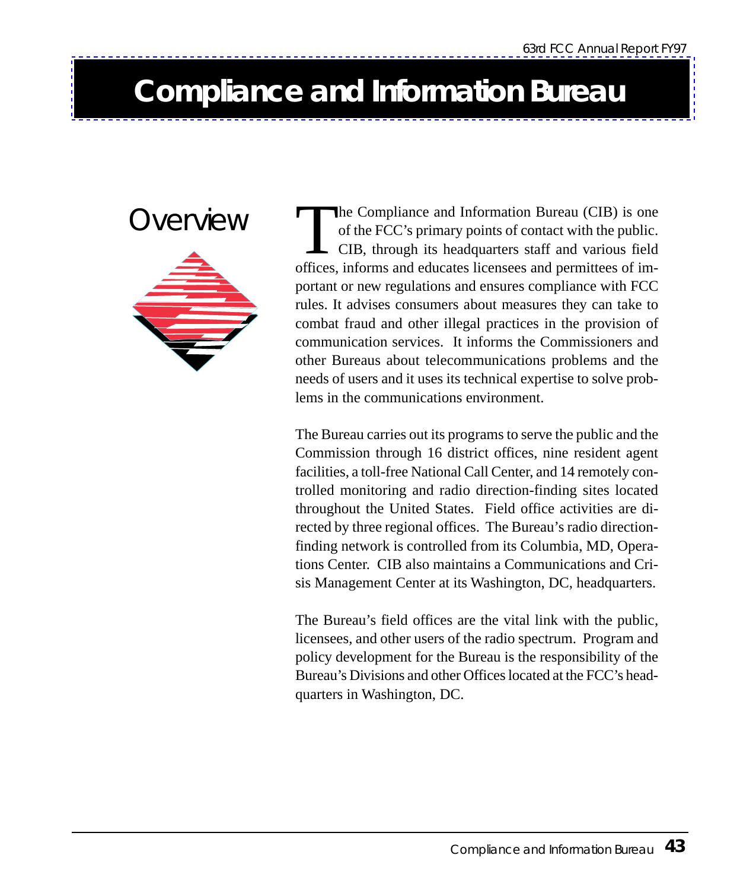# Compliance and Information Bureau

## Overview

The Compliance and Information Bureau (CIB) is one of the FCC's primary points of contact with the public. CIB, through its headquarters staff and various field offices, informs and educates licensees and permittees of important or new regulations and ensures compliance with FCC rules. It advises consumers about measures they can take to combat fraud and other illegal practices in the provision of communication services. It informs the Commissioners and other Bureaus about telecommunications problems and the needs of users and it uses its technical expertise to solve problems in the communications environment.

The Bureau carries out its programs to serve the public and the Commission through 16 district offices, nine resident agent facilities, a toll-free National Call Center, and 14 remotely controlled monitoring and radio direction-finding sites located throughout the United States. Field office activities are directed by three regional offices. The Bureau's radio direction-finding network is controlled from its Columbia, MD, Operations Center. CIB also maintains a Communications and Crisis Management Center at its Washington, DC, headquarters.

The Bureau's field offices are the vital link with the public, licensees, and other users of the radio spectrum. Program and policy development for the Bureau is the responsibility of the Bureau's Divisions and other Offices located at the FCC's headquarters in Washington, DC.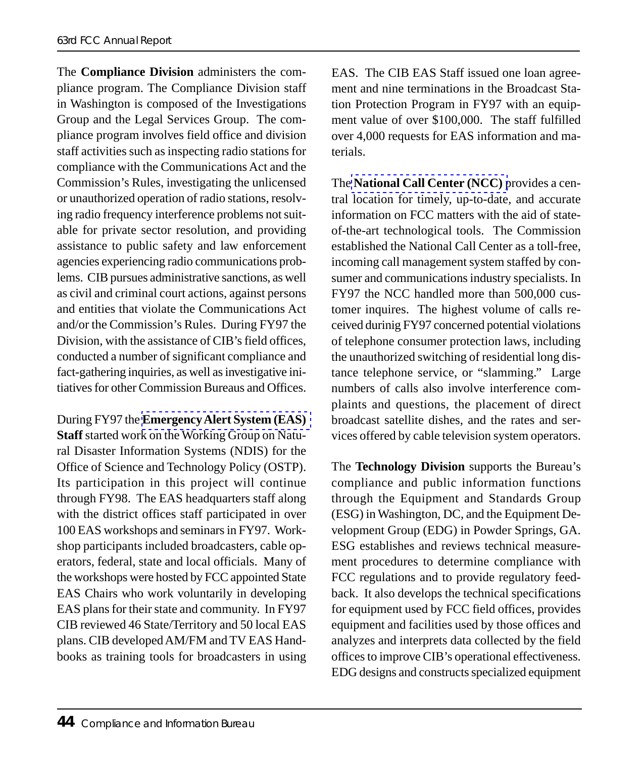The **Compliance Division** administers the compliance program. The Compliance Division staff in Washington is composed of the Investigations Group and the Legal Services Group. The compliance program involves field office and division staff activities such as inspecting radio stations for compliance with the Communications Act and the Commission's Rules, investigating the unlicensed or unauthorized operation of radio stations, resolving radio frequency interference problems not suitable for private sector resolution, and providing assistance to public safety and law enforcement agencies experiencing radio communications problems. CIB pursues administrative sanctions, as well as civil and criminal court actions, against persons and entities that violate the Communications Act and/or the Commission's Rules. During FY97 the Division, with the assistance of CIB's field offices, conducted a number of significant compliance and fact-gathering inquiries, as well as investigative initiatives for other Commission Bureaus and Offices.

During FY97 the **Emergency Alert System (EAS) Staff** started work on the Working Group on Natural Disaster Information Systems (NDIS) for the Office of Science and Technology Policy (OSTP). Its participation in this project will continue through FY98. The EAS headquarters staff along with the district offices staff participated in over 100 EAS workshops and seminars in FY97. Workshop participants included broadcasters, cable operators, federal, state and local officials. Many of the workshops were hosted by FCC appointed State EAS Chairs who work voluntarily in developing EAS plans for their state and community. In FY97 CIB reviewed 46 State/Territory and 50 local EAS plans. CIB developed AM/FM and TV EAS Handbooks as training tools for broadcasters in using EAS. The CIB EAS Staff issued one loan agreement and nine terminations in the Broadcast Station Protection Program in FY97 with an equipment value of over $100,000. The staff fulfilled over 4,000 requests for EAS information and materials.

The **National Call Center (NCC)** provides a central location for timely, up-to-date, and accurate information on FCC matters with the aid of state-of-the-art technological tools. The Commission established the National Call Center as a toll-free, incoming call management system staffed by consumer and communications industry specialists. In FY97 the NCC handled more than 500,000 customer inquires. The highest volume of calls received durinig FY97 concerned potential violations of telephone consumer protection laws, including the unauthorized switching of residential long distance telephone service, or "slamming." Large numbers of calls also involve interference complaints and questions, the placement of direct broadcast satellite dishes, and the rates and services offered by cable television system operators.

The **Technology Division** supports the Bureau's compliance and public information functions through the Equipment and Standards Group (ESG) in Washington, DC, and the Equipment Development Group (EDG) in Powder Springs, GA. ESG establishes and reviews technical measurement procedures to determine compliance with FCC regulations and to provide regulatory feedback. It also develops the technical specifications for equipment used by FCC field offices, provides equipment and facilities used by those offices and analyzes and interprets data collected by the field offices to improve CIB's operational effectiveness. EDG designs and constructs specialized equipment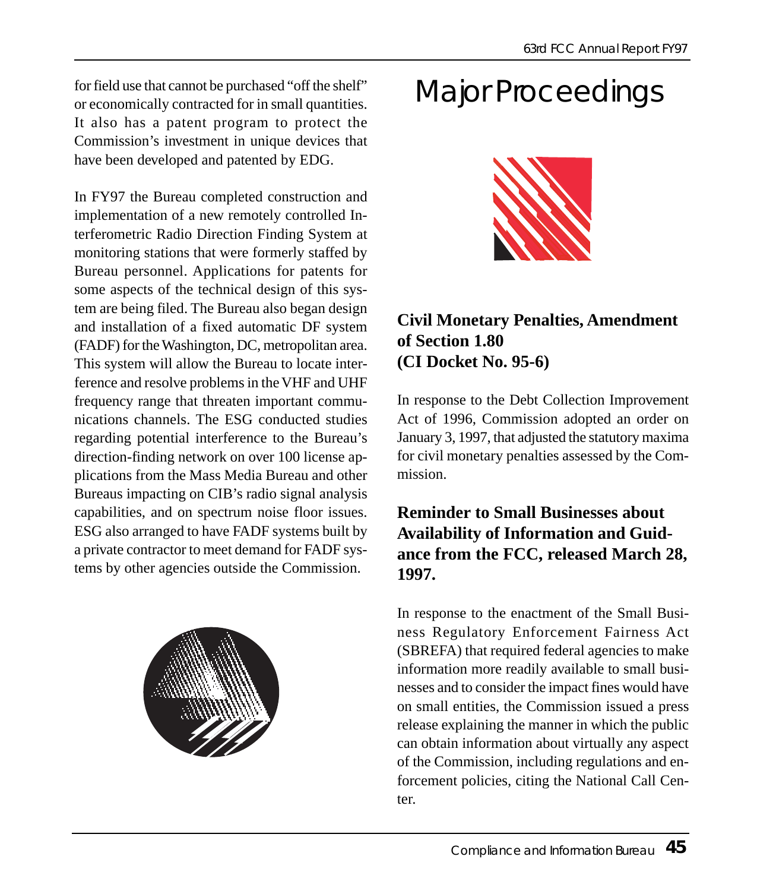for field use that cannot be purchased "off the shelf" or economically contracted for in small quantities. It also has a patent program to protect the Commission's investment in unique devices that have been developed and patented by EDG.

In FY97 the Bureau completed construction and implementation of a new remotely controlled Interferometric Radio Direction Finding System at monitoring stations that were formerly staffed by Bureau personnel. Applications for patents for some aspects of the technical design of this system are being filed. The Bureau also began design and installation of a fixed automatic DF system (FADF) for the Washington, DC, metropolitan area. This system will allow the Bureau to locate interference and resolve problems in the VHF and UHF frequency range that threaten important communications channels. The ESG conducted studies regarding potential interference to the Bureau's direction-finding network on over 100 license applications from the Mass Media Bureau and other Bureaus impacting on CIB's radio signal analysis capabilities, and on spectrum noise floor issues. ESG also arranged to have FADF systems built by a private contractor to meet demand for FADF systems by other agencies outside the Commission.

# Major Proceedings

### Civil Monetary Penalties, Amendment of Section 1.80 (CI Docket No. 95-6)

In response to the Debt Collection Improvement Act of 1996, Commission adopted an order on January 3, 1997, that adjusted the statutory maxima for civil monetary penalties assessed by the Commission.

### Reminder to Small Businesses about Availability of Information and Guidance from the FCC, released March 28, 1997.

In response to the enactment of the Small Business Regulatory Enforcement Fairness Act (SBREFA) that required federal agencies to make information more readily available to small businesses and to consider the impact fines would have on small entities, the Commission issued a press release explaining the manner in which the public can obtain information about virtually any aspect of the Commission, including regulations and enforcement policies, citing the National Call Center.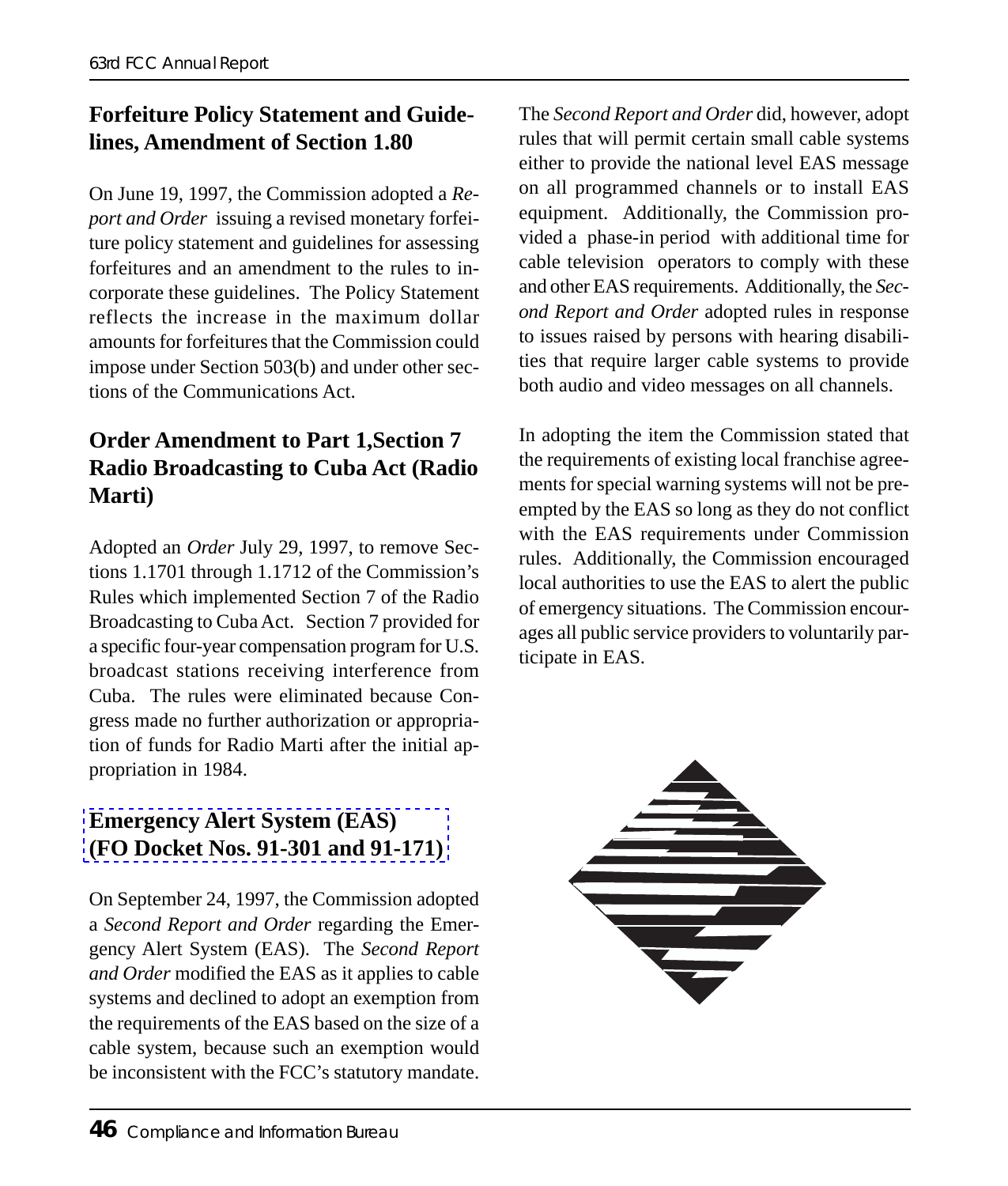## Forfeiture Policy Statement and Guidelines, Amendment of Section 1.80

On June 19, 1997, the Commission adopted a *Report and Order* issuing a revised monetary forfeiture policy statement and guidelines for assessing forfeitures and an amendment to the rules to incorporate these guidelines. The Policy Statement reflects the increase in the maximum dollar amounts for forfeitures that the Commission could impose under Section 503(b) and under other sections of the Communications Act.

## Order Amendment to Part 1,Section 7 Radio Broadcasting to Cuba Act (Radio Marti)

Adopted an *Order* July 29, 1997, to remove Sections 1.1701 through 1.1712 of the Commission's Rules which implemented Section 7 of the Radio Broadcasting to Cuba Act. Section 7 provided for a specific four-year compensation program for U.S. broadcast stations receiving interference from Cuba. The rules were eliminated because Congress made no further authorization or appropriation of funds for Radio Marti after the initial appropriation in 1984.

## Emergency Alert System (EAS) (FO Docket Nos. 91-301 and 91-171)

On September 24, 1997, the Commission adopted a *Second Report and Order* regarding the Emergency Alert System (EAS). The *Second Report and Order* modified the EAS as it applies to cable systems and declined to adopt an exemption from the requirements of the EAS based on the size of a cable system, because such an exemption would be inconsistent with the FCC's statutory mandate. The *Second Report and Order* did, however, adopt rules that will permit certain small cable systems either to provide the national level EAS message on all programmed channels or to install EAS equipment. Additionally, the Commission provided a phase-in period with additional time for cable television operators to comply with these and other EAS requirements. Additionally, the *Second Report and Order* adopted rules in response to issues raised by persons with hearing disabilities that require larger cable systems to provide both audio and video messages on all channels.

In adopting the item the Commission stated that the requirements of existing local franchise agreements for special warning systems will not be preempted by the EAS so long as they do not conflict with the EAS requirements under Commission rules. Additionally, the Commission encouraged local authorities to use the EAS to alert the public of emergency situations. The Commission encourages all public service providers to voluntarily participate in EAS.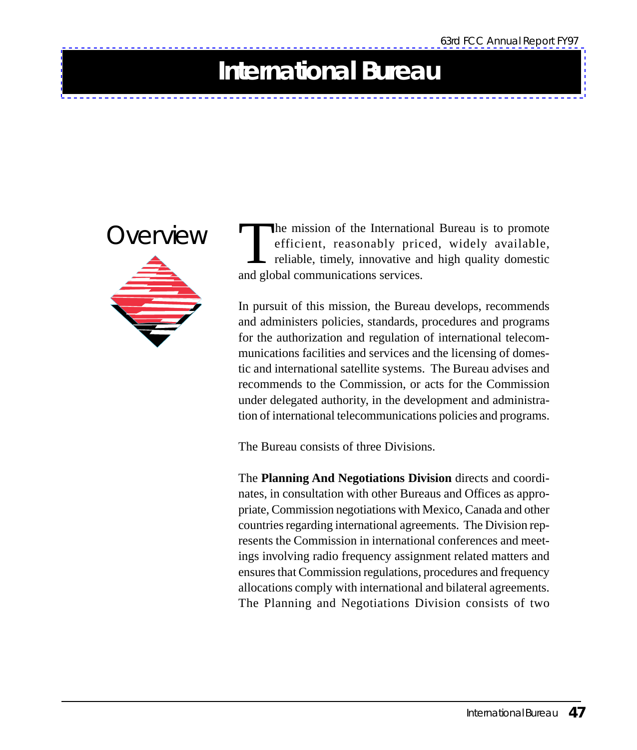# International Bureau

## Overview

The mission of the International Bureau is to promote efficient, reasonably priced, widely available, reliable, timely, innovative and high quality domestic and global communications services.

In pursuit of this mission, the Bureau develops, recommends and administers policies, standards, procedures and programs for the authorization and regulation of international telecommunications facilities and services and the licensing of domestic and international satellite systems. The Bureau advises and recommends to the Commission, or acts for the Commission under delegated authority, in the development and administration of international telecommunications policies and programs.

The Bureau consists of three Divisions.

The **Planning And Negotiations Division** directs and coordinates, in consultation with other Bureaus and Offices as appropriate, Commission negotiations with Mexico, Canada and other countries regarding international agreements. The Division represents the Commission in international conferences and meetings involving radio frequency assignment related matters and ensures that Commission regulations, procedures and frequency allocations comply with international and bilateral agreements. The Planning and Negotiations Division consists of two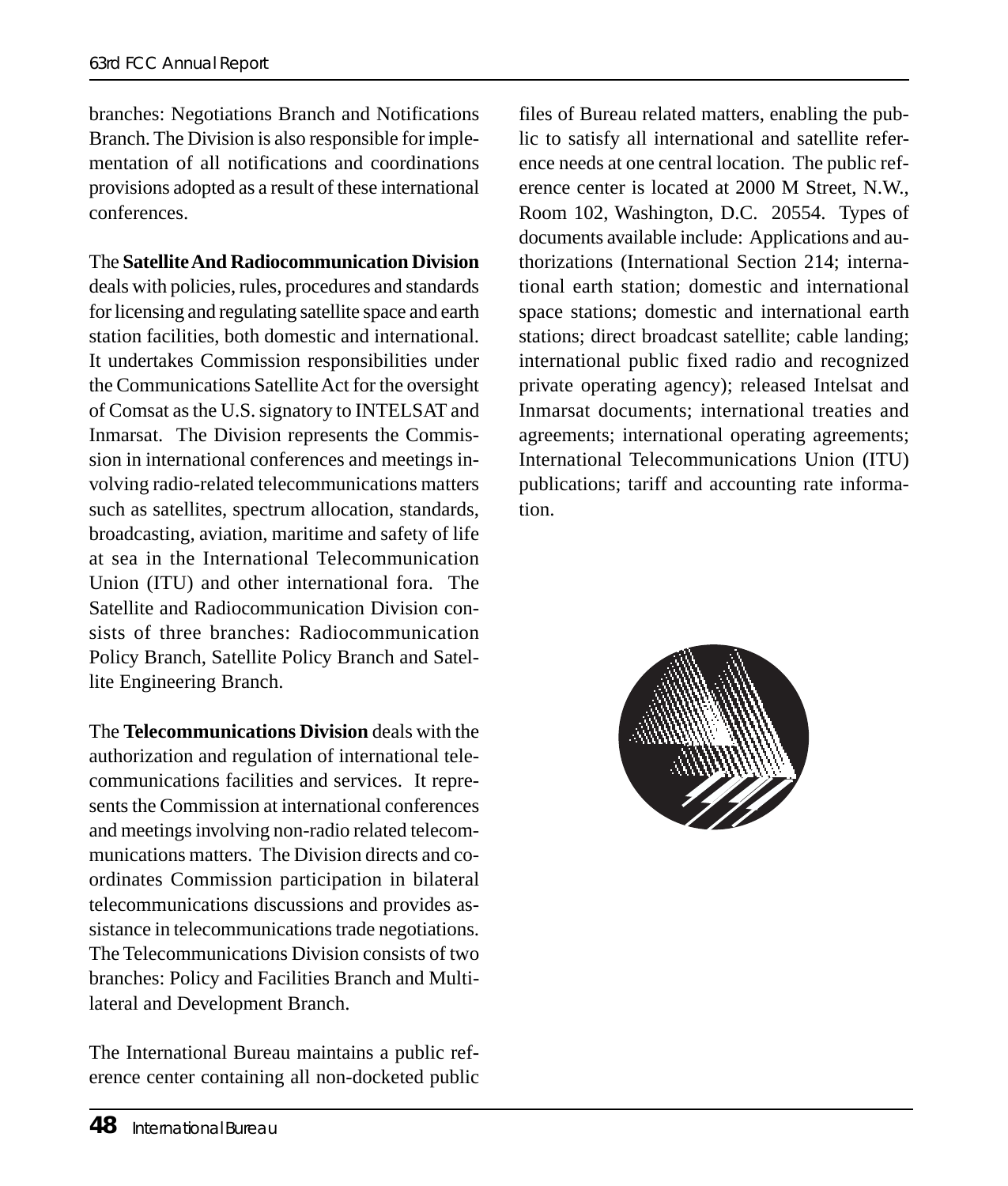branches: Negotiations Branch and Notifications Branch. The Division is also responsible for implementation of all notifications and coordinations provisions adopted as a result of these international conferences.

The **Satellite And Radiocommunication Division** deals with policies, rules, procedures and standards for licensing and regulating satellite space and earth station facilities, both domestic and international. It undertakes Commission responsibilities under the Communications Satellite Act for the oversight of Comsat as the U.S. signatory to INTELSAT and Inmarsat. The Division represents the Commission in international conferences and meetings involving radio-related telecommunications matters such as satellites, spectrum allocation, standards, broadcasting, aviation, maritime and safety of life at sea in the International Telecommunication Union (ITU) and other international fora. The Satellite and Radiocommunication Division consists of three branches: Radiocommunication Policy Branch, Satellite Policy Branch and Satellite Engineering Branch.

The **Telecommunications Division** deals with the authorization and regulation of international telecommunications facilities and services. It represents the Commission at international conferences and meetings involving non-radio related telecommunications matters. The Division directs and coordinates Commission participation in bilateral telecommunications discussions and provides assistance in telecommunications trade negotiations. The Telecommunications Division consists of two branches: Policy and Facilities Branch and Multilateral and Development Branch.

The International Bureau maintains a public reference center containing all non-docketed public files of Bureau related matters, enabling the public to satisfy all international and satellite reference needs at one central location. The public reference center is located at 2000 M Street, N.W., Room 102, Washington, D.C. 20554. Types of documents available include: Applications and authorizations (International Section 214; international earth station; domestic and international space stations; domestic and international earth stations; direct broadcast satellite; cable landing; international public fixed radio and recognized private operating agency); released Intelsat and Inmarsat documents; international treaties and agreements; international operating agreements; International Telecommunications Union (ITU) publications; tariff and accounting rate information.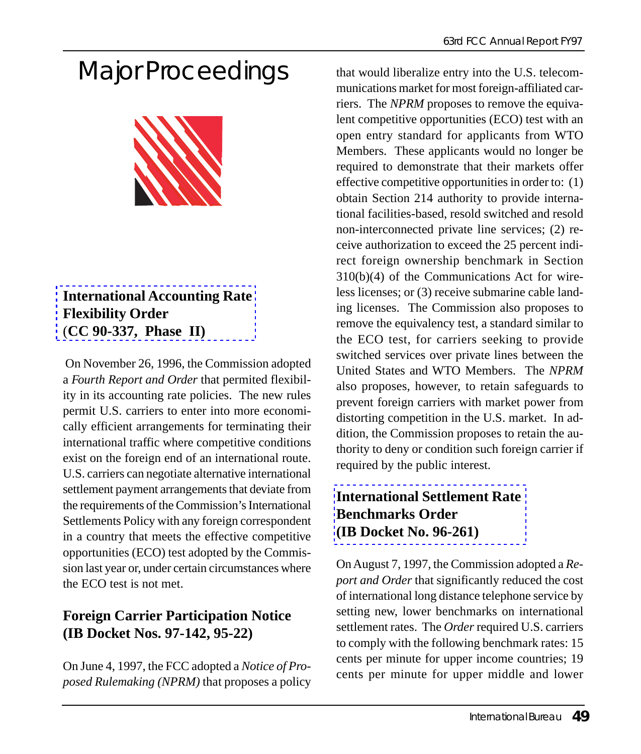# Major Proceedings

### International Accounting Rate Flexibility Order (CC 90-337, Phase II)

On November 26, 1996, the Commission adopted a *Fourth Report and Order* that permited flexibility in its accounting rate policies. The new rules permit U.S. carriers to enter into more economically efficient arrangements for terminating their international traffic where competitive conditions exist on the foreign end of an international route. U.S. carriers can negotiate alternative international settlement payment arrangements that deviate from the requirements of the Commission's International Settlements Policy with any foreign correspondent in a country that meets the effective competitive opportunities (ECO) test adopted by the Commission last year or, under certain circumstances where the ECO test is not met.

### Foreign Carrier Participation Notice (IB Docket Nos. 97-142, 95-22)

On June 4, 1997, the FCC adopted a *Notice of Proposed Rulemaking (NPRM)* that proposes a policy that would liberalize entry into the U.S. telecommunications market for most foreign-affiliated carriers. The *NPRM* proposes to remove the equivalent competitive opportunities (ECO) test with an open entry standard for applicants from WTO Members. These applicants would no longer be required to demonstrate that their markets offer effective competitive opportunities in order to: (1) obtain Section 214 authority to provide international facilities-based, resold switched and resold non-interconnected private line services; (2) receive authorization to exceed the 25 percent indirect foreign ownership benchmark in Section 310(b)(4) of the Communications Act for wireless licenses; or (3) receive submarine cable landing licenses. The Commission also proposes to remove the equivalency test, a standard similar to the ECO test, for carriers seeking to provide switched services over private lines between the United States and WTO Members. The *NPRM* also proposes, however, to retain safeguards to prevent foreign carriers with market power from distorting competition in the U.S. market. In addition, the Commission proposes to retain the authority to deny or condition such foreign carrier if required by the public interest.

### International Settlement Rate Benchmarks Order (IB Docket No. 96-261)

On August 7, 1997, the Commission adopted a *Report and Order* that significantly reduced the cost of international long distance telephone service by setting new, lower benchmarks on international settlement rates. The *Order* required U.S. carriers to comply with the following benchmark rates: 15 cents per minute for upper income countries; 19 cents per minute for upper middle and lower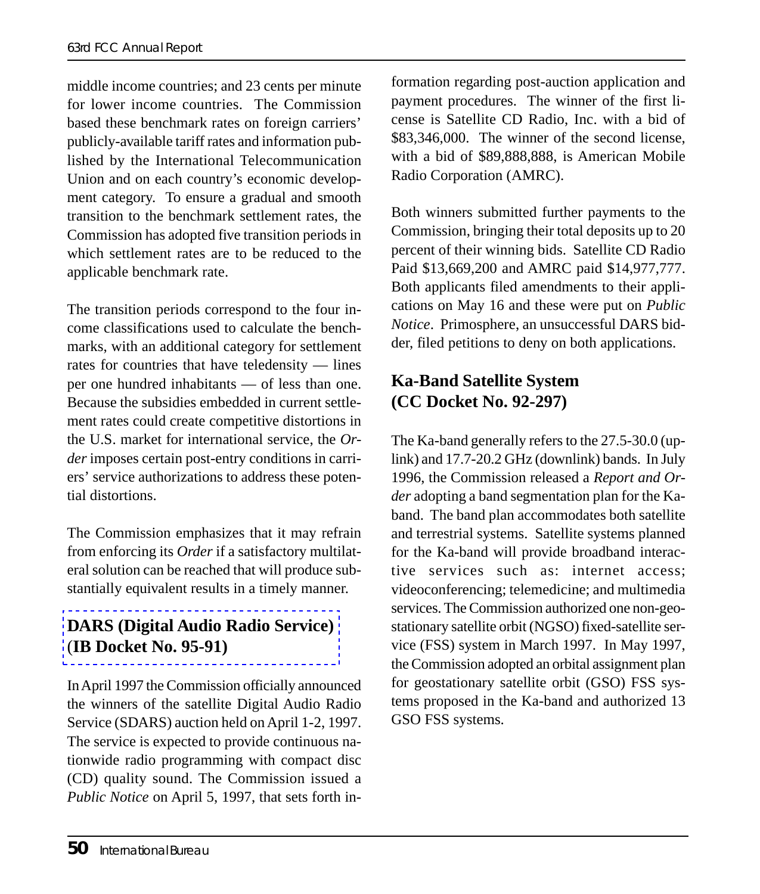middle income countries; and 23 cents per minute for lower income countries. The Commission based these benchmark rates on foreign carriers' publicly-available tariff rates and information published by the International Telecommunication Union and on each country's economic development category. To ensure a gradual and smooth transition to the benchmark settlement rates, the Commission has adopted five transition periods in which settlement rates are to be reduced to the applicable benchmark rate.

The transition periods correspond to the four income classifications used to calculate the benchmarks, with an additional category for settlement rates for countries that have teledensity — lines per one hundred inhabitants — of less than one. Because the subsidies embedded in current settlement rates could create competitive distortions in the U.S. market for international service, the *Order* imposes certain post-entry conditions in carriers' service authorizations to address these potential distortions.

The Commission emphasizes that it may refrain from enforcing its *Order* if a satisfactory multilateral solution can be reached that will produce substantially equivalent results in a timely manner.

## DARS (Digital Audio Radio Service) (IB Docket No. 95-91)

In April 1997 the Commission officially announced the winners of the satellite Digital Audio Radio Service (SDARS) auction held on April 1-2, 1997. The service is expected to provide continuous nationwide radio programming with compact disc (CD) quality sound. The Commission issued a *Public Notice* on April 5, 1997, that sets forth information regarding post-auction application and payment procedures. The winner of the first license is Satellite CD Radio, Inc. with a bid of $83,346,000. The winner of the second license, with a bid of $89,888,888, is American Mobile Radio Corporation (AMRC).

Both winners submitted further payments to the Commission, bringing their total deposits up to 20 percent of their winning bids. Satellite CD Radio Paid $13,669,200 and AMRC paid $14,977,777. Both applicants filed amendments to their applications on May 16 and these were put on *Public Notice*. Primosphere, an unsuccessful DARS bidder, filed petitions to deny on both applications.

## Ka-Band Satellite System (CC Docket No. 92-297)

The Ka-band generally refers to the 27.5-30.0 (uplink) and 17.7-20.2 GHz (downlink) bands. In July 1996, the Commission released a *Report and Order* adopting a band segmentation plan for the Ka-band. The band plan accommodates both satellite and terrestrial systems. Satellite systems planned for the Ka-band will provide broadband interactive services such as: internet access; videoconferencing; telemedicine; and multimedia services. The Commission authorized one non-geostationary satellite orbit (NGSO) fixed-satellite service (FSS) system in March 1997. In May 1997, the Commission adopted an orbital assignment plan for geostationary satellite orbit (GSO) FSS systems proposed in the Ka-band and authorized 13 GSO FSS systems.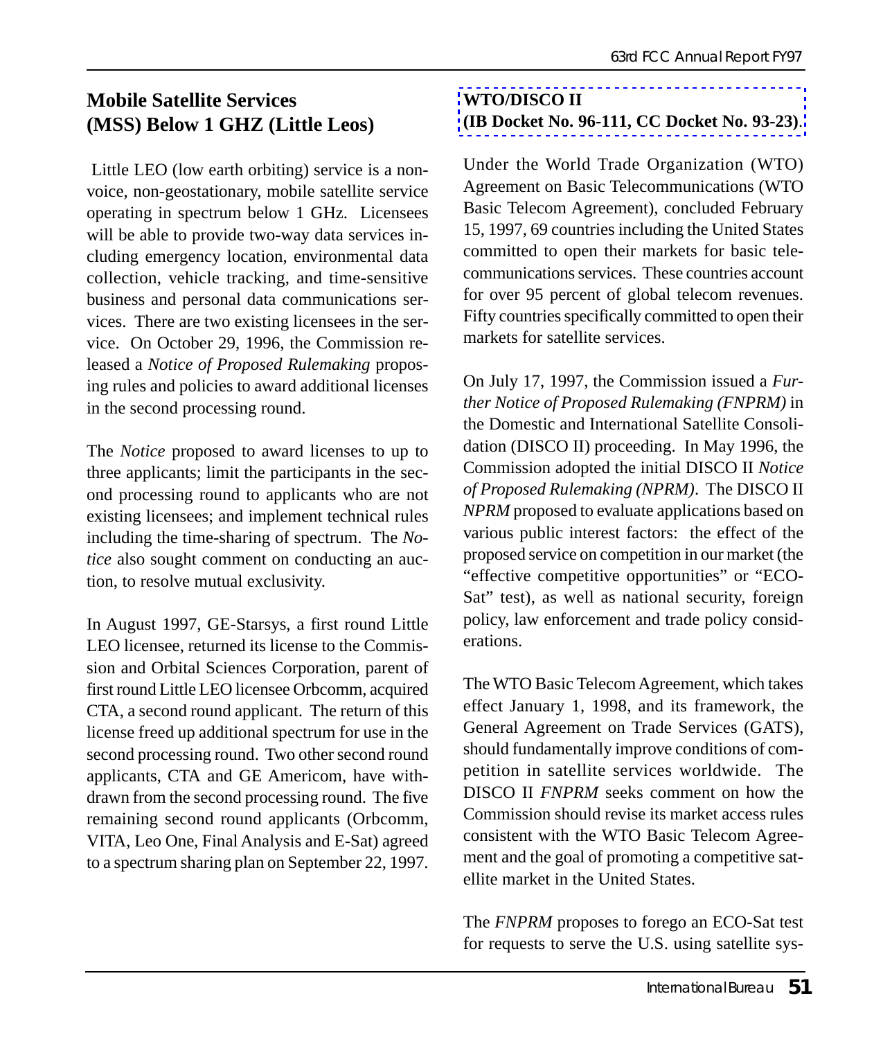## Mobile Satellite Services (MSS) Below 1 GHZ (Little Leos)

Little LEO (low earth orbiting) service is a non-voice, non-geostationary, mobile satellite service operating in spectrum below 1 GHz. Licensees will be able to provide two-way data services including emergency location, environmental data collection, vehicle tracking, and time-sensitive business and personal data communications services. There are two existing licensees in the service. On October 29, 1996, the Commission released a *Notice of Proposed Rulemaking* proposing rules and policies to award additional licenses in the second processing round.

The *Notice* proposed to award licenses to up to three applicants; limit the participants in the second processing round to applicants who are not existing licensees; and implement technical rules including the time-sharing of spectrum. The *Notice* also sought comment on conducting an auction, to resolve mutual exclusivity.

In August 1997, GE-Starsys, a first round Little LEO licensee, returned its license to the Commission and Orbital Sciences Corporation, parent of first round Little LEO licensee Orbcomm, acquired CTA, a second round applicant. The return of this license freed up additional spectrum for use in the second processing round. Two other second round applicants, CTA and GE Americom, have withdrawn from the second processing round. The five remaining second round applicants (Orbcomm, VITA, Leo One, Final Analysis and E-Sat) agreed to a spectrum sharing plan on September 22, 1997.

## WTO/DISCO II (IB Docket No. 96-111, CC Docket No. 93-23).

Under the World Trade Organization (WTO) Agreement on Basic Telecommunications (WTO Basic Telecom Agreement), concluded February 15, 1997, 69 countries including the United States committed to open their markets for basic telecommunications services. These countries account for over 95 percent of global telecom revenues. Fifty countries specifically committed to open their markets for satellite services.

On July 17, 1997, the Commission issued a *Further Notice of Proposed Rulemaking (FNPRM)* in the Domestic and International Satellite Consolidation (DISCO II) proceeding. In May 1996, the Commission adopted the initial DISCO II *Notice of Proposed Rulemaking (NPRM)*. The DISCO II *NPRM* proposed to evaluate applications based on various public interest factors: the effect of the proposed service on competition in our market (the "effective competitive opportunities" or "ECO-Sat" test), as well as national security, foreign policy, law enforcement and trade policy considerations.

The WTO Basic Telecom Agreement, which takes effect January 1, 1998, and its framework, the General Agreement on Trade Services (GATS), should fundamentally improve conditions of competition in satellite services worldwide. The DISCO II *FNPRM* seeks comment on how the Commission should revise its market access rules consistent with the WTO Basic Telecom Agreement and the goal of promoting a competitive satellite market in the United States.

The *FNPRM* proposes to forego an ECO-Sat test for requests to serve the U.S. using satellite sys-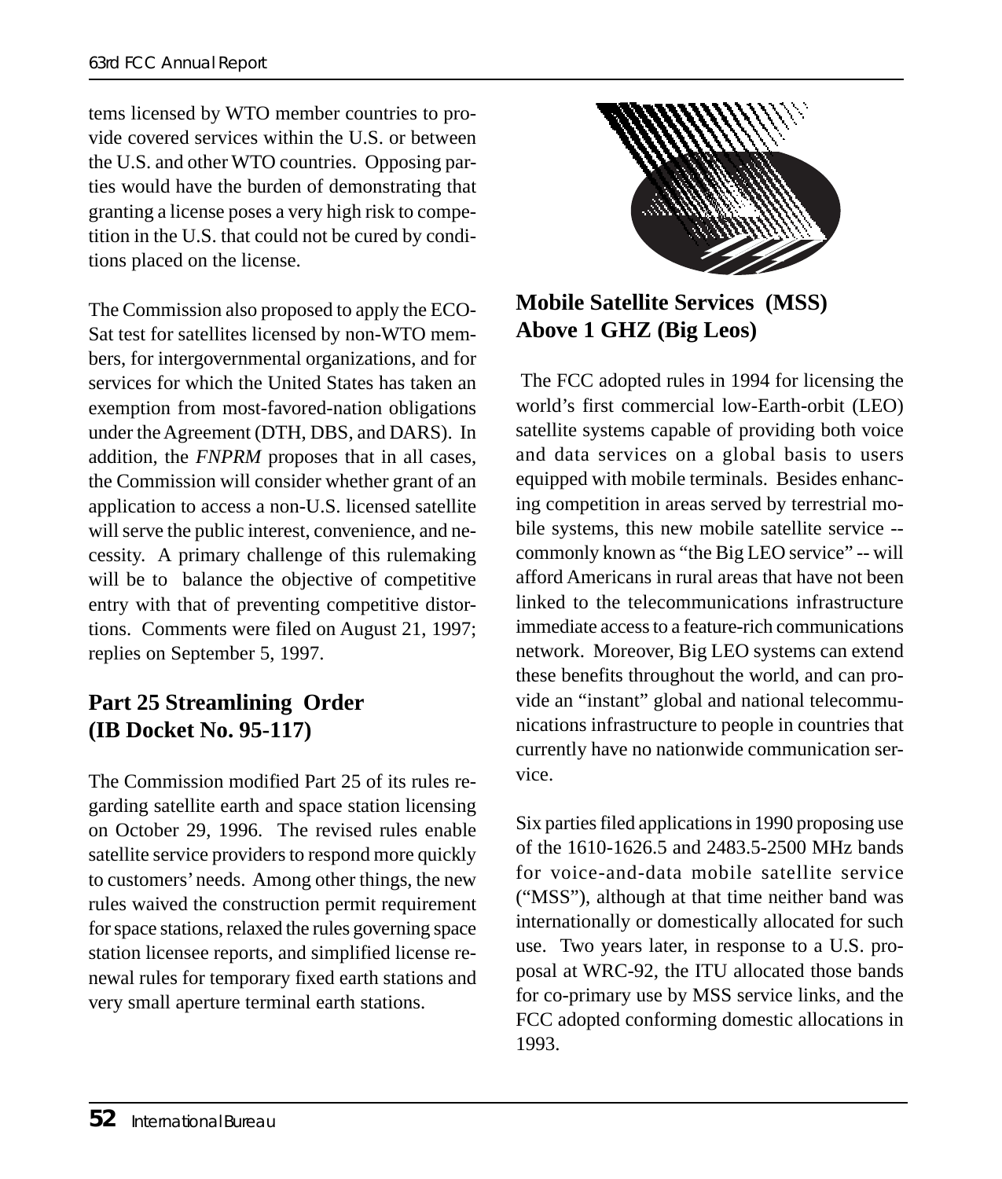tems licensed by WTO member countries to provide covered services within the U.S. or between the U.S. and other WTO countries. Opposing parties would have the burden of demonstrating that granting a license poses a very high risk to competition in the U.S. that could not be cured by conditions placed on the license.

The Commission also proposed to apply the ECO-Sat test for satellites licensed by non-WTO members, for intergovernmental organizations, and for services for which the United States has taken an exemption from most-favored-nation obligations under the Agreement (DTH, DBS, and DARS). In addition, the *FNPRM* proposes that in all cases, the Commission will consider whether grant of an application to access a non-U.S. licensed satellite will serve the public interest, convenience, and necessity. A primary challenge of this rulemaking will be to balance the objective of competitive entry with that of preventing competitive distortions. Comments were filed on August 21, 1997; replies on September 5, 1997.

## Part 25 Streamlining Order (IB Docket No. 95-117)

The Commission modified Part 25 of its rules regarding satellite earth and space station licensing on October 29, 1996. The revised rules enable satellite service providers to respond more quickly to customers' needs. Among other things, the new rules waived the construction permit requirement for space stations, relaxed the rules governing space station licensee reports, and simplified license renewal rules for temporary fixed earth stations and very small aperture terminal earth stations.

## Mobile Satellite Services (MSS) Above 1 GHZ (Big Leos)

The FCC adopted rules in 1994 for licensing the world's first commercial low-Earth-orbit (LEO) satellite systems capable of providing both voice and data services on a global basis to users equipped with mobile terminals. Besides enhancing competition in areas served by terrestrial mobile systems, this new mobile satellite service -- commonly known as "the Big LEO service" -- will afford Americans in rural areas that have not been linked to the telecommunications infrastructure immediate access to a feature-rich communications network. Moreover, Big LEO systems can extend these benefits throughout the world, and can provide an "instant" global and national telecommunications infrastructure to people in countries that currently have no nationwide communication service.

Six parties filed applications in 1990 proposing use of the 1610-1626.5 and 2483.5-2500 MHz bands for voice-and-data mobile satellite service ("MSS"), although at that time neither band was internationally or domestically allocated for such use. Two years later, in response to a U.S. proposal at WRC-92, the ITU allocated those bands for co-primary use by MSS service links, and the FCC adopted conforming domestic allocations in 1993.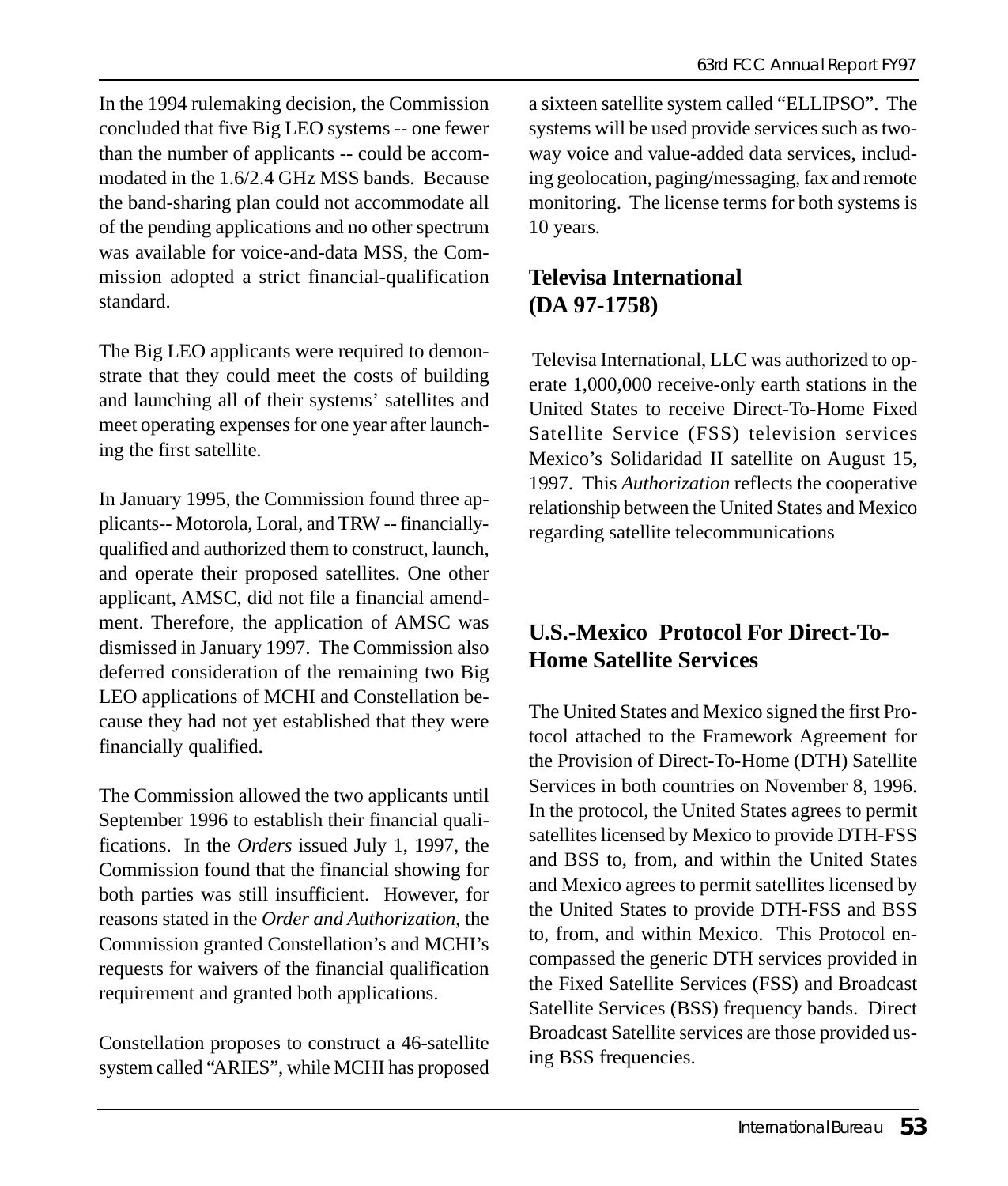In the 1994 rulemaking decision, the Commission concluded that five Big LEO systems -- one fewer than the number of applicants -- could be accommodated in the 1.6/2.4 GHz MSS bands. Because the band-sharing plan could not accommodate all of the pending applications and no other spectrum was available for voice-and-data MSS, the Commission adopted a strict financial-qualification standard.

The Big LEO applicants were required to demonstrate that they could meet the costs of building and launching all of their systems' satellites and meet operating expenses for one year after launching the first satellite.

In January 1995, the Commission found three applicants-- Motorola, Loral, and TRW -- financially-qualified and authorized them to construct, launch, and operate their proposed satellites. One other applicant, AMSC, did not file a financial amendment. Therefore, the application of AMSC was dismissed in January 1997. The Commission also deferred consideration of the remaining two Big LEO applications of MCHI and Constellation because they had not yet established that they were financially qualified.

The Commission allowed the two applicants until September 1996 to establish their financial qualifications. In the *Orders* issued July 1, 1997, the Commission found that the financial showing for both parties was still insufficient. However, for reasons stated in the *Order and Authorization*, the Commission granted Constellation's and MCHI's requests for waivers of the financial qualification requirement and granted both applications.

Constellation proposes to construct a 46-satellite system called "ARIES", while MCHI has proposed a sixteen satellite system called "ELLIPSO". The systems will be used provide services such as two-way voice and value-added data services, including geolocation, paging/messaging, fax and remote monitoring. The license terms for both systems is 10 years.

## Televisa International (DA 97-1758)

Televisa International, LLC was authorized to operate 1,000,000 receive-only earth stations in the United States to receive Direct-To-Home Fixed Satellite Service (FSS) television services Mexico's Solidaridad II satellite on August 15, 1997. This *Authorization* reflects the cooperative relationship between the United States and Mexico regarding satellite telecommunications

## U.S.-Mexico Protocol For Direct-To-Home Satellite Services

The United States and Mexico signed the first Protocol attached to the Framework Agreement for the Provision of Direct-To-Home (DTH) Satellite Services in both countries on November 8, 1996. In the protocol, the United States agrees to permit satellites licensed by Mexico to provide DTH-FSS and BSS to, from, and within the United States and Mexico agrees to permit satellites licensed by the United States to provide DTH-FSS and BSS to, from, and within Mexico. This Protocol encompassed the generic DTH services provided in the Fixed Satellite Services (FSS) and Broadcast Satellite Services (BSS) frequency bands. Direct Broadcast Satellite services are those provided using BSS frequencies.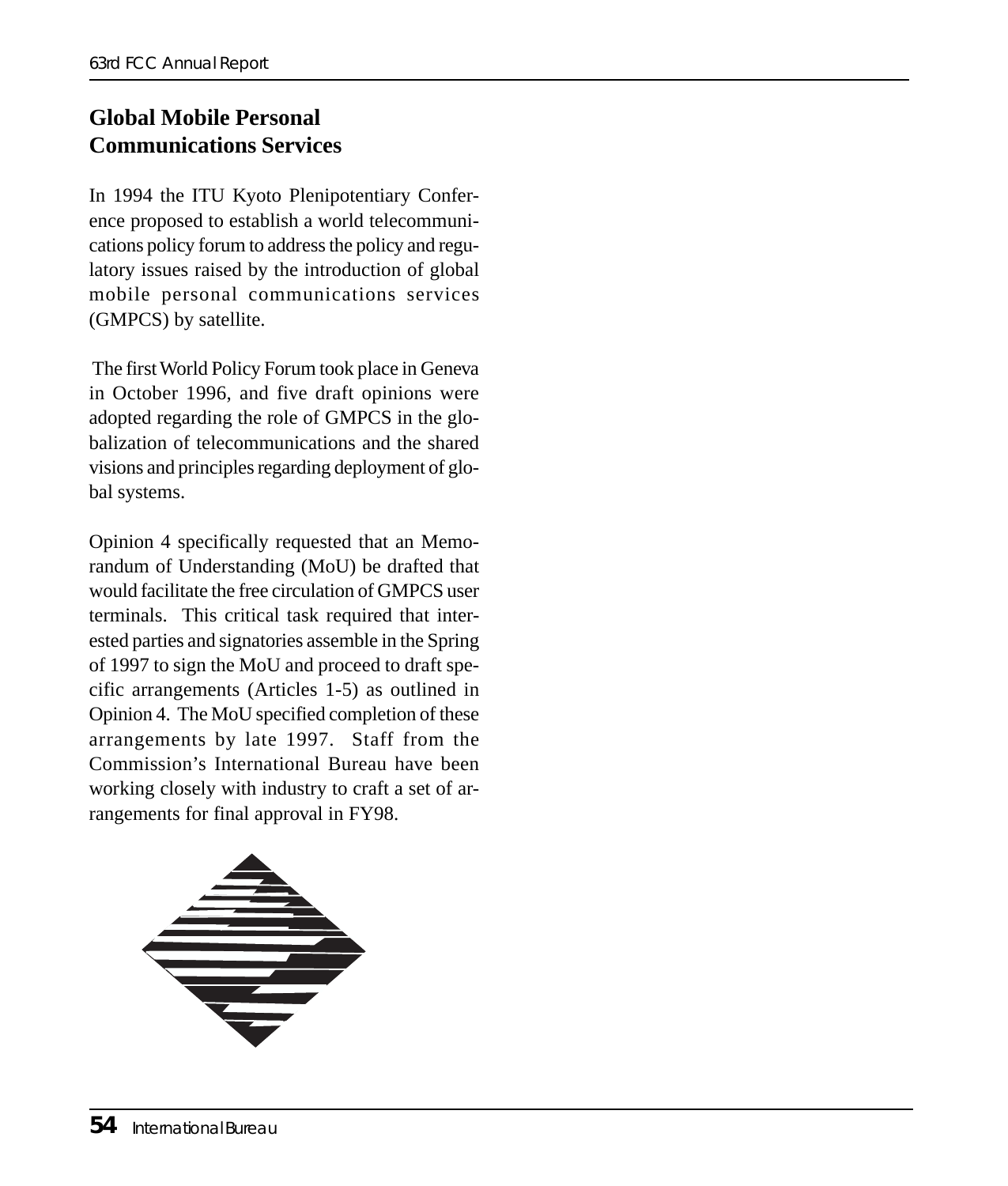## Global Mobile Personal Communications Services

In 1994 the ITU Kyoto Plenipotentiary Conference proposed to establish a world telecommunications policy forum to address the policy and regulatory issues raised by the introduction of global mobile personal communications services (GMPCS) by satellite.

The first World Policy Forum took place in Geneva in October 1996, and five draft opinions were adopted regarding the role of GMPCS in the globalization of telecommunications and the shared visions and principles regarding deployment of global systems.

Opinion 4 specifically requested that an Memorandum of Understanding (MoU) be drafted that would facilitate the free circulation of GMPCS user terminals. This critical task required that interested parties and signatories assemble in the Spring of 1997 to sign the MoU and proceed to draft specific arrangements (Articles 1-5) as outlined in Opinion 4. The MoU specified completion of these arrangements by late 1997. Staff from the Commission's International Bureau have been working closely with industry to craft a set of arrangements for final approval in FY98.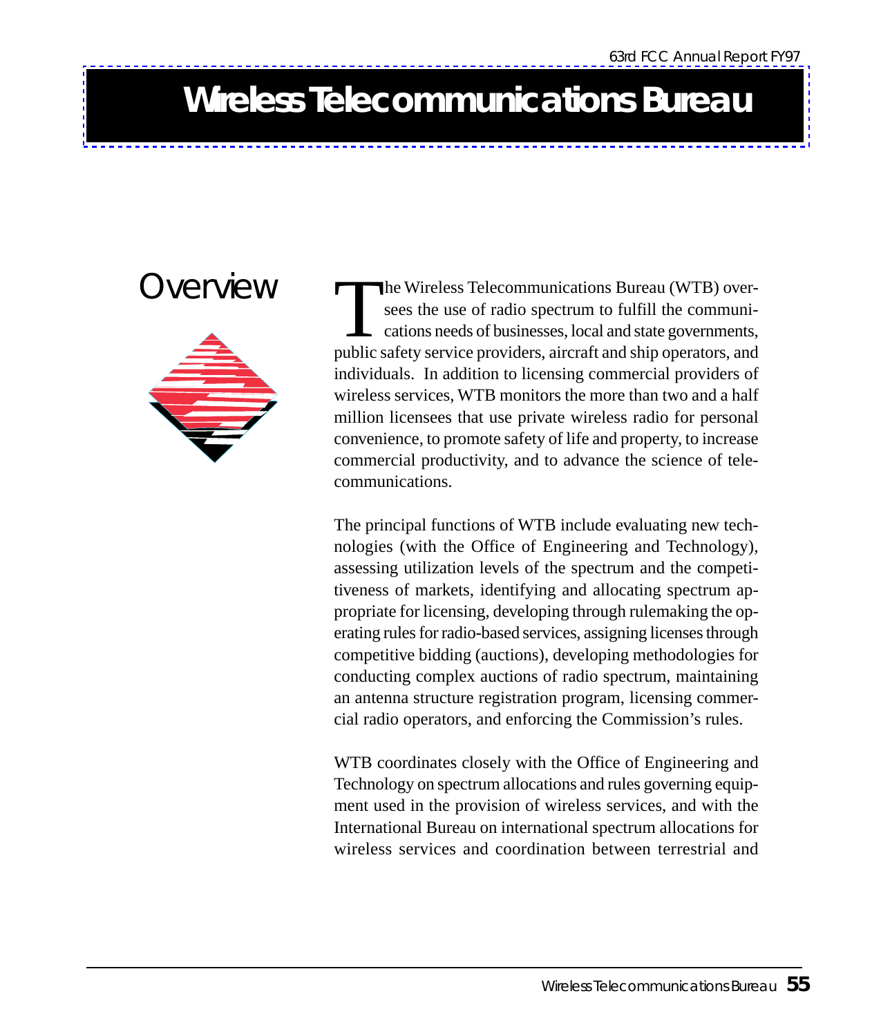# Wireless Telecommunications Bureau

## Overview

The Wireless Telecommunications Bureau (WTB) oversees the use of radio spectrum to fulfill the communications needs of businesses, local and state governments, public safety service providers, aircraft and ship operators, and individuals. In addition to licensing commercial providers of wireless services, WTB monitors the more than two and a half million licensees that use private wireless radio for personal convenience, to promote safety of life and property, to increase commercial productivity, and to advance the science of telecommunications.

The principal functions of WTB include evaluating new technologies (with the Office of Engineering and Technology), assessing utilization levels of the spectrum and the competitiveness of markets, identifying and allocating spectrum appropriate for licensing, developing through rulemaking the operating rules for radio-based services, assigning licenses through competitive bidding (auctions), developing methodologies for conducting complex auctions of radio spectrum, maintaining an antenna structure registration program, licensing commercial radio operators, and enforcing the Commission's rules.

WTB coordinates closely with the Office of Engineering and Technology on spectrum allocations and rules governing equipment used in the provision of wireless services, and with the International Bureau on international spectrum allocations for wireless services and coordination between terrestrial and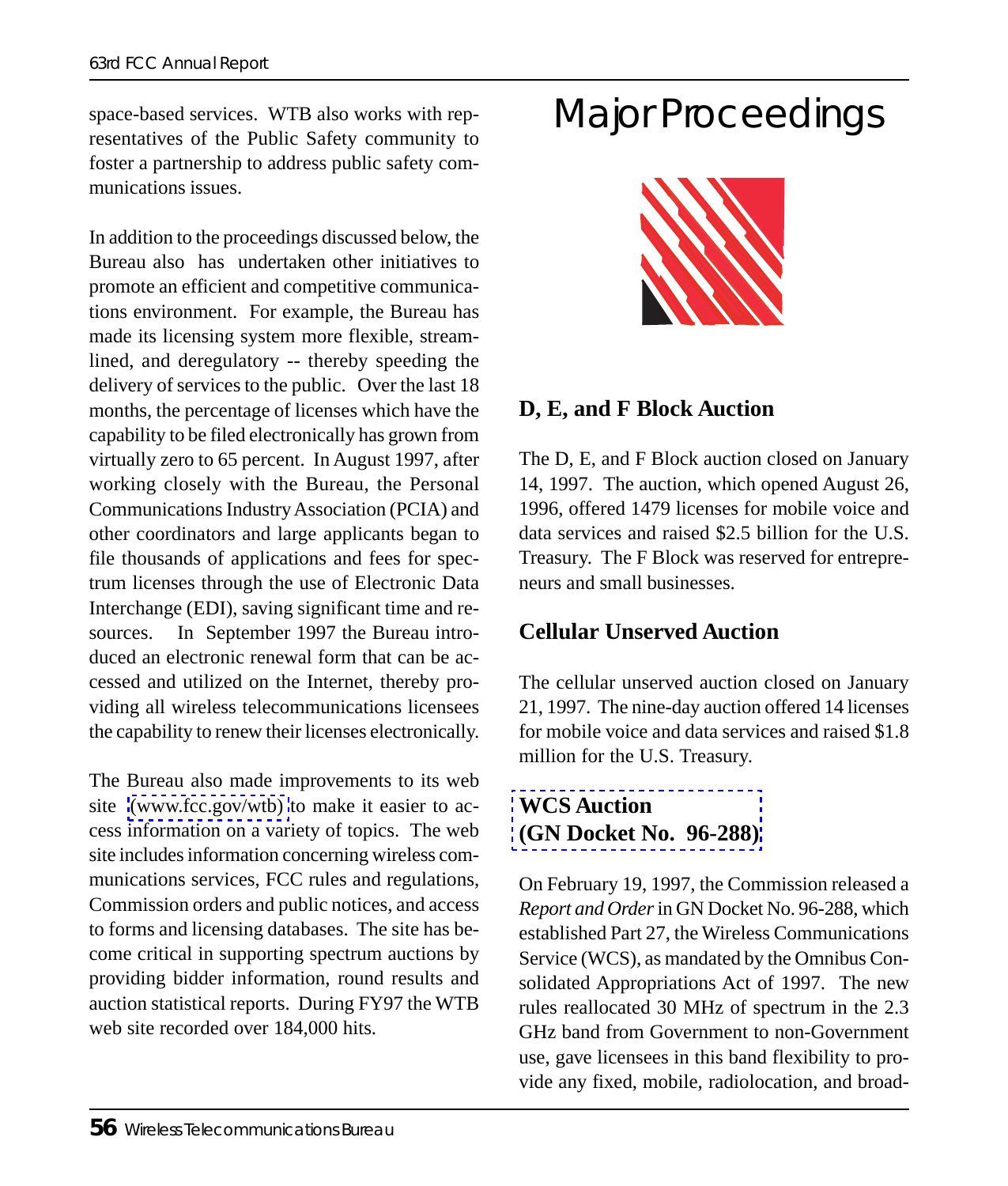space-based services. WTB also works with representatives of the Public Safety community to foster a partnership to address public safety communications issues.

In addition to the proceedings discussed below, the Bureau also has undertaken other initiatives to promote an efficient and competitive communications environment. For example, the Bureau has made its licensing system more flexible, streamlined, and deregulatory -- thereby speeding the delivery of services to the public. Over the last 18 months, the percentage of licenses which have the capability to be filed electronically has grown from virtually zero to 65 percent. In August 1997, after working closely with the Bureau, the Personal Communications Industry Association (PCIA) and other coordinators and large applicants began to file thousands of applications and fees for spectrum licenses through the use of Electronic Data Interchange (EDI), saving significant time and resources. In September 1997 the Bureau introduced an electronic renewal form that can be accessed and utilized on the Internet, thereby providing all wireless telecommunications licensees the capability to renew their licenses electronically.

The Bureau also made improvements to its web site (www.fcc.gov/wtb) to make it easier to access information on a variety of topics. The web site includes information concerning wireless communications services, FCC rules and regulations, Commission orders and public notices, and access to forms and licensing databases. The site has become critical in supporting spectrum auctions by providing bidder information, round results and auction statistical reports. During FY97 the WTB web site recorded over 184,000 hits.

# Major Proceedings

### D, E, and F Block Auction

The D, E, and F Block auction closed on January 14, 1997. The auction, which opened August 26, 1996, offered 1479 licenses for mobile voice and data services and raised $2.5 billion for the U.S. Treasury. The F Block was reserved for entrepreneurs and small businesses.

### Cellular Unserved Auction

The cellular unserved auction closed on January 21, 1997. The nine-day auction offered 14 licenses for mobile voice and data services and raised $1.8 million for the U.S. Treasury.

### WCS Auction (GN Docket No. 96-288)

On February 19, 1997, the Commission released a *Report and Order* in GN Docket No. 96-288, which established Part 27, the Wireless Communications Service (WCS), as mandated by the Omnibus Consolidated Appropriations Act of 1997. The new rules reallocated 30 MHz of spectrum in the 2.3 GHz band from Government to non-Government use, gave licensees in this band flexibility to provide any fixed, mobile, radiolocation, and broad-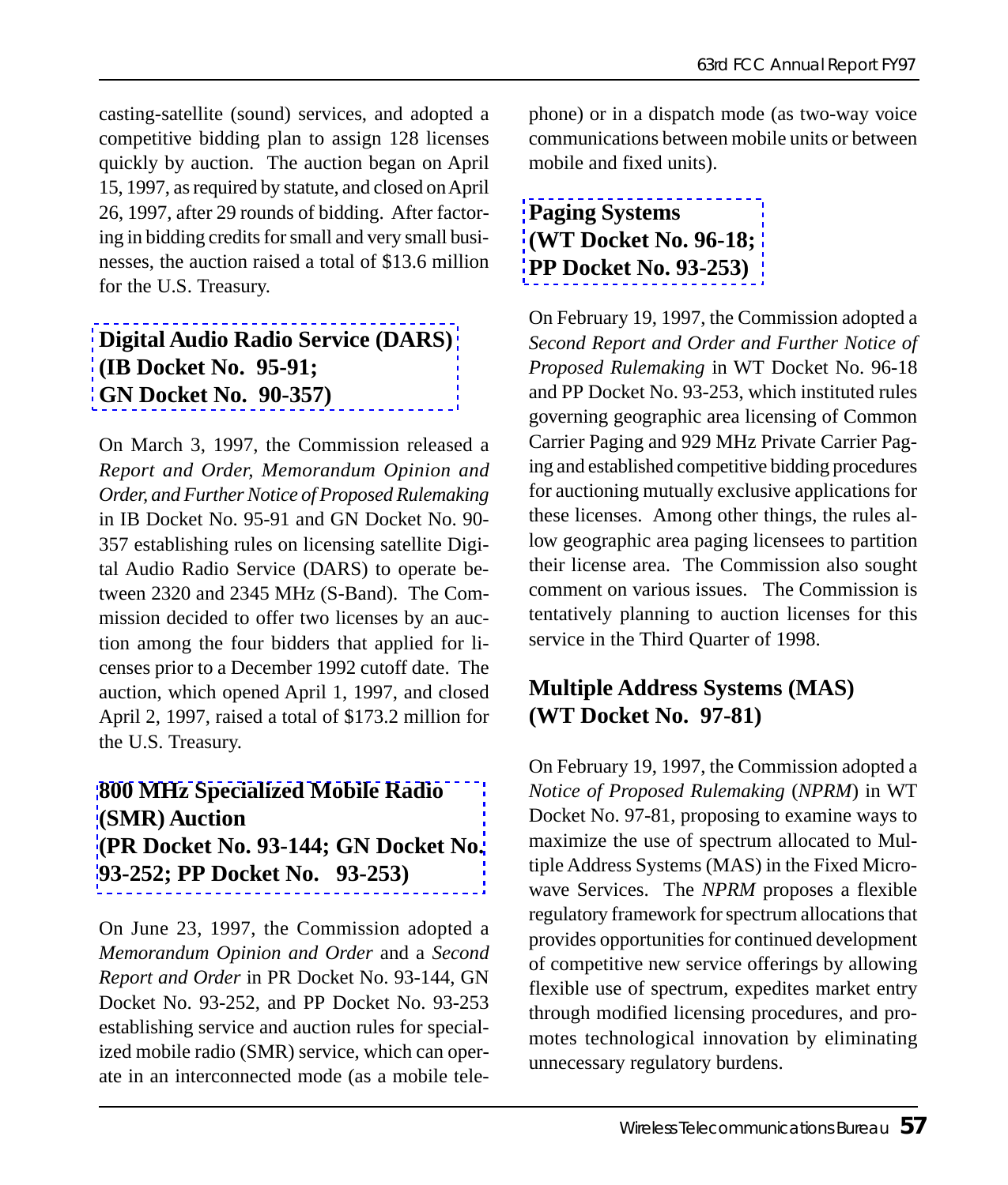casting-satellite (sound) services, and adopted a competitive bidding plan to assign 128 licenses quickly by auction. The auction began on April 15, 1997, as required by statute, and closed on April 26, 1997, after 29 rounds of bidding. After factoring in bidding credits for small and very small businesses, the auction raised a total of $13.6 million for the U.S. Treasury.

## Digital Audio Radio Service (DARS) (IB Docket No. 95-91; GN Docket No. 90-357)

On March 3, 1997, the Commission released a *Report and Order, Memorandum Opinion and Order, and Further Notice of Proposed Rulemaking* in IB Docket No. 95-91 and GN Docket No. 90-357 establishing rules on licensing satellite Digital Audio Radio Service (DARS) to operate between 2320 and 2345 MHz (S-Band). The Commission decided to offer two licenses by an auction among the four bidders that applied for licenses prior to a December 1992 cutoff date. The auction, which opened April 1, 1997, and closed April 2, 1997, raised a total of $173.2 million for the U.S. Treasury.

## 800 MHz Specialized Mobile Radio (SMR) Auction (PR Docket No. 93-144; GN Docket No. 93-252; PP Docket No. 93-253)

On June 23, 1997, the Commission adopted a *Memorandum Opinion and Order* and a *Second Report and Order* in PR Docket No. 93-144, GN Docket No. 93-252, and PP Docket No. 93-253 establishing service and auction rules for specialized mobile radio (SMR) service, which can operate in an interconnected mode (as a mobile telephone) or in a dispatch mode (as two-way voice communications between mobile units or between mobile and fixed units).

## Paging Systems (WT Docket No. 96-18; PP Docket No. 93-253)

On February 19, 1997, the Commission adopted a *Second Report and Order and Further Notice of Proposed Rulemaking* in WT Docket No. 96-18 and PP Docket No. 93-253, which instituted rules governing geographic area licensing of Common Carrier Paging and 929 MHz Private Carrier Paging and established competitive bidding procedures for auctioning mutually exclusive applications for these licenses. Among other things, the rules allow geographic area paging licensees to partition their license area. The Commission also sought comment on various issues. The Commission is tentatively planning to auction licenses for this service in the Third Quarter of 1998.

## Multiple Address Systems (MAS) (WT Docket No. 97-81)

On February 19, 1997, the Commission adopted a *Notice of Proposed Rulemaking* (*NPRM*) in WT Docket No. 97-81, proposing to examine ways to maximize the use of spectrum allocated to Multiple Address Systems (MAS) in the Fixed Microwave Services. The *NPRM* proposes a flexible regulatory framework for spectrum allocations that provides opportunities for continued development of competitive new service offerings by allowing flexible use of spectrum, expedites market entry through modified licensing procedures, and promotes technological innovation by eliminating unnecessary regulatory burdens.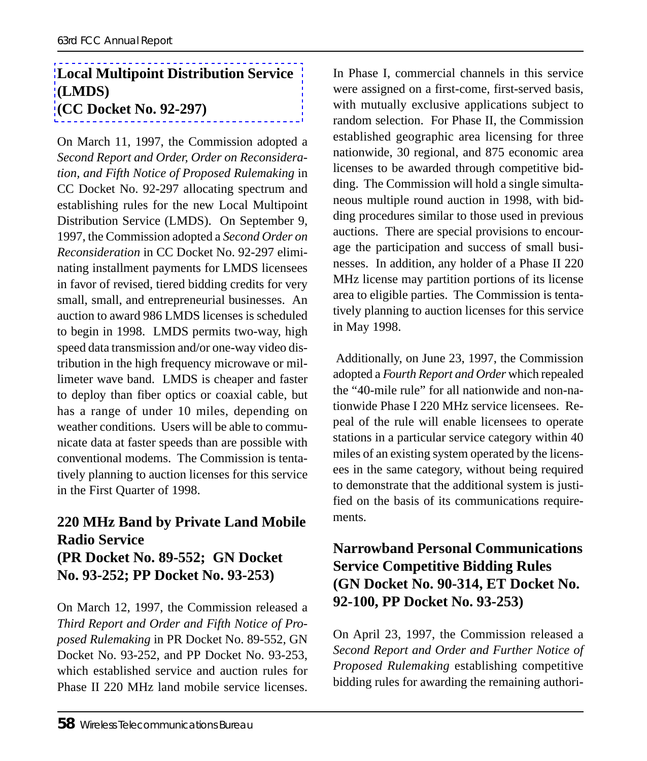## Local Multipoint Distribution Service (LMDS) (CC Docket No. 92-297)

On March 11, 1997, the Commission adopted a *Second Report and Order, Order on Reconsideration, and Fifth Notice of Proposed Rulemaking* in CC Docket No. 92-297 allocating spectrum and establishing rules for the new Local Multipoint Distribution Service (LMDS). On September 9, 1997, the Commission adopted a *Second Order on Reconsideration* in CC Docket No. 92-297 eliminating installment payments for LMDS licensees in favor of revised, tiered bidding credits for very small, small, and entrepreneurial businesses. An auction to award 986 LMDS licenses is scheduled to begin in 1998. LMDS permits two-way, high speed data transmission and/or one-way video distribution in the high frequency microwave or millimeter wave band. LMDS is cheaper and faster to deploy than fiber optics or coaxial cable, but has a range of under 10 miles, depending on weather conditions. Users will be able to communicate data at faster speeds than are possible with conventional modems. The Commission is tentatively planning to auction licenses for this service in the First Quarter of 1998.

## 220 MHz Band by Private Land Mobile Radio Service (PR Docket No. 89-552; GN Docket No. 93-252; PP Docket No. 93-253)

On March 12, 1997, the Commission released a *Third Report and Order and Fifth Notice of Proposed Rulemaking* in PR Docket No. 89-552, GN Docket No. 93-252, and PP Docket No. 93-253, which established service and auction rules for Phase II 220 MHz land mobile service licenses. In Phase I, commercial channels in this service were assigned on a first-come, first-served basis, with mutually exclusive applications subject to random selection. For Phase II, the Commission established geographic area licensing for three nationwide, 30 regional, and 875 economic area licenses to be awarded through competitive bidding. The Commission will hold a single simultaneous multiple round auction in 1998, with bidding procedures similar to those used in previous auctions. There are special provisions to encourage the participation and success of small businesses. In addition, any holder of a Phase II 220 MHz license may partition portions of its license area to eligible parties. The Commission is tentatively planning to auction licenses for this service in May 1998.

Additionally, on June 23, 1997, the Commission adopted a *Fourth Report and Order* which repealed the "40-mile rule" for all nationwide and non-nationwide Phase I 220 MHz service licensees. Repeal of the rule will enable licensees to operate stations in a particular service category within 40 miles of an existing system operated by the licensees in the same category, without being required to demonstrate that the additional system is justified on the basis of its communications requirements.

## Narrowband Personal Communications Service Competitive Bidding Rules (GN Docket No. 90-314, ET Docket No. 92-100, PP Docket No. 93-253)

On April 23, 1997, the Commission released a *Second Report and Order and Further Notice of Proposed Rulemaking* establishing competitive bidding rules for awarding the remaining authori-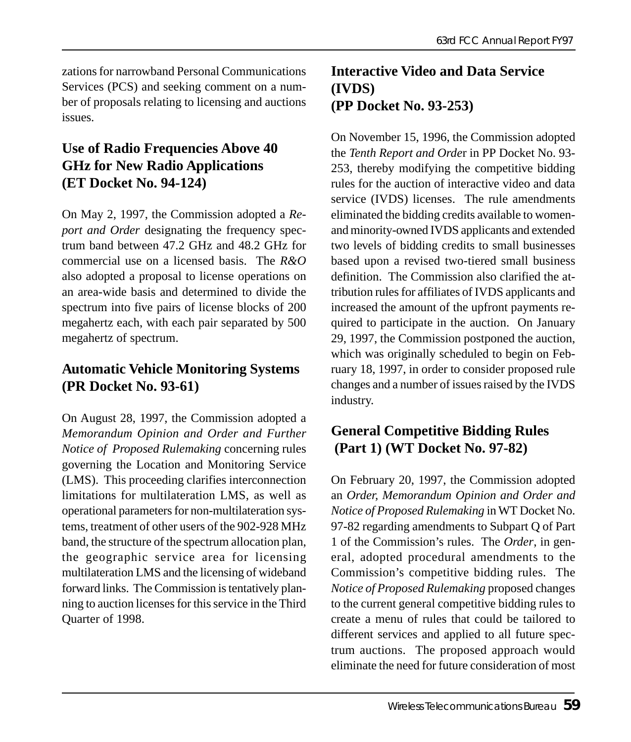zations for narrowband Personal Communications Services (PCS) and seeking comment on a number of proposals relating to licensing and auctions issues.

## Use of Radio Frequencies Above 40 GHz for New Radio Applications (ET Docket No. 94-124)

On May 2, 1997, the Commission adopted a *Report and Order* designating the frequency spectrum band between 47.2 GHz and 48.2 GHz for commercial use on a licensed basis. The *R&O* also adopted a proposal to license operations on an area-wide basis and determined to divide the spectrum into five pairs of license blocks of 200 megahertz each, with each pair separated by 500 megahertz of spectrum.

## Automatic Vehicle Monitoring Systems (PR Docket No. 93-61)

On August 28, 1997, the Commission adopted a *Memorandum Opinion and Order and Further Notice of Proposed Rulemaking* concerning rules governing the Location and Monitoring Service (LMS). This proceeding clarifies interconnection limitations for multilateration LMS, as well as operational parameters for non-multilateration systems, treatment of other users of the 902-928 MHz band, the structure of the spectrum allocation plan, the geographic service area for licensing multilateration LMS and the licensing of wideband forward links. The Commission is tentatively planning to auction licenses for this service in the Third Quarter of 1998.

## Interactive Video and Data Service (IVDS) (PP Docket No. 93-253)

On November 15, 1996, the Commission adopted the *Tenth Report and Order* in PP Docket No. 93-253, thereby modifying the competitive bidding rules for the auction of interactive video and data service (IVDS) licenses. The rule amendments eliminated the bidding credits available to women- and minority-owned IVDS applicants and extended two levels of bidding credits to small businesses based upon a revised two-tiered small business definition. The Commission also clarified the attribution rules for affiliates of IVDS applicants and increased the amount of the upfront payments required to participate in the auction. On January 29, 1997, the Commission postponed the auction, which was originally scheduled to begin on February 18, 1997, in order to consider proposed rule changes and a number of issues raised by the IVDS industry.

## General Competitive Bidding Rules (Part 1) (WT Docket No. 97-82)

On February 20, 1997, the Commission adopted an *Order, Memorandum Opinion and Order and Notice of Proposed Rulemaking* in WT Docket No. 97-82 regarding amendments to Subpart Q of Part 1 of the Commission's rules. The *Order*, in general, adopted procedural amendments to the Commission's competitive bidding rules. The *Notice of Proposed Rulemaking* proposed changes to the current general competitive bidding rules to create a menu of rules that could be tailored to different services and applied to all future spectrum auctions. The proposed approach would eliminate the need for future consideration of most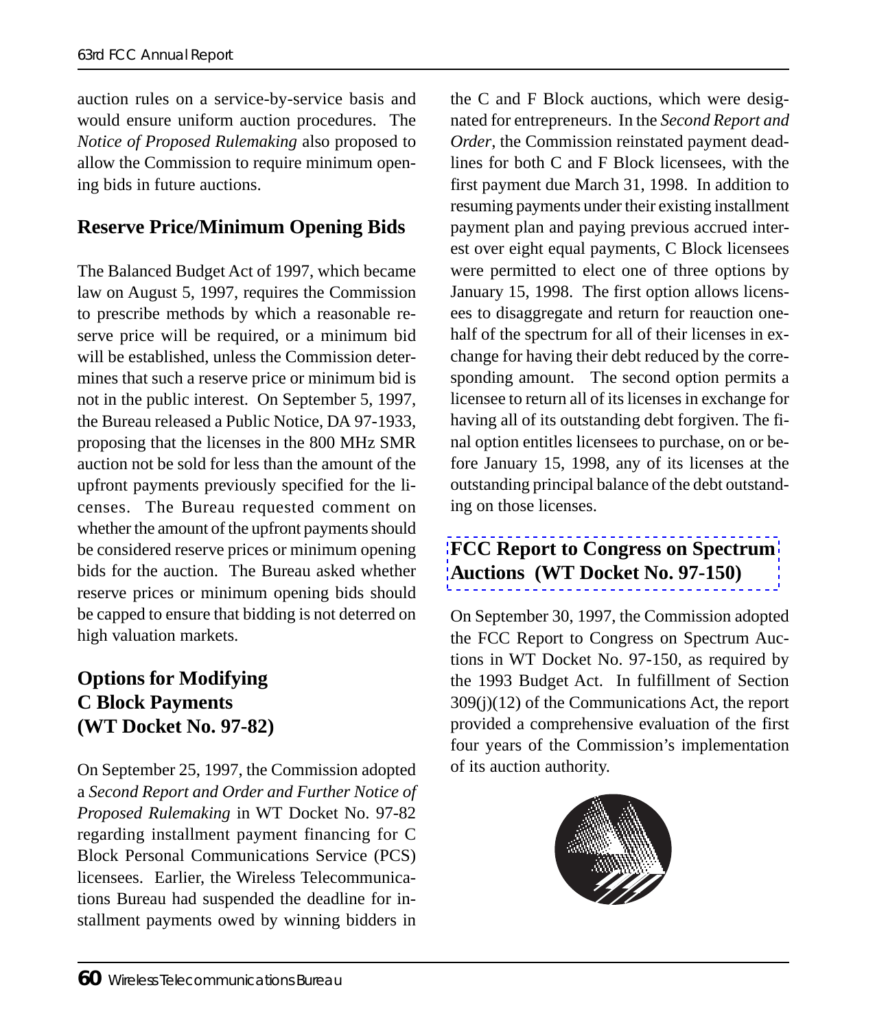auction rules on a service-by-service basis and would ensure uniform auction procedures. The *Notice of Proposed Rulemaking* also proposed to allow the Commission to require minimum opening bids in future auctions.

## Reserve Price/Minimum Opening Bids

The Balanced Budget Act of 1997, which became law on August 5, 1997, requires the Commission to prescribe methods by which a reasonable reserve price will be required, or a minimum bid will be established, unless the Commission determines that such a reserve price or minimum bid is not in the public interest. On September 5, 1997, the Bureau released a Public Notice, DA 97-1933, proposing that the licenses in the 800 MHz SMR auction not be sold for less than the amount of the upfront payments previously specified for the licenses. The Bureau requested comment on whether the amount of the upfront payments should be considered reserve prices or minimum opening bids for the auction. The Bureau asked whether reserve prices or minimum opening bids should be capped to ensure that bidding is not deterred on high valuation markets.

## Options for Modifying C Block Payments (WT Docket No. 97-82)

On September 25, 1997, the Commission adopted a *Second Report and Order and Further Notice of Proposed Rulemaking* in WT Docket No. 97-82 regarding installment payment financing for C Block Personal Communications Service (PCS) licensees. Earlier, the Wireless Telecommunications Bureau had suspended the deadline for installment payments owed by winning bidders in the C and F Block auctions, which were designated for entrepreneurs. In the *Second Report and Order*, the Commission reinstated payment deadlines for both C and F Block licensees, with the first payment due March 31, 1998. In addition to resuming payments under their existing installment payment plan and paying previous accrued interest over eight equal payments, C Block licensees were permitted to elect one of three options by January 15, 1998. The first option allows licensees to disaggregate and return for reauction one-half of the spectrum for all of their licenses in exchange for having their debt reduced by the corresponding amount. The second option permits a licensee to return all of its licenses in exchange for having all of its outstanding debt forgiven. The final option entitles licensees to purchase, on or before January 15, 1998, any of its licenses at the outstanding principal balance of the debt outstanding on those licenses.

## FCC Report to Congress on Spectrum Auctions (WT Docket No. 97-150)

On September 30, 1997, the Commission adopted the FCC Report to Congress on Spectrum Auctions in WT Docket No. 97-150, as required by the 1993 Budget Act. In fulfillment of Section 309(j)(12) of the Communications Act, the report provided a comprehensive evaluation of the first four years of the Commission's implementation of its auction authority.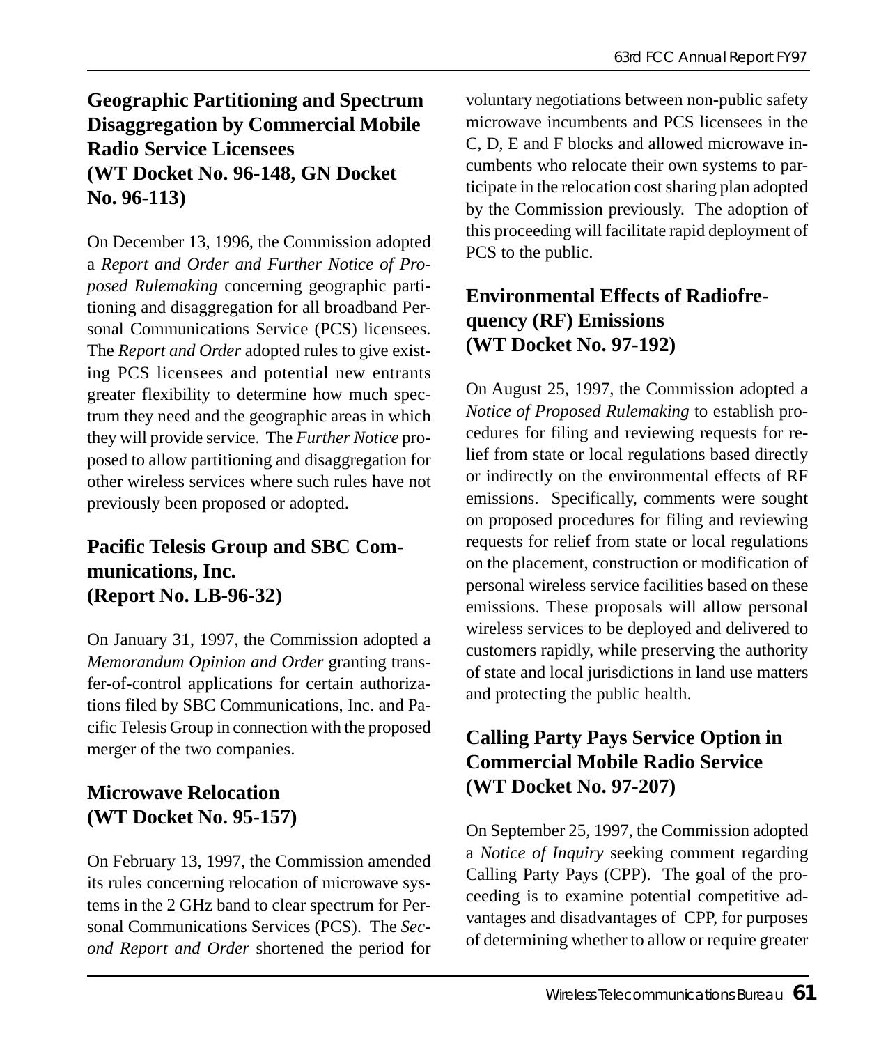### Geographic Partitioning and Spectrum Disaggregation by Commercial Mobile Radio Service Licensees (WT Docket No. 96-148, GN Docket No. 96-113)

On December 13, 1996, the Commission adopted a *Report and Order and Further Notice of Proposed Rulemaking* concerning geographic partitioning and disaggregation for all broadband Personal Communications Service (PCS) licensees. The *Report and Order* adopted rules to give existing PCS licensees and potential new entrants greater flexibility to determine how much spectrum they need and the geographic areas in which they will provide service. The *Further Notice* proposed to allow partitioning and disaggregation for other wireless services where such rules have not previously been proposed or adopted.

### Pacific Telesis Group and SBC Communications, Inc. (Report No. LB-96-32)

On January 31, 1997, the Commission adopted a *Memorandum Opinion and Order* granting transfer-of-control applications for certain authorizations filed by SBC Communications, Inc. and Pacific Telesis Group in connection with the proposed merger of the two companies.

### Microwave Relocation (WT Docket No. 95-157)

On February 13, 1997, the Commission amended its rules concerning relocation of microwave systems in the 2 GHz band to clear spectrum for Personal Communications Services (PCS). The *Second Report and Order* shortened the period for voluntary negotiations between non-public safety microwave incumbents and PCS licensees in the C, D, E and F blocks and allowed microwave incumbents who relocate their own systems to participate in the relocation cost sharing plan adopted by the Commission previously. The adoption of this proceeding will facilitate rapid deployment of PCS to the public.

### Environmental Effects of Radiofrequency (RF) Emissions (WT Docket No. 97-192)

On August 25, 1997, the Commission adopted a *Notice of Proposed Rulemaking* to establish procedures for filing and reviewing requests for relief from state or local regulations based directly or indirectly on the environmental effects of RF emissions. Specifically, comments were sought on proposed procedures for filing and reviewing requests for relief from state or local regulations on the placement, construction or modification of personal wireless service facilities based on these emissions. These proposals will allow personal wireless services to be deployed and delivered to customers rapidly, while preserving the authority of state and local jurisdictions in land use matters and protecting the public health.

### Calling Party Pays Service Option in Commercial Mobile Radio Service (WT Docket No. 97-207)

On September 25, 1997, the Commission adopted a *Notice of Inquiry* seeking comment regarding Calling Party Pays (CPP). The goal of the proceeding is to examine potential competitive advantages and disadvantages of CPP, for purposes of determining whether to allow or require greater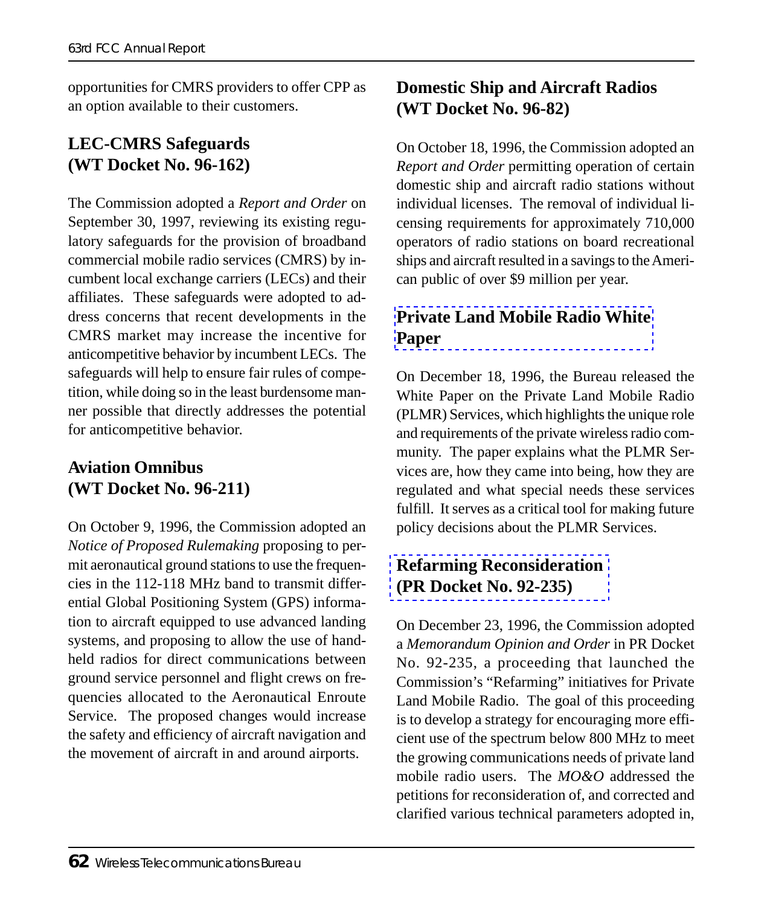opportunities for CMRS providers to offer CPP as an option available to their customers.

### LEC-CMRS Safeguards (WT Docket No. 96-162)

The Commission adopted a *Report and Order* on September 30, 1997, reviewing its existing regulatory safeguards for the provision of broadband commercial mobile radio services (CMRS) by incumbent local exchange carriers (LECs) and their affiliates. These safeguards were adopted to address concerns that recent developments in the CMRS market may increase the incentive for anticompetitive behavior by incumbent LECs. The safeguards will help to ensure fair rules of competition, while doing so in the least burdensome manner possible that directly addresses the potential for anticompetitive behavior.

### Aviation Omnibus (WT Docket No. 96-211)

On October 9, 1996, the Commission adopted an *Notice of Proposed Rulemaking* proposing to permit aeronautical ground stations to use the frequencies in the 112-118 MHz band to transmit differential Global Positioning System (GPS) information to aircraft equipped to use advanced landing systems, and proposing to allow the use of handheld radios for direct communications between ground service personnel and flight crews on frequencies allocated to the Aeronautical Enroute Service. The proposed changes would increase the safety and efficiency of aircraft navigation and the movement of aircraft in and around airports.

### Domestic Ship and Aircraft Radios (WT Docket No. 96-82)

On October 18, 1996, the Commission adopted an *Report and Order* permitting operation of certain domestic ship and aircraft radio stations without individual licenses. The removal of individual licensing requirements for approximately 710,000 operators of radio stations on board recreational ships and aircraft resulted in a savings to the American public of over $9 million per year.

### Private Land Mobile Radio White Paper

On December 18, 1996, the Bureau released the White Paper on the Private Land Mobile Radio (PLMR) Services, which highlights the unique role and requirements of the private wireless radio community. The paper explains what the PLMR Services are, how they came into being, how they are regulated and what special needs these services fulfill. It serves as a critical tool for making future policy decisions about the PLMR Services.

### Refarming Reconsideration (PR Docket No. 92-235)

On December 23, 1996, the Commission adopted a *Memorandum Opinion and Order* in PR Docket No. 92-235, a proceeding that launched the Commission's "Refarming" initiatives for Private Land Mobile Radio. The goal of this proceeding is to develop a strategy for encouraging more efficient use of the spectrum below 800 MHz to meet the growing communications needs of private land mobile radio users. The *MO&O* addressed the petitions for reconsideration of, and corrected and clarified various technical parameters adopted in,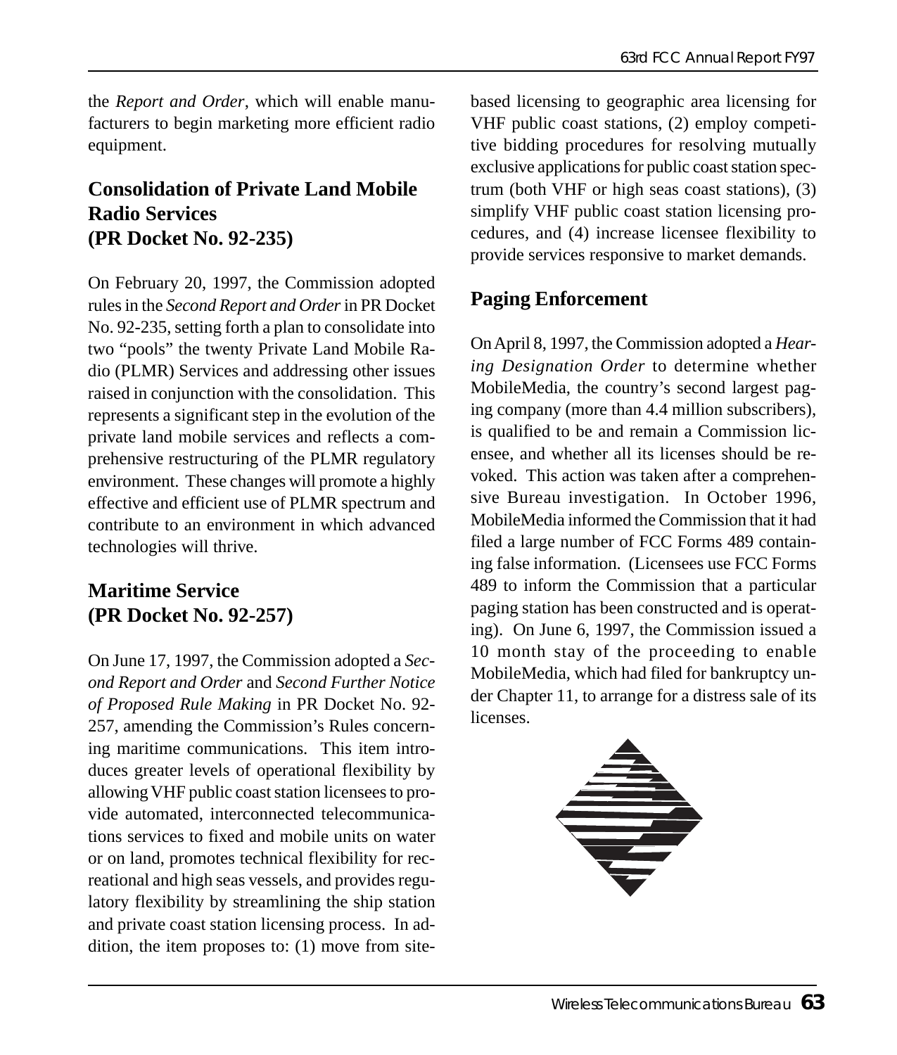the *Report and Order*, which will enable manufacturers to begin marketing more efficient radio equipment.

## Consolidation of Private Land Mobile Radio Services (PR Docket No. 92-235)

On February 20, 1997, the Commission adopted rules in the *Second Report and Order* in PR Docket No. 92-235, setting forth a plan to consolidate into two "pools" the twenty Private Land Mobile Radio (PLMR) Services and addressing other issues raised in conjunction with the consolidation. This represents a significant step in the evolution of the private land mobile services and reflects a comprehensive restructuring of the PLMR regulatory environment. These changes will promote a highly effective and efficient use of PLMR spectrum and contribute to an environment in which advanced technologies will thrive.

## Maritime Service (PR Docket No. 92-257)

On June 17, 1997, the Commission adopted a *Second Report and Order* and *Second Further Notice of Proposed Rule Making* in PR Docket No. 92-257, amending the Commission's Rules concerning maritime communications. This item introduces greater levels of operational flexibility by allowing VHF public coast station licensees to provide automated, interconnected telecommunications services to fixed and mobile units on water or on land, promotes technical flexibility for recreational and high seas vessels, and provides regulatory flexibility by streamlining the ship station and private coast station licensing process. In addition, the item proposes to: (1) move from site-based licensing to geographic area licensing for VHF public coast stations, (2) employ competitive bidding procedures for resolving mutually exclusive applications for public coast station spectrum (both VHF or high seas coast stations), (3) simplify VHF public coast station licensing procedures, and (4) increase licensee flexibility to provide services responsive to market demands.

## Paging Enforcement

On April 8, 1997, the Commission adopted a *Hearing Designation Order* to determine whether MobileMedia, the country's second largest paging company (more than 4.4 million subscribers), is qualified to be and remain a Commission licensee, and whether all its licenses should be revoked. This action was taken after a comprehensive Bureau investigation. In October 1996, MobileMedia informed the Commission that it had filed a large number of FCC Forms 489 containing false information. (Licensees use FCC Forms 489 to inform the Commission that a particular paging station has been constructed and is operating). On June 6, 1997, the Commission issued a 10 month stay of the proceeding to enable MobileMedia, which had filed for bankruptcy under Chapter 11, to arrange for a distress sale of its licenses.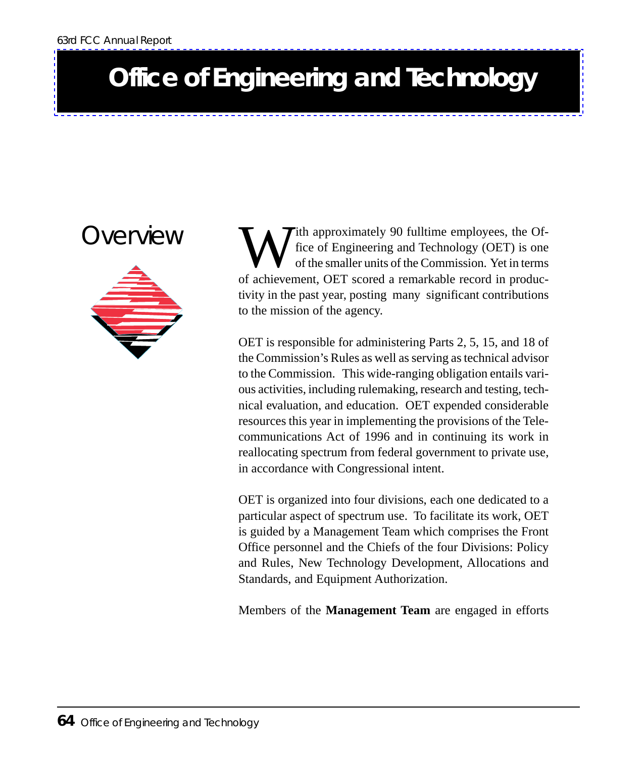# Office of Engineering and Technology

## Overview

With approximately 90 fulltime employees, the Office of Engineering and Technology (OET) is one of the smaller units of the Commission. Yet in terms of achievement, OET scored a remarkable record in productivity in the past year, posting many significant contributions to the mission of the agency.

OET is responsible for administering Parts 2, 5, 15, and 18 of the Commission's Rules as well as serving as technical advisor to the Commission. This wide-ranging obligation entails various activities, including rulemaking, research and testing, technical evaluation, and education. OET expended considerable resources this year in implementing the provisions of the Telecommunications Act of 1996 and in continuing its work in reallocating spectrum from federal government to private use, in accordance with Congressional intent.

OET is organized into four divisions, each one dedicated to a particular aspect of spectrum use. To facilitate its work, OET is guided by a Management Team which comprises the Front Office personnel and the Chiefs of the four Divisions: Policy and Rules, New Technology Development, Allocations and Standards, and Equipment Authorization.

Members of the **Management Team** are engaged in efforts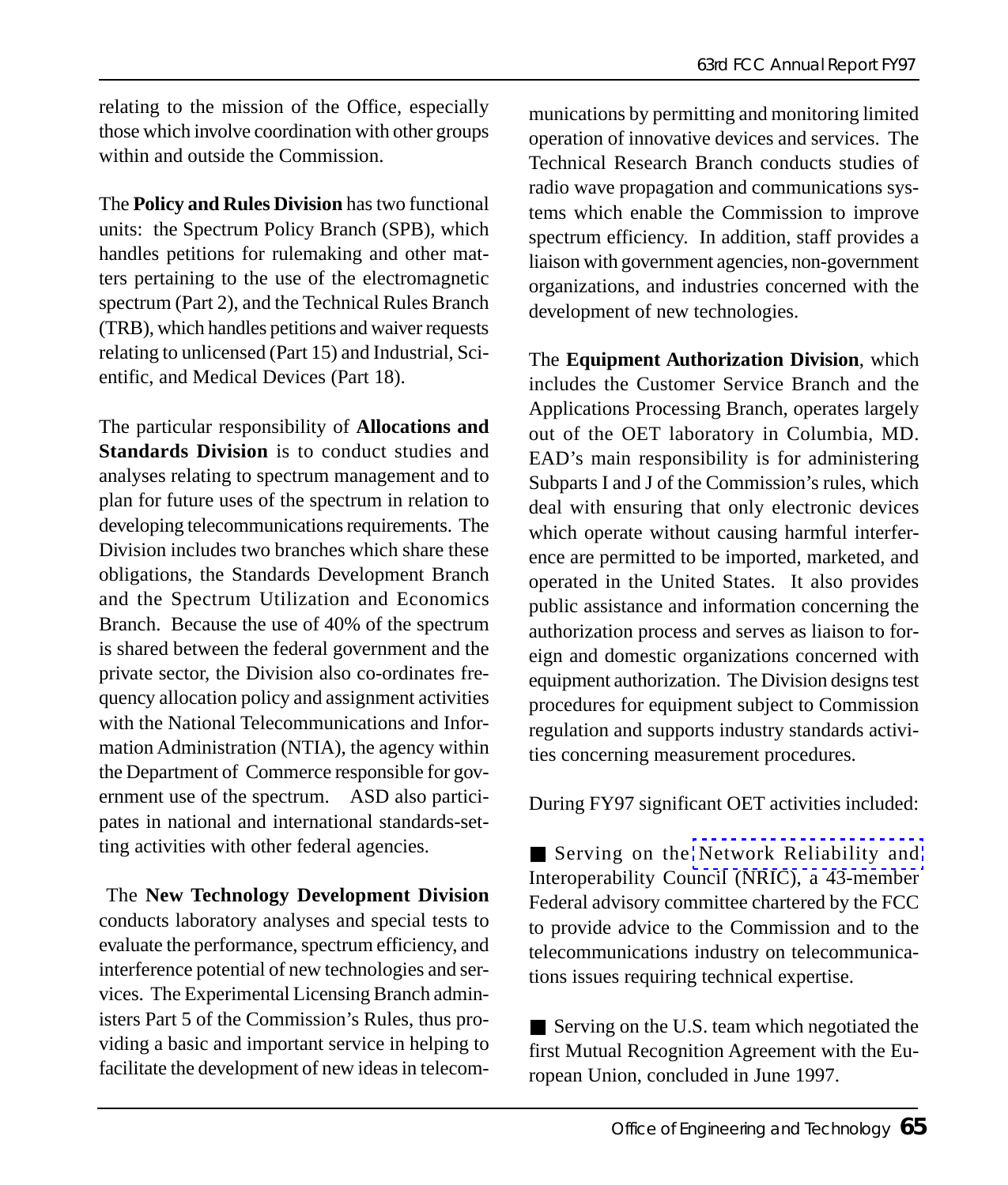relating to the mission of the Office, especially those which involve coordination with other groups within and outside the Commission.

The **Policy and Rules Division** has two functional units: the Spectrum Policy Branch (SPB), which handles petitions for rulemaking and other matters pertaining to the use of the electromagnetic spectrum (Part 2), and the Technical Rules Branch (TRB), which handles petitions and waiver requests relating to unlicensed (Part 15) and Industrial, Scientific, and Medical Devices (Part 18).

The particular responsibility of **Allocations and Standards Division** is to conduct studies and analyses relating to spectrum management and to plan for future uses of the spectrum in relation to developing telecommunications requirements. The Division includes two branches which share these obligations, the Standards Development Branch and the Spectrum Utilization and Economics Branch. Because the use of 40% of the spectrum is shared between the federal government and the private sector, the Division also co-ordinates frequency allocation policy and assignment activities with the National Telecommunications and Information Administration (NTIA), the agency within the Department of Commerce responsible for government use of the spectrum. ASD also participates in national and international standards-setting activities with other federal agencies.

The **New Technology Development Division** conducts laboratory analyses and special tests to evaluate the performance, spectrum efficiency, and interference potential of new technologies and services. The Experimental Licensing Branch administers Part 5 of the Commission's Rules, thus providing a basic and important service in helping to facilitate the development of new ideas in telecommunications by permitting and monitoring limited operation of innovative devices and services. The Technical Research Branch conducts studies of radio wave propagation and communications systems which enable the Commission to improve spectrum efficiency. In addition, staff provides a liaison with government agencies, non-government organizations, and industries concerned with the development of new technologies.

The **Equipment Authorization Division**, which includes the Customer Service Branch and the Applications Processing Branch, operates largely out of the OET laboratory in Columbia, MD. EAD's main responsibility is for administering Subparts I and J of the Commission's rules, which deal with ensuring that only electronic devices which operate without causing harmful interference are permitted to be imported, marketed, and operated in the United States. It also provides public assistance and information concerning the authorization process and serves as liaison to foreign and domestic organizations concerned with equipment authorization. The Division designs test procedures for equipment subject to Commission regulation and supports industry standards activities concerning measurement procedures.

During FY97 significant OET activities included:

- Serving on the Network Reliability and Interoperability Council (NRIC), a 43-member Federal advisory committee chartered by the FCC to provide advice to the Commission and to the telecommunications industry on telecommunications issues requiring technical expertise.

- Serving on the U.S. team which negotiated the first Mutual Recognition Agreement with the European Union, concluded in June 1997.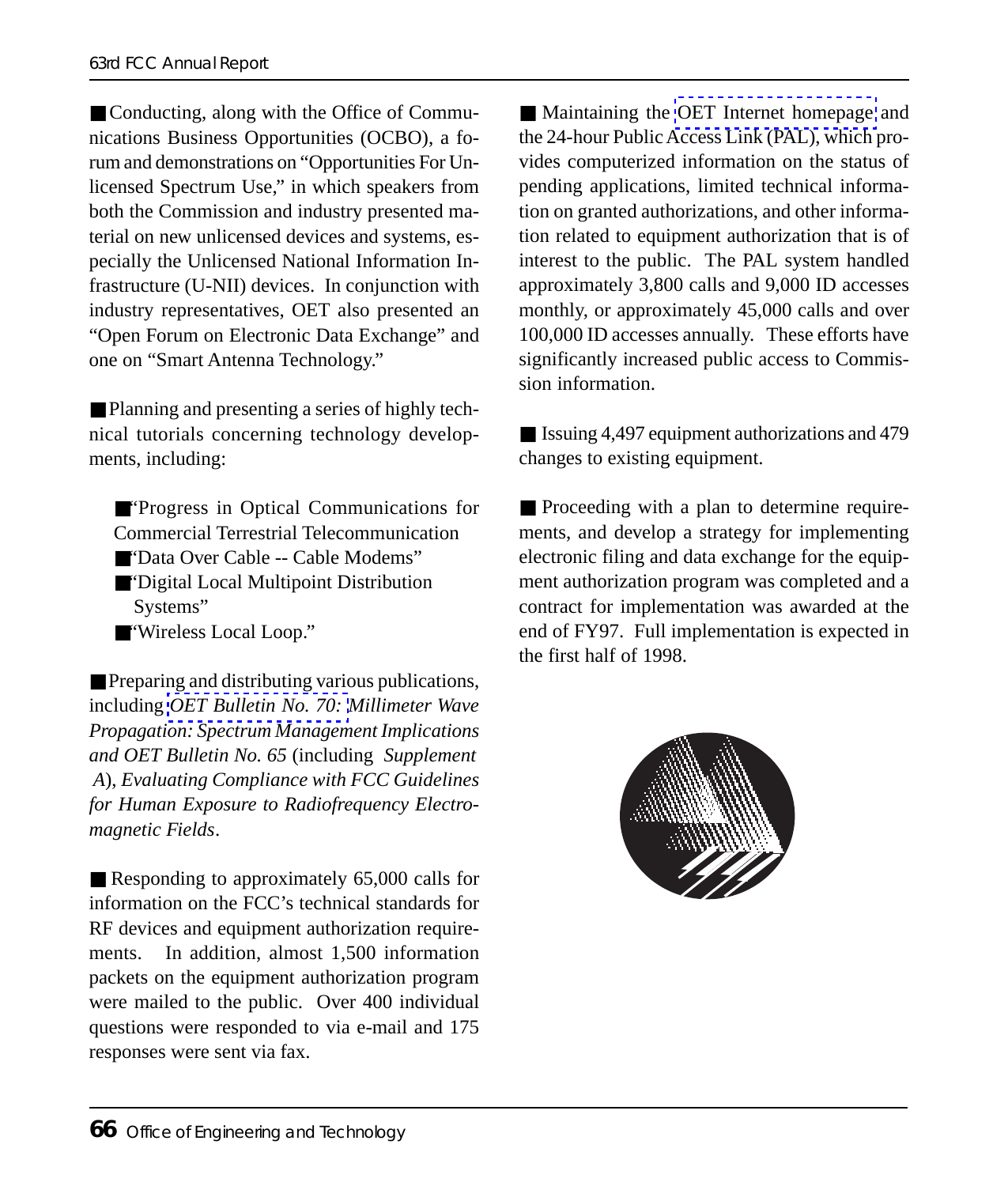■ Conducting, along with the Office of Communications Business Opportunities (OCBO), a forum and demonstrations on "Opportunities For Unlicensed Spectrum Use," in which speakers from both the Commission and industry presented material on new unlicensed devices and systems, especially the Unlicensed National Information Infrastructure (U-NII) devices. In conjunction with industry representatives, OET also presented an "Open Forum on Electronic Data Exchange" and one on "Smart Antenna Technology."

■ Planning and presenting a series of highly technical tutorials concerning technology developments, including:

- "Progress in Optical Communications for Commercial Terrestrial Telecommunication
- "Data Over Cable -- Cable Modems"
- "Digital Local Multipoint Distribution Systems"
- "Wireless Local Loop."

■ Preparing and distributing various publications, including *OET Bulletin No. 70: Millimeter Wave Propagation: Spectrum Management Implications and OET Bulletin No. 65* (including *Supplement A*), *Evaluating Compliance with FCC Guidelines for Human Exposure to Radiofrequency Electromagnetic Fields*.

■ Responding to approximately 65,000 calls for information on the FCC's technical standards for RF devices and equipment authorization requirements. In addition, almost 1,500 information packets on the equipment authorization program were mailed to the public. Over 400 individual questions were responded to via e-mail and 175 responses were sent via fax.

■ Maintaining the OET Internet homepage and the 24-hour Public Access Link (PAL), which provides computerized information on the status of pending applications, limited technical information on granted authorizations, and other information related to equipment authorization that is of interest to the public. The PAL system handled approximately 3,800 calls and 9,000 ID accesses monthly, or approximately 45,000 calls and over 100,000 ID accesses annually. These efforts have significantly increased public access to Commission information.

■ Issuing 4,497 equipment authorizations and 479 changes to existing equipment.

■ Proceeding with a plan to determine requirements, and develop a strategy for implementing electronic filing and data exchange for the equipment authorization program was completed and a contract for implementation was awarded at the end of FY97. Full implementation is expected in the first half of 1998.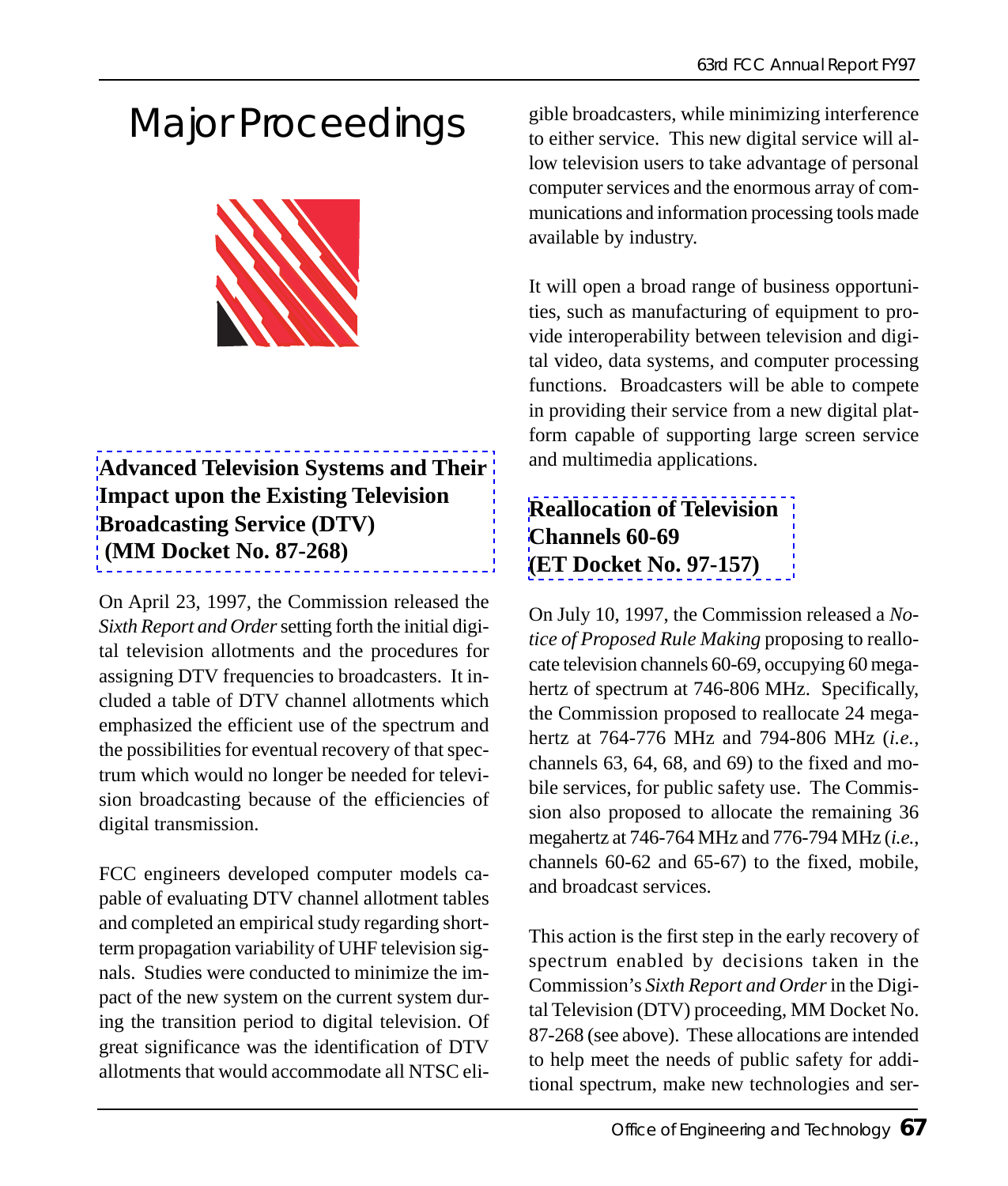# Major Proceedings

## Advanced Television Systems and Their Impact upon the Existing Television Broadcasting Service (DTV) (MM Docket No. 87-268)

On April 23, 1997, the Commission released the *Sixth Report and Order* setting forth the initial digital television allotments and the procedures for assigning DTV frequencies to broadcasters. It included a table of DTV channel allotments which emphasized the efficient use of the spectrum and the possibilities for eventual recovery of that spectrum which would no longer be needed for television broadcasting because of the efficiencies of digital transmission.

FCC engineers developed computer models capable of evaluating DTV channel allotment tables and completed an empirical study regarding short-term propagation variability of UHF television signals. Studies were conducted to minimize the impact of the new system on the current system during the transition period to digital television. Of great significance was the identification of DTV allotments that would accommodate all NTSC eligible broadcasters, while minimizing interference to either service. This new digital service will allow television users to take advantage of personal computer services and the enormous array of communications and information processing tools made available by industry.

It will open a broad range of business opportunities, such as manufacturing of equipment to provide interoperability between television and digital video, data systems, and computer processing functions. Broadcasters will be able to compete in providing their service from a new digital platform capable of supporting large screen service and multimedia applications.

## Reallocation of Television Channels 60-69 (ET Docket No. 97-157)

On July 10, 1997, the Commission released a *Notice of Proposed Rule Making* proposing to reallocate television channels 60-69, occupying 60 megahertz of spectrum at 746-806 MHz. Specifically, the Commission proposed to reallocate 24 megahertz at 764-776 MHz and 794-806 MHz (*i.e.*, channels 63, 64, 68, and 69) to the fixed and mobile services, for public safety use. The Commission also proposed to allocate the remaining 36 megahertz at 746-764 MHz and 776-794 MHz (*i.e.*, channels 60-62 and 65-67) to the fixed, mobile, and broadcast services.

This action is the first step in the early recovery of spectrum enabled by decisions taken in the Commission's *Sixth Report and Order* in the Digital Television (DTV) proceeding, MM Docket No. 87-268 (see above). These allocations are intended to help meet the needs of public safety for additional spectrum, make new technologies and ser-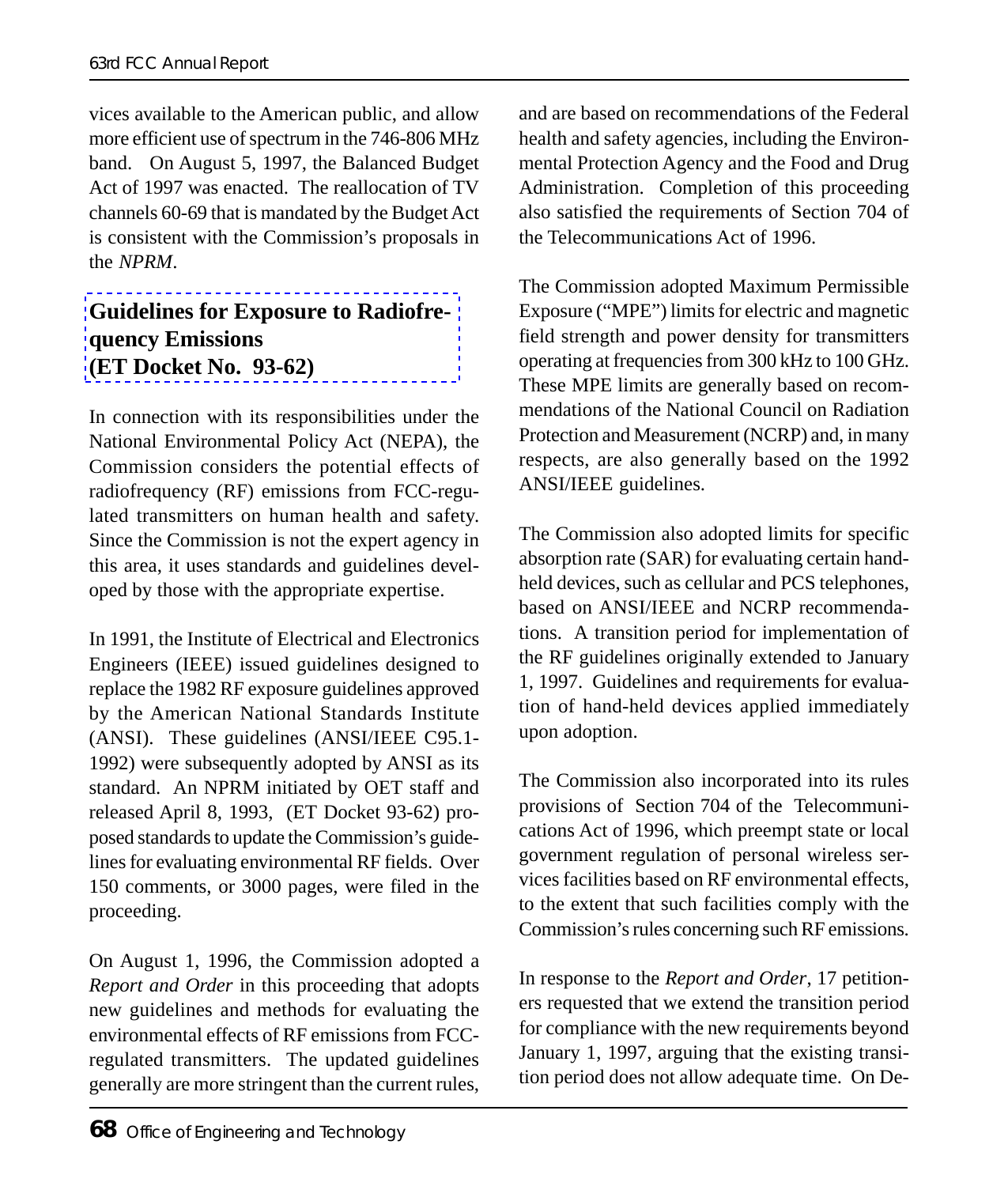vices available to the American public, and allow more efficient use of spectrum in the 746-806 MHz band. On August 5, 1997, the Balanced Budget Act of 1997 was enacted. The reallocation of TV channels 60-69 that is mandated by the Budget Act is consistent with the Commission's proposals in the *NPRM*.

## Guidelines for Exposure to Radiofrequency Emissions (ET Docket No. 93-62)

In connection with its responsibilities under the National Environmental Policy Act (NEPA), the Commission considers the potential effects of radiofrequency (RF) emissions from FCC-regulated transmitters on human health and safety. Since the Commission is not the expert agency in this area, it uses standards and guidelines developed by those with the appropriate expertise.

In 1991, the Institute of Electrical and Electronics Engineers (IEEE) issued guidelines designed to replace the 1982 RF exposure guidelines approved by the American National Standards Institute (ANSI). These guidelines (ANSI/IEEE C95.1-1992) were subsequently adopted by ANSI as its standard. An NPRM initiated by OET staff and released April 8, 1993, (ET Docket 93-62) proposed standards to update the Commission's guidelines for evaluating environmental RF fields. Over 150 comments, or 3000 pages, were filed in the proceeding.

On August 1, 1996, the Commission adopted a *Report and Order* in this proceeding that adopts new guidelines and methods for evaluating the environmental effects of RF emissions from FCC-regulated transmitters. The updated guidelines generally are more stringent than the current rules, and are based on recommendations of the Federal health and safety agencies, including the Environmental Protection Agency and the Food and Drug Administration. Completion of this proceeding also satisfied the requirements of Section 704 of the Telecommunications Act of 1996.

The Commission adopted Maximum Permissible Exposure ("MPE") limits for electric and magnetic field strength and power density for transmitters operating at frequencies from 300 kHz to 100 GHz. These MPE limits are generally based on recommendations of the National Council on Radiation Protection and Measurement (NCRP) and, in many respects, are also generally based on the 1992 ANSI/IEEE guidelines.

The Commission also adopted limits for specific absorption rate (SAR) for evaluating certain hand-held devices, such as cellular and PCS telephones, based on ANSI/IEEE and NCRP recommendations. A transition period for implementation of the RF guidelines originally extended to January 1, 1997. Guidelines and requirements for evaluation of hand-held devices applied immediately upon adoption.

The Commission also incorporated into its rules provisions of Section 704 of the Telecommunications Act of 1996, which preempt state or local government regulation of personal wireless services facilities based on RF environmental effects, to the extent that such facilities comply with the Commission's rules concerning such RF emissions.

In response to the *Report and Order*, 17 petitioners requested that we extend the transition period for compliance with the new requirements beyond January 1, 1997, arguing that the existing transition period does not allow adequate time. On De-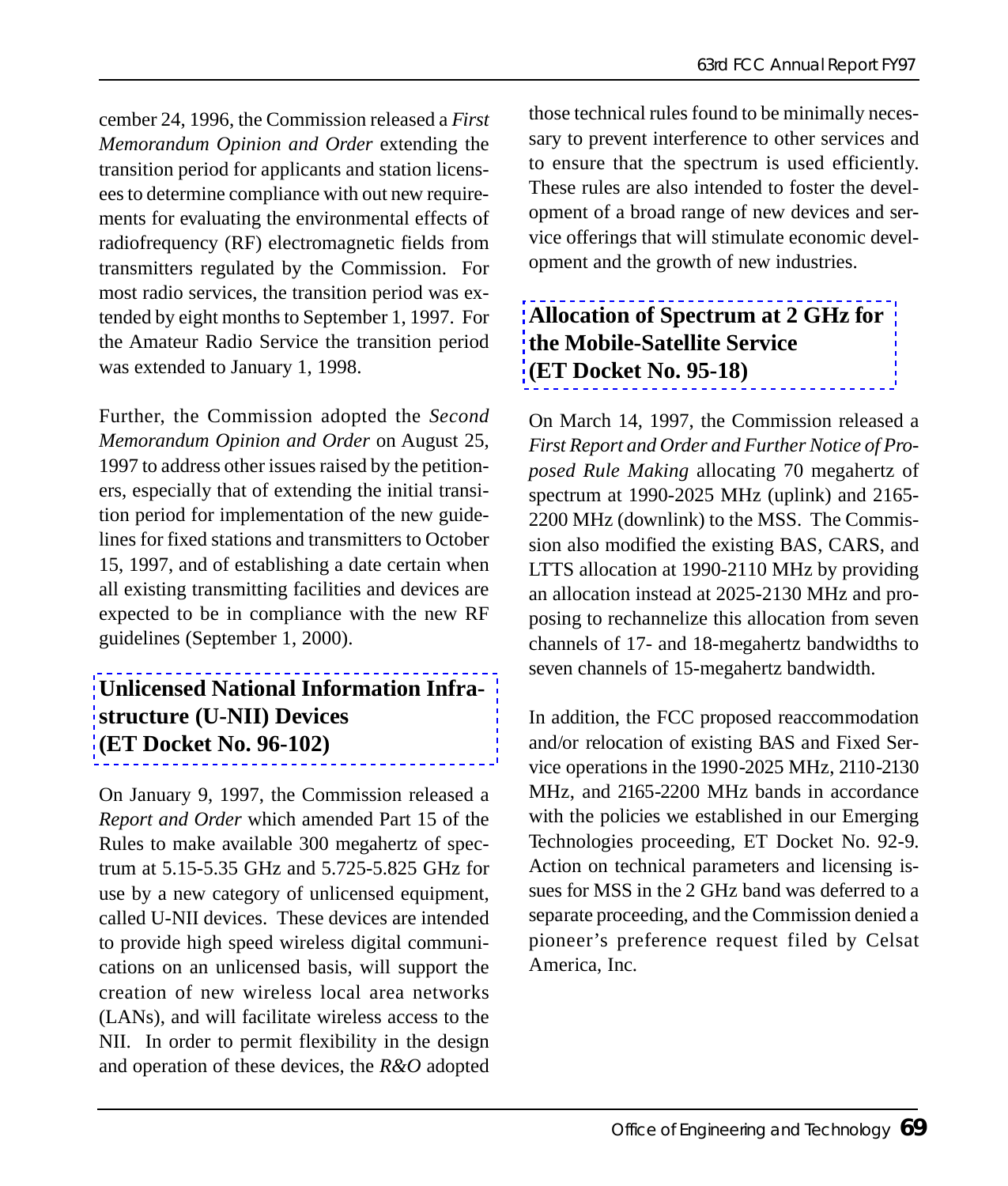cember 24, 1996, the Commission released a *First Memorandum Opinion and Order* extending the transition period for applicants and station licensees to determine compliance with out new requirements for evaluating the environmental effects of radiofrequency (RF) electromagnetic fields from transmitters regulated by the Commission. For most radio services, the transition period was extended by eight months to September 1, 1997. For the Amateur Radio Service the transition period was extended to January 1, 1998.

Further, the Commission adopted the *Second Memorandum Opinion and Order* on August 25, 1997 to address other issues raised by the petitioners, especially that of extending the initial transition period for implementation of the new guidelines for fixed stations and transmitters to October 15, 1997, and of establishing a date certain when all existing transmitting facilities and devices are expected to be in compliance with the new RF guidelines (September 1, 2000).

## Unlicensed National Information Infrastructure (U-NII) Devices (ET Docket No. 96-102)

On January 9, 1997, the Commission released a *Report and Order* which amended Part 15 of the Rules to make available 300 megahertz of spectrum at 5.15-5.35 GHz and 5.725-5.825 GHz for use by a new category of unlicensed equipment, called U-NII devices. These devices are intended to provide high speed wireless digital communications on an unlicensed basis, will support the creation of new wireless local area networks (LANs), and will facilitate wireless access to the NII. In order to permit flexibility in the design and operation of these devices, the *R&O* adopted those technical rules found to be minimally necessary to prevent interference to other services and to ensure that the spectrum is used efficiently. These rules are also intended to foster the development of a broad range of new devices and service offerings that will stimulate economic development and the growth of new industries.

## Allocation of Spectrum at 2 GHz for the Mobile-Satellite Service (ET Docket No. 95-18)

On March 14, 1997, the Commission released a *First Report and Order and Further Notice of Proposed Rule Making* allocating 70 megahertz of spectrum at 1990-2025 MHz (uplink) and 2165-2200 MHz (downlink) to the MSS. The Commission also modified the existing BAS, CARS, and LTTS allocation at 1990-2110 MHz by providing an allocation instead at 2025-2130 MHz and proposing to rechannelize this allocation from seven channels of 17- and 18-megahertz bandwidths to seven channels of 15-megahertz bandwidth.

In addition, the FCC proposed reaccommodation and/or relocation of existing BAS and Fixed Service operations in the 1990-2025 MHz, 2110-2130 MHz, and 2165-2200 MHz bands in accordance with the policies we established in our Emerging Technologies proceeding, ET Docket No. 92-9. Action on technical parameters and licensing issues for MSS in the 2 GHz band was deferred to a separate proceeding, and the Commission denied a pioneer's preference request filed by Celsat America, Inc.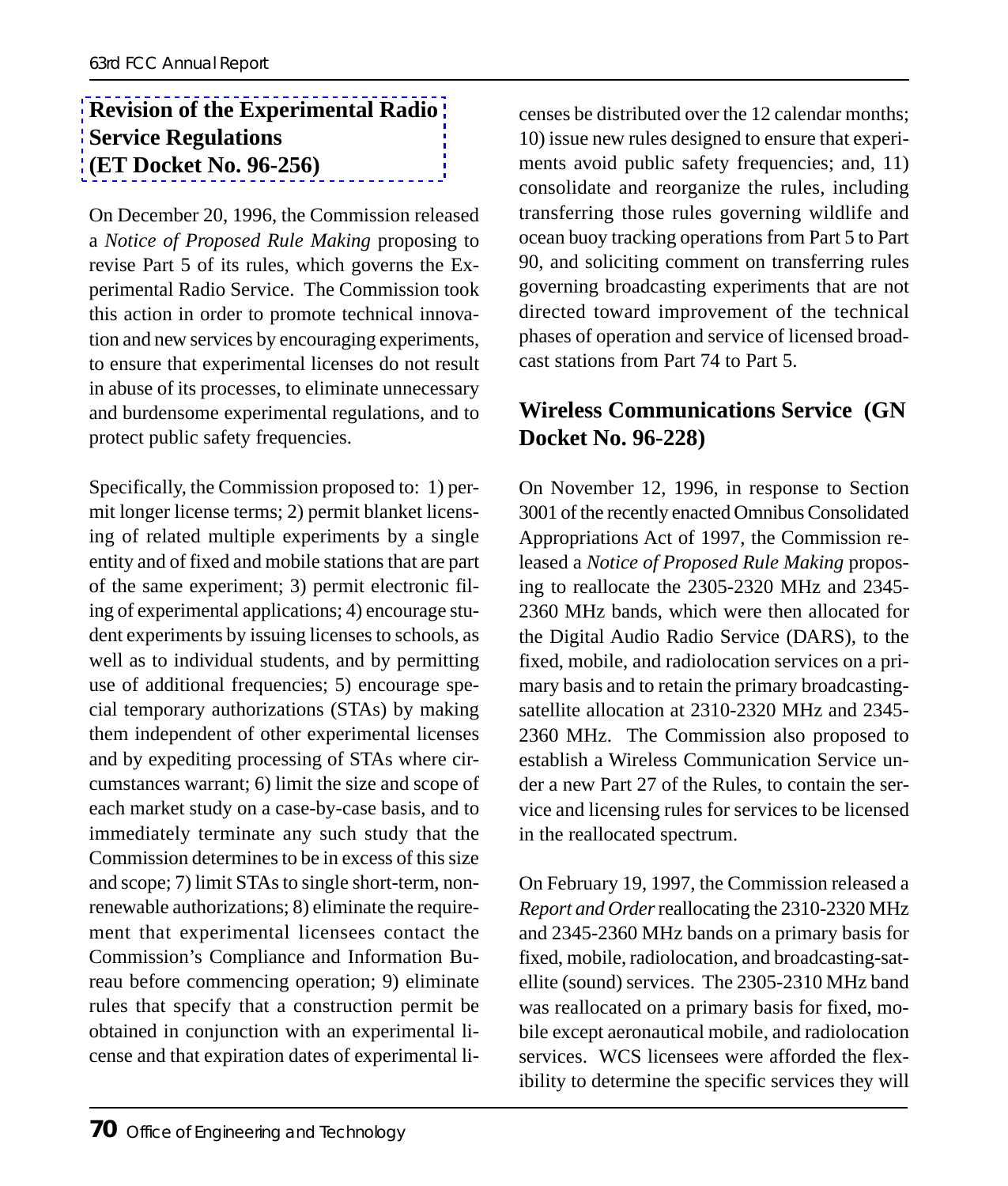## Revision of the Experimental Radio Service Regulations (ET Docket No. 96-256)

On December 20, 1996, the Commission released a *Notice of Proposed Rule Making* proposing to revise Part 5 of its rules, which governs the Experimental Radio Service. The Commission took this action in order to promote technical innovation and new services by encouraging experiments, to ensure that experimental licenses do not result in abuse of its processes, to eliminate unnecessary and burdensome experimental regulations, and to protect public safety frequencies.

Specifically, the Commission proposed to: 1) permit longer license terms; 2) permit blanket licensing of related multiple experiments by a single entity and of fixed and mobile stations that are part of the same experiment; 3) permit electronic filing of experimental applications; 4) encourage student experiments by issuing licenses to schools, as well as to individual students, and by permitting use of additional frequencies; 5) encourage special temporary authorizations (STAs) by making them independent of other experimental licenses and by expediting processing of STAs where circumstances warrant; 6) limit the size and scope of each market study on a case-by-case basis, and to immediately terminate any such study that the Commission determines to be in excess of this size and scope; 7) limit STAs to single short-term, nonrenewable authorizations; 8) eliminate the requirement that experimental licensees contact the Commission's Compliance and Information Bureau before commencing operation; 9) eliminate rules that specify that a construction permit be obtained in conjunction with an experimental license and that expiration dates of experimental licenses be distributed over the 12 calendar months; 10) issue new rules designed to ensure that experiments avoid public safety frequencies; and, 11) consolidate and reorganize the rules, including transferring those rules governing wildlife and ocean buoy tracking operations from Part 5 to Part 90, and soliciting comment on transferring rules governing broadcasting experiments that are not directed toward improvement of the technical phases of operation and service of licensed broadcast stations from Part 74 to Part 5.

## Wireless Communications Service (GN Docket No. 96-228)

On November 12, 1996, in response to Section 3001 of the recently enacted Omnibus Consolidated Appropriations Act of 1997, the Commission released a *Notice of Proposed Rule Making* proposing to reallocate the 2305-2320 MHz and 2345-2360 MHz bands, which were then allocated for the Digital Audio Radio Service (DARS), to the fixed, mobile, and radiolocation services on a primary basis and to retain the primary broadcasting-satellite allocation at 2310-2320 MHz and 2345-2360 MHz. The Commission also proposed to establish a Wireless Communication Service under a new Part 27 of the Rules, to contain the service and licensing rules for services to be licensed in the reallocated spectrum.

On February 19, 1997, the Commission released a *Report and Order* reallocating the 2310-2320 MHz and 2345-2360 MHz bands on a primary basis for fixed, mobile, radiolocation, and broadcasting-satellite (sound) services. The 2305-2310 MHz band was reallocated on a primary basis for fixed, mobile except aeronautical mobile, and radiolocation services. WCS licensees were afforded the flexibility to determine the specific services they will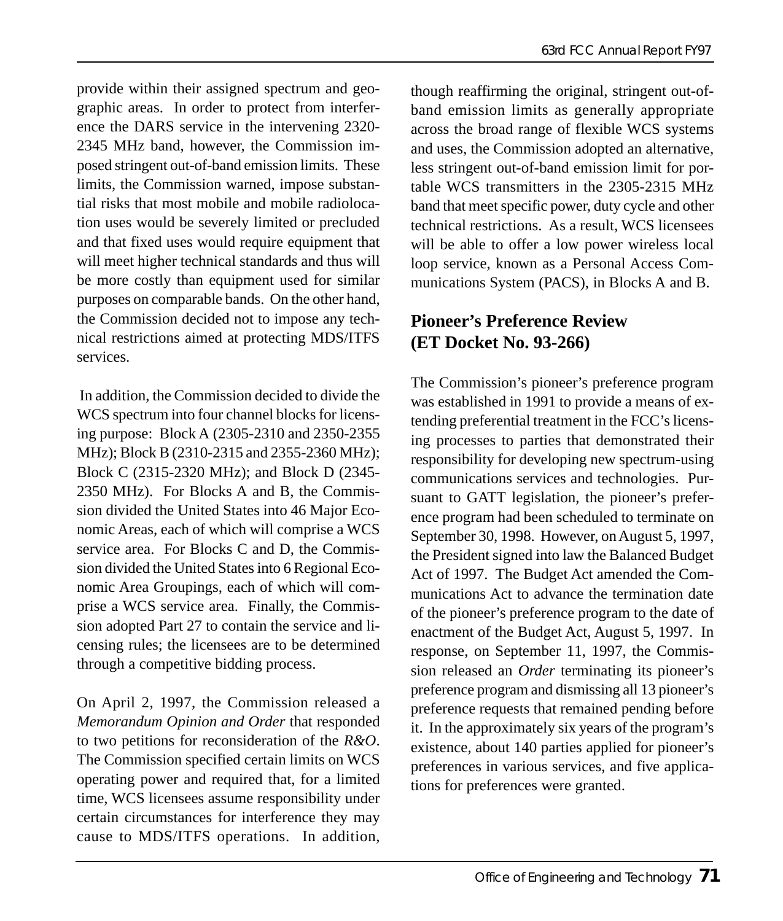provide within their assigned spectrum and geographic areas. In order to protect from interference the DARS service in the intervening 2320-2345 MHz band, however, the Commission imposed stringent out-of-band emission limits. These limits, the Commission warned, impose substantial risks that most mobile and mobile radiolocation uses would be severely limited or precluded and that fixed uses would require equipment that will meet higher technical standards and thus will be more costly than equipment used for similar purposes on comparable bands. On the other hand, the Commission decided not to impose any technical restrictions aimed at protecting MDS/ITFS services.

In addition, the Commission decided to divide the WCS spectrum into four channel blocks for licensing purpose: Block A (2305-2310 and 2350-2355 MHz); Block B (2310-2315 and 2355-2360 MHz); Block C (2315-2320 MHz); and Block D (2345-2350 MHz). For Blocks A and B, the Commission divided the United States into 46 Major Economic Areas, each of which will comprise a WCS service area. For Blocks C and D, the Commission divided the United States into 6 Regional Economic Area Groupings, each of which will comprise a WCS service area. Finally, the Commission adopted Part 27 to contain the service and licensing rules; the licensees are to be determined through a competitive bidding process.

On April 2, 1997, the Commission released a *Memorandum Opinion and Order* that responded to two petitions for reconsideration of the *R&O*. The Commission specified certain limits on WCS operating power and required that, for a limited time, WCS licensees assume responsibility under certain circumstances for interference they may cause to MDS/ITFS operations. In addition, though reaffirming the original, stringent out-of-band emission limits as generally appropriate across the broad range of flexible WCS systems and uses, the Commission adopted an alternative, less stringent out-of-band emission limit for portable WCS transmitters in the 2305-2315 MHz band that meet specific power, duty cycle and other technical restrictions. As a result, WCS licensees will be able to offer a low power wireless local loop service, known as a Personal Access Communications System (PACS), in Blocks A and B.

## Pioneer's Preference Review (ET Docket No. 93-266)

The Commission's pioneer's preference program was established in 1991 to provide a means of extending preferential treatment in the FCC's licensing processes to parties that demonstrated their responsibility for developing new spectrum-using communications services and technologies. Pursuant to GATT legislation, the pioneer's preference program had been scheduled to terminate on September 30, 1998. However, on August 5, 1997, the President signed into law the Balanced Budget Act of 1997. The Budget Act amended the Communications Act to advance the termination date of the pioneer's preference program to the date of enactment of the Budget Act, August 5, 1997. In response, on September 11, 1997, the Commission released an *Order* terminating its pioneer's preference program and dismissing all 13 pioneer's preference requests that remained pending before it. In the approximately six years of the program's existence, about 140 parties applied for pioneer's preferences in various services, and five applications for preferences were granted.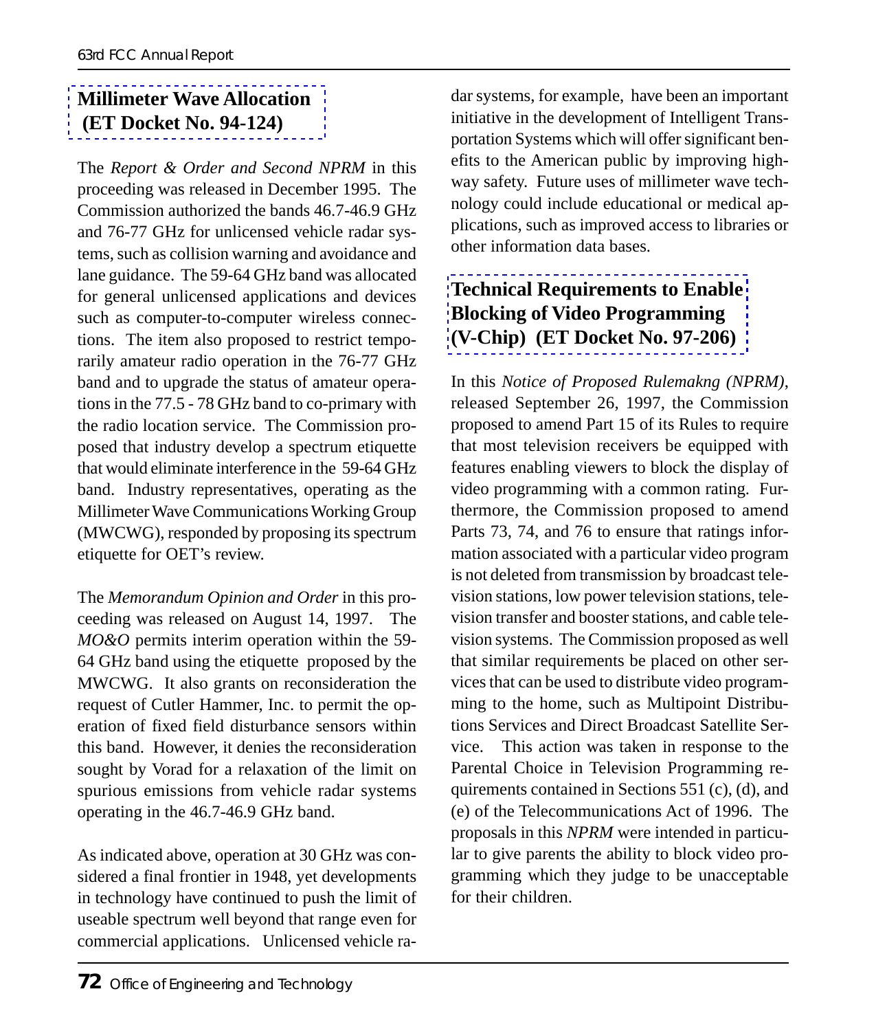## Millimeter Wave Allocation (ET Docket No. 94-124)

The *Report & Order and Second NPRM* in this proceeding was released in December 1995. The Commission authorized the bands 46.7-46.9 GHz and 76-77 GHz for unlicensed vehicle radar systems, such as collision warning and avoidance and lane guidance. The 59-64 GHz band was allocated for general unlicensed applications and devices such as computer-to-computer wireless connections. The item also proposed to restrict temporarily amateur radio operation in the 76-77 GHz band and to upgrade the status of amateur operations in the 77.5 - 78 GHz band to co-primary with the radio location service. The Commission proposed that industry develop a spectrum etiquette that would eliminate interference in the 59-64 GHz band. Industry representatives, operating as the Millimeter Wave Communications Working Group (MWCWG), responded by proposing its spectrum etiquette for OET's review.

The *Memorandum Opinion and Order* in this proceeding was released on August 14, 1997. The *MO&O* permits interim operation within the 59-64 GHz band using the etiquette proposed by the MWCWG. It also grants on reconsideration the request of Cutler Hammer, Inc. to permit the operation of fixed field disturbance sensors within this band. However, it denies the reconsideration sought by Vorad for a relaxation of the limit on spurious emissions from vehicle radar systems operating in the 46.7-46.9 GHz band.

As indicated above, operation at 30 GHz was considered a final frontier in 1948, yet developments in technology have continued to push the limit of useable spectrum well beyond that range even for commercial applications. Unlicensed vehicle radar systems, for example, have been an important initiative in the development of Intelligent Transportation Systems which will offer significant benefits to the American public by improving highway safety. Future uses of millimeter wave technology could include educational or medical applications, such as improved access to libraries or other information data bases.

## Technical Requirements to Enable Blocking of Video Programming (V-Chip) (ET Docket No. 97-206)

In this *Notice of Proposed Rulemakng (NPRM)*, released September 26, 1997, the Commission proposed to amend Part 15 of its Rules to require that most television receivers be equipped with features enabling viewers to block the display of video programming with a common rating. Furthermore, the Commission proposed to amend Parts 73, 74, and 76 to ensure that ratings information associated with a particular video program is not deleted from transmission by broadcast television stations, low power television stations, television transfer and booster stations, and cable television systems. The Commission proposed as well that similar requirements be placed on other services that can be used to distribute video programming to the home, such as Multipoint Distributions Services and Direct Broadcast Satellite Service. This action was taken in response to the Parental Choice in Television Programming requirements contained in Sections 551 (c), (d), and (e) of the Telecommunications Act of 1996. The proposals in this *NPRM* were intended in particular to give parents the ability to block video programming which they judge to be unacceptable for their children.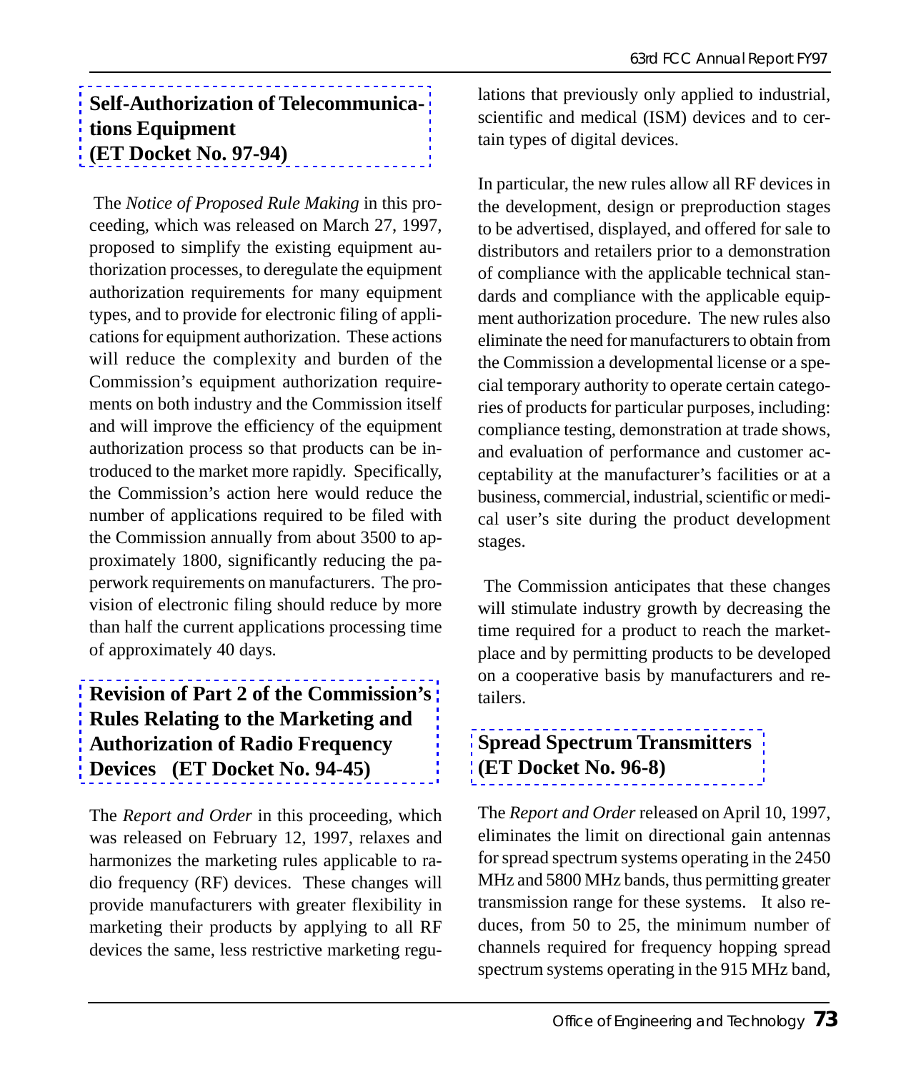## Self-Authorization of Telecommunications Equipment (ET Docket No. 97-94)

The *Notice of Proposed Rule Making* in this proceeding, which was released on March 27, 1997, proposed to simplify the existing equipment authorization processes, to deregulate the equipment authorization requirements for many equipment types, and to provide for electronic filing of applications for equipment authorization. These actions will reduce the complexity and burden of the Commission's equipment authorization requirements on both industry and the Commission itself and will improve the efficiency of the equipment authorization process so that products can be introduced to the market more rapidly. Specifically, the Commission's action here would reduce the number of applications required to be filed with the Commission annually from about 3500 to approximately 1800, significantly reducing the paperwork requirements on manufacturers. The provision of electronic filing should reduce by more than half the current applications processing time of approximately 40 days.

## Revision of Part 2 of the Commission's Rules Relating to the Marketing and Authorization of Radio Frequency Devices (ET Docket No. 94-45)

The *Report and Order* in this proceeding, which was released on February 12, 1997, relaxes and harmonizes the marketing rules applicable to radio frequency (RF) devices. These changes will provide manufacturers with greater flexibility in marketing their products by applying to all RF devices the same, less restrictive marketing regulations that previously only applied to industrial, scientific and medical (ISM) devices and to certain types of digital devices.

In particular, the new rules allow all RF devices in the development, design or preproduction stages to be advertised, displayed, and offered for sale to distributors and retailers prior to a demonstration of compliance with the applicable technical standards and compliance with the applicable equipment authorization procedure. The new rules also eliminate the need for manufacturers to obtain from the Commission a developmental license or a special temporary authority to operate certain categories of products for particular purposes, including: compliance testing, demonstration at trade shows, and evaluation of performance and customer acceptability at the manufacturer's facilities or at a business, commercial, industrial, scientific or medical user's site during the product development stages.

The Commission anticipates that these changes will stimulate industry growth by decreasing the time required for a product to reach the marketplace and by permitting products to be developed on a cooperative basis by manufacturers and retailers.

## Spread Spectrum Transmitters (ET Docket No. 96-8)

The *Report and Order* released on April 10, 1997, eliminates the limit on directional gain antennas for spread spectrum systems operating in the 2450 MHz and 5800 MHz bands, thus permitting greater transmission range for these systems. It also reduces, from 50 to 25, the minimum number of channels required for frequency hopping spread spectrum systems operating in the 915 MHz band,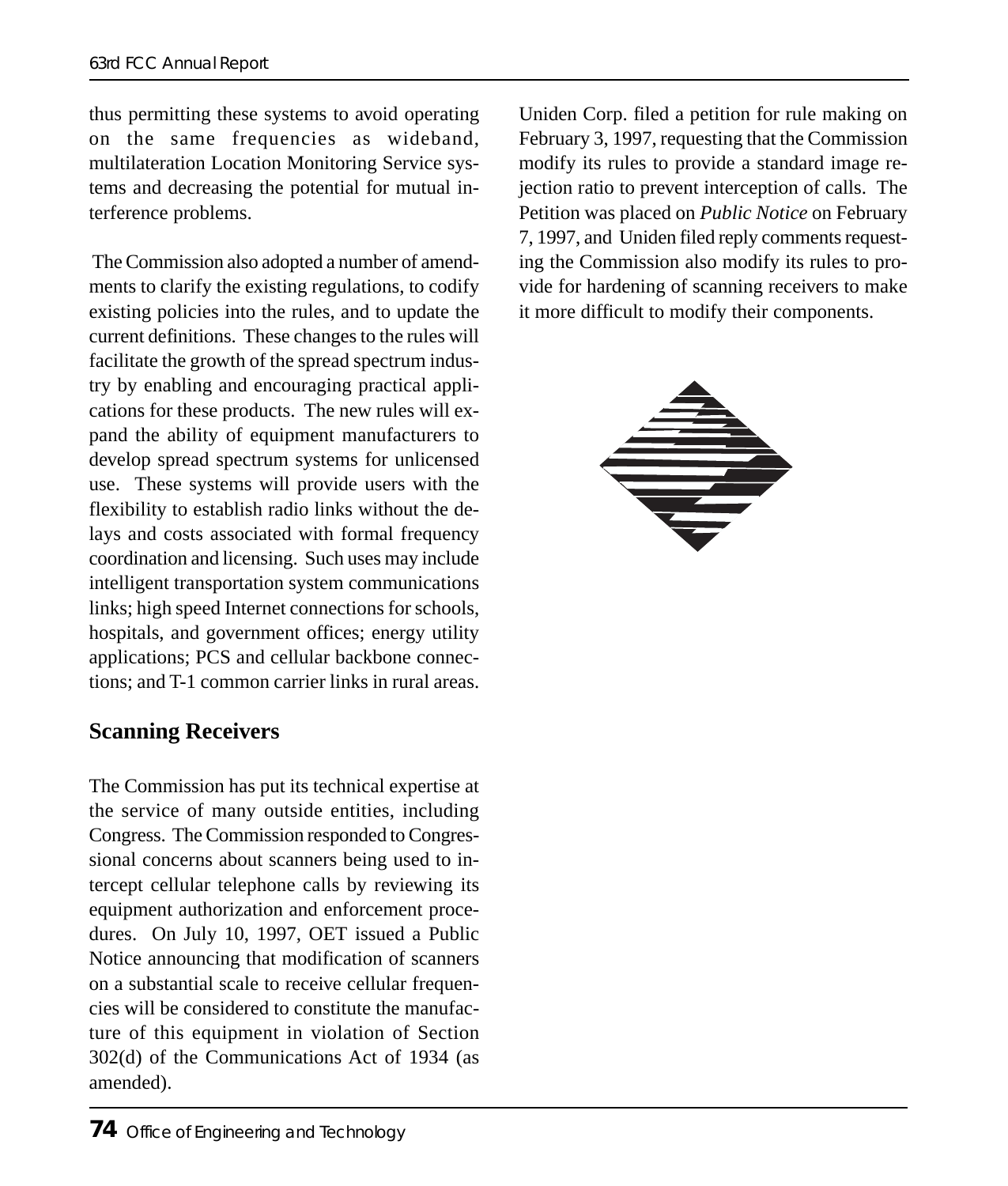thus permitting these systems to avoid operating on the same frequencies as wideband, multilateration Location Monitoring Service systems and decreasing the potential for mutual interference problems.

The Commission also adopted a number of amendments to clarify the existing regulations, to codify existing policies into the rules, and to update the current definitions. These changes to the rules will facilitate the growth of the spread spectrum industry by enabling and encouraging practical applications for these products. The new rules will expand the ability of equipment manufacturers to develop spread spectrum systems for unlicensed use. These systems will provide users with the flexibility to establish radio links without the delays and costs associated with formal frequency coordination and licensing. Such uses may include intelligent transportation system communications links; high speed Internet connections for schools, hospitals, and government offices; energy utility applications; PCS and cellular backbone connections; and T-1 common carrier links in rural areas.

## Scanning Receivers

The Commission has put its technical expertise at the service of many outside entities, including Congress. The Commission responded to Congressional concerns about scanners being used to intercept cellular telephone calls by reviewing its equipment authorization and enforcement procedures. On July 10, 1997, OET issued a Public Notice announcing that modification of scanners on a substantial scale to receive cellular frequencies will be considered to constitute the manufacture of this equipment in violation of Section 302(d) of the Communications Act of 1934 (as amended).

Uniden Corp. filed a petition for rule making on February 3, 1997, requesting that the Commission modify its rules to provide a standard image rejection ratio to prevent interception of calls. The Petition was placed on *Public Notice* on February 7, 1997, and Uniden filed reply comments requesting the Commission also modify its rules to provide for hardening of scanning receivers to make it more difficult to modify their components.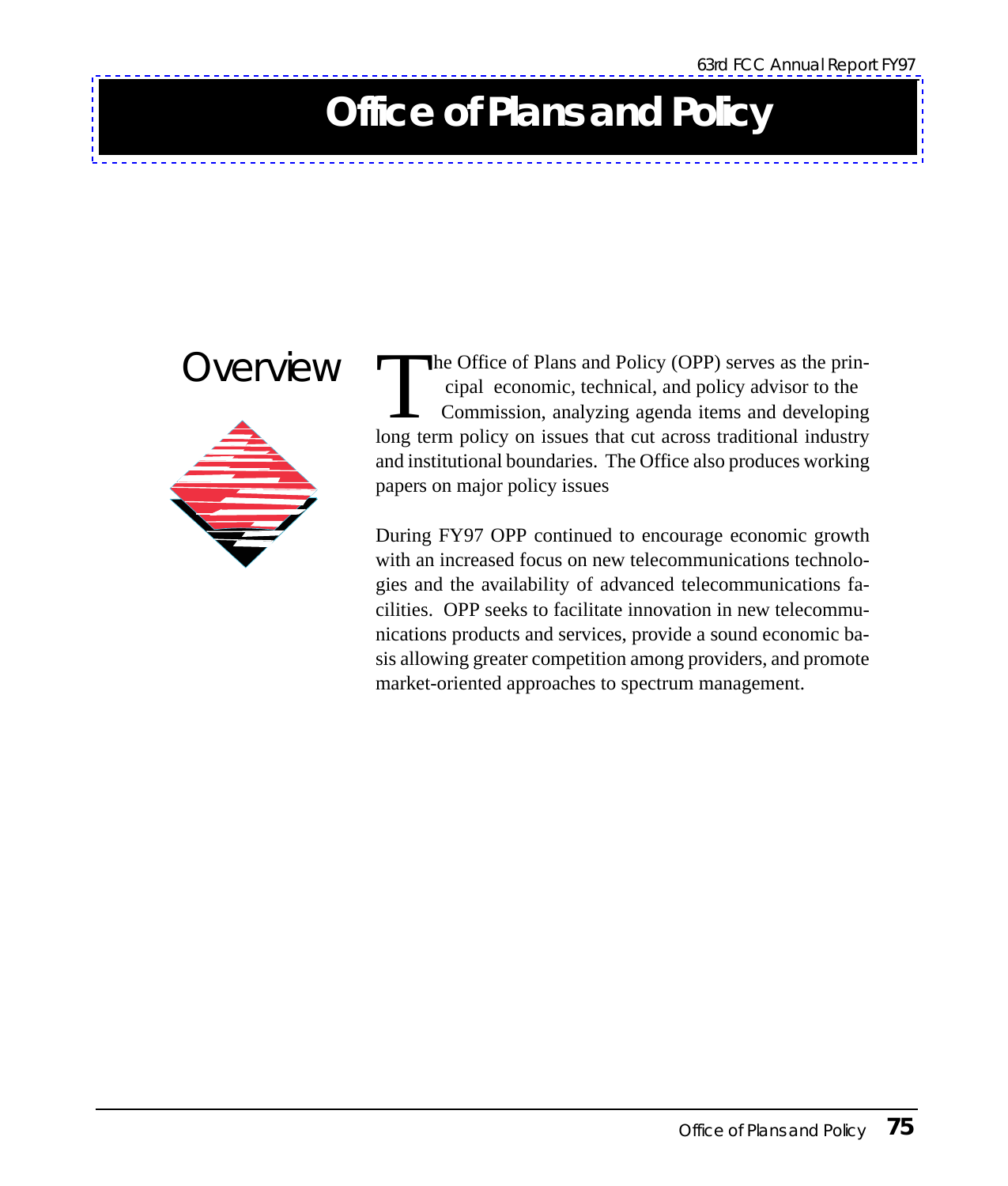# Office of Plans and Policy

## Overview

The Office of Plans and Policy (OPP) serves as the principal economic, technical, and policy advisor to the Commission, analyzing agenda items and developing long term policy on issues that cut across traditional industry and institutional boundaries. The Office also produces working papers on major policy issues

During FY97 OPP continued to encourage economic growth with an increased focus on new telecommunications technologies and the availability of advanced telecommunications facilities. OPP seeks to facilitate innovation in new telecommunications products and services, provide a sound economic basis allowing greater competition among providers, and promote market-oriented approaches to spectrum management.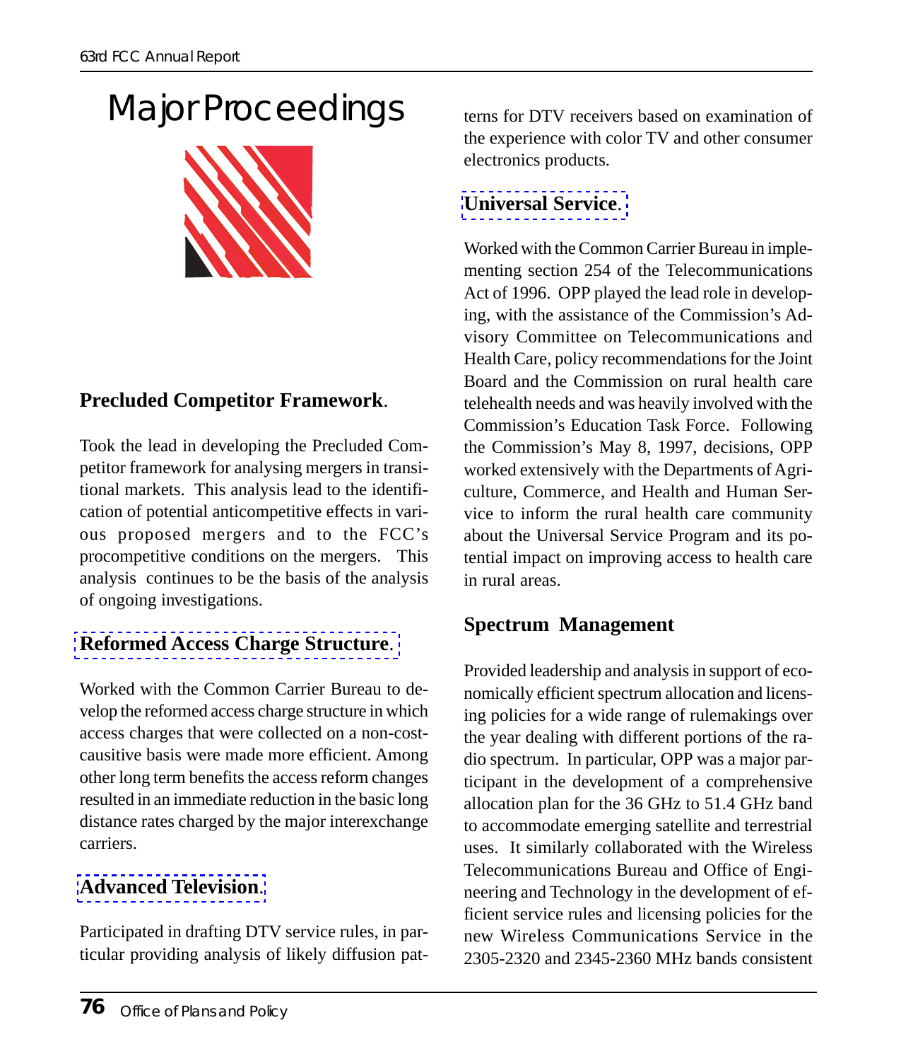# Major Proceedings

**Precluded Competitor Framework**.

Took the lead in developing the Precluded Competitor framework for analysing mergers in transitional markets. This analysis lead to the identification of potential anticompetitive effects in various proposed mergers and to the FCC's procompetitive conditions on the mergers. This analysis continues to be the basis of the analysis of ongoing investigations.

**Reformed Access Charge Structure**.

Worked with the Common Carrier Bureau to develop the reformed access charge structure in which access charges that were collected on a non-cost-causitive basis were made more efficient. Among other long term benefits the access reform changes resulted in an immediate reduction in the basic long distance rates charged by the major interexchange carriers.

**Advanced Television**.

Participated in drafting DTV service rules, in particular providing analysis of likely diffusion patterns for DTV receivers based on examination of the experience with color TV and other consumer electronics products.

**Universal Service**.

Worked with the Common Carrier Bureau in implementing section 254 of the Telecommunications Act of 1996. OPP played the lead role in developing, with the assistance of the Commission's Advisory Committee on Telecommunications and Health Care, policy recommendations for the Joint Board and the Commission on rural health care telehealth needs and was heavily involved with the Commission's Education Task Force. Following the Commission's May 8, 1997, decisions, OPP worked extensively with the Departments of Agriculture, Commerce, and Health and Human Service to inform the rural health care community about the Universal Service Program and its potential impact on improving access to health care in rural areas.

**Spectrum Management**

Provided leadership and analysis in support of economically efficient spectrum allocation and licensing policies for a wide range of rulemakings over the year dealing with different portions of the radio spectrum. In particular, OPP was a major participant in the development of a comprehensive allocation plan for the 36 GHz to 51.4 GHz band to accommodate emerging satellite and terrestrial uses. It similarly collaborated with the Wireless Telecommunications Bureau and Office of Engineering and Technology in the development of efficient service rules and licensing policies for the new Wireless Communications Service in the 2305-2320 and 2345-2360 MHz bands consistent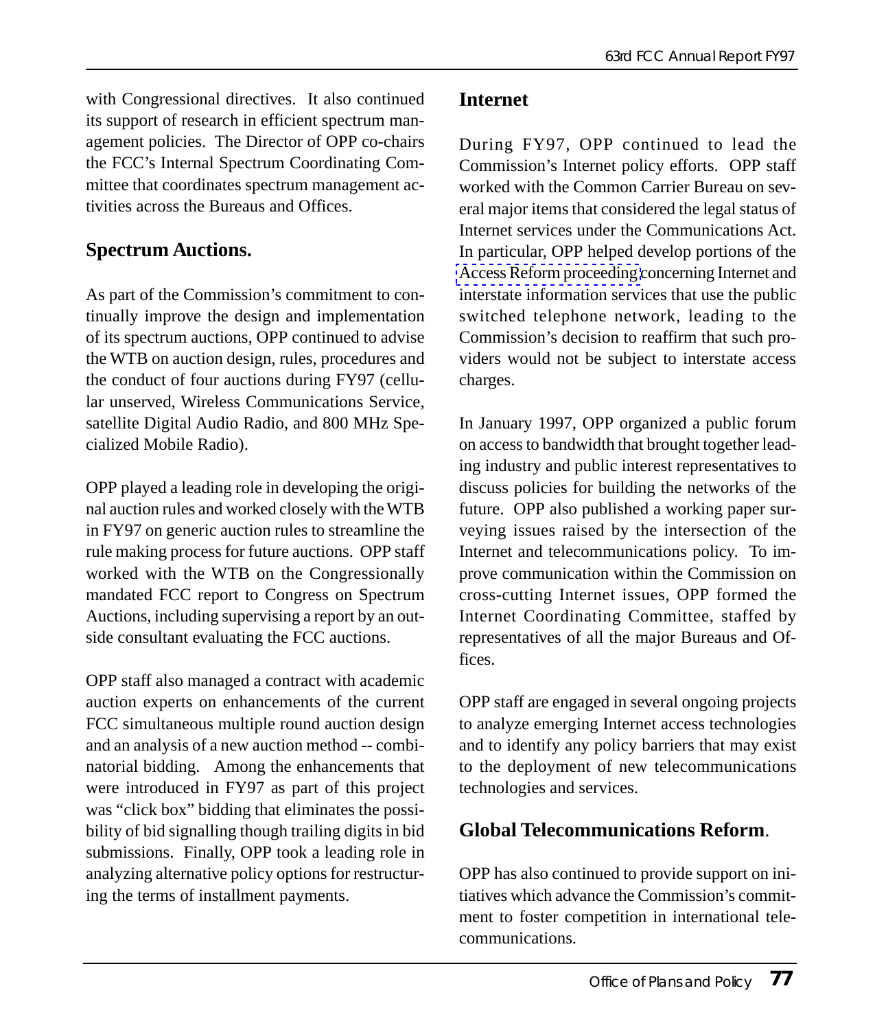with Congressional directives. It also continued its support of research in efficient spectrum management policies. The Director of OPP co-chairs the FCC's Internal Spectrum Coordinating Committee that coordinates spectrum management activities across the Bureaus and Offices.

## Spectrum Auctions.

As part of the Commission's commitment to continually improve the design and implementation of its spectrum auctions, OPP continued to advise the WTB on auction design, rules, procedures and the conduct of four auctions during FY97 (cellular unserved, Wireless Communications Service, satellite Digital Audio Radio, and 800 MHz Specialized Mobile Radio).

OPP played a leading role in developing the original auction rules and worked closely with the WTB in FY97 on generic auction rules to streamline the rule making process for future auctions. OPP staff worked with the WTB on the Congressionally mandated FCC report to Congress on Spectrum Auctions, including supervising a report by an outside consultant evaluating the FCC auctions.

OPP staff also managed a contract with academic auction experts on enhancements of the current FCC simultaneous multiple round auction design and an analysis of a new auction method -- combinatorial bidding. Among the enhancements that were introduced in FY97 as part of this project was "click box" bidding that eliminates the possibility of bid signalling though trailing digits in bid submissions. Finally, OPP took a leading role in analyzing alternative policy options for restructuring the terms of installment payments.

## Internet

During FY97, OPP continued to lead the Commission's Internet policy efforts. OPP staff worked with the Common Carrier Bureau on several major items that considered the legal status of Internet services under the Communications Act. In particular, OPP helped develop portions of the Access Reform proceeding concerning Internet and interstate information services that use the public switched telephone network, leading to the Commission's decision to reaffirm that such providers would not be subject to interstate access charges.

In January 1997, OPP organized a public forum on access to bandwidth that brought together leading industry and public interest representatives to discuss policies for building the networks of the future. OPP also published a working paper surveying issues raised by the intersection of the Internet and telecommunications policy. To improve communication within the Commission on cross-cutting Internet issues, OPP formed the Internet Coordinating Committee, staffed by representatives of all the major Bureaus and Offices.

OPP staff are engaged in several ongoing projects to analyze emerging Internet access technologies and to identify any policy barriers that may exist to the deployment of new telecommunications technologies and services.

## Global Telecommunications Reform.

OPP has also continued to provide support on initiatives which advance the Commission's commitment to foster competition in international telecommunications.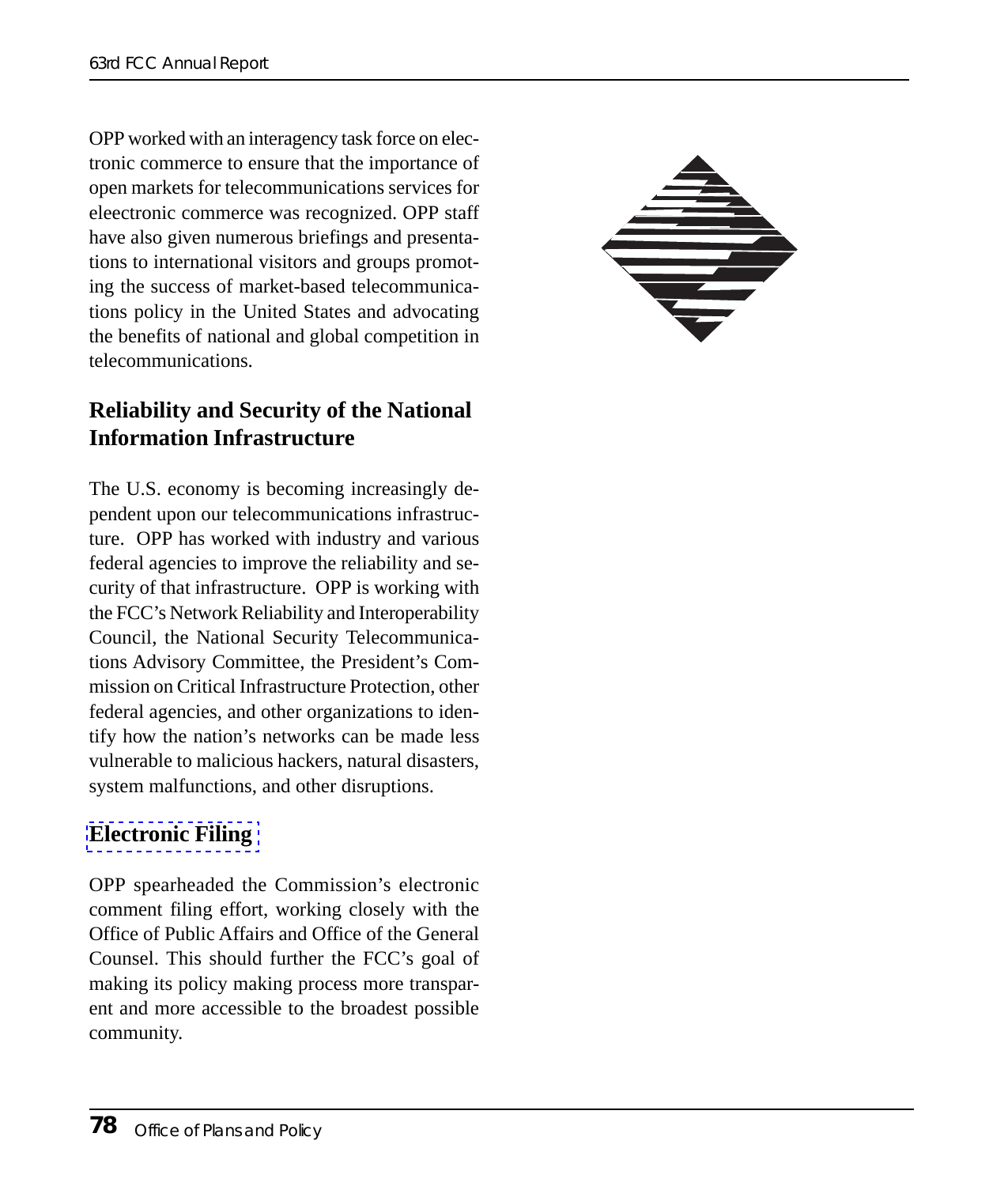OPP worked with an interagency task force on electronic commerce to ensure that the importance of open markets for telecommunications services for eleectronic commerce was recognized. OPP staff have also given numerous briefings and presentations to international visitors and groups promoting the success of market-based telecommunications policy in the United States and advocating the benefits of national and global competition in telecommunications.

## Reliability and Security of the National Information Infrastructure

The U.S. economy is becoming increasingly dependent upon our telecommunications infrastructure. OPP has worked with industry and various federal agencies to improve the reliability and security of that infrastructure. OPP is working with the FCC's Network Reliability and Interoperability Council, the National Security Telecommunications Advisory Committee, the President's Commission on Critical Infrastructure Protection, other federal agencies, and other organizations to identify how the nation's networks can be made less vulnerable to malicious hackers, natural disasters, system malfunctions, and other disruptions.

## Electronic Filing

OPP spearheaded the Commission's electronic comment filing effort, working closely with the Office of Public Affairs and Office of the General Counsel. This should further the FCC's goal of making its policy making process more transparent and more accessible to the broadest possible community.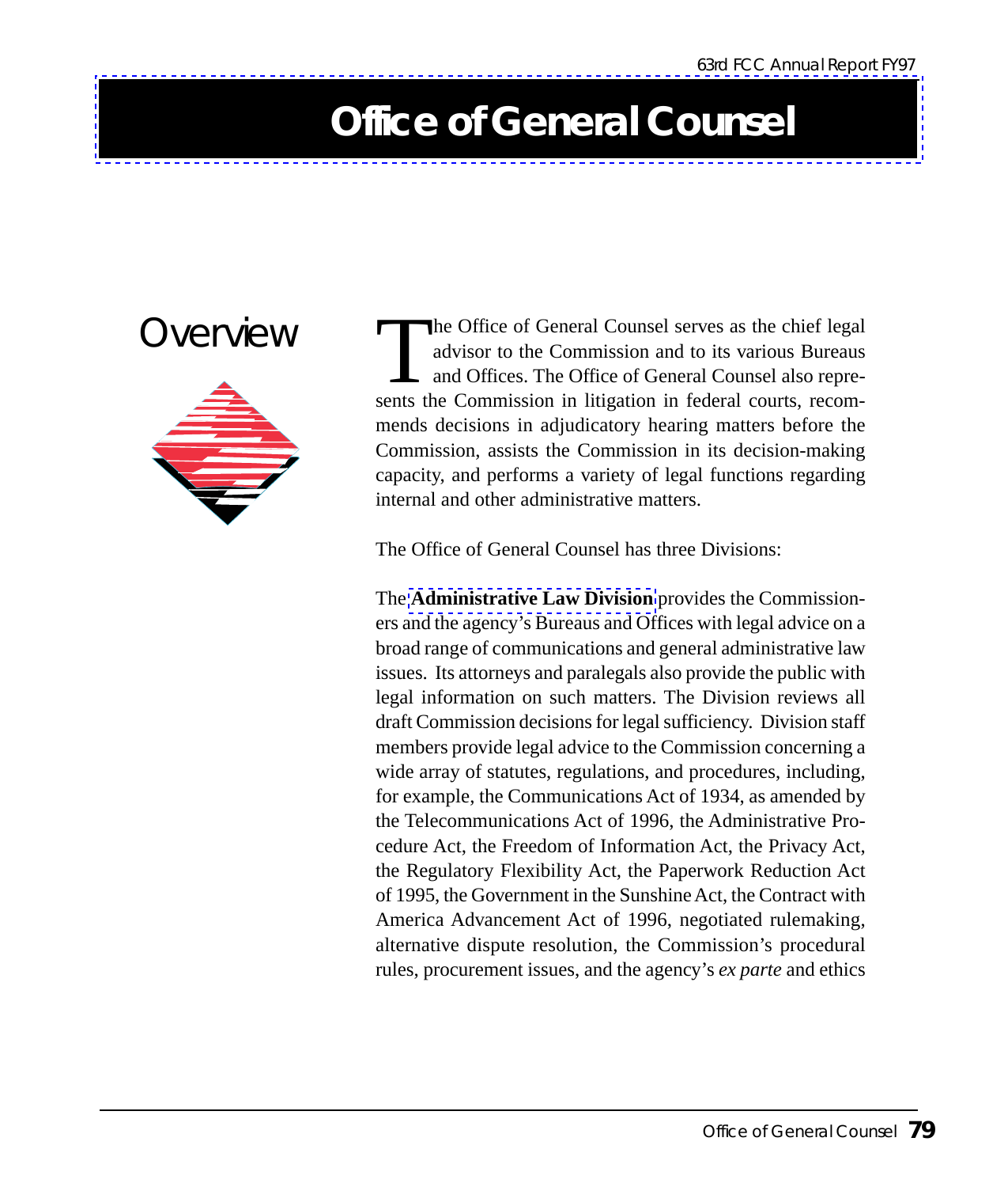# Office of General Counsel

## Overview

The Office of General Counsel serves as the chief legal advisor to the Commission and to its various Bureaus and Offices. The Office of General Counsel also represents the Commission in litigation in federal courts, recommends decisions in adjudicatory hearing matters before the Commission, assists the Commission in its decision-making capacity, and performs a variety of legal functions regarding internal and other administrative matters.

The Office of General Counsel has three Divisions:

The **Administrative Law Division** provides the Commissioners and the agency's Bureaus and Offices with legal advice on a broad range of communications and general administrative law issues. Its attorneys and paralegals also provide the public with legal information on such matters. The Division reviews all draft Commission decisions for legal sufficiency. Division staff members provide legal advice to the Commission concerning a wide array of statutes, regulations, and procedures, including, for example, the Communications Act of 1934, as amended by the Telecommunications Act of 1996, the Administrative Procedure Act, the Freedom of Information Act, the Privacy Act, the Regulatory Flexibility Act, the Paperwork Reduction Act of 1995, the Government in the Sunshine Act, the Contract with America Advancement Act of 1996, negotiated rulemaking, alternative dispute resolution, the Commission's procedural rules, procurement issues, and the agency's *ex parte* and ethics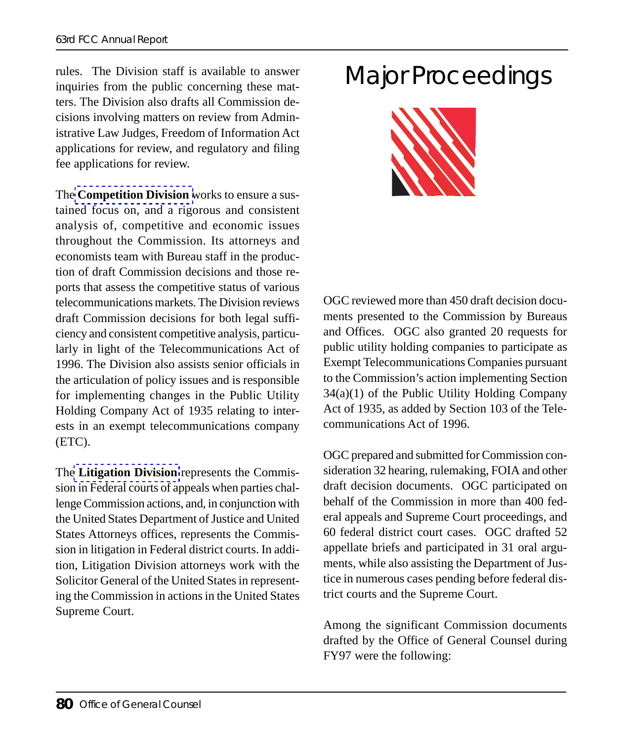rules. The Division staff is available to answer inquiries from the public concerning these matters. The Division also drafts all Commission decisions involving matters on review from Administrative Law Judges, Freedom of Information Act applications for review, and regulatory and filing fee applications for review.

The **Competition Division** works to ensure a sustained focus on, and a rigorous and consistent analysis of, competitive and economic issues throughout the Commission. Its attorneys and economists team with Bureau staff in the production of draft Commission decisions and those reports that assess the competitive status of various telecommunications markets. The Division reviews draft Commission decisions for both legal sufficiency and consistent competitive analysis, particularly in light of the Telecommunications Act of 1996. The Division also assists senior officials in the articulation of policy issues and is responsible for implementing changes in the Public Utility Holding Company Act of 1935 relating to interests in an exempt telecommunications company (ETC).

The **Litigation Division** represents the Commission in Federal courts of appeals when parties challenge Commission actions, and, in conjunction with the United States Department of Justice and United States Attorneys offices, represents the Commission in litigation in Federal district courts. In addition, Litigation Division attorneys work with the Solicitor General of the United States in representing the Commission in actions in the United States Supreme Court.

# Major Proceedings

OGC reviewed more than 450 draft decision documents presented to the Commission by Bureaus and Offices. OGC also granted 20 requests for public utility holding companies to participate as Exempt Telecommunications Companies pursuant to the Commission's action implementing Section 34(a)(1) of the Public Utility Holding Company Act of 1935, as added by Section 103 of the Telecommunications Act of 1996.

OGC prepared and submitted for Commission consideration 32 hearing, rulemaking, FOIA and other draft decision documents. OGC participated on behalf of the Commission in more than 400 federal appeals and Supreme Court proceedings, and 60 federal district court cases. OGC drafted 52 appellate briefs and participated in 31 oral arguments, while also assisting the Department of Justice in numerous cases pending before federal district courts and the Supreme Court.

Among the significant Commission documents drafted by the Office of General Counsel during FY97 were the following: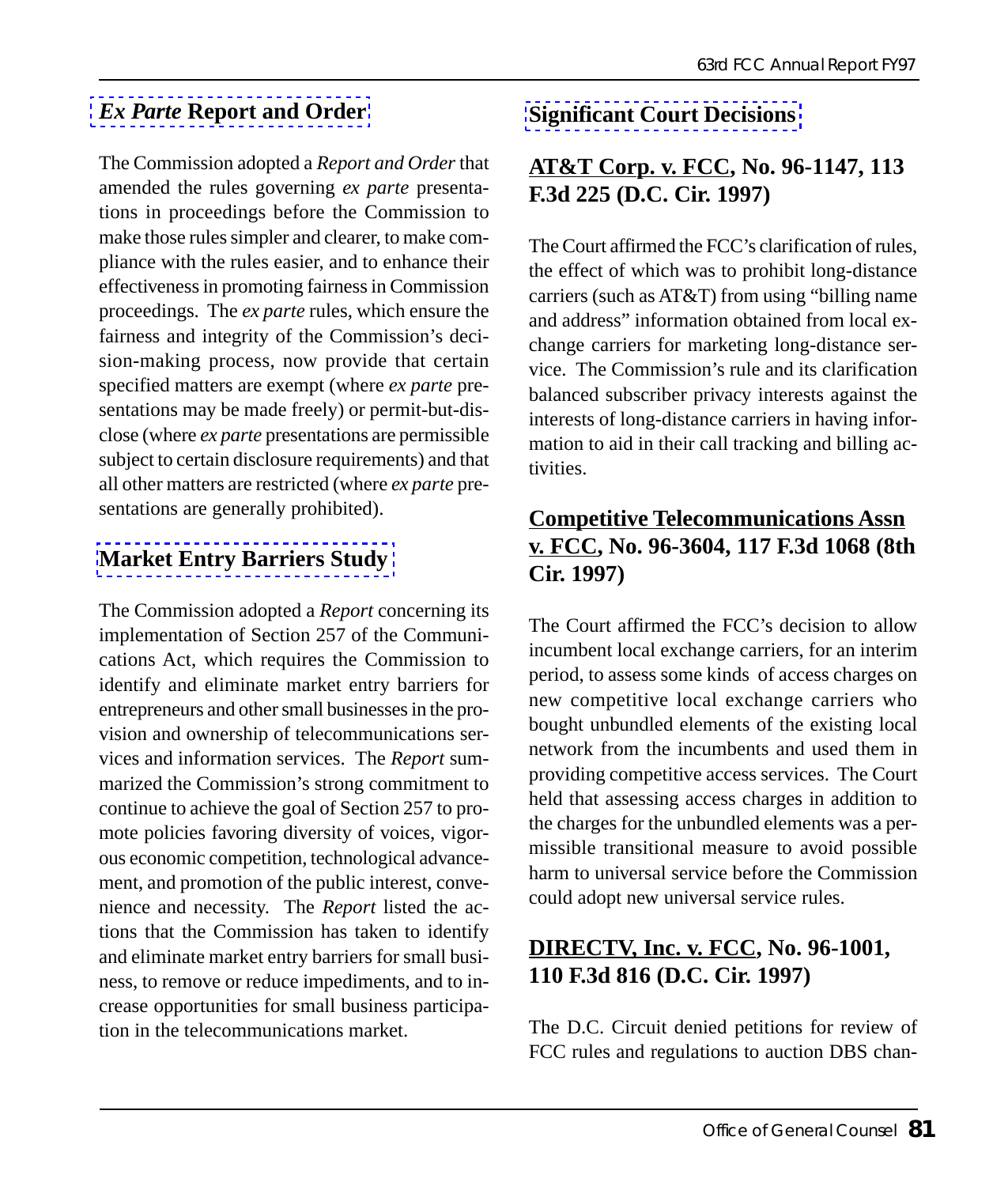## *Ex Parte* Report and Order

The Commission adopted a *Report and Order* that amended the rules governing *ex parte* presentations in proceedings before the Commission to make those rules simpler and clearer, to make compliance with the rules easier, and to enhance their effectiveness in promoting fairness in Commission proceedings. The *ex parte* rules, which ensure the fairness and integrity of the Commission's decision-making process, now provide that certain specified matters are exempt (where *ex parte* presentations may be made freely) or permit-but-disclose (where *ex parte* presentations are permissible subject to certain disclosure requirements) and that all other matters are restricted (where *ex parte* presentations are generally prohibited).

## Market Entry Barriers Study

The Commission adopted a *Report* concerning its implementation of Section 257 of the Communications Act, which requires the Commission to identify and eliminate market entry barriers for entrepreneurs and other small businesses in the provision and ownership of telecommunications services and information services. The *Report* summarized the Commission's strong commitment to continue to achieve the goal of Section 257 to promote policies favoring diversity of voices, vigorous economic competition, technological advancement, and promotion of the public interest, convenience and necessity. The *Report* listed the actions that the Commission has taken to identify and eliminate market entry barriers for small business, to remove or reduce impediments, and to increase opportunities for small business participation in the telecommunications market.

## Significant Court Decisions

### AT&T Corp. v. FCC, No. 96-1147, 113 F.3d 225 (D.C. Cir. 1997)

The Court affirmed the FCC's clarification of rules, the effect of which was to prohibit long-distance carriers (such as AT&T) from using "billing name and address" information obtained from local exchange carriers for marketing long-distance service. The Commission's rule and its clarification balanced subscriber privacy interests against the interests of long-distance carriers in having information to aid in their call tracking and billing activities.

### Competitive Telecommunications Assn v. FCC, No. 96-3604, 117 F.3d 1068 (8th Cir. 1997)

The Court affirmed the FCC's decision to allow incumbent local exchange carriers, for an interim period, to assess some kinds of access charges on new competitive local exchange carriers who bought unbundled elements of the existing local network from the incumbents and used them in providing competitive access services. The Court held that assessing access charges in addition to the charges for the unbundled elements was a permissible transitional measure to avoid possible harm to universal service before the Commission could adopt new universal service rules.

### DIRECTV, Inc. v. FCC, No. 96-1001, 110 F.3d 816 (D.C. Cir. 1997)

The D.C. Circuit denied petitions for review of FCC rules and regulations to auction DBS chan-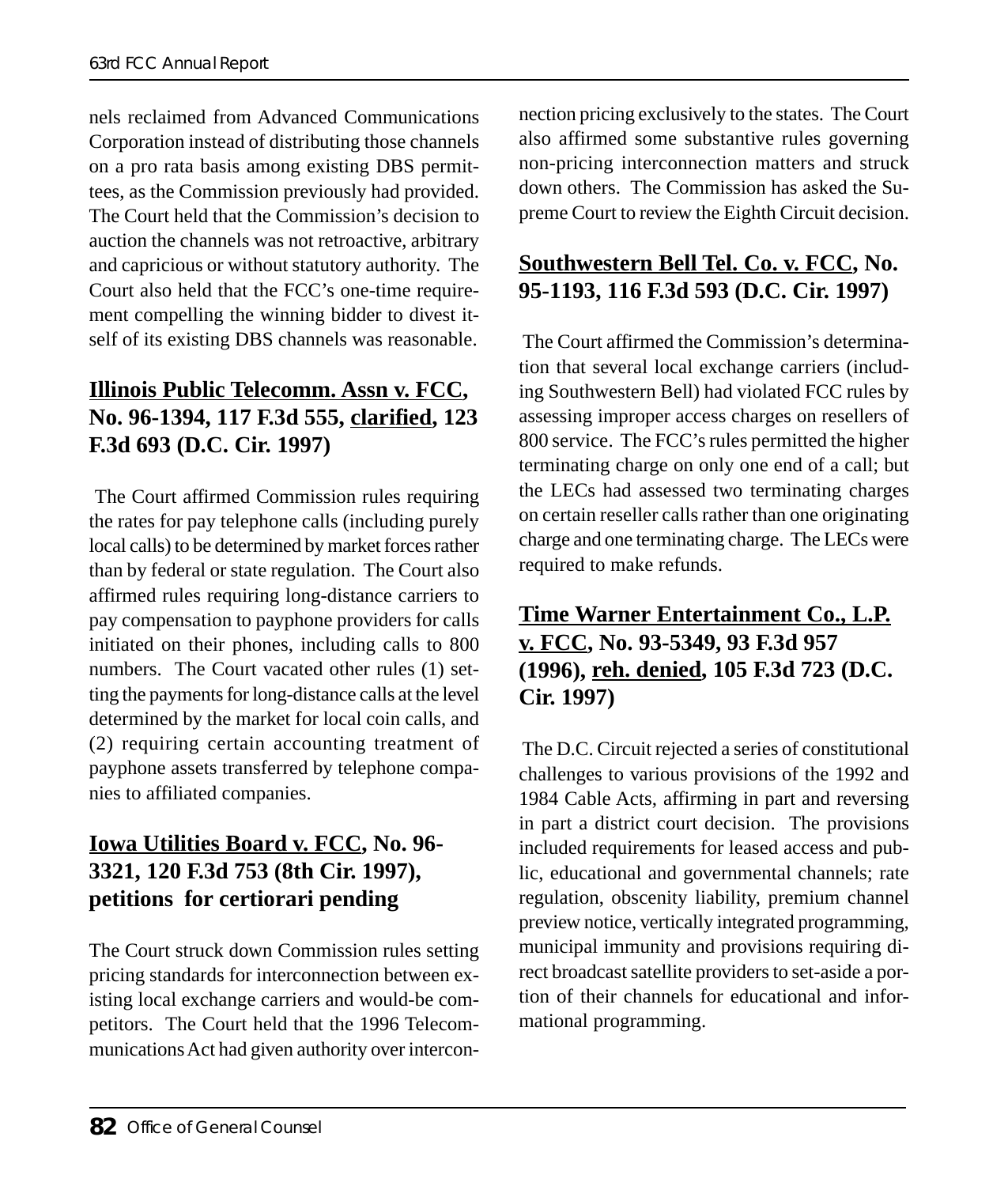nels reclaimed from Advanced Communications Corporation instead of distributing those channels on a pro rata basis among existing DBS permittees, as the Commission previously had provided. The Court held that the Commission's decision to auction the channels was not retroactive, arbitrary and capricious or without statutory authority. The Court also held that the FCC's one-time requirement compelling the winning bidder to divest itself of its existing DBS channels was reasonable.

## Illinois Public Telecomm. Assn v. FCC, No. 96-1394, 117 F.3d 555, clarified, 123 F.3d 693 (D.C. Cir. 1997)

The Court affirmed Commission rules requiring the rates for pay telephone calls (including purely local calls) to be determined by market forces rather than by federal or state regulation. The Court also affirmed rules requiring long-distance carriers to pay compensation to payphone providers for calls initiated on their phones, including calls to 800 numbers. The Court vacated other rules (1) setting the payments for long-distance calls at the level determined by the market for local coin calls, and (2) requiring certain accounting treatment of payphone assets transferred by telephone companies to affiliated companies.

## Iowa Utilities Board v. FCC, No. 96-3321, 120 F.3d 753 (8th Cir. 1997), petitions for certiorari pending

The Court struck down Commission rules setting pricing standards for interconnection between existing local exchange carriers and would-be competitors. The Court held that the 1996 Telecommunications Act had given authority over interconnection pricing exclusively to the states. The Court also affirmed some substantive rules governing non-pricing interconnection matters and struck down others. The Commission has asked the Supreme Court to review the Eighth Circuit decision.

## Southwestern Bell Tel. Co. v. FCC, No. 95-1193, 116 F.3d 593 (D.C. Cir. 1997)

The Court affirmed the Commission's determination that several local exchange carriers (including Southwestern Bell) had violated FCC rules by assessing improper access charges on resellers of 800 service. The FCC's rules permitted the higher terminating charge on only one end of a call; but the LECs had assessed two terminating charges on certain reseller calls rather than one originating charge and one terminating charge. The LECs were required to make refunds.

## Time Warner Entertainment Co., L.P. v. FCC, No. 93-5349, 93 F.3d 957 (1996), reh. denied, 105 F.3d 723 (D.C. Cir. 1997)

The D.C. Circuit rejected a series of constitutional challenges to various provisions of the 1992 and 1984 Cable Acts, affirming in part and reversing in part a district court decision. The provisions included requirements for leased access and public, educational and governmental channels; rate regulation, obscenity liability, premium channel preview notice, vertically integrated programming, municipal immunity and provisions requiring direct broadcast satellite providers to set-aside a portion of their channels for educational and informational programming.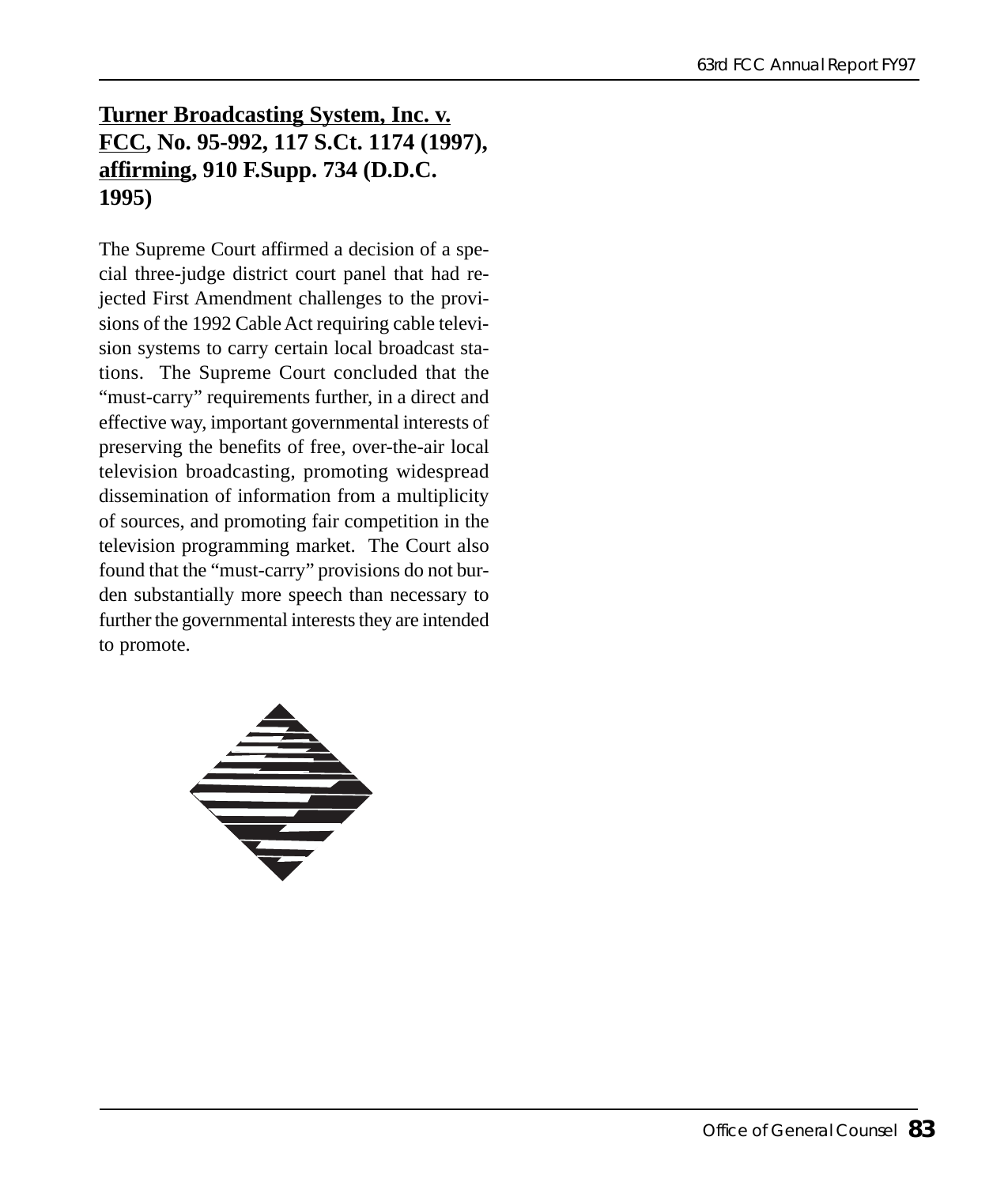### <u>Turner Broadcasting System, Inc. v. FCC</u>, No. 95-992, 117 S.Ct. 1174 (1997), <u>affirming</u>, 910 F.Supp. 734 (D.D.C. 1995)

The Supreme Court affirmed a decision of a special three-judge district court panel that had rejected First Amendment challenges to the provisions of the 1992 Cable Act requiring cable television systems to carry certain local broadcast stations. The Supreme Court concluded that the "must-carry" requirements further, in a direct and effective way, important governmental interests of preserving the benefits of free, over-the-air local television broadcasting, promoting widespread dissemination of information from a multiplicity of sources, and promoting fair competition in the television programming market. The Court also found that the "must-carry" provisions do not burden substantially more speech than necessary to further the governmental interests they are intended to promote.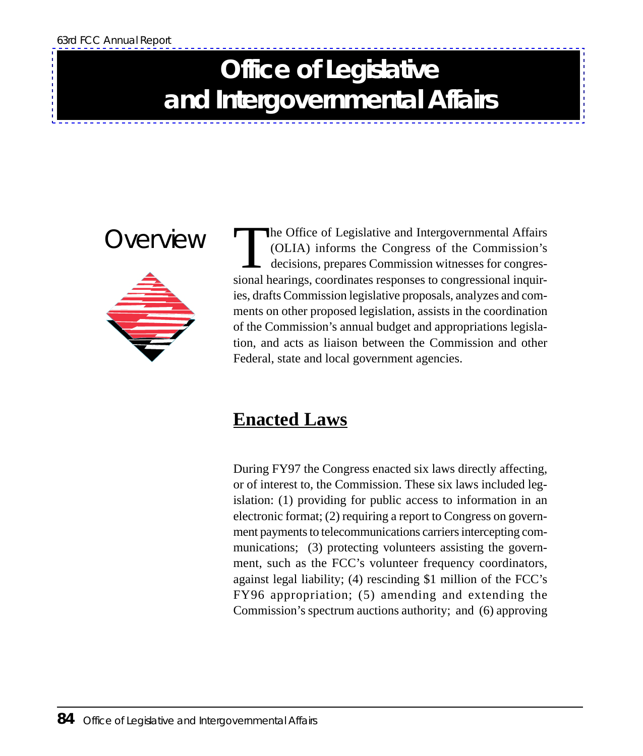# Office of Legislative and Intergovernmental Affairs

## Overview

The Office of Legislative and Intergovernmental Affairs (OLIA) informs the Congress of the Commission's decisions, prepares Commission witnesses for congressional hearings, coordinates responses to congressional inquiries, drafts Commission legislative proposals, analyzes and comments on other proposed legislation, assists in the coordination of the Commission's annual budget and appropriations legislation, and acts as liaison between the Commission and other Federal, state and local government agencies.

## Enacted Laws

During FY97 the Congress enacted six laws directly affecting, or of interest to, the Commission. These six laws included legislation: (1) providing for public access to information in an electronic format; (2) requiring a report to Congress on government payments to telecommunications carriers intercepting communications; (3) protecting volunteers assisting the government, such as the FCC's volunteer frequency coordinators, against legal liability; (4) rescinding $1 million of the FCC's FY96 appropriation; (5) amending and extending the Commission's spectrum auctions authority; and (6) approving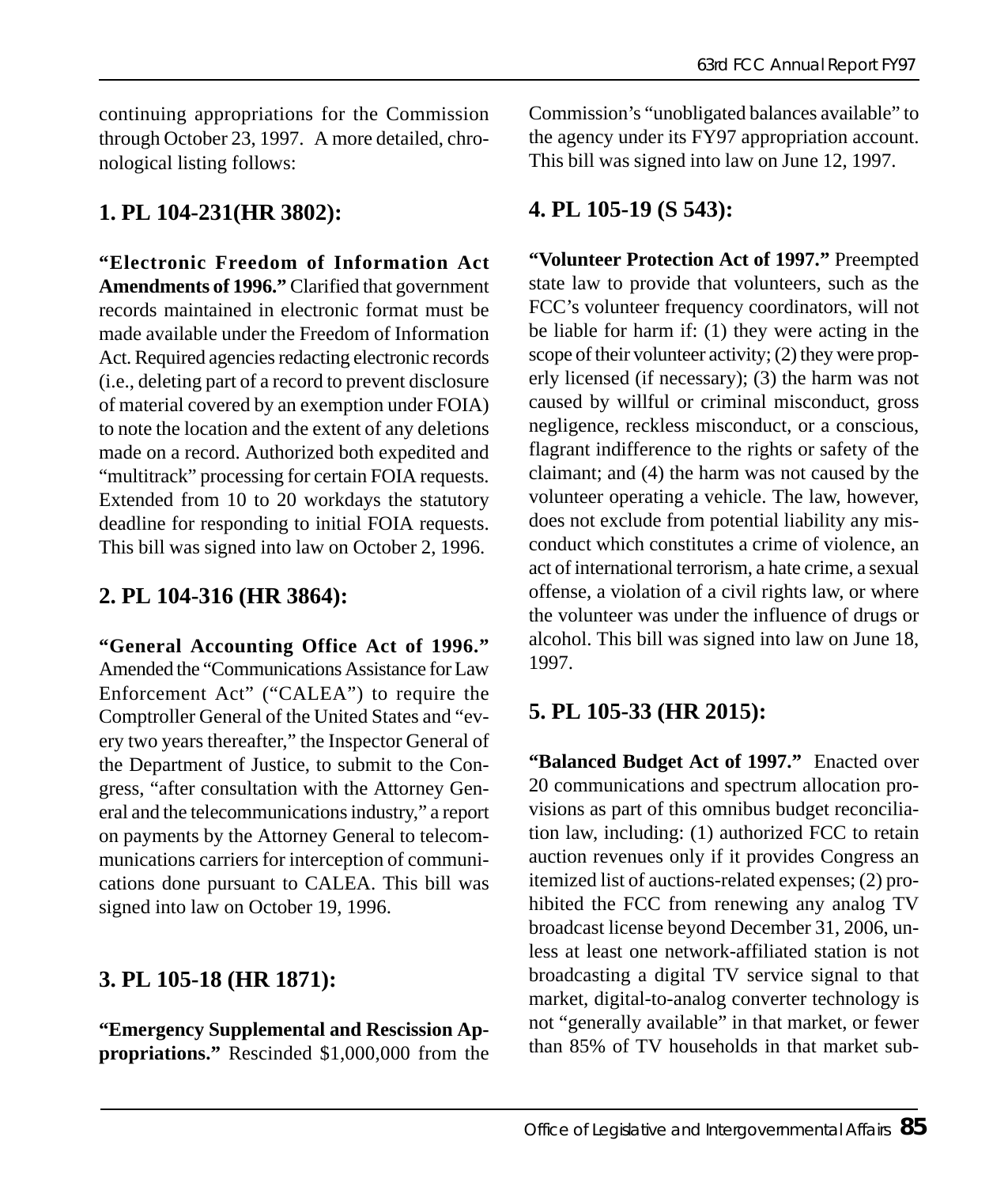continuing appropriations for the Commission through October 23, 1997. A more detailed, chronological listing follows:

## 1. PL 104-231(HR 3802):

**"Electronic Freedom of Information Act Amendments of 1996."** Clarified that government records maintained in electronic format must be made available under the Freedom of Information Act. Required agencies redacting electronic records (i.e., deleting part of a record to prevent disclosure of material covered by an exemption under FOIA) to note the location and the extent of any deletions made on a record. Authorized both expedited and "multitrack" processing for certain FOIA requests. Extended from 10 to 20 workdays the statutory deadline for responding to initial FOIA requests. This bill was signed into law on October 2, 1996.

## 2. PL 104-316 (HR 3864):

**"General Accounting Office Act of 1996."** Amended the "Communications Assistance for Law Enforcement Act" ("CALEA") to require the Comptroller General of the United States and "every two years thereafter," the Inspector General of the Department of Justice, to submit to the Congress, "after consultation with the Attorney General and the telecommunications industry," a report on payments by the Attorney General to telecommunications carriers for interception of communications done pursuant to CALEA. This bill was signed into law on October 19, 1996.

## 3. PL 105-18 (HR 1871):

**"Emergency Supplemental and Rescission Appropriations."** Rescinded $1,000,000 from the Commission's "unobligated balances available" to the agency under its FY97 appropriation account. This bill was signed into law on June 12, 1997.

## 4. PL 105-19 (S 543):

**"Volunteer Protection Act of 1997."** Preempted state law to provide that volunteers, such as the FCC's volunteer frequency coordinators, will not be liable for harm if: (1) they were acting in the scope of their volunteer activity; (2) they were properly licensed (if necessary); (3) the harm was not caused by willful or criminal misconduct, gross negligence, reckless misconduct, or a conscious, flagrant indifference to the rights or safety of the claimant; and (4) the harm was not caused by the volunteer operating a vehicle. The law, however, does not exclude from potential liability any misconduct which constitutes a crime of violence, an act of international terrorism, a hate crime, a sexual offense, a violation of a civil rights law, or where the volunteer was under the influence of drugs or alcohol. This bill was signed into law on June 18, 1997.

## 5. PL 105-33 (HR 2015):

**"Balanced Budget Act of 1997."** Enacted over 20 communications and spectrum allocation provisions as part of this omnibus budget reconciliation law, including: (1) authorized FCC to retain auction revenues only if it provides Congress an itemized list of auctions-related expenses; (2) prohibited the FCC from renewing any analog TV broadcast license beyond December 31, 2006, unless at least one network-affiliated station is not broadcasting a digital TV service signal to that market, digital-to-analog converter technology is not "generally available" in that market, or fewer than 85% of TV households in that market sub-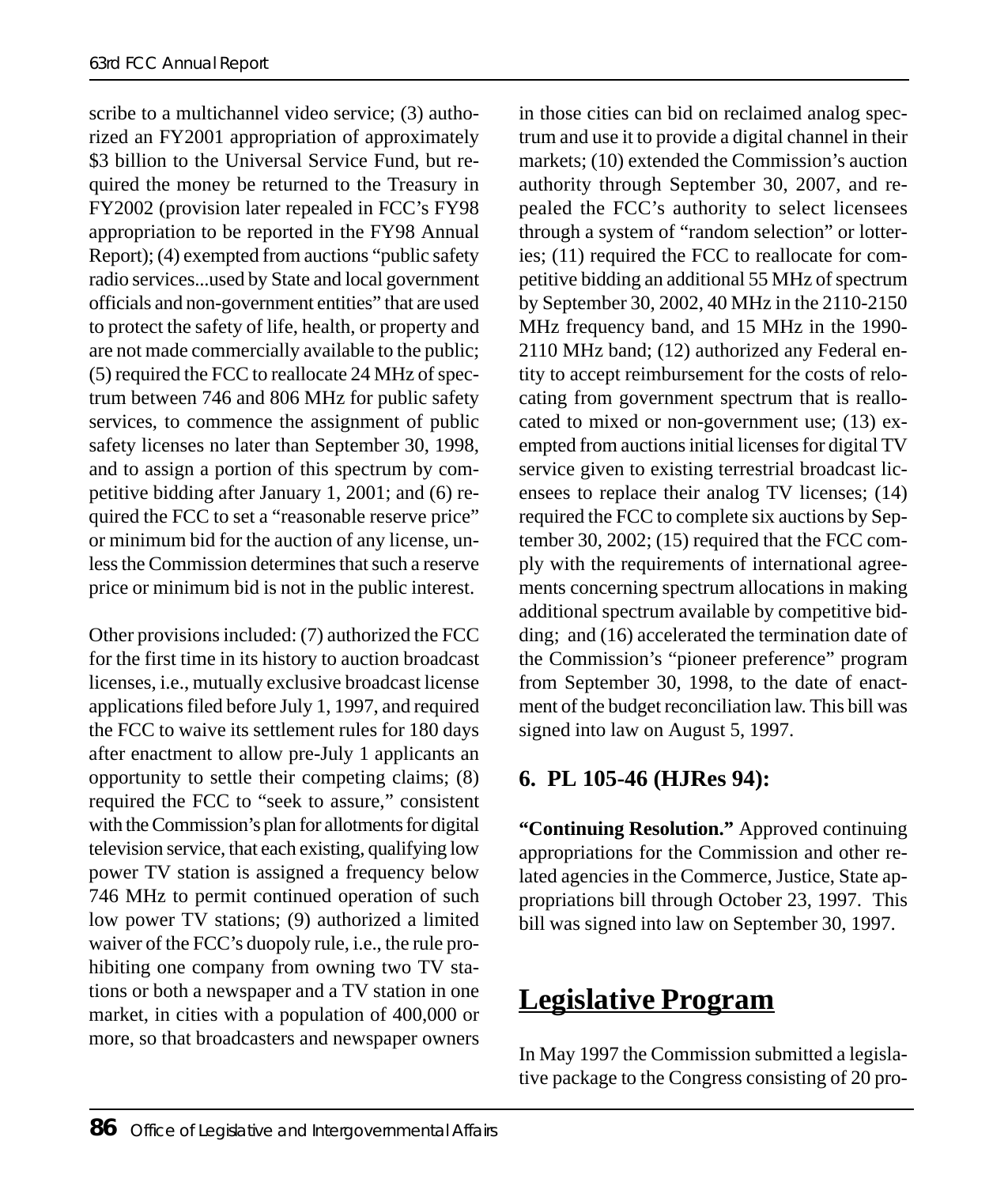scribe to a multichannel video service; (3) authorized an FY2001 appropriation of approximately $3 billion to the Universal Service Fund, but required the money be returned to the Treasury in FY2002 (provision later repealed in FCC's FY98 appropriation to be reported in the FY98 Annual Report); (4) exempted from auctions "public safety radio services...used by State and local government officials and non-government entities" that are used to protect the safety of life, health, or property and are not made commercially available to the public; (5) required the FCC to reallocate 24 MHz of spectrum between 746 and 806 MHz for public safety services, to commence the assignment of public safety licenses no later than September 30, 1998, and to assign a portion of this spectrum by competitive bidding after January 1, 2001; and (6) required the FCC to set a "reasonable reserve price" or minimum bid for the auction of any license, unless the Commission determines that such a reserve price or minimum bid is not in the public interest.

Other provisions included: (7) authorized the FCC for the first time in its history to auction broadcast licenses, i.e., mutually exclusive broadcast license applications filed before July 1, 1997, and required the FCC to waive its settlement rules for 180 days after enactment to allow pre-July 1 applicants an opportunity to settle their competing claims; (8) required the FCC to "seek to assure," consistent with the Commission's plan for allotments for digital television service, that each existing, qualifying low power TV station is assigned a frequency below 746 MHz to permit continued operation of such low power TV stations; (9) authorized a limited waiver of the FCC's duopoly rule, i.e., the rule prohibiting one company from owning two TV stations or both a newspaper and a TV station in one market, in cities with a population of 400,000 or more, so that broadcasters and newspaper owners in those cities can bid on reclaimed analog spectrum and use it to provide a digital channel in their markets; (10) extended the Commission's auction authority through September 30, 2007, and repealed the FCC's authority to select licensees through a system of "random selection" or lotteries; (11) required the FCC to reallocate for competitive bidding an additional 55 MHz of spectrum by September 30, 2002, 40 MHz in the 2110-2150 MHz frequency band, and 15 MHz in the 1990-2110 MHz band; (12) authorized any Federal entity to accept reimbursement for the costs of relocating from government spectrum that is reallocated to mixed or non-government use; (13) exempted from auctions initial licenses for digital TV service given to existing terrestrial broadcast licensees to replace their analog TV licenses; (14) required the FCC to complete six auctions by September 30, 2002; (15) required that the FCC comply with the requirements of international agreements concerning spectrum allocations in making additional spectrum available by competitive bidding; and (16) accelerated the termination date of the Commission's "pioneer preference" program from September 30, 1998, to the date of enactment of the budget reconciliation law. This bill was signed into law on August 5, 1997.

### 6. PL 105-46 (HJRes 94):

**"Continuing Resolution."** Approved continuing appropriations for the Commission and other related agencies in the Commerce, Justice, State appropriations bill through October 23, 1997. This bill was signed into law on September 30, 1997.

## Legislative Program

In May 1997 the Commission submitted a legislative package to the Congress consisting of 20 pro-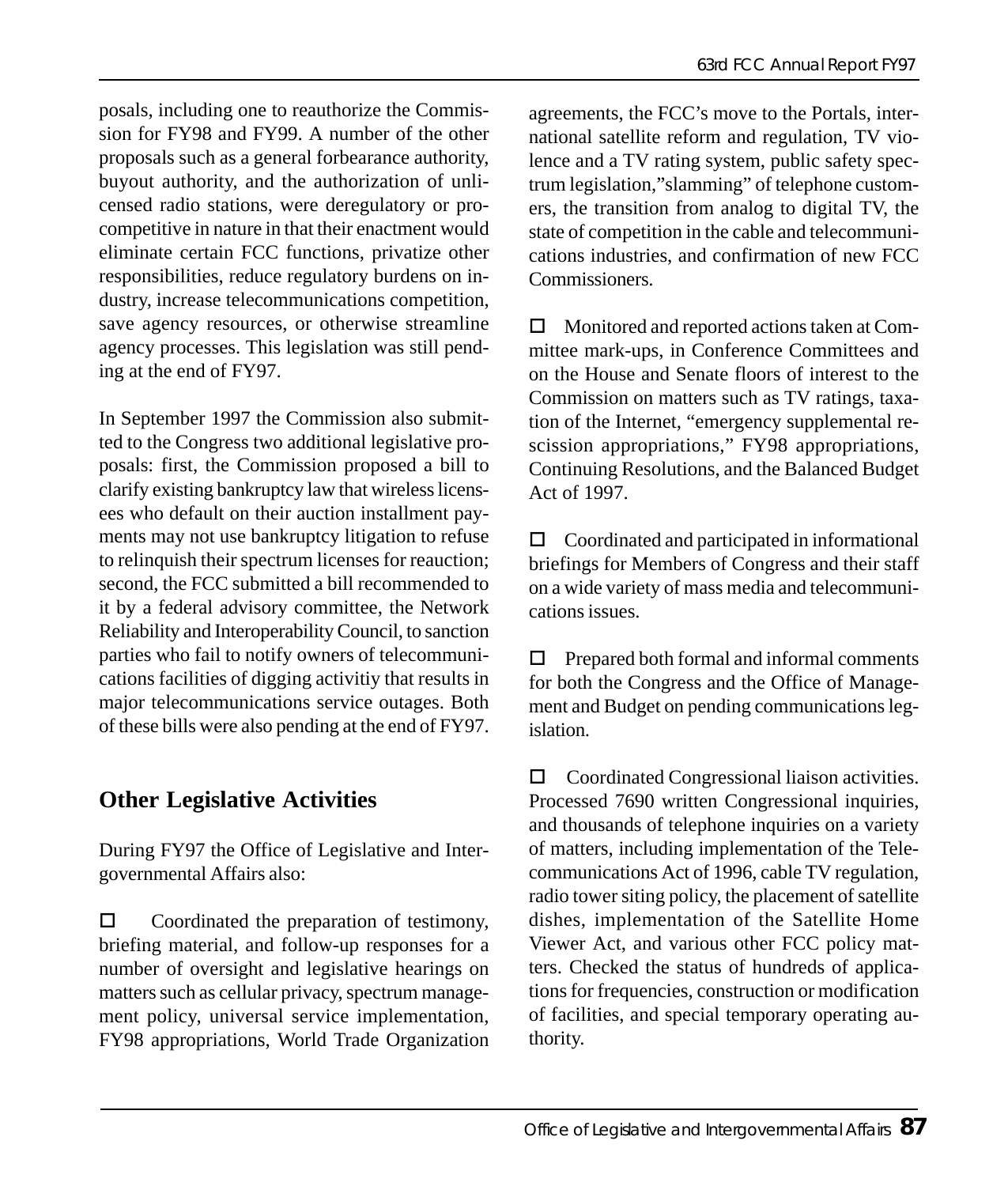posals, including one to reauthorize the Commission for FY98 and FY99. A number of the other proposals such as a general forbearance authority, buyout authority, and the authorization of unlicensed radio stations, were deregulatory or procompetitive in nature in that their enactment would eliminate certain FCC functions, privatize other responsibilities, reduce regulatory burdens on industry, increase telecommunications competition, save agency resources, or otherwise streamline agency processes. This legislation was still pending at the end of FY97.

In September 1997 the Commission also submitted to the Congress two additional legislative proposals: first, the Commission proposed a bill to clarify existing bankruptcy law that wireless licensees who default on their auction installment payments may not use bankruptcy litigation to refuse to relinquish their spectrum licenses for reauction; second, the FCC submitted a bill recommended to it by a federal advisory committee, the Network Reliability and Interoperability Council, to sanction parties who fail to notify owners of telecommunications facilities of digging activitiy that results in major telecommunications service outages. Both of these bills were also pending at the end of FY97.

## Other Legislative Activities

During FY97 the Office of Legislative and Intergovernmental Affairs also:

- Coordinated the preparation of testimony, briefing material, and follow-up responses for a number of oversight and legislative hearings on matters such as cellular privacy, spectrum management policy, universal service implementation, FY98 appropriations, World Trade Organization agreements, the FCC's move to the Portals, international satellite reform and regulation, TV violence and a TV rating system, public safety spectrum legislation,"slamming" of telephone customers, the transition from analog to digital TV, the state of competition in the cable and telecommunications industries, and confirmation of new FCC Commissioners.

- Monitored and reported actions taken at Committee mark-ups, in Conference Committees and on the House and Senate floors of interest to the Commission on matters such as TV ratings, taxation of the Internet, "emergency supplemental rescission appropriations," FY98 appropriations, Continuing Resolutions, and the Balanced Budget Act of 1997.

- Coordinated and participated in informational briefings for Members of Congress and their staff on a wide variety of mass media and telecommunications issues.

- Prepared both formal and informal comments for both the Congress and the Office of Management and Budget on pending communications legislation.

- Coordinated Congressional liaison activities. Processed 7690 written Congressional inquiries, and thousands of telephone inquiries on a variety of matters, including implementation of the Telecommunications Act of 1996, cable TV regulation, radio tower siting policy, the placement of satellite dishes, implementation of the Satellite Home Viewer Act, and various other FCC policy matters. Checked the status of hundreds of applications for frequencies, construction or modification of facilities, and special temporary operating authority.